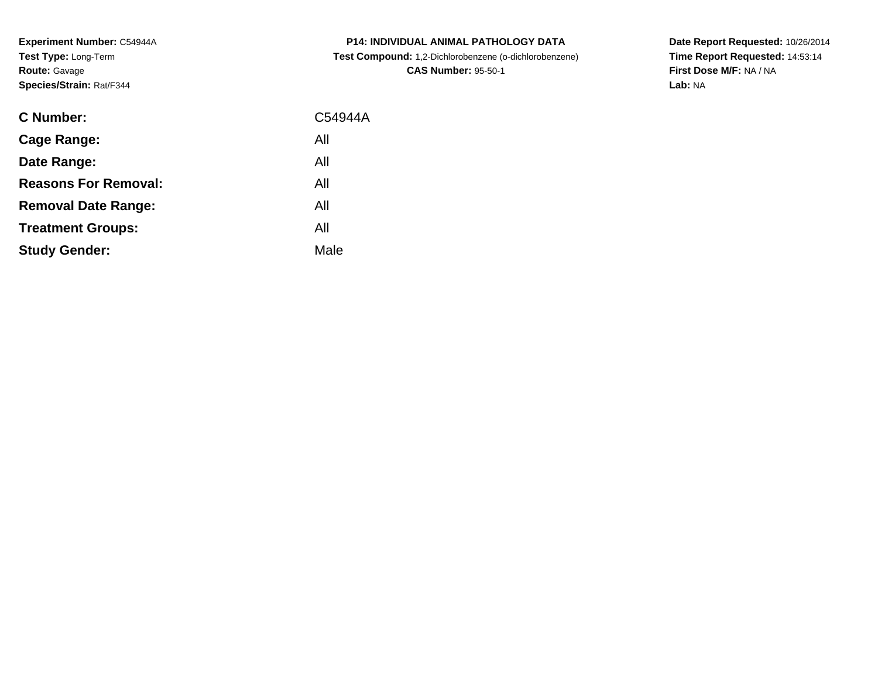**Experiment Number:** C54944A
**Test Type:** Long-Term
**Route:** Gavage
**Species/Strain:** Rat/F344

**P14: INDIVIDUAL ANIMAL PATHOLOGY DATA**
**Test Compound:** 1,2-Dichlorobenzene (o-dichlorobenzene)
**CAS Number:** 95-50-1

**Date Report Requested:** 10/26/2014
**Time Report Requested:** 14:53:14
**First Dose M/F:** NA / NA
**Lab:** NA

| | |
|---|---|
| **C Number:** | C54944A |
| **Cage Range:** | All |
| **Date Range:** | All |
| **Reasons For Removal:** | All |
| **Removal Date Range:** | All |
| **Treatment Groups:** | All |
| **Study Gender:** | Male |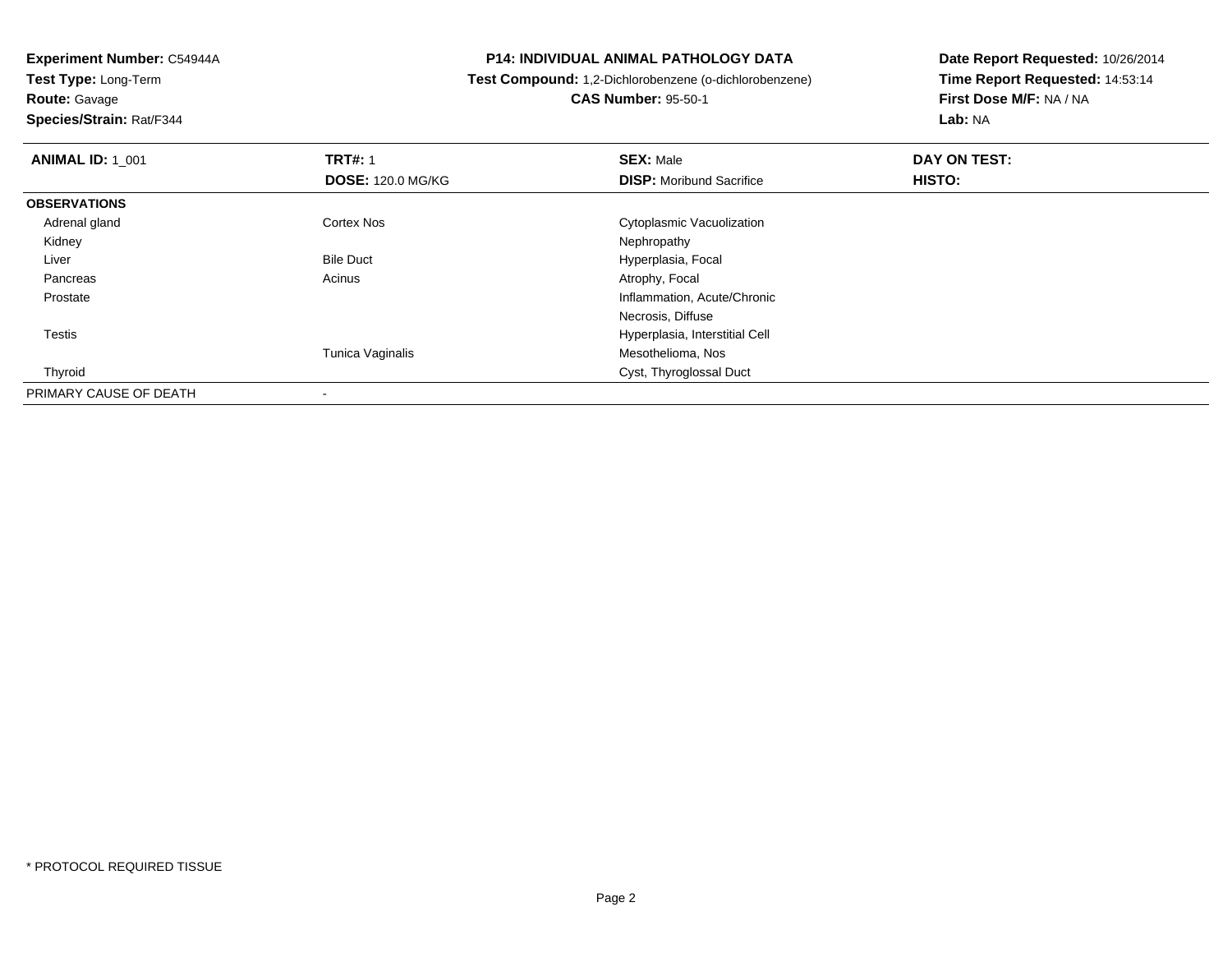**Experiment Number:** C54944A
**Test Type:** Long-Term
**Route:** Gavage
**Species/Strain:** Rat/F344

**P14: INDIVIDUAL ANIMAL PATHOLOGY DATA**
**Test Compound:** 1,2-Dichlorobenzene (o-dichlorobenzene)
**CAS Number:** 95-50-1

**Date Report Requested:** 10/26/2014
**Time Report Requested:** 14:53:14
**First Dose M/F:** NA / NA
**Lab:** NA

| **ANIMAL ID:** 1_001 | **TRT#:** 1 | **SEX:** Male | **DAY ON TEST:** |
|---|---|---|---|
| | **DOSE:** 120.0 MG/KG | **DISP:** Moribund Sacrifice | **HISTO:** |
| **OBSERVATIONS** | | | |
| Adrenal gland | Cortex Nos | Cytoplasmic Vacuolization | |
| Kidney | | Nephropathy | |
| Liver | Bile Duct | Hyperplasia, Focal | |
| Pancreas | Acinus | Atrophy, Focal | |
| Prostate | | Inflammation, Acute/Chronic | |
| | | Necrosis, Diffuse | |
| Testis | | Hyperplasia, Interstitial Cell | |
| | Tunica Vaginalis | Mesothelioma, Nos | |
| Thyroid | | Cyst, Thyroglossal Duct | |
| PRIMARY CAUSE OF DEATH | - | | |

* PROTOCOL REQUIRED TISSUE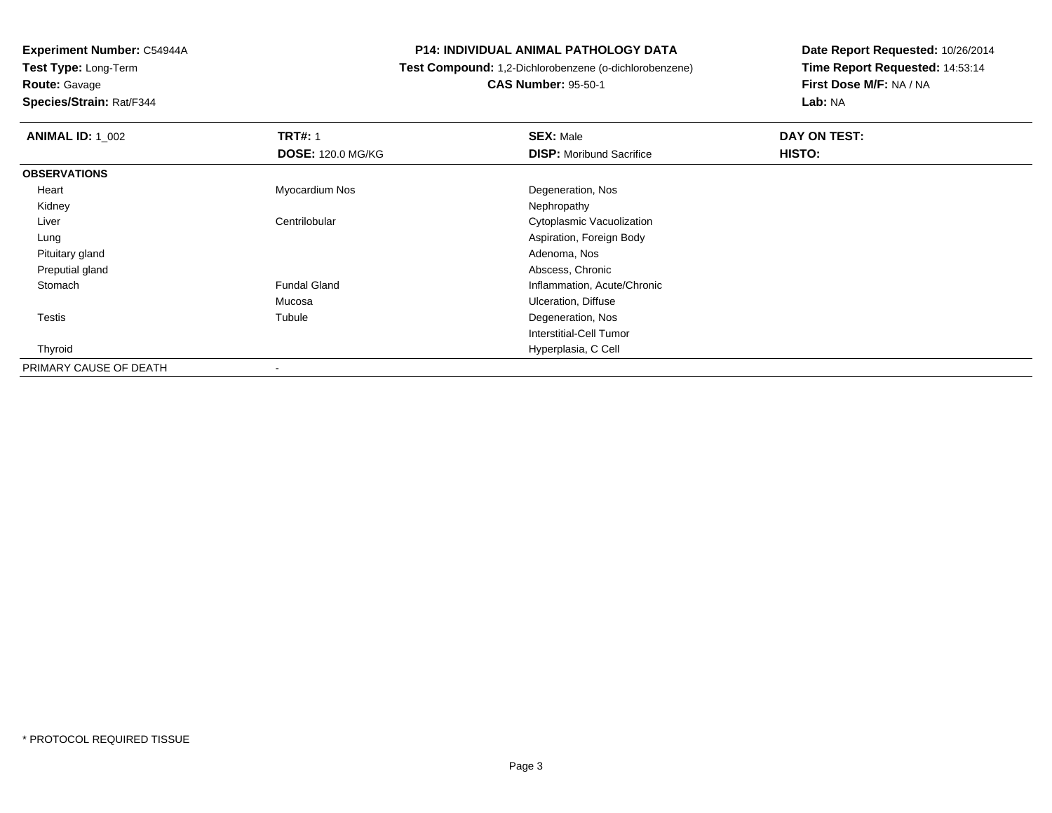**Experiment Number:** C54944A
**Test Type:** Long-Term
**Route:** Gavage
**Species/Strain:** Rat/F344

# P14: INDIVIDUAL ANIMAL PATHOLOGY DATA

**Test Compound:** 1,2-Dichlorobenzene (o-dichlorobenzene)
**CAS Number:** 95-50-1

**Date Report Requested:** 10/26/2014
**Time Report Requested:** 14:53:14
**First Dose M/F:** NA / NA
**Lab:** NA

| **ANIMAL ID:** 1_002 | **TRT#:** 1 | **SEX:** Male | **DAY ON TEST:** |
|---|---|---|---|
| | **DOSE:** 120.0 MG/KG | **DISP:** Moribund Sacrifice | **HISTO:** |
| **OBSERVATIONS** | | | |
| Heart | Myocardium Nos | Degeneration, Nos | |
| Kidney | | Nephropathy | |
| Liver | Centrilobular | Cytoplasmic Vacuolization | |
| Lung | | Aspiration, Foreign Body | |
| Pituitary gland | | Adenoma, Nos | |
| Preputial gland | | Abscess, Chronic | |
| Stomach | Fundal Gland | Inflammation, Acute/Chronic | |
| | Mucosa | Ulceration, Diffuse | |
| Testis | Tubule | Degeneration, Nos | |
| | | Interstitial-Cell Tumor | |
| Thyroid | | Hyperplasia, C Cell | |
| PRIMARY CAUSE OF DEATH | - | | |

* PROTOCOL REQUIRED TISSUE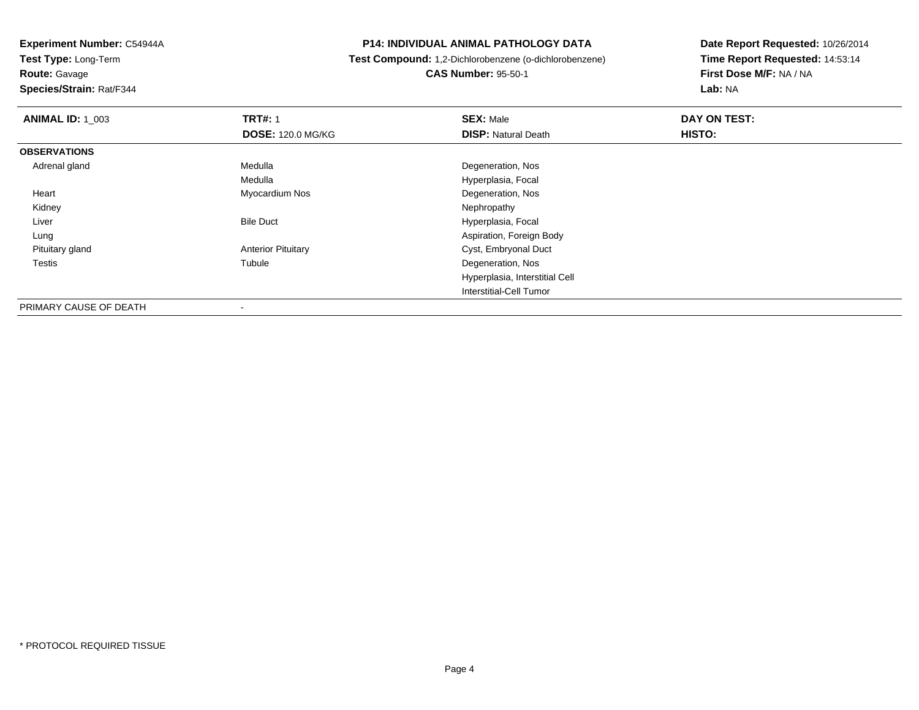**Experiment Number:** C54944A
**Test Type:** Long-Term
**Route:** Gavage
**Species/Strain:** Rat/F344

**P14: INDIVIDUAL ANIMAL PATHOLOGY DATA**
**Test Compound:** 1,2-Dichlorobenzene (o-dichlorobenzene)
**CAS Number:** 95-50-1

**Date Report Requested:** 10/26/2014
**Time Report Requested:** 14:53:14
**First Dose M/F:** NA / NA
**Lab:** NA

| **ANIMAL ID:** 1_003 | **TRT#:** 1 | **SEX:** Male | **DAY ON TEST:** |
|---|---|---|---|
| | **DOSE:** 120.0 MG/KG | **DISP:** Natural Death | **HISTO:** |
| **OBSERVATIONS** | | | |
| Adrenal gland | Medulla | Degeneration, Nos | |
| | Medulla | Hyperplasia, Focal | |
| Heart | Myocardium Nos | Degeneration, Nos | |
| Kidney | | Nephropathy | |
| Liver | Bile Duct | Hyperplasia, Focal | |
| Lung | | Aspiration, Foreign Body | |
| Pituitary gland | Anterior Pituitary | Cyst, Embryonal Duct | |
| Testis | Tubule | Degeneration, Nos | |
| | | Hyperplasia, Interstitial Cell | |
| | | Interstitial-Cell Tumor | |
| PRIMARY CAUSE OF DEATH | - | | |

* PROTOCOL REQUIRED TISSUE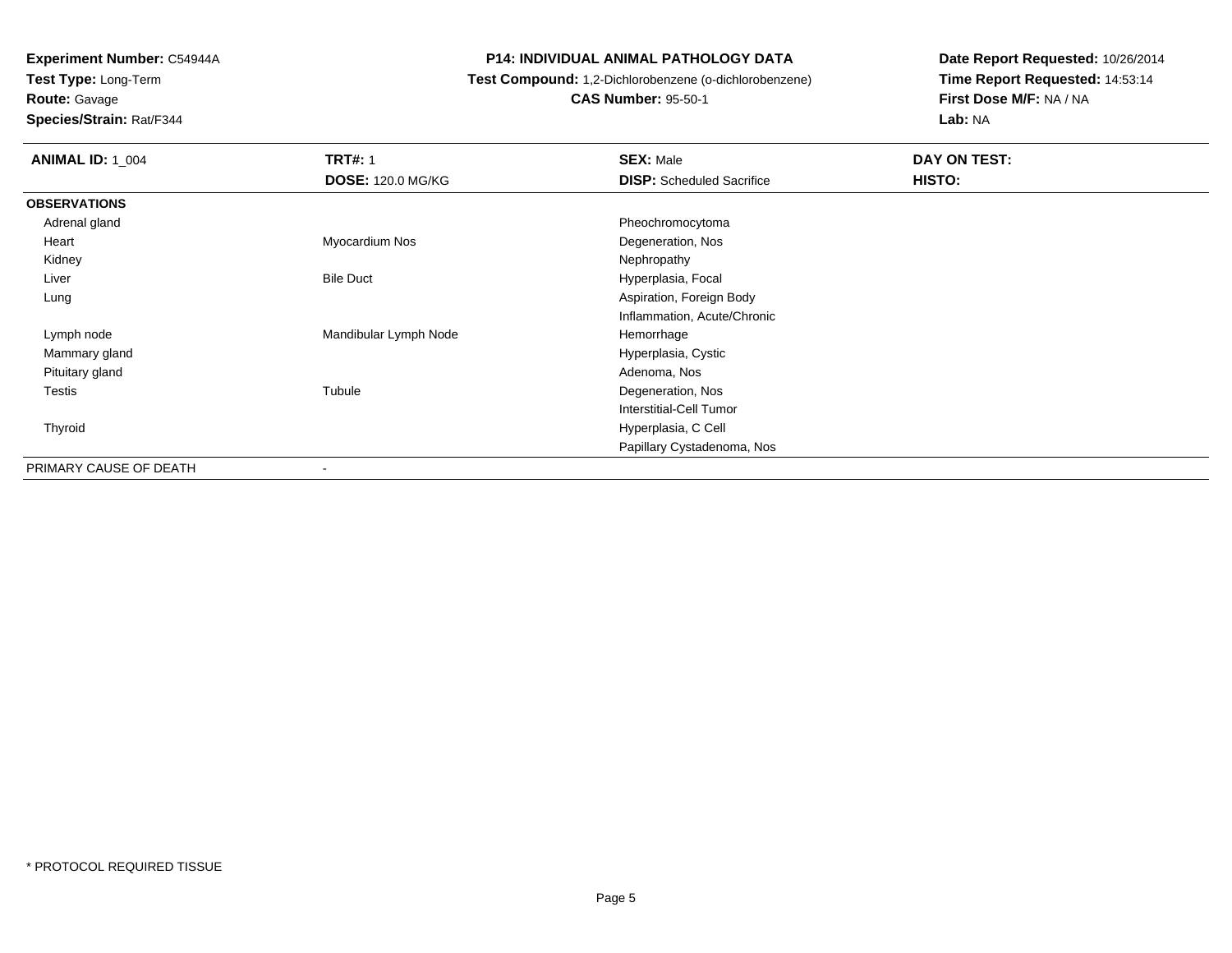**Experiment Number:** C54944A
**Test Type:** Long-Term
**Route:** Gavage
**Species/Strain:** Rat/F344

**P14: INDIVIDUAL ANIMAL PATHOLOGY DATA**
**Test Compound:** 1,2-Dichlorobenzene (o-dichlorobenzene)
**CAS Number:** 95-50-1

**Date Report Requested:** 10/26/2014
**Time Report Requested:** 14:53:14
**First Dose M/F:** NA / NA
**Lab:** NA

| **ANIMAL ID:** 1_004 | **TRT#:** 1 | **SEX:** Male | **DAY ON TEST:** |
|---|---|---|---|
| | **DOSE:** 120.0 MG/KG | **DISP:** Scheduled Sacrifice | **HISTO:** |
| **OBSERVATIONS** | | | |
| Adrenal gland | | Pheochromocytoma | |
| Heart | Myocardium Nos | Degeneration, Nos | |
| Kidney | | Nephropathy | |
| Liver | Bile Duct | Hyperplasia, Focal | |
| Lung | | Aspiration, Foreign Body | |
| | | Inflammation, Acute/Chronic | |
| Lymph node | Mandibular Lymph Node | Hemorrhage | |
| Mammary gland | | Hyperplasia, Cystic | |
| Pituitary gland | | Adenoma, Nos | |
| Testis | Tubule | Degeneration, Nos | |
| | | Interstitial-Cell Tumor | |
| Thyroid | | Hyperplasia, C Cell | |
| | | Papillary Cystadenoma, Nos | |
| PRIMARY CAUSE OF DEATH | - | | |

* PROTOCOL REQUIRED TISSUE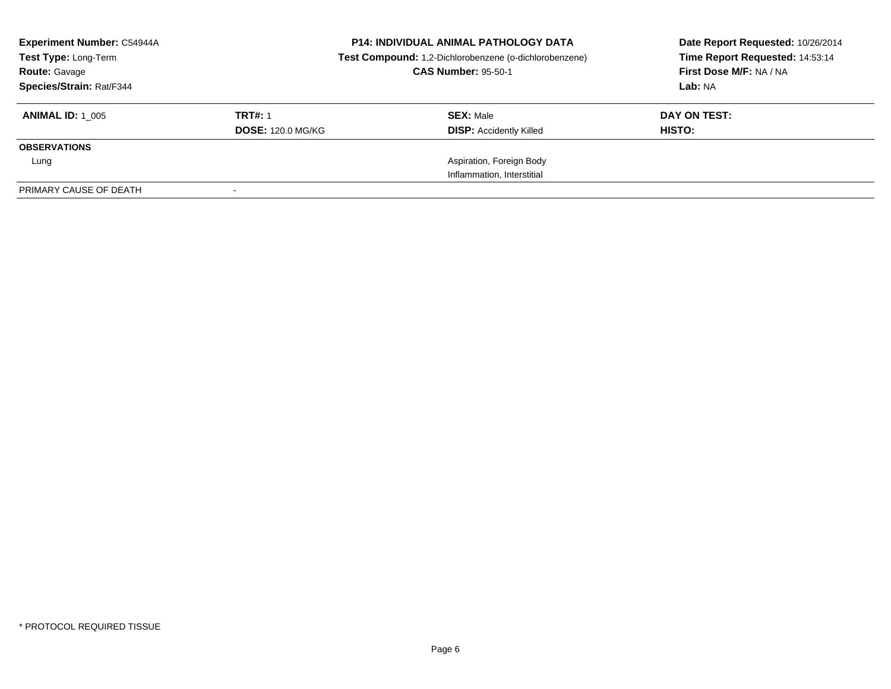**Experiment Number:** C54944A
**Test Type:** Long-Term
**Route:** Gavage
**Species/Strain:** Rat/F344

**P14: INDIVIDUAL ANIMAL PATHOLOGY DATA**
**Test Compound:** 1,2-Dichlorobenzene (o-dichlorobenzene)
**CAS Number:** 95-50-1

**Date Report Requested:** 10/26/2014
**Time Report Requested:** 14:53:14
**First Dose M/F:** NA / NA
**Lab:** NA

| **ANIMAL ID:** 1_005 | **TRT#:** 1 | **SEX:** Male | **DAY ON TEST:** |
|---|---|---|---|
| | **DOSE:** 120.0 MG/KG | **DISP:** Accidently Killed | **HISTO:** |
| **OBSERVATIONS** | | | |
| Lung | | Aspiration, Foreign Body | |
| | | Inflammation, Interstitial | |
| PRIMARY CAUSE OF DEATH | - | | |

* PROTOCOL REQUIRED TISSUE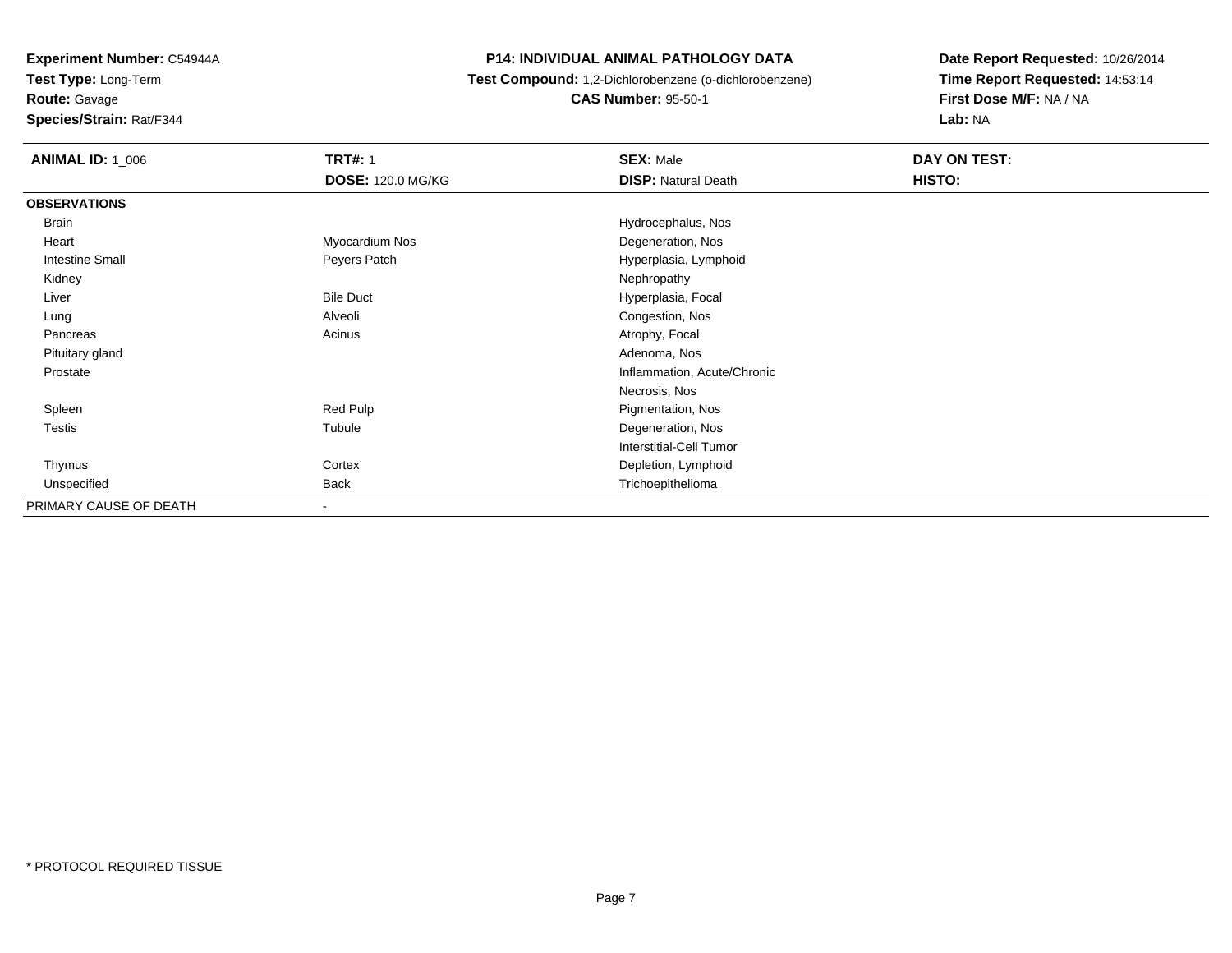**Experiment Number:** C54944A
**Test Type:** Long-Term
**Route:** Gavage
**Species/Strain:** Rat/F344

**P14: INDIVIDUAL ANIMAL PATHOLOGY DATA**
**Test Compound:** 1,2-Dichlorobenzene (o-dichlorobenzene)
**CAS Number:** 95-50-1

**Date Report Requested:** 10/26/2014
**Time Report Requested:** 14:53:14
**First Dose M/F:** NA / NA
**Lab:** NA

| **ANIMAL ID:** 1_006 | **TRT#:** 1 | **SEX:** Male | **DAY ON TEST:** |
|---|---|---|---|
| | **DOSE:** 120.0 MG/KG | **DISP:** Natural Death | **HISTO:** |
| **OBSERVATIONS** | | | |
| Brain | | Hydrocephalus, Nos | |
| Heart | Myocardium Nos | Degeneration, Nos | |
| Intestine Small | Peyers Patch | Hyperplasia, Lymphoid | |
| Kidney | | Nephropathy | |
| Liver | Bile Duct | Hyperplasia, Focal | |
| Lung | Alveoli | Congestion, Nos | |
| Pancreas | Acinus | Atrophy, Focal | |
| Pituitary gland | | Adenoma, Nos | |
| Prostate | | Inflammation, Acute/Chronic | |
| | | Necrosis, Nos | |
| Spleen | Red Pulp | Pigmentation, Nos | |
| Testis | Tubule | Degeneration, Nos | |
| | | Interstitial-Cell Tumor | |
| Thymus | Cortex | Depletion, Lymphoid | |
| Unspecified | Back | Trichoepithelioma | |
| PRIMARY CAUSE OF DEATH | - | | |

* PROTOCOL REQUIRED TISSUE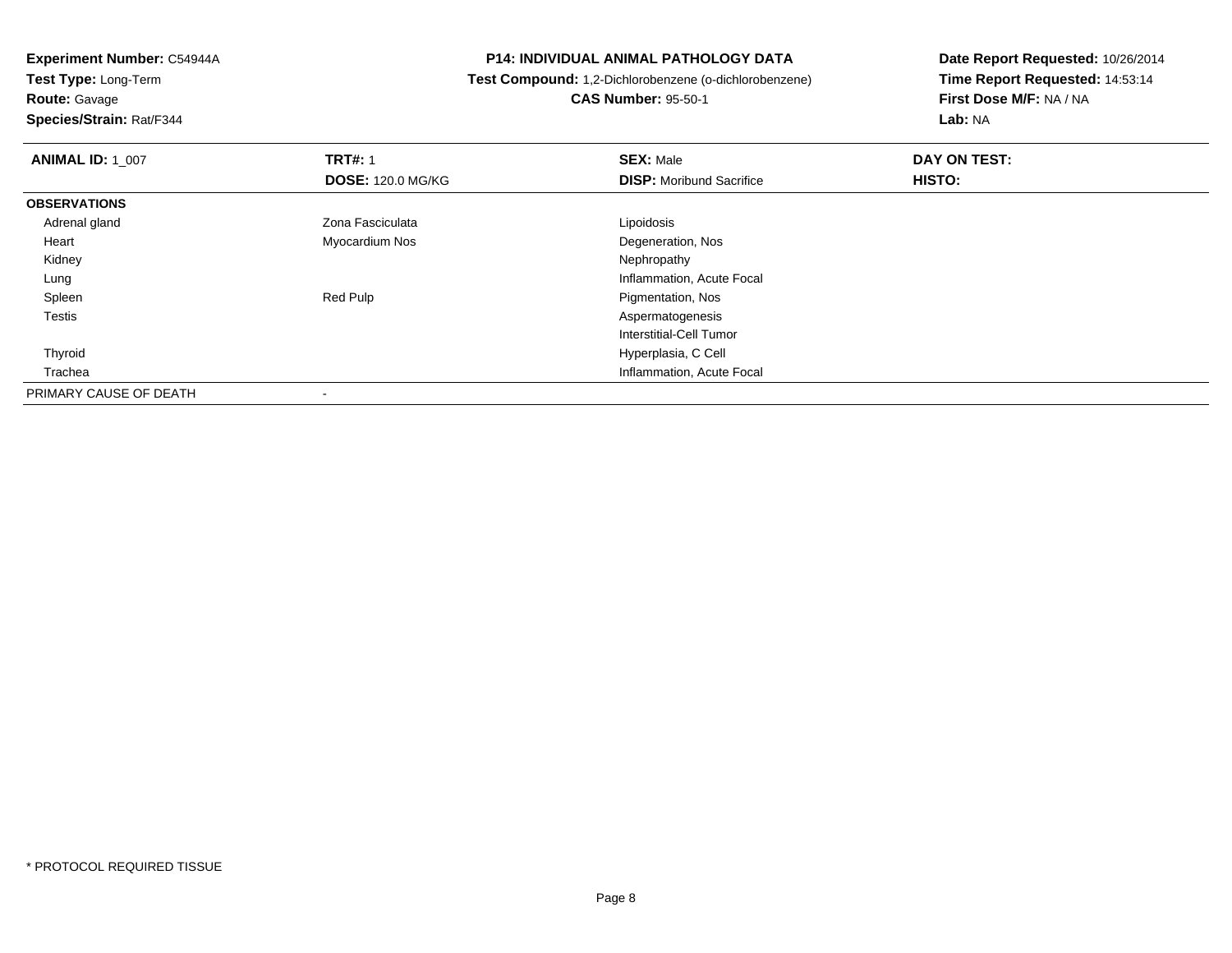**Experiment Number:** C54944A
**Test Type:** Long-Term
**Route:** Gavage
**Species/Strain:** Rat/F344

**P14: INDIVIDUAL ANIMAL PATHOLOGY DATA**
**Test Compound:** 1,2-Dichlorobenzene (o-dichlorobenzene)
**CAS Number:** 95-50-1

**Date Report Requested:** 10/26/2014
**Time Report Requested:** 14:53:14
**First Dose M/F:** NA / NA
**Lab:** NA

| **ANIMAL ID:** 1_007 | **TRT#:** 1<br>**DOSE:** 120.0 MG/KG | **SEX:** Male<br>**DISP:** Moribund Sacrifice | **DAY ON TEST:**<br>**HISTO:** |
|---|---|---|---|
| **OBSERVATIONS** | | | |
| Adrenal gland | Zona Fasciculata | Lipoidosis | |
| Heart | Myocardium Nos | Degeneration, Nos | |
| Kidney | | Nephropathy | |
| Lung | | Inflammation, Acute Focal | |
| Spleen | Red Pulp | Pigmentation, Nos | |
| Testis | | Aspermatogenesis | |
| | | Interstitial-Cell Tumor | |
| Thyroid | | Hyperplasia, C Cell | |
| Trachea | | Inflammation, Acute Focal | |
| PRIMARY CAUSE OF DEATH | - | | |

\* PROTOCOL REQUIRED TISSUE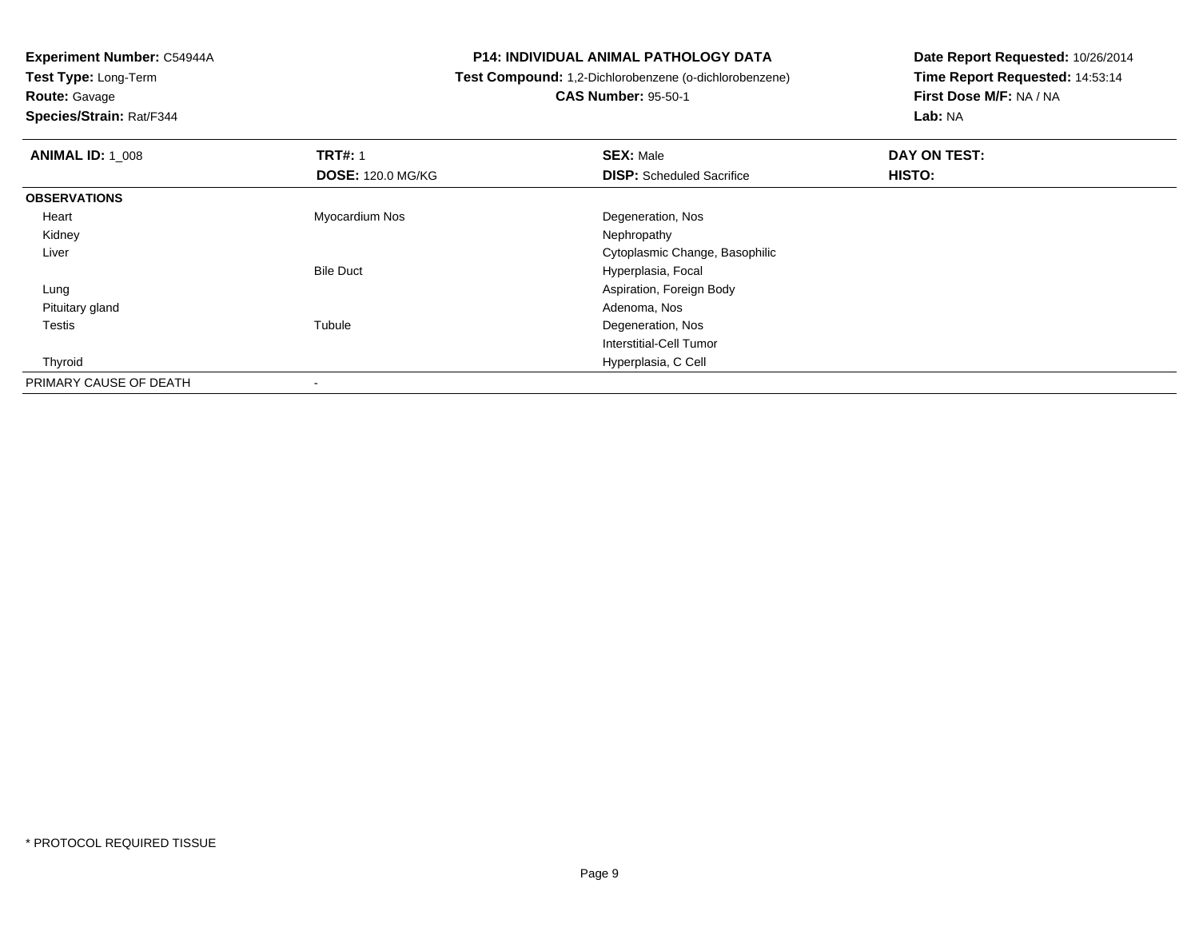**Experiment Number:** C54944A
**Test Type:** Long-Term
**Route:** Gavage
**Species/Strain:** Rat/F344

**P14: INDIVIDUAL ANIMAL PATHOLOGY DATA**
**Test Compound:** 1,2-Dichlorobenzene (o-dichlorobenzene)
**CAS Number:** 95-50-1

**Date Report Requested:** 10/26/2014
**Time Report Requested:** 14:53:14
**First Dose M/F:** NA / NA
**Lab:** NA

| **ANIMAL ID:** 1_008 | **TRT#:** 1<br>**DOSE:** 120.0 MG/KG | **SEX:** Male<br>**DISP:** Scheduled Sacrifice | **DAY ON TEST:**<br>**HISTO:** |
|---|---|---|---|
| **OBSERVATIONS** | | | |
| Heart | Myocardium Nos | Degeneration, Nos | |
| Kidney | | Nephropathy | |
| Liver | | Cytoplasmic Change, Basophilic | |
| | Bile Duct | Hyperplasia, Focal | |
| Lung | | Aspiration, Foreign Body | |
| Pituitary gland | | Adenoma, Nos | |
| Testis | Tubule | Degeneration, Nos | |
| | | Interstitial-Cell Tumor | |
| Thyroid | | Hyperplasia, C Cell | |
| PRIMARY CAUSE OF DEATH | - | | |

* PROTOCOL REQUIRED TISSUE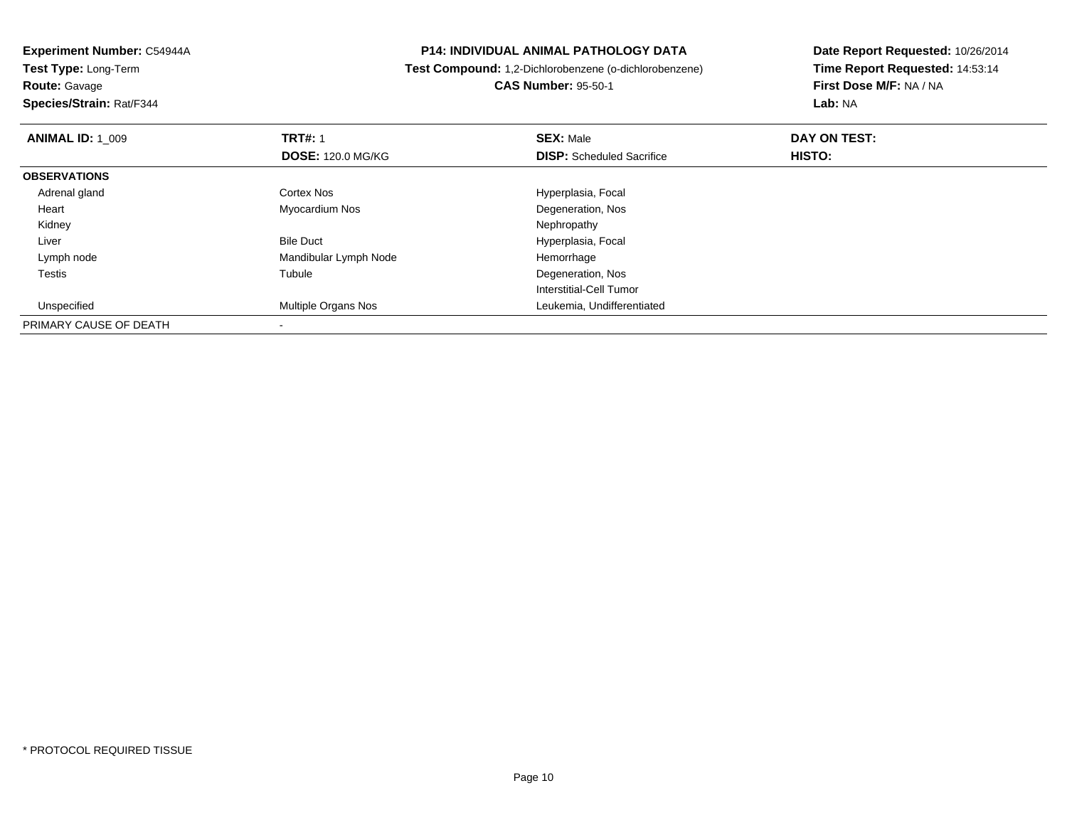**Experiment Number:** C54944A
**Test Type:** Long-Term
**Route:** Gavage
**Species/Strain:** Rat/F344

**P14: INDIVIDUAL ANIMAL PATHOLOGY DATA**
**Test Compound:** 1,2-Dichlorobenzene (o-dichlorobenzene)
**CAS Number:** 95-50-1

**Date Report Requested:** 10/26/2014
**Time Report Requested:** 14:53:14
**First Dose M/F:** NA / NA
**Lab:** NA

| **ANIMAL ID:** 1_009 | **TRT#:** 1 | **SEX:** Male | **DAY ON TEST:** |
|---|---|---|---|
| | **DOSE:** 120.0 MG/KG | **DISP:** Scheduled Sacrifice | **HISTO:** |
| **OBSERVATIONS** | | | |
| Adrenal gland | Cortex Nos | Hyperplasia, Focal | |
| Heart | Myocardium Nos | Degeneration, Nos | |
| Kidney | | Nephropathy | |
| Liver | Bile Duct | Hyperplasia, Focal | |
| Lymph node | Mandibular Lymph Node | Hemorrhage | |
| Testis | Tubule | Degeneration, Nos | |
| | | Interstitial-Cell Tumor | |
| Unspecified | Multiple Organs Nos | Leukemia, Undifferentiated | |
| PRIMARY CAUSE OF DEATH | - | | |

* PROTOCOL REQUIRED TISSUE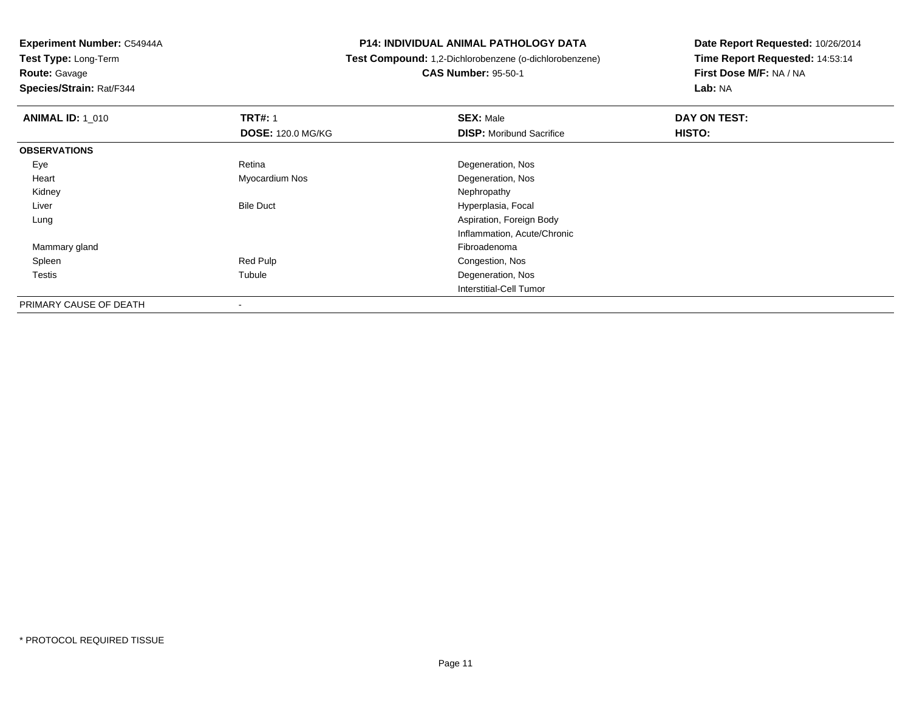**Experiment Number:** C54944A
**Test Type:** Long-Term
**Route:** Gavage
**Species/Strain:** Rat/F344

**P14: INDIVIDUAL ANIMAL PATHOLOGY DATA**
**Test Compound:** 1,2-Dichlorobenzene (o-dichlorobenzene)
**CAS Number:** 95-50-1

**Date Report Requested:** 10/26/2014
**Time Report Requested:** 14:53:14
**First Dose M/F:** NA / NA
**Lab:** NA

| **ANIMAL ID:** 1_010 | **TRT#:** 1 | **SEX:** Male | **DAY ON TEST:** |
|---|---|---|---|
| | **DOSE:** 120.0 MG/KG | **DISP:** Moribund Sacrifice | **HISTO:** |
| **OBSERVATIONS** | | | |
| Eye | Retina | Degeneration, Nos | |
| Heart | Myocardium Nos | Degeneration, Nos | |
| Kidney | | Nephropathy | |
| Liver | Bile Duct | Hyperplasia, Focal | |
| Lung | | Aspiration, Foreign Body | |
| | | Inflammation, Acute/Chronic | |
| Mammary gland | | Fibroadenoma | |
| Spleen | Red Pulp | Congestion, Nos | |
| Testis | Tubule | Degeneration, Nos | |
| | | Interstitial-Cell Tumor | |
| PRIMARY CAUSE OF DEATH | - | | |

* PROTOCOL REQUIRED TISSUE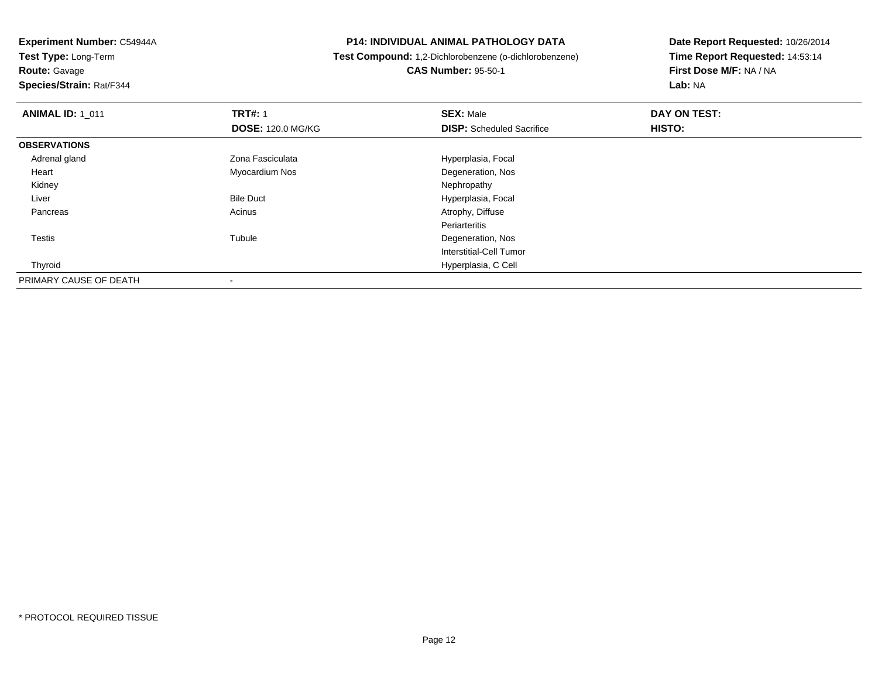**Experiment Number:** C54944A
**Test Type:** Long-Term
**Route:** Gavage
**Species/Strain:** Rat/F344

**P14: INDIVIDUAL ANIMAL PATHOLOGY DATA**
**Test Compound:** 1,2-Dichlorobenzene (o-dichlorobenzene)
**CAS Number:** 95-50-1

**Date Report Requested:** 10/26/2014
**Time Report Requested:** 14:53:14
**First Dose M/F:** NA / NA
**Lab:** NA

| **ANIMAL ID:** 1_011 | **TRT#:** 1 | **SEX:** Male | **DAY ON TEST:** |
|---|---|---|---|
| | **DOSE:** 120.0 MG/KG | **DISP:** Scheduled Sacrifice | **HISTO:** |
| **OBSERVATIONS** | | | |
| Adrenal gland | Zona Fasciculata | Hyperplasia, Focal | |
| Heart | Myocardium Nos | Degeneration, Nos | |
| Kidney | | Nephropathy | |
| Liver | Bile Duct | Hyperplasia, Focal | |
| Pancreas | Acinus | Atrophy, Diffuse | |
| | | Periarteritis | |
| Testis | Tubule | Degeneration, Nos | |
| | | Interstitial-Cell Tumor | |
| Thyroid | | Hyperplasia, C Cell | |
| PRIMARY CAUSE OF DEATH | - | | |

* PROTOCOL REQUIRED TISSUE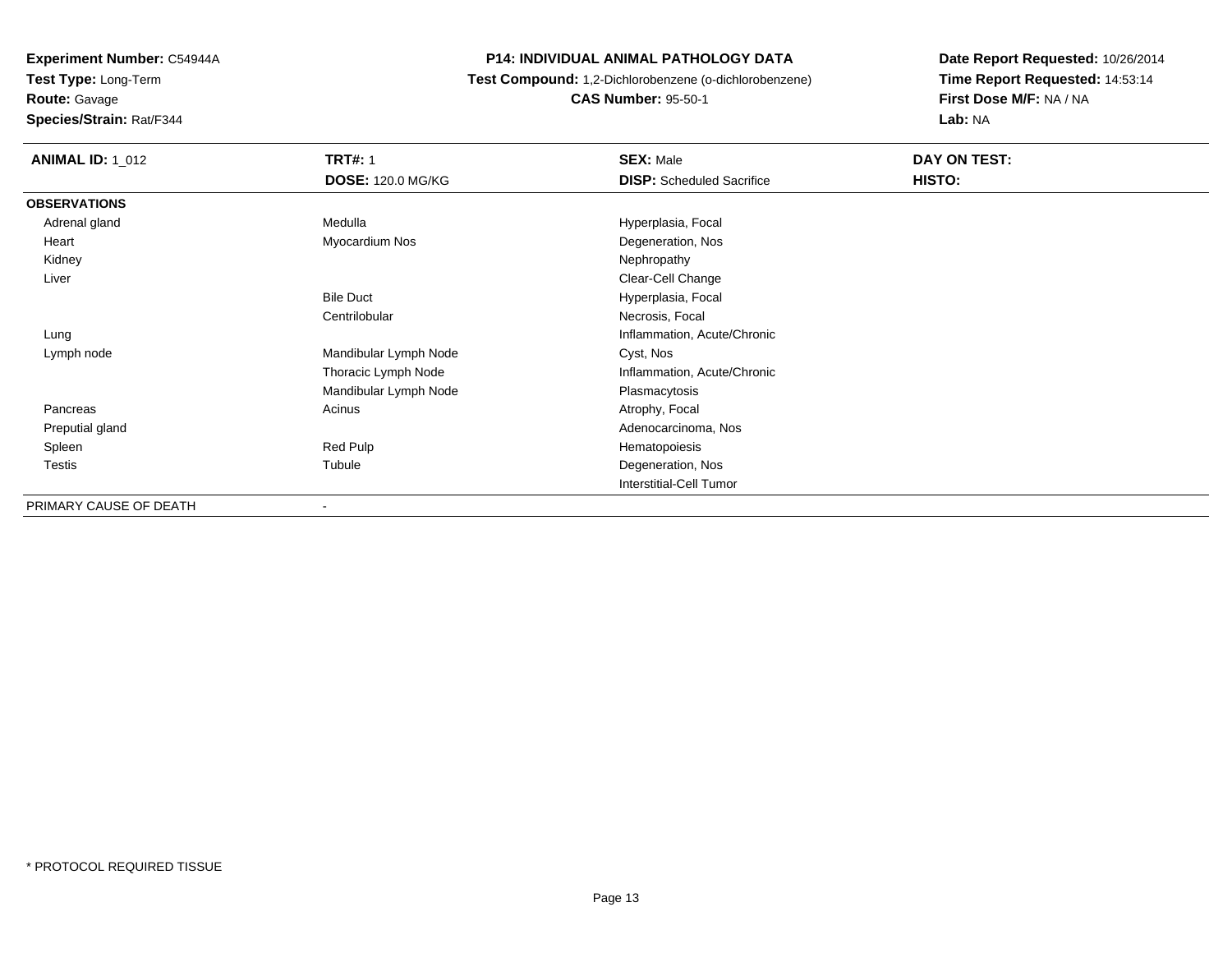**Experiment Number:** C54944A
**Test Type:** Long-Term
**Route:** Gavage
**Species/Strain:** Rat/F344

**P14: INDIVIDUAL ANIMAL PATHOLOGY DATA**
**Test Compound:** 1,2-Dichlorobenzene (o-dichlorobenzene)
**CAS Number:** 95-50-1

**Date Report Requested:** 10/26/2014
**Time Report Requested:** 14:53:14
**First Dose M/F:** NA / NA
**Lab:** NA

| **ANIMAL ID:** 1_012 | **TRT#:** 1 | **SEX:** Male | **DAY ON TEST:** |
|---|---|---|---|
| | **DOSE:** 120.0 MG/KG | **DISP:** Scheduled Sacrifice | **HISTO:** |
| **OBSERVATIONS** | | | |
| Adrenal gland | Medulla | Hyperplasia, Focal | |
| Heart | Myocardium Nos | Degeneration, Nos | |
| Kidney | | Nephropathy | |
| Liver | | Clear-Cell Change | |
| | Bile Duct | Hyperplasia, Focal | |
| | Centrilobular | Necrosis, Focal | |
| Lung | | Inflammation, Acute/Chronic | |
| Lymph node | Mandibular Lymph Node | Cyst, Nos | |
| | Thoracic Lymph Node | Inflammation, Acute/Chronic | |
| | Mandibular Lymph Node | Plasmacytosis | |
| Pancreas | Acinus | Atrophy, Focal | |
| Preputial gland | | Adenocarcinoma, Nos | |
| Spleen | Red Pulp | Hematopoiesis | |
| Testis | Tubule | Degeneration, Nos | |
| | | Interstitial-Cell Tumor | |
| PRIMARY CAUSE OF DEATH | - | | |

* PROTOCOL REQUIRED TISSUE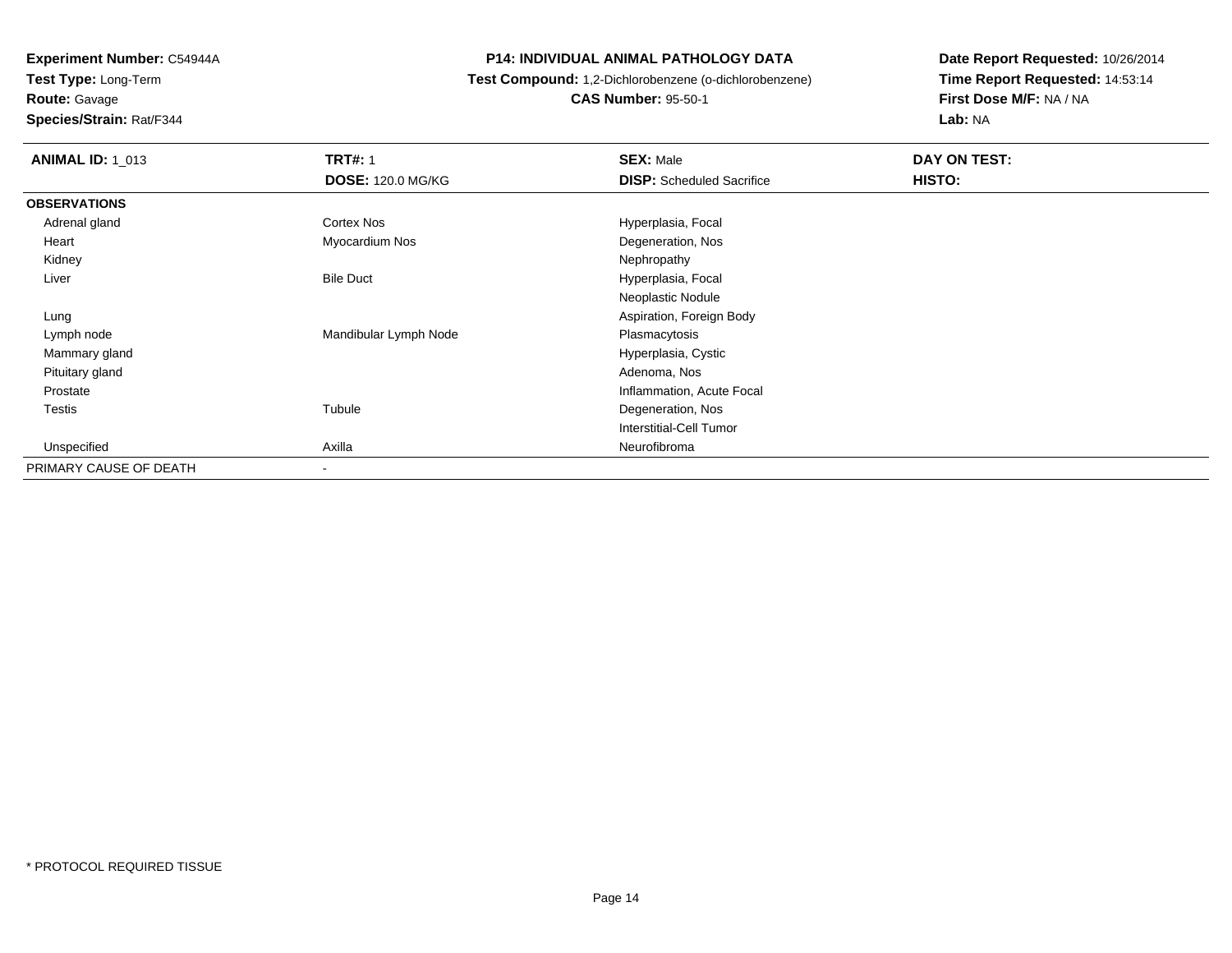**Experiment Number:** C54944A
**Test Type:** Long-Term
**Route:** Gavage
**Species/Strain:** Rat/F344

**P14: INDIVIDUAL ANIMAL PATHOLOGY DATA**
**Test Compound:** 1,2-Dichlorobenzene (o-dichlorobenzene)
**CAS Number:** 95-50-1

**Date Report Requested:** 10/26/2014
**Time Report Requested:** 14:53:14
**First Dose M/F:** NA / NA
**Lab:** NA

| **ANIMAL ID:** 1_013 | **TRT#:** 1<br>**DOSE:** 120.0 MG/KG | **SEX:** Male<br>**DISP:** Scheduled Sacrifice | **DAY ON TEST:**<br>**HISTO:** |
|---|---|---|---|
| **OBSERVATIONS** | | | |
| Adrenal gland | Cortex Nos | Hyperplasia, Focal | |
| Heart | Myocardium Nos | Degeneration, Nos | |
| Kidney | | Nephropathy | |
| Liver | Bile Duct | Hyperplasia, Focal | |
| | | Neoplastic Nodule | |
| Lung | | Aspiration, Foreign Body | |
| Lymph node | Mandibular Lymph Node | Plasmacytosis | |
| Mammary gland | | Hyperplasia, Cystic | |
| Pituitary gland | | Adenoma, Nos | |
| Prostate | | Inflammation, Acute Focal | |
| Testis | Tubule | Degeneration, Nos | |
| | | Interstitial-Cell Tumor | |
| Unspecified | Axilla | Neurofibroma | |
| PRIMARY CAUSE OF DEATH | - | | |

* PROTOCOL REQUIRED TISSUE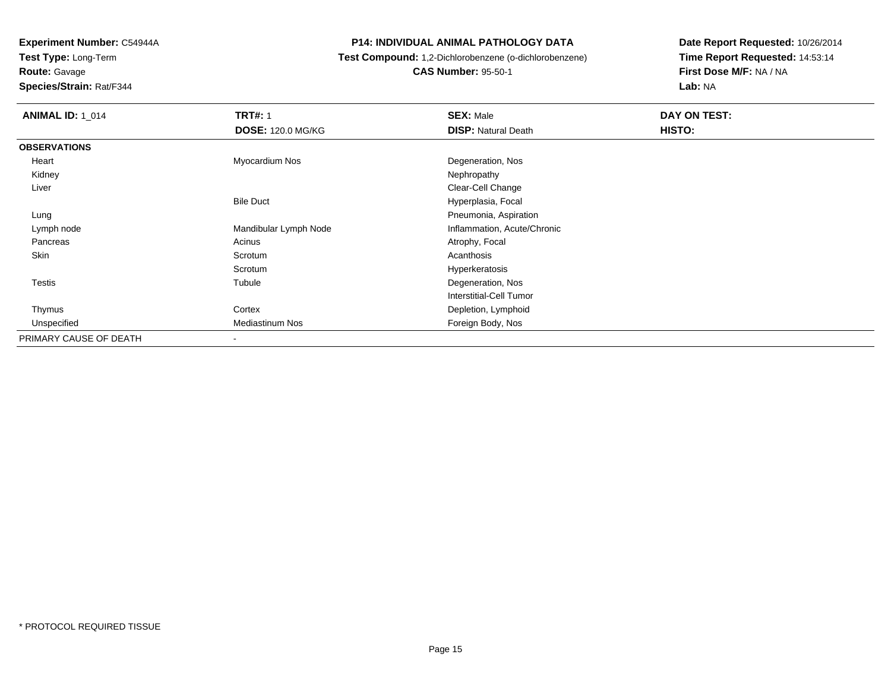**Experiment Number:** C54944A
**Test Type:** Long-Term
**Route:** Gavage
**Species/Strain:** Rat/F344

**P14: INDIVIDUAL ANIMAL PATHOLOGY DATA**
**Test Compound:** 1,2-Dichlorobenzene (o-dichlorobenzene)
**CAS Number:** 95-50-1

**Date Report Requested:** 10/26/2014
**Time Report Requested:** 14:53:14
**First Dose M/F:** NA / NA
**Lab:** NA

| **ANIMAL ID:** 1_014 | **TRT#:** 1 | **SEX:** Male | **DAY ON TEST:** |
|---|---|---|---|
| | **DOSE:** 120.0 MG/KG | **DISP:** Natural Death | **HISTO:** |
| **OBSERVATIONS** | | | |
| Heart | Myocardium Nos | Degeneration, Nos | |
| Kidney | | Nephropathy | |
| Liver | | Clear-Cell Change | |
| | Bile Duct | Hyperplasia, Focal | |
| Lung | | Pneumonia, Aspiration | |
| Lymph node | Mandibular Lymph Node | Inflammation, Acute/Chronic | |
| Pancreas | Acinus | Atrophy, Focal | |
| Skin | Scrotum | Acanthosis | |
| | Scrotum | Hyperkeratosis | |
| Testis | Tubule | Degeneration, Nos | |
| | | Interstitial-Cell Tumor | |
| Thymus | Cortex | Depletion, Lymphoid | |
| Unspecified | Mediastinum Nos | Foreign Body, Nos | |
| PRIMARY CAUSE OF DEATH | - | | |

* PROTOCOL REQUIRED TISSUE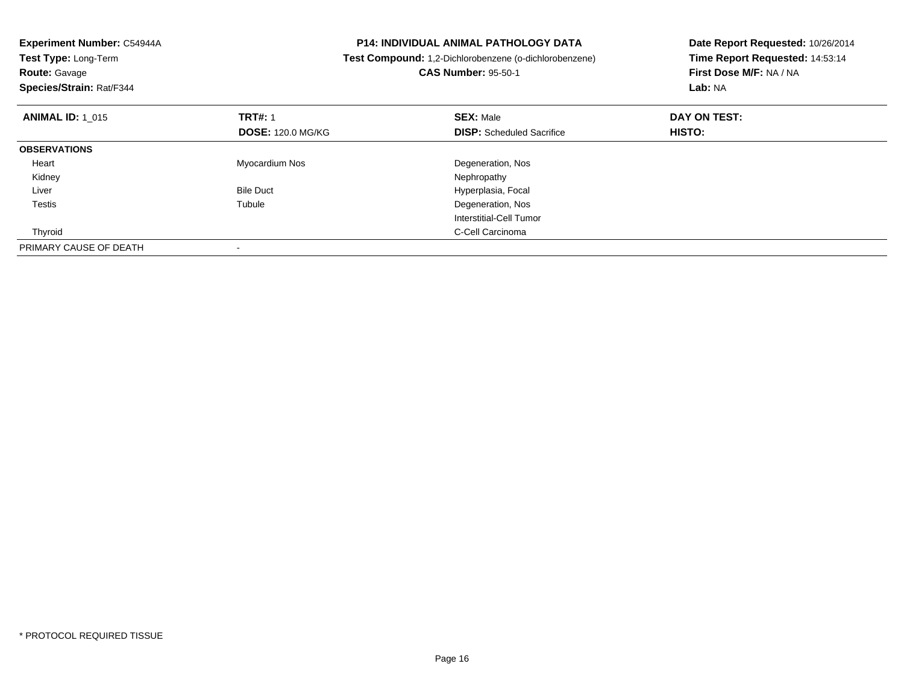**Experiment Number:** C54944A
**Test Type:** Long-Term
**Route:** Gavage
**Species/Strain:** Rat/F344

**P14: INDIVIDUAL ANIMAL PATHOLOGY DATA**
**Test Compound:** 1,2-Dichlorobenzene (o-dichlorobenzene)
**CAS Number:** 95-50-1

**Date Report Requested:** 10/26/2014
**Time Report Requested:** 14:53:14
**First Dose M/F:** NA / NA
**Lab:** NA

| **ANIMAL ID:** 1_015 | **TRT#:** 1 | **SEX:** Male | **DAY ON TEST:** |
|---|---|---|---|
| | **DOSE:** 120.0 MG/KG | **DISP:** Scheduled Sacrifice | **HISTO:** |
| **OBSERVATIONS** | | | |
| Heart | Myocardium Nos | Degeneration, Nos | |
| Kidney | | Nephropathy | |
| Liver | Bile Duct | Hyperplasia, Focal | |
| Testis | Tubule | Degeneration, Nos | |
| | | Interstitial-Cell Tumor | |
| Thyroid | | C-Cell Carcinoma | |
| PRIMARY CAUSE OF DEATH | - | | |

* PROTOCOL REQUIRED TISSUE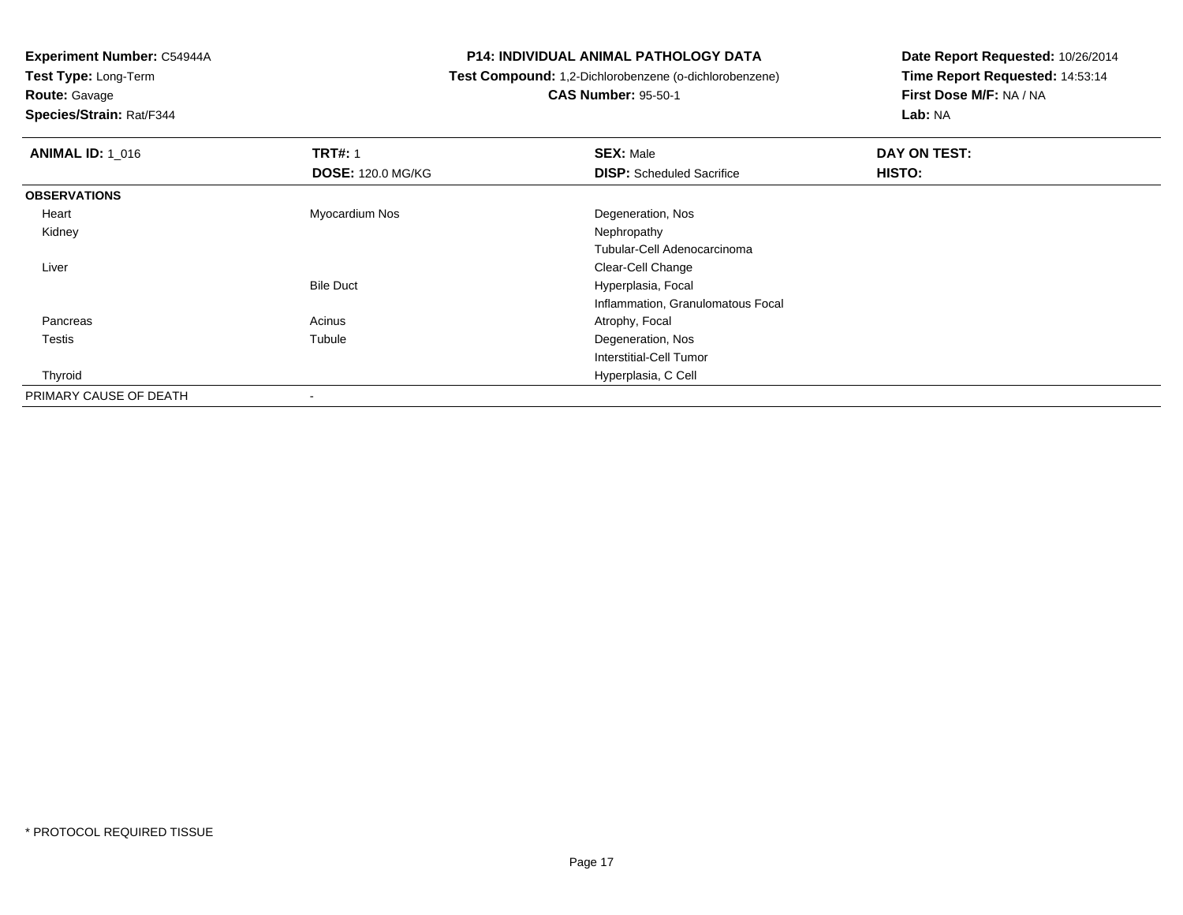**Experiment Number:** C54944A
**Test Type:** Long-Term
**Route:** Gavage
**Species/Strain:** Rat/F344

**P14: INDIVIDUAL ANIMAL PATHOLOGY DATA**
**Test Compound:** 1,2-Dichlorobenzene (o-dichlorobenzene)
**CAS Number:** 95-50-1

**Date Report Requested:** 10/26/2014
**Time Report Requested:** 14:53:14
**First Dose M/F:** NA / NA
**Lab:** NA

| **ANIMAL ID:** 1_016 | **TRT#:** 1 | **SEX:** Male | **DAY ON TEST:** |
|---|---|---|---|
| | **DOSE:** 120.0 MG/KG | **DISP:** Scheduled Sacrifice | **HISTO:** |
| **OBSERVATIONS** | | | |
| Heart | Myocardium Nos | Degeneration, Nos | |
| Kidney | | Nephropathy | |
| | | Tubular-Cell Adenocarcinoma | |
| Liver | | Clear-Cell Change | |
| | Bile Duct | Hyperplasia, Focal | |
| | | Inflammation, Granulomatous Focal | |
| Pancreas | Acinus | Atrophy, Focal | |
| Testis | Tubule | Degeneration, Nos | |
| | | Interstitial-Cell Tumor | |
| Thyroid | | Hyperplasia, C Cell | |
| PRIMARY CAUSE OF DEATH | - | | |

* PROTOCOL REQUIRED TISSUE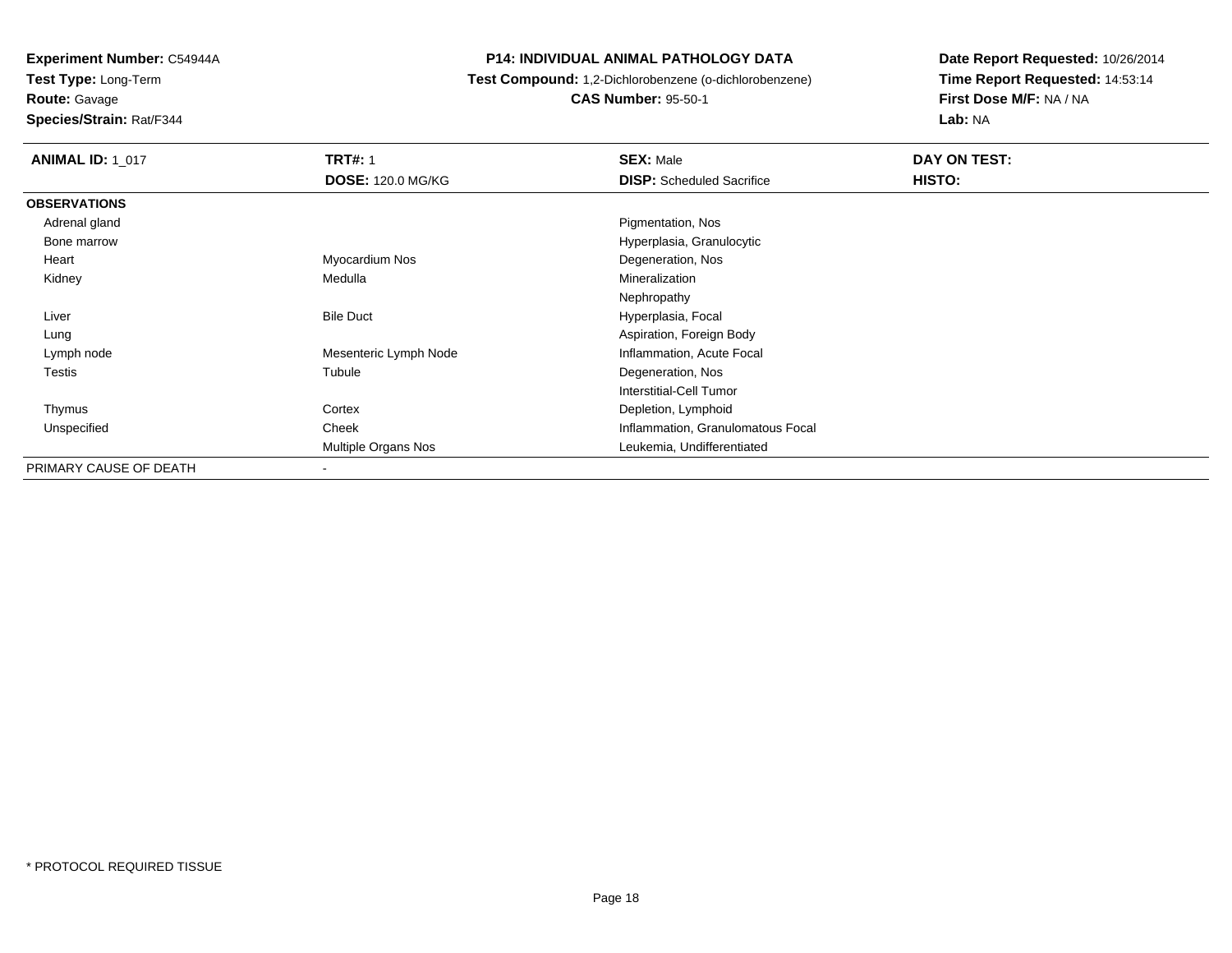**Experiment Number:** C54944A
**Test Type:** Long-Term
**Route:** Gavage
**Species/Strain:** Rat/F344

**P14: INDIVIDUAL ANIMAL PATHOLOGY DATA**
**Test Compound:** 1,2-Dichlorobenzene (o-dichlorobenzene)
**CAS Number:** 95-50-1

**Date Report Requested:** 10/26/2014
**Time Report Requested:** 14:53:14
**First Dose M/F:** NA / NA
**Lab:** NA

| **ANIMAL ID:** 1_017 | **TRT#:** 1 | **SEX:** Male | **DAY ON TEST:** |
|---|---|---|---|
| | **DOSE:** 120.0 MG/KG | **DISP:** Scheduled Sacrifice | **HISTO:** |
| **OBSERVATIONS** | | | |
| Adrenal gland | | Pigmentation, Nos | |
| Bone marrow | | Hyperplasia, Granulocytic | |
| Heart | Myocardium Nos | Degeneration, Nos | |
| Kidney | Medulla | Mineralization | |
| | | Nephropathy | |
| Liver | Bile Duct | Hyperplasia, Focal | |
| Lung | | Aspiration, Foreign Body | |
| Lymph node | Mesenteric Lymph Node | Inflammation, Acute Focal | |
| Testis | Tubule | Degeneration, Nos | |
| | | Interstitial-Cell Tumor | |
| Thymus | Cortex | Depletion, Lymphoid | |
| Unspecified | Cheek | Inflammation, Granulomatous Focal | |
| | Multiple Organs Nos | Leukemia, Undifferentiated | |
| PRIMARY CAUSE OF DEATH | - | | |

* PROTOCOL REQUIRED TISSUE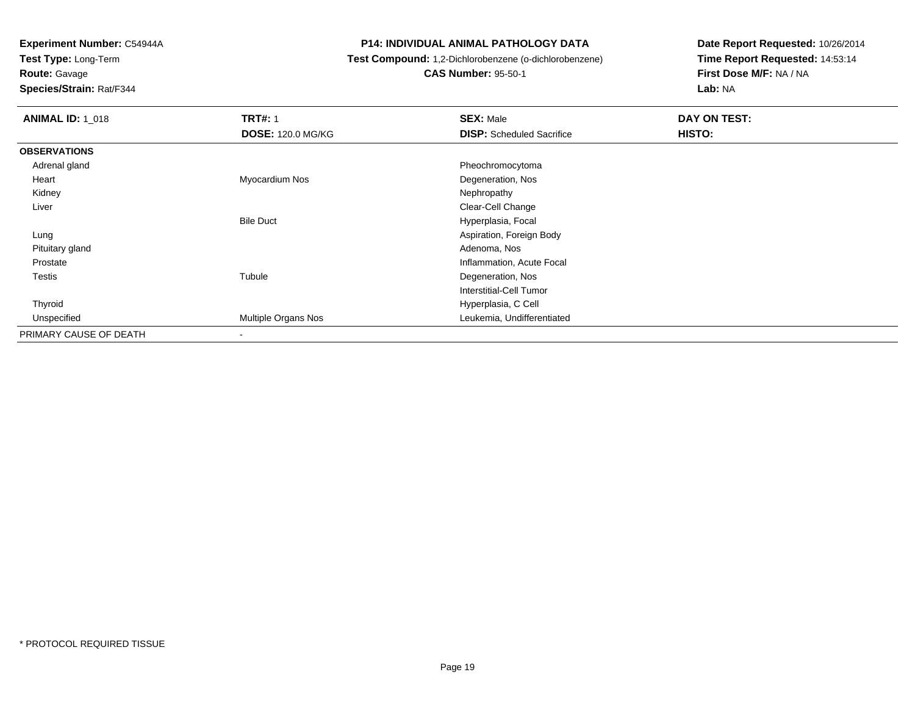**Experiment Number:** C54944A
**Test Type:** Long-Term
**Route:** Gavage
**Species/Strain:** Rat/F344

**P14: INDIVIDUAL ANIMAL PATHOLOGY DATA**
**Test Compound:** 1,2-Dichlorobenzene (o-dichlorobenzene)
**CAS Number:** 95-50-1

**Date Report Requested:** 10/26/2014
**Time Report Requested:** 14:53:14
**First Dose M/F:** NA / NA
**Lab:** NA

| **ANIMAL ID:** 1_018 | **TRT#:** 1 | **SEX:** Male | **DAY ON TEST:** |
|---|---|---|---|
| | **DOSE:** 120.0 MG/KG | **DISP:** Scheduled Sacrifice | **HISTO:** |
| **OBSERVATIONS** | | | |
| Adrenal gland | | Pheochromocytoma | |
| Heart | Myocardium Nos | Degeneration, Nos | |
| Kidney | | Nephropathy | |
| Liver | | Clear-Cell Change | |
| | Bile Duct | Hyperplasia, Focal | |
| Lung | | Aspiration, Foreign Body | |
| Pituitary gland | | Adenoma, Nos | |
| Prostate | | Inflammation, Acute Focal | |
| Testis | Tubule | Degeneration, Nos | |
| | | Interstitial-Cell Tumor | |
| Thyroid | | Hyperplasia, C Cell | |
| Unspecified | Multiple Organs Nos | Leukemia, Undifferentiated | |
| PRIMARY CAUSE OF DEATH | - | | |

* PROTOCOL REQUIRED TISSUE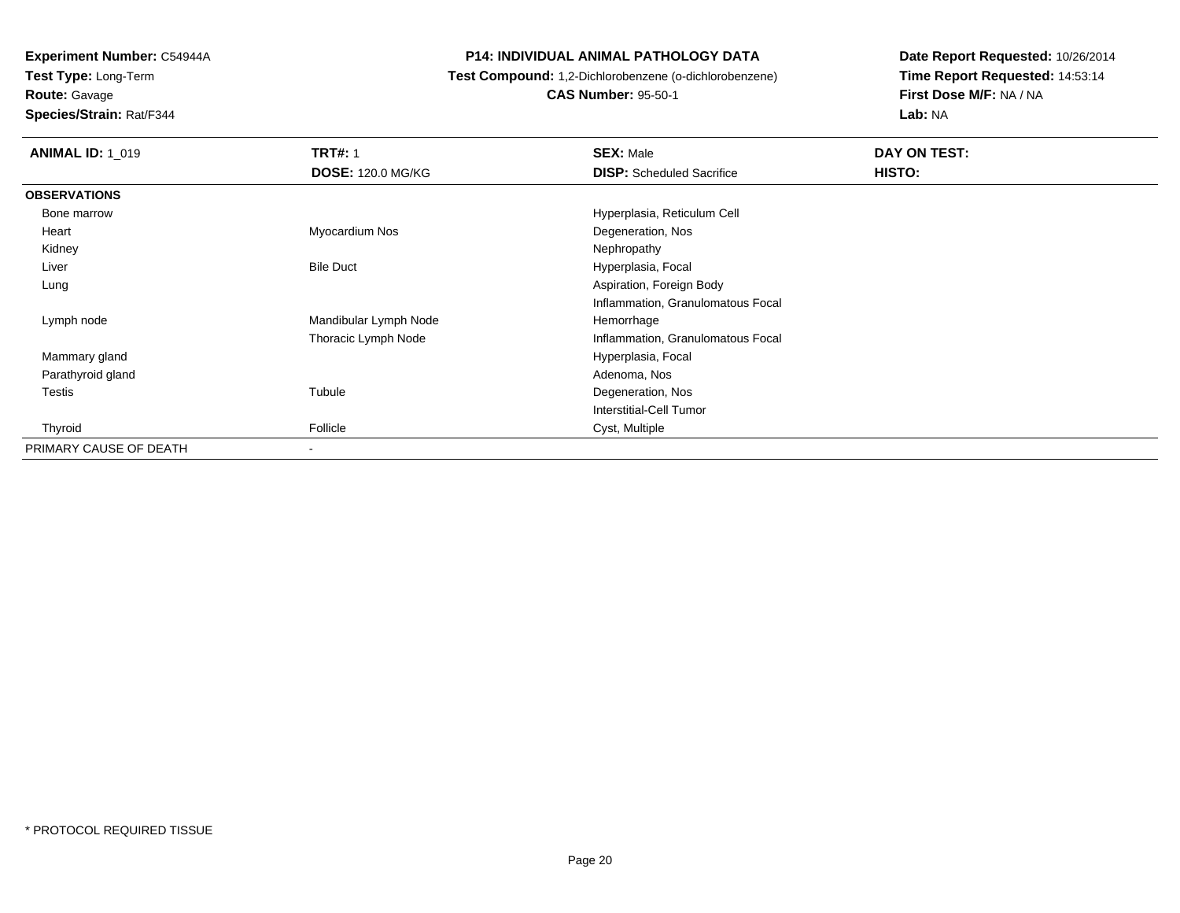**Experiment Number:** C54944A
**Test Type:** Long-Term
**Route:** Gavage
**Species/Strain:** Rat/F344

**P14: INDIVIDUAL ANIMAL PATHOLOGY DATA**
**Test Compound:** 1,2-Dichlorobenzene (o-dichlorobenzene)
**CAS Number:** 95-50-1

**Date Report Requested:** 10/26/2014
**Time Report Requested:** 14:53:14
**First Dose M/F:** NA / NA
**Lab:** NA

| **ANIMAL ID:** 1_019 | **TRT#:** 1 | **SEX:** Male | **DAY ON TEST:** |
|---|---|---|---|
| | **DOSE:** 120.0 MG/KG | **DISP:** Scheduled Sacrifice | **HISTO:** |
| **OBSERVATIONS** | | | |
| Bone marrow | | Hyperplasia, Reticulum Cell | |
| Heart | Myocardium Nos | Degeneration, Nos | |
| Kidney | | Nephropathy | |
| Liver | Bile Duct | Hyperplasia, Focal | |
| Lung | | Aspiration, Foreign Body | |
| | | Inflammation, Granulomatous Focal | |
| Lymph node | Mandibular Lymph Node | Hemorrhage | |
| | Thoracic Lymph Node | Inflammation, Granulomatous Focal | |
| Mammary gland | | Hyperplasia, Focal | |
| Parathyroid gland | | Adenoma, Nos | |
| Testis | Tubule | Degeneration, Nos | |
| | | Interstitial-Cell Tumor | |
| Thyroid | Follicle | Cyst, Multiple | |
| PRIMARY CAUSE OF DEATH | - | | |

\* PROTOCOL REQUIRED TISSUE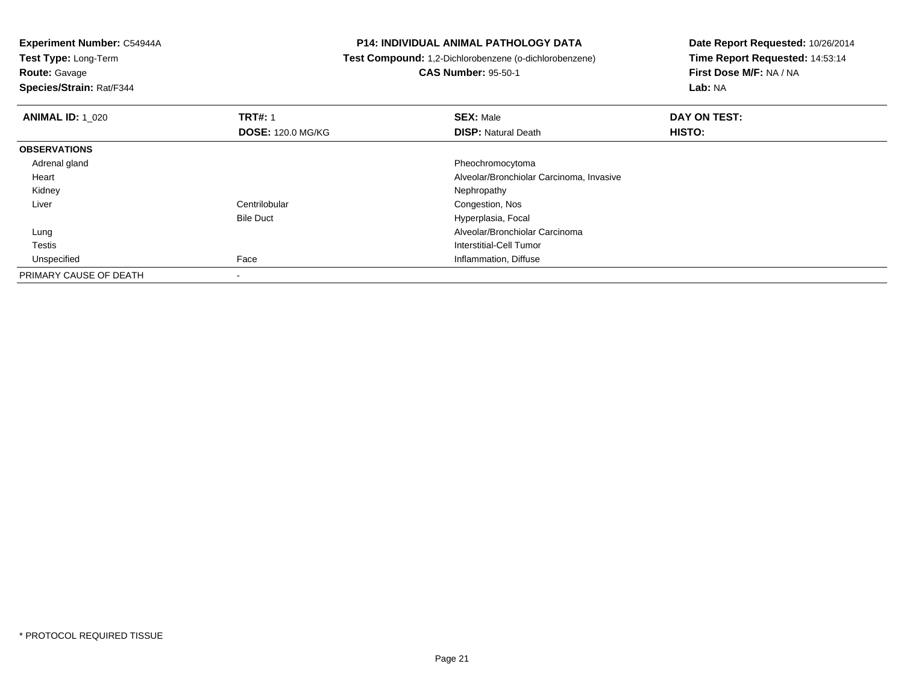**Experiment Number:** C54944A
**Test Type:** Long-Term
**Route:** Gavage
**Species/Strain:** Rat/F344

**P14: INDIVIDUAL ANIMAL PATHOLOGY DATA**
**Test Compound:** 1,2-Dichlorobenzene (o-dichlorobenzene)
**CAS Number:** 95-50-1

**Date Report Requested:** 10/26/2014
**Time Report Requested:** 14:53:14
**First Dose M/F:** NA / NA
**Lab:** NA

| **ANIMAL ID:** 1_020 | **TRT#:** 1<br>**DOSE:** 120.0 MG/KG | **SEX:** Male<br>**DISP:** Natural Death | **DAY ON TEST:**<br>**HISTO:** |
|---|---|---|---|
| **OBSERVATIONS** | | | |
| Adrenal gland | | Pheochromocytoma | |
| Heart | | Alveolar/Bronchiolar Carcinoma, Invasive | |
| Kidney | | Nephropathy | |
| Liver | Centrilobular | Congestion, Nos | |
| | Bile Duct | Hyperplasia, Focal | |
| Lung | | Alveolar/Bronchiolar Carcinoma | |
| Testis | | Interstitial-Cell Tumor | |
| Unspecified | Face | Inflammation, Diffuse | |
| PRIMARY CAUSE OF DEATH | - | | |

* PROTOCOL REQUIRED TISSUE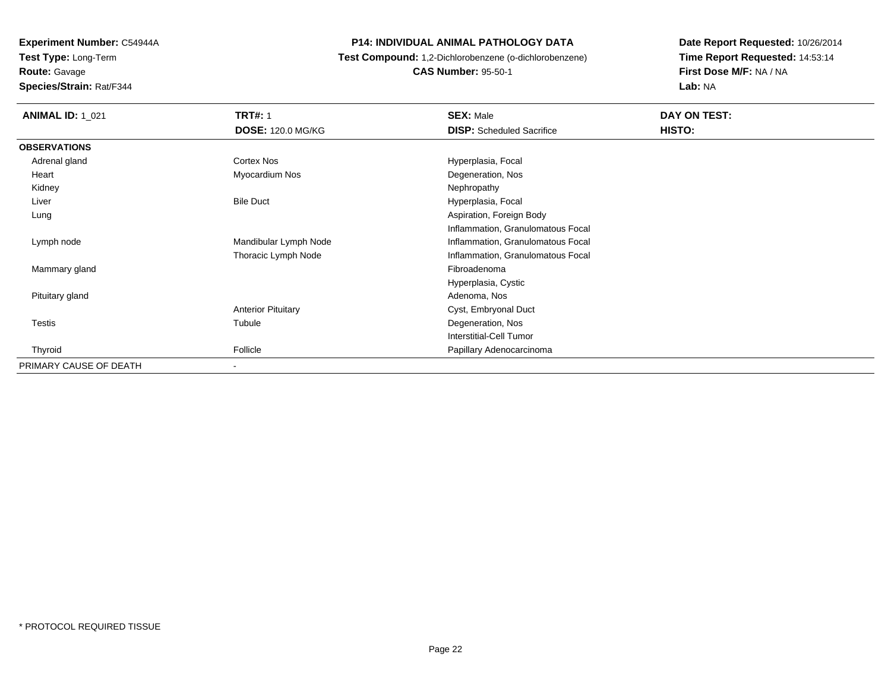**Experiment Number:** C54944A

**Test Type:** Long-Term

**Route:** Gavage

**Species/Strain:** Rat/F344

**P14: INDIVIDUAL ANIMAL PATHOLOGY DATA**

**Test Compound:** 1,2-Dichlorobenzene (o-dichlorobenzene)

**CAS Number:** 95-50-1

**Date Report Requested:** 10/26/2014

**Time Report Requested:** 14:53:14

**First Dose M/F:** NA / NA

**Lab:** NA

| **ANIMAL ID:** 1_021 | **TRT#:** 1 | **SEX:** Male | **DAY ON TEST:** |
|---|---|---|---|
| | **DOSE:** 120.0 MG/KG | **DISP:** Scheduled Sacrifice | **HISTO:** |
| **OBSERVATIONS** | | | |
| Adrenal gland | Cortex Nos | Hyperplasia, Focal | |
| Heart | Myocardium Nos | Degeneration, Nos | |
| Kidney | | Nephropathy | |
| Liver | Bile Duct | Hyperplasia, Focal | |
| Lung | | Aspiration, Foreign Body | |
| | | Inflammation, Granulomatous Focal | |
| Lymph node | Mandibular Lymph Node | Inflammation, Granulomatous Focal | |
| | Thoracic Lymph Node | Inflammation, Granulomatous Focal | |
| Mammary gland | | Fibroadenoma | |
| | | Hyperplasia, Cystic | |
| Pituitary gland | | Adenoma, Nos | |
| | Anterior Pituitary | Cyst, Embryonal Duct | |
| Testis | Tubule | Degeneration, Nos | |
| | | Interstitial-Cell Tumor | |
| Thyroid | Follicle | Papillary Adenocarcinoma | |
| PRIMARY CAUSE OF DEATH | - | | |

* PROTOCOL REQUIRED TISSUE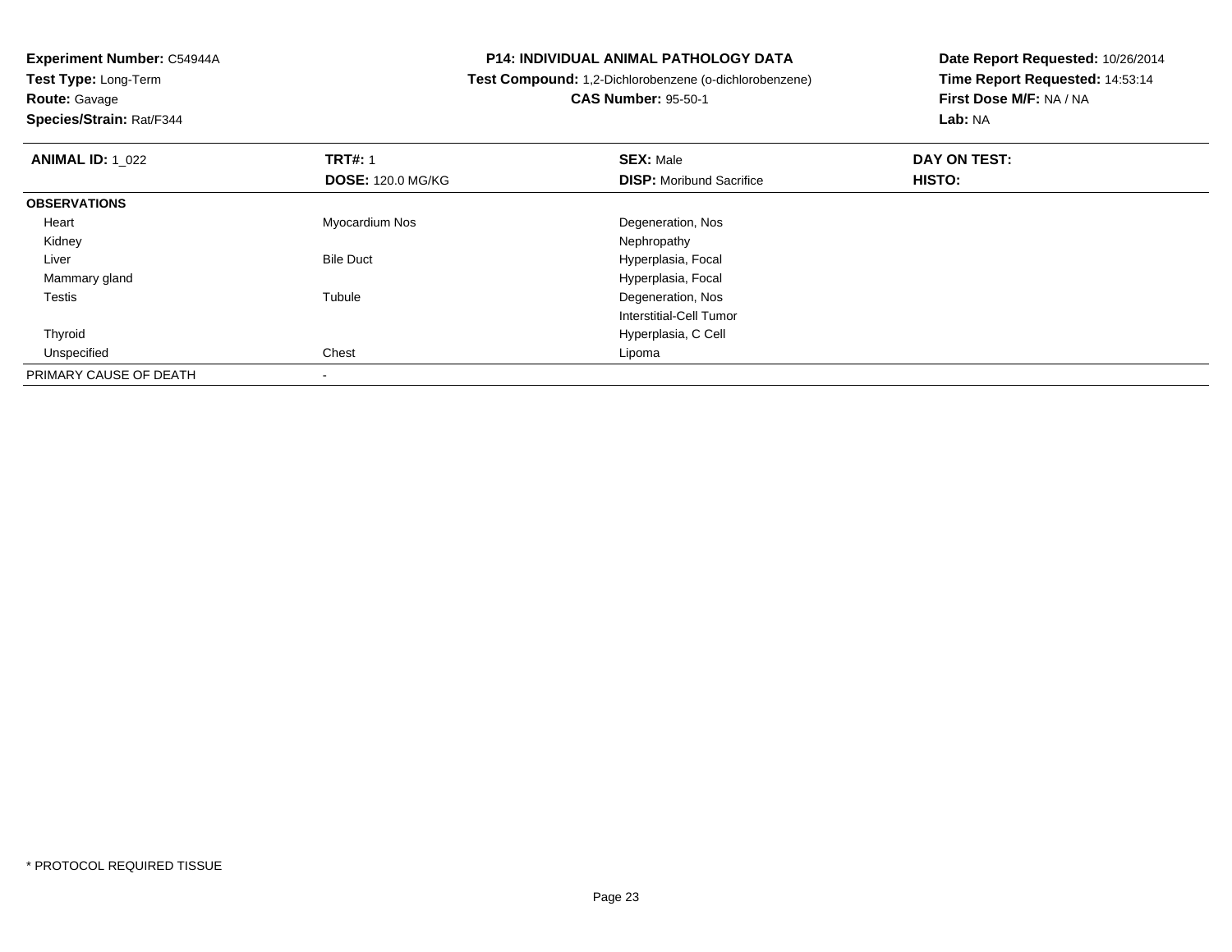**Experiment Number:** C54944A
**Test Type:** Long-Term
**Route:** Gavage
**Species/Strain:** Rat/F344

**P14: INDIVIDUAL ANIMAL PATHOLOGY DATA**
**Test Compound:** 1,2-Dichlorobenzene (o-dichlorobenzene)
**CAS Number:** 95-50-1

**Date Report Requested:** 10/26/2014
**Time Report Requested:** 14:53:14
**First Dose M/F:** NA / NA
**Lab:** NA

| **ANIMAL ID:** 1_022 | **TRT#:** 1 | **SEX:** Male | **DAY ON TEST:** |
|---|---|---|---|
| | **DOSE:** 120.0 MG/KG | **DISP:** Moribund Sacrifice | **HISTO:** |
| **OBSERVATIONS** | | | |
| Heart | Myocardium Nos | Degeneration, Nos | |
| Kidney | | Nephropathy | |
| Liver | Bile Duct | Hyperplasia, Focal | |
| Mammary gland | | Hyperplasia, Focal | |
| Testis | Tubule | Degeneration, Nos | |
| | | Interstitial-Cell Tumor | |
| Thyroid | | Hyperplasia, C Cell | |
| Unspecified | Chest | Lipoma | |
| PRIMARY CAUSE OF DEATH | - | | |

* PROTOCOL REQUIRED TISSUE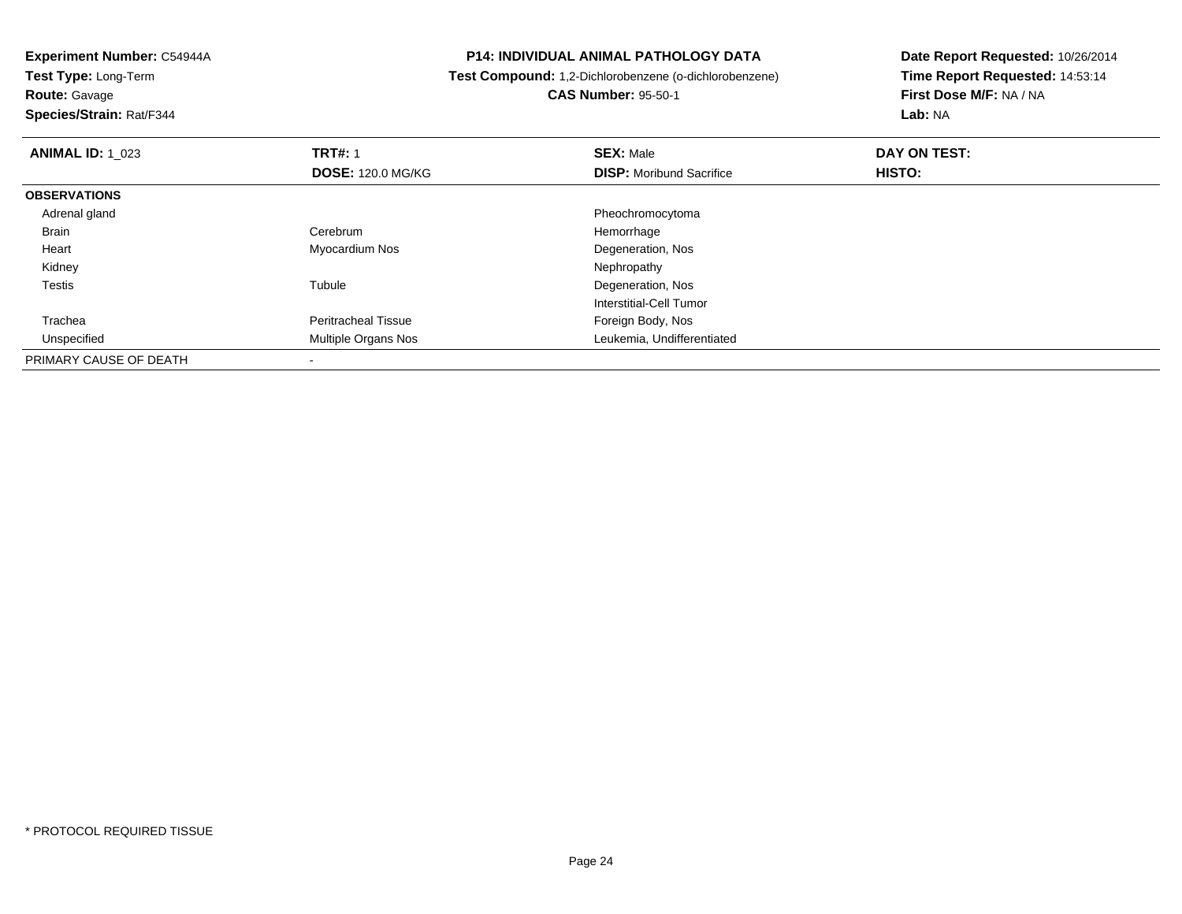**Experiment Number:** C54944A
**Test Type:** Long-Term
**Route:** Gavage
**Species/Strain:** Rat/F344

**P14: INDIVIDUAL ANIMAL PATHOLOGY DATA**
**Test Compound:** 1,2-Dichlorobenzene (o-dichlorobenzene)
**CAS Number:** 95-50-1

**Date Report Requested:** 10/26/2014
**Time Report Requested:** 14:53:14
**First Dose M/F:** NA / NA
**Lab:** NA

| **ANIMAL ID:** 1_023 | **TRT#:** 1 | **SEX:** Male | **DAY ON TEST:** |
|---|---|---|---|
| | **DOSE:** 120.0 MG/KG | **DISP:** Moribund Sacrifice | **HISTO:** |
| **OBSERVATIONS** | | | |
| Adrenal gland | | Pheochromocytoma | |
| Brain | Cerebrum | Hemorrhage | |
| Heart | Myocardium Nos | Degeneration, Nos | |
| Kidney | | Nephropathy | |
| Testis | Tubule | Degeneration, Nos | |
| | | Interstitial-Cell Tumor | |
| Trachea | Peritracheal Tissue | Foreign Body, Nos | |
| Unspecified | Multiple Organs Nos | Leukemia, Undifferentiated | |
| PRIMARY CAUSE OF DEATH | - | | |

* PROTOCOL REQUIRED TISSUE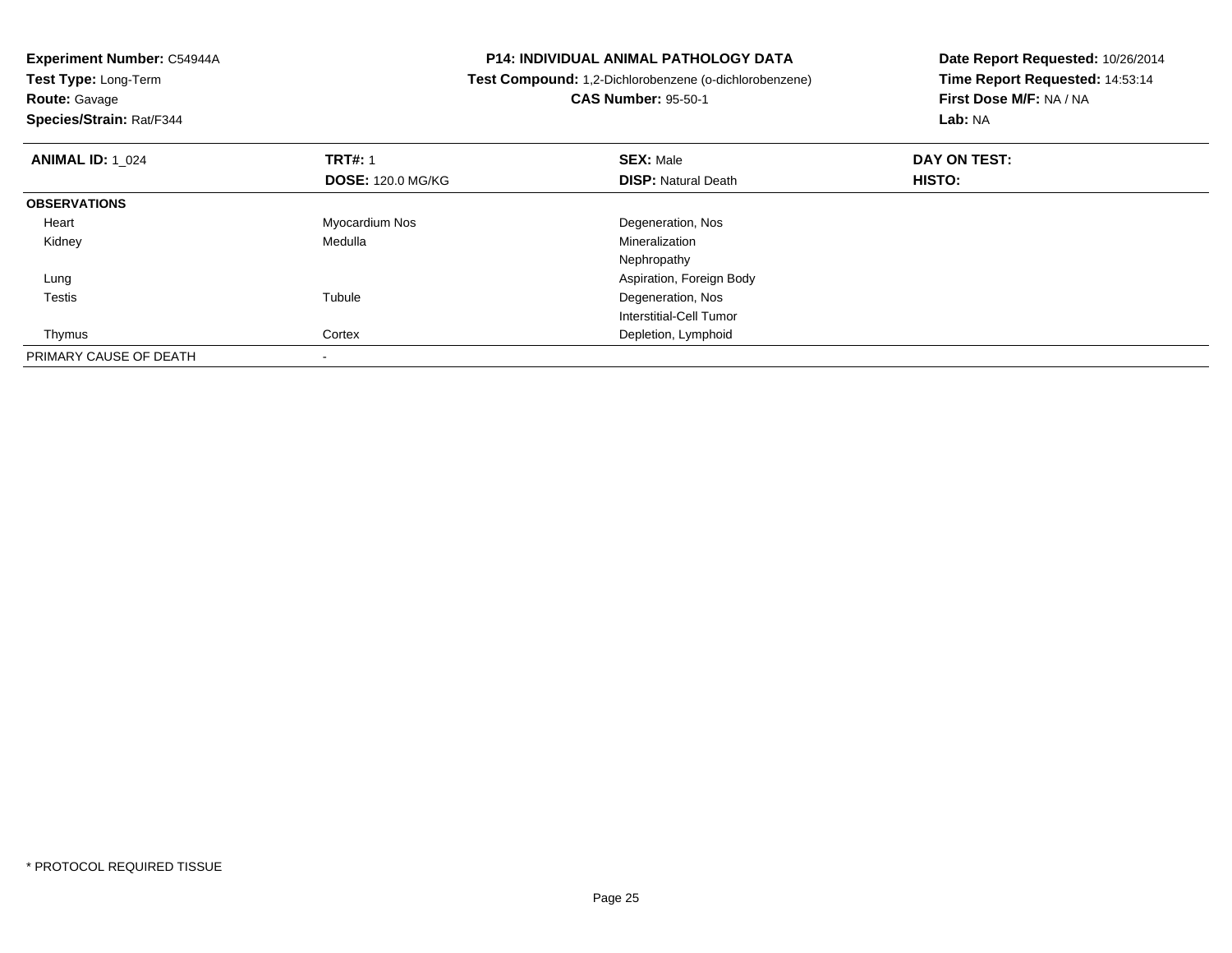**Experiment Number:** C54944A
**Test Type:** Long-Term
**Route:** Gavage
**Species/Strain:** Rat/F344

**P14: INDIVIDUAL ANIMAL PATHOLOGY DATA**
**Test Compound:** 1,2-Dichlorobenzene (o-dichlorobenzene)
**CAS Number:** 95-50-1

**Date Report Requested:** 10/26/2014
**Time Report Requested:** 14:53:14
**First Dose M/F:** NA / NA
**Lab:** NA

| **ANIMAL ID:** 1_024 | **TRT#:** 1 | **SEX:** Male | **DAY ON TEST:** |
|---|---|---|---|
| | **DOSE:** 120.0 MG/KG | **DISP:** Natural Death | **HISTO:** |
| **OBSERVATIONS** | | | |
| Heart | Myocardium Nos | Degeneration, Nos | |
| Kidney | Medulla | Mineralization | |
| | | Nephropathy | |
| Lung | | Aspiration, Foreign Body | |
| Testis | Tubule | Degeneration, Nos | |
| | | Interstitial-Cell Tumor | |
| Thymus | Cortex | Depletion, Lymphoid | |
| PRIMARY CAUSE OF DEATH | - | | |

* PROTOCOL REQUIRED TISSUE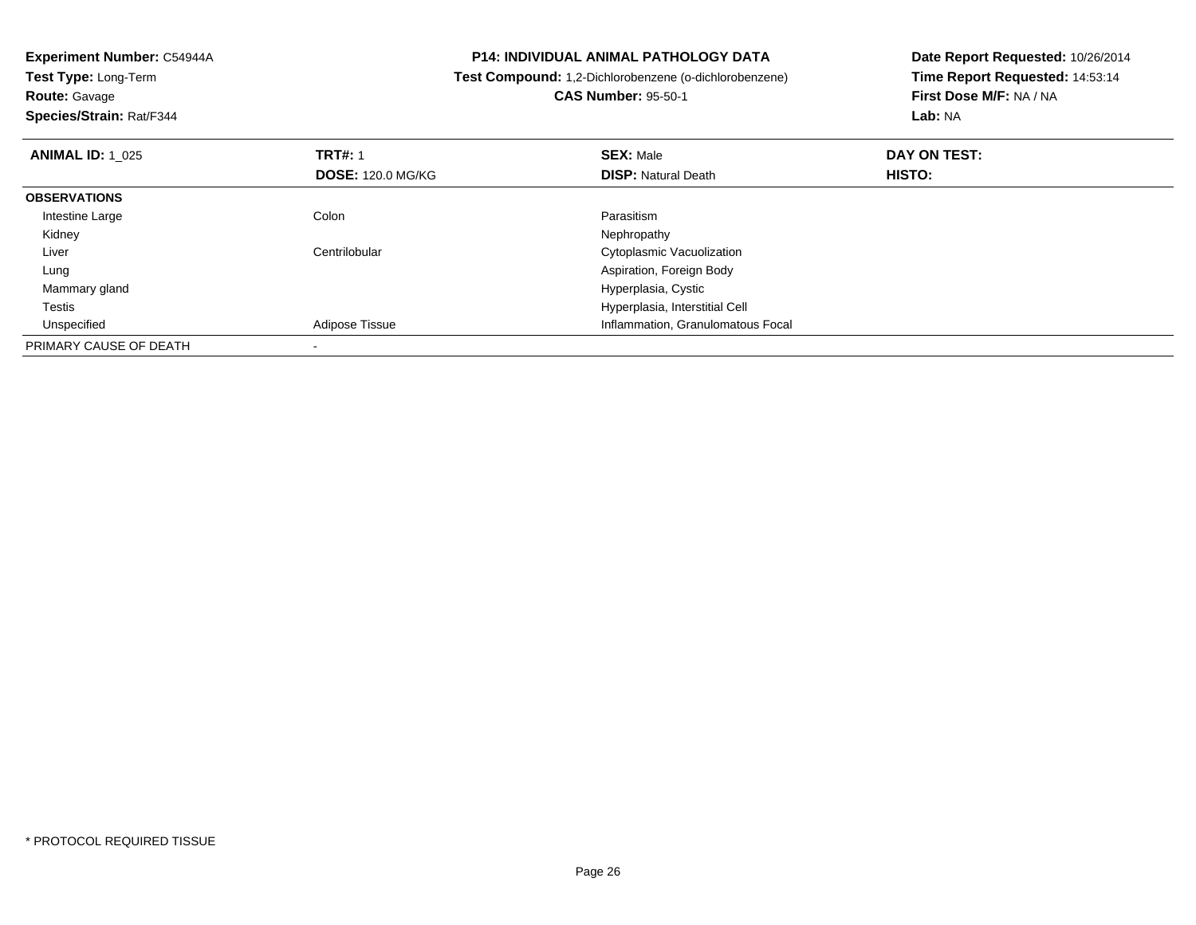**Experiment Number:** C54944A
**Test Type:** Long-Term
**Route:** Gavage
**Species/Strain:** Rat/F344

**P14: INDIVIDUAL ANIMAL PATHOLOGY DATA**
**Test Compound:** 1,2-Dichlorobenzene (o-dichlorobenzene)
**CAS Number:** 95-50-1

**Date Report Requested:** 10/26/2014
**Time Report Requested:** 14:53:14
**First Dose M/F:** NA / NA
**Lab:** NA

| **ANIMAL ID:** 1_025 | **TRT#:** 1 | **SEX:** Male | **DAY ON TEST:** |
|---|---|---|---|
| | **DOSE:** 120.0 MG/KG | **DISP:** Natural Death | **HISTO:** |
| **OBSERVATIONS** | | | |
| Intestine Large | Colon | Parasitism | |
| Kidney | | Nephropathy | |
| Liver | Centrilobular | Cytoplasmic Vacuolization | |
| Lung | | Aspiration, Foreign Body | |
| Mammary gland | | Hyperplasia, Cystic | |
| Testis | | Hyperplasia, Interstitial Cell | |
| Unspecified | Adipose Tissue | Inflammation, Granulomatous Focal | |
| PRIMARY CAUSE OF DEATH | - | | |

* PROTOCOL REQUIRED TISSUE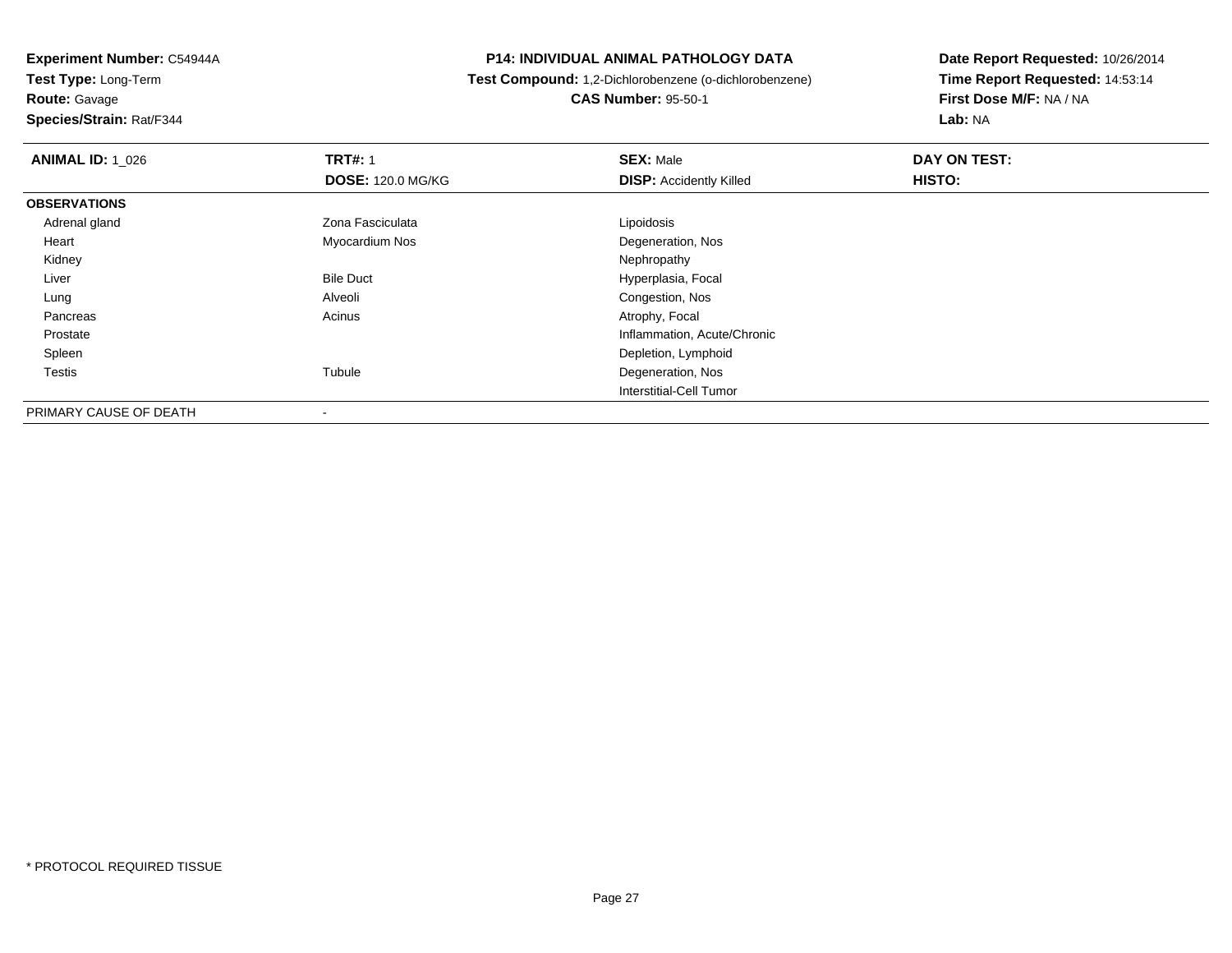**Experiment Number:** C54944A
**Test Type:** Long-Term
**Route:** Gavage
**Species/Strain:** Rat/F344

**P14: INDIVIDUAL ANIMAL PATHOLOGY DATA**
**Test Compound:** 1,2-Dichlorobenzene (o-dichlorobenzene)
**CAS Number:** 95-50-1

**Date Report Requested:** 10/26/2014
**Time Report Requested:** 14:53:14
**First Dose M/F:** NA / NA
**Lab:** NA

| **ANIMAL ID:** 1_026 | **TRT#:** 1 | **SEX:** Male | **DAY ON TEST:** |
|---|---|---|---|
| | **DOSE:** 120.0 MG/KG | **DISP:** Accidently Killed | **HISTO:** |
| **OBSERVATIONS** | | | |
| Adrenal gland | Zona Fasciculata | Lipoidosis | |
| Heart | Myocardium Nos | Degeneration, Nos | |
| Kidney | | Nephropathy | |
| Liver | Bile Duct | Hyperplasia, Focal | |
| Lung | Alveoli | Congestion, Nos | |
| Pancreas | Acinus | Atrophy, Focal | |
| Prostate | | Inflammation, Acute/Chronic | |
| Spleen | | Depletion, Lymphoid | |
| Testis | Tubule | Degeneration, Nos | |
| | | Interstitial-Cell Tumor | |
| PRIMARY CAUSE OF DEATH | - | | |

* PROTOCOL REQUIRED TISSUE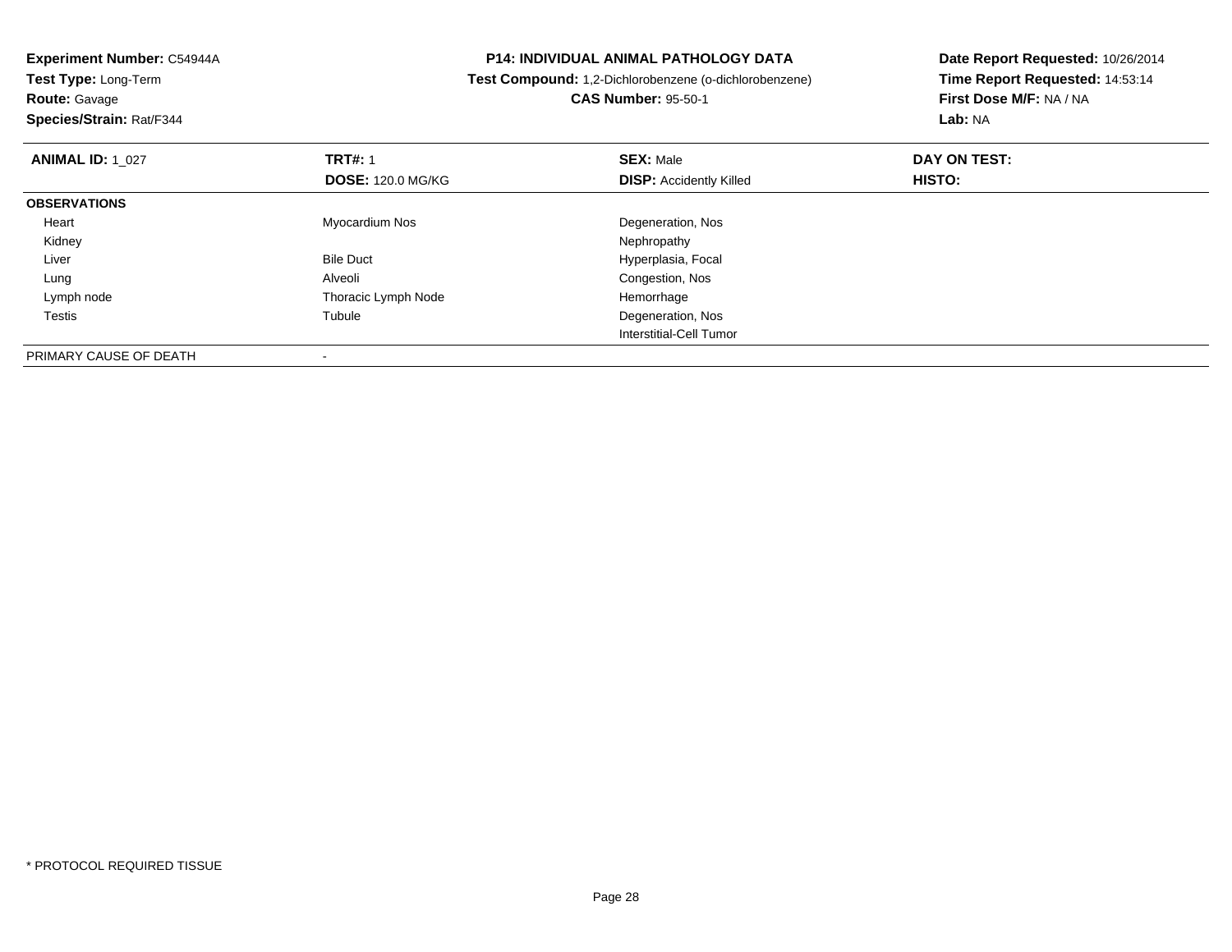**Experiment Number:** C54944A
**Test Type:** Long-Term
**Route:** Gavage
**Species/Strain:** Rat/F344

**P14: INDIVIDUAL ANIMAL PATHOLOGY DATA**
**Test Compound:** 1,2-Dichlorobenzene (o-dichlorobenzene)
**CAS Number:** 95-50-1

**Date Report Requested:** 10/26/2014
**Time Report Requested:** 14:53:14
**First Dose M/F:** NA / NA
**Lab:** NA

| **ANIMAL ID:** 1_027 | **TRT#:** 1 | **SEX:** Male | **DAY ON TEST:** |
|---|---|---|---|
| | **DOSE:** 120.0 MG/KG | **DISP:** Accidently Killed | **HISTO:** |
| **OBSERVATIONS** | | | |
| Heart | Myocardium Nos | Degeneration, Nos | |
| Kidney | | Nephropathy | |
| Liver | Bile Duct | Hyperplasia, Focal | |
| Lung | Alveoli | Congestion, Nos | |
| Lymph node | Thoracic Lymph Node | Hemorrhage | |
| Testis | Tubule | Degeneration, Nos | |
| | | Interstitial-Cell Tumor | |
| PRIMARY CAUSE OF DEATH | - | | |

* PROTOCOL REQUIRED TISSUE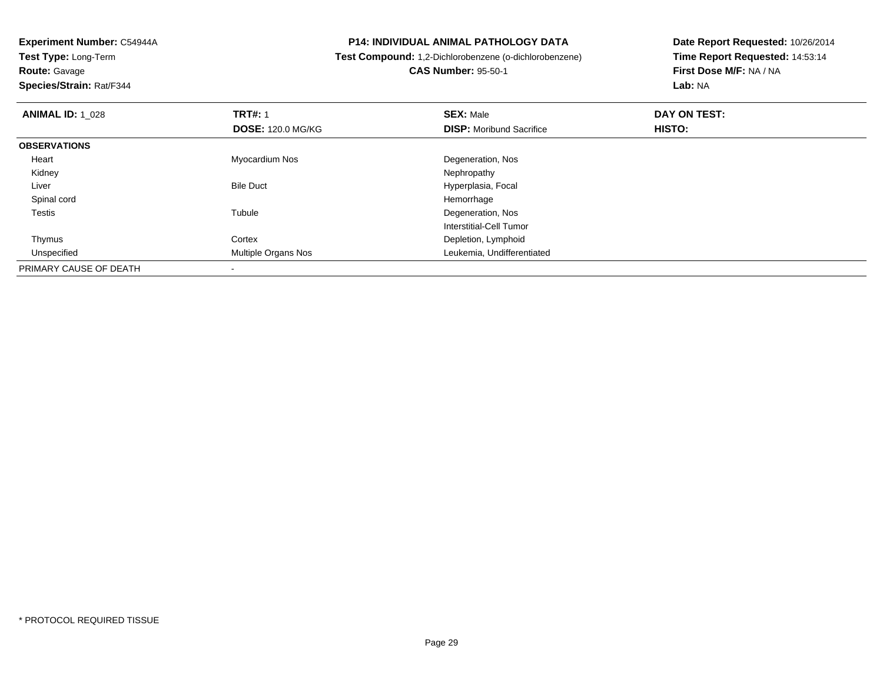**Experiment Number:** C54944A
**Test Type:** Long-Term
**Route:** Gavage
**Species/Strain:** Rat/F344

**P14: INDIVIDUAL ANIMAL PATHOLOGY DATA**
**Test Compound:** 1,2-Dichlorobenzene (o-dichlorobenzene)
**CAS Number:** 95-50-1

**Date Report Requested:** 10/26/2014
**Time Report Requested:** 14:53:14
**First Dose M/F:** NA / NA
**Lab:** NA

| **ANIMAL ID:** 1_028 | **TRT#:** 1 | **SEX:** Male | **DAY ON TEST:** |
|---|---|---|---|
| | **DOSE:** 120.0 MG/KG | **DISP:** Moribund Sacrifice | **HISTO:** |
| **OBSERVATIONS** | | | |
| Heart | Myocardium Nos | Degeneration, Nos | |
| Kidney | | Nephropathy | |
| Liver | Bile Duct | Hyperplasia, Focal | |
| Spinal cord | | Hemorrhage | |
| Testis | Tubule | Degeneration, Nos | |
| | | Interstitial-Cell Tumor | |
| Thymus | Cortex | Depletion, Lymphoid | |
| Unspecified | Multiple Organs Nos | Leukemia, Undifferentiated | |
| PRIMARY CAUSE OF DEATH | - | | |

* PROTOCOL REQUIRED TISSUE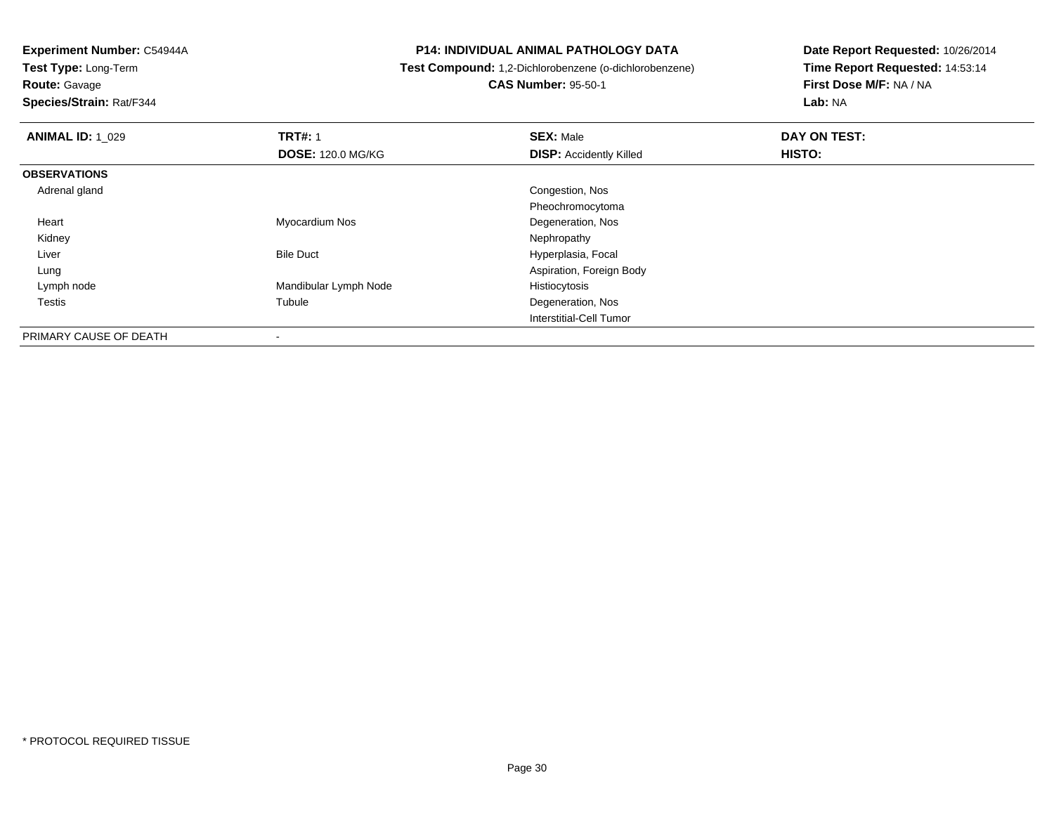**Experiment Number:** C54944A
**Test Type:** Long-Term
**Route:** Gavage
**Species/Strain:** Rat/F344

**P14: INDIVIDUAL ANIMAL PATHOLOGY DATA**
**Test Compound:** 1,2-Dichlorobenzene (o-dichlorobenzene)
**CAS Number:** 95-50-1

**Date Report Requested:** 10/26/2014
**Time Report Requested:** 14:53:14
**First Dose M/F:** NA / NA
**Lab:** NA

| **ANIMAL ID:** 1_029 | **TRT#:** 1 | **SEX:** Male | **DAY ON TEST:** |
|---|---|---|---|
| | **DOSE:** 120.0 MG/KG | **DISP:** Accidently Killed | **HISTO:** |
| **OBSERVATIONS** | | | |
| Adrenal gland | | Congestion, Nos | |
| | | Pheochromocytoma | |
| Heart | Myocardium Nos | Degeneration, Nos | |
| Kidney | | Nephropathy | |
| Liver | Bile Duct | Hyperplasia, Focal | |
| Lung | | Aspiration, Foreign Body | |
| Lymph node | Mandibular Lymph Node | Histiocytosis | |
| Testis | Tubule | Degeneration, Nos | |
| | | Interstitial-Cell Tumor | |
| PRIMARY CAUSE OF DEATH | - | | |

* PROTOCOL REQUIRED TISSUE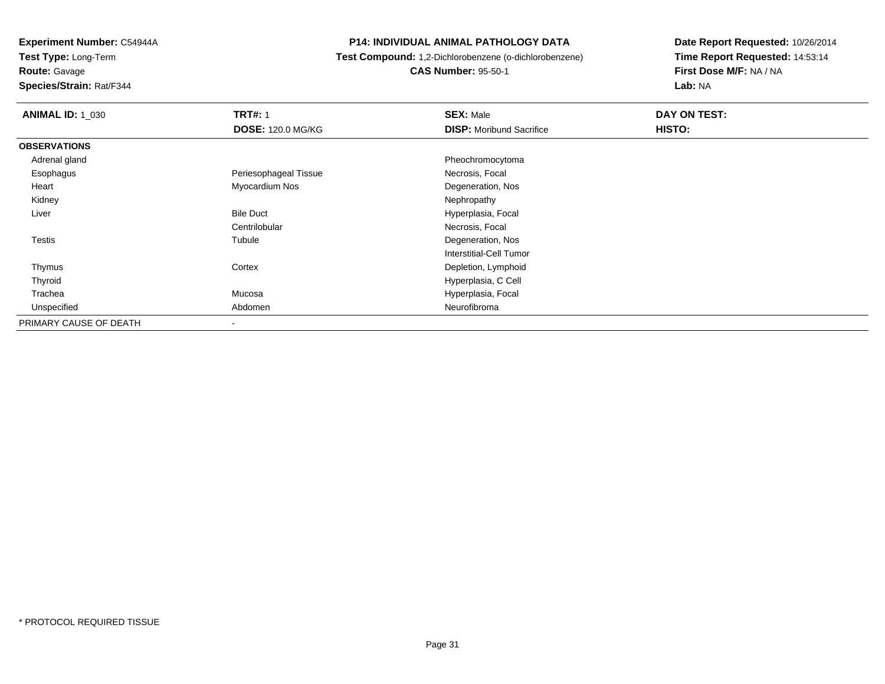**Experiment Number:** C54944A
**Test Type:** Long-Term
**Route:** Gavage
**Species/Strain:** Rat/F344

**P14: INDIVIDUAL ANIMAL PATHOLOGY DATA**
**Test Compound:** 1,2-Dichlorobenzene (o-dichlorobenzene)
**CAS Number:** 95-50-1

**Date Report Requested:** 10/26/2014
**Time Report Requested:** 14:53:14
**First Dose M/F:** NA / NA
**Lab:** NA

| **ANIMAL ID:** 1_030 | **TRT#:** 1 | **SEX:** Male | **DAY ON TEST:** |
|---|---|---|---|
| | **DOSE:** 120.0 MG/KG | **DISP:** Moribund Sacrifice | **HISTO:** |
| **OBSERVATIONS** | | | |
| Adrenal gland | | Pheochromocytoma | |
| Esophagus | Periesophageal Tissue | Necrosis, Focal | |
| Heart | Myocardium Nos | Degeneration, Nos | |
| Kidney | | Nephropathy | |
| Liver | Bile Duct | Hyperplasia, Focal | |
| | Centrilobular | Necrosis, Focal | |
| Testis | Tubule | Degeneration, Nos | |
| | | Interstitial-Cell Tumor | |
| Thymus | Cortex | Depletion, Lymphoid | |
| Thyroid | | Hyperplasia, C Cell | |
| Trachea | Mucosa | Hyperplasia, Focal | |
| Unspecified | Abdomen | Neurofibroma | |
| PRIMARY CAUSE OF DEATH | - | | |

* PROTOCOL REQUIRED TISSUE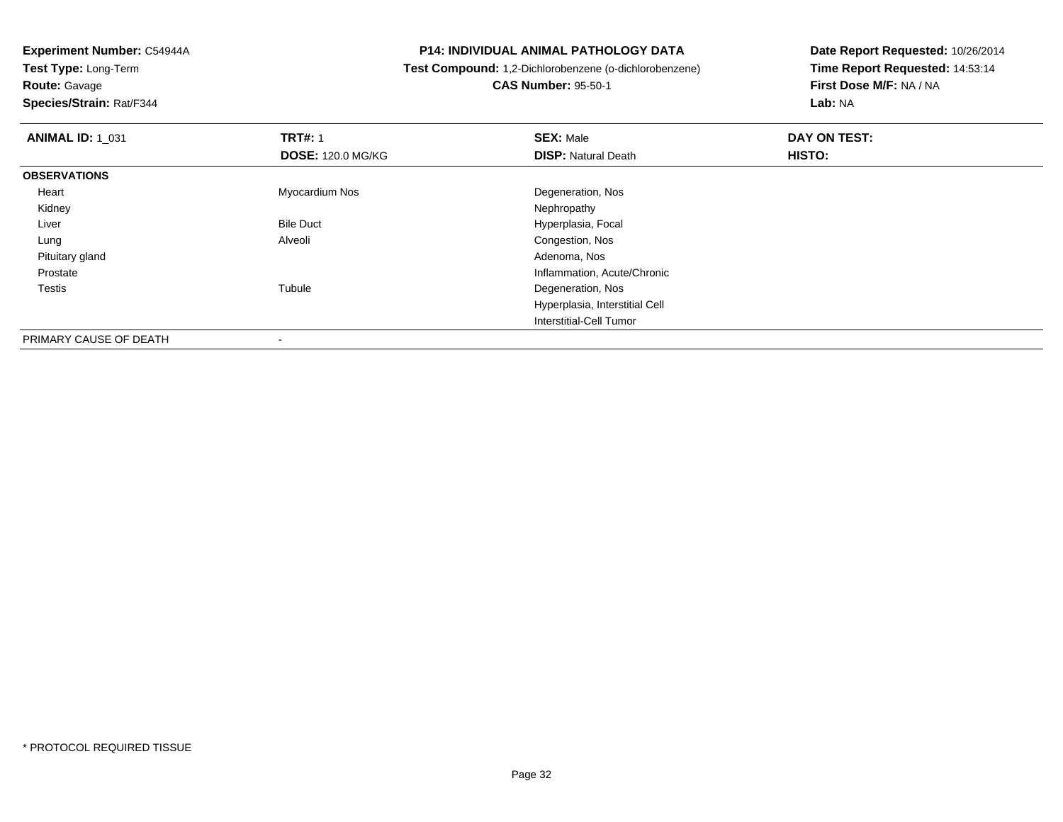**Experiment Number:** C54944A
**Test Type:** Long-Term
**Route:** Gavage
**Species/Strain:** Rat/F344

**P14: INDIVIDUAL ANIMAL PATHOLOGY DATA**
**Test Compound:** 1,2-Dichlorobenzene (o-dichlorobenzene)
**CAS Number:** 95-50-1

**Date Report Requested:** 10/26/2014
**Time Report Requested:** 14:53:14
**First Dose M/F:** NA / NA
**Lab:** NA

| **ANIMAL ID:** 1_031 | **TRT#:** 1 | **SEX:** Male | **DAY ON TEST:** |
|---|---|---|---|
| | **DOSE:** 120.0 MG/KG | **DISP:** Natural Death | **HISTO:** |
| **OBSERVATIONS** | | | |
| Heart | Myocardium Nos | Degeneration, Nos | |
| Kidney | | Nephropathy | |
| Liver | Bile Duct | Hyperplasia, Focal | |
| Lung | Alveoli | Congestion, Nos | |
| Pituitary gland | | Adenoma, Nos | |
| Prostate | | Inflammation, Acute/Chronic | |
| Testis | Tubule | Degeneration, Nos | |
| | | Hyperplasia, Interstitial Cell | |
| | | Interstitial-Cell Tumor | |
| PRIMARY CAUSE OF DEATH | - | | |

* PROTOCOL REQUIRED TISSUE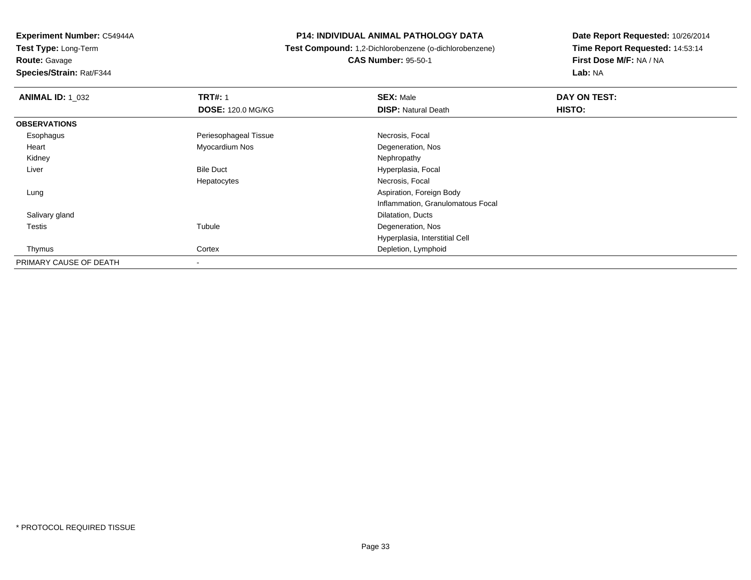**Experiment Number:** C54944A
**Test Type:** Long-Term
**Route:** Gavage
**Species/Strain:** Rat/F344

**P14: INDIVIDUAL ANIMAL PATHOLOGY DATA**
**Test Compound:** 1,2-Dichlorobenzene (o-dichlorobenzene)
**CAS Number:** 95-50-1

**Date Report Requested:** 10/26/2014
**Time Report Requested:** 14:53:14
**First Dose M/F:** NA / NA
**Lab:** NA

| **ANIMAL ID:** 1_032 | **TRT#:** 1 | **SEX:** Male | **DAY ON TEST:** |
|---|---|---|---|
| | **DOSE:** 120.0 MG/KG | **DISP:** Natural Death | **HISTO:** |
| **OBSERVATIONS** | | | |
| Esophagus | Periesophageal Tissue | Necrosis, Focal | |
| Heart | Myocardium Nos | Degeneration, Nos | |
| Kidney | | Nephropathy | |
| Liver | Bile Duct | Hyperplasia, Focal | |
| | Hepatocytes | Necrosis, Focal | |
| Lung | | Aspiration, Foreign Body | |
| | | Inflammation, Granulomatous Focal | |
| Salivary gland | | Dilatation, Ducts | |
| Testis | Tubule | Degeneration, Nos | |
| | | Hyperplasia, Interstitial Cell | |
| Thymus | Cortex | Depletion, Lymphoid | |
| PRIMARY CAUSE OF DEATH | - | | |

* PROTOCOL REQUIRED TISSUE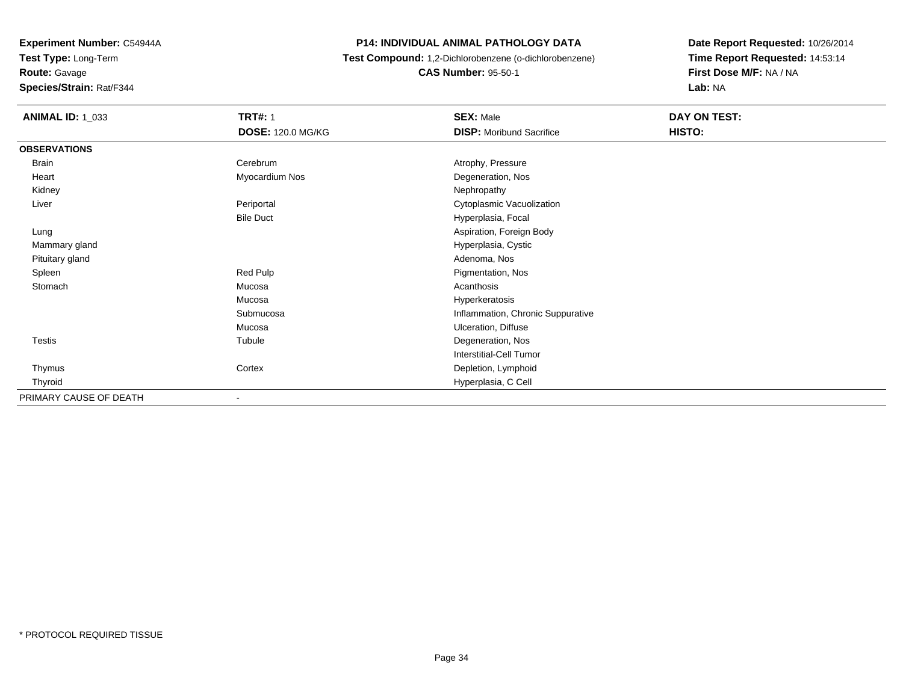**Experiment Number:** C54944A
**Test Type:** Long-Term
**Route:** Gavage
**Species/Strain:** Rat/F344

**P14: INDIVIDUAL ANIMAL PATHOLOGY DATA**
**Test Compound:** 1,2-Dichlorobenzene (o-dichlorobenzene)
**CAS Number:** 95-50-1

**Date Report Requested:** 10/26/2014
**Time Report Requested:** 14:53:14
**First Dose M/F:** NA / NA
**Lab:** NA

| **ANIMAL ID:** 1_033 | **TRT#:** 1 | **SEX:** Male | **DAY ON TEST:** |
|---|---|---|---|
| | **DOSE:** 120.0 MG/KG | **DISP:** Moribund Sacrifice | **HISTO:** |
| **OBSERVATIONS** | | | |
| Brain | Cerebrum | Atrophy, Pressure | |
| Heart | Myocardium Nos | Degeneration, Nos | |
| Kidney | | Nephropathy | |
| Liver | Periportal | Cytoplasmic Vacuolization | |
| | Bile Duct | Hyperplasia, Focal | |
| Lung | | Aspiration, Foreign Body | |
| Mammary gland | | Hyperplasia, Cystic | |
| Pituitary gland | | Adenoma, Nos | |
| Spleen | Red Pulp | Pigmentation, Nos | |
| Stomach | Mucosa | Acanthosis | |
| | Mucosa | Hyperkeratosis | |
| | Submucosa | Inflammation, Chronic Suppurative | |
| | Mucosa | Ulceration, Diffuse | |
| Testis | Tubule | Degeneration, Nos | |
| | | Interstitial-Cell Tumor | |
| Thymus | Cortex | Depletion, Lymphoid | |
| Thyroid | | Hyperplasia, C Cell | |
| PRIMARY CAUSE OF DEATH | - | | |

* PROTOCOL REQUIRED TISSUE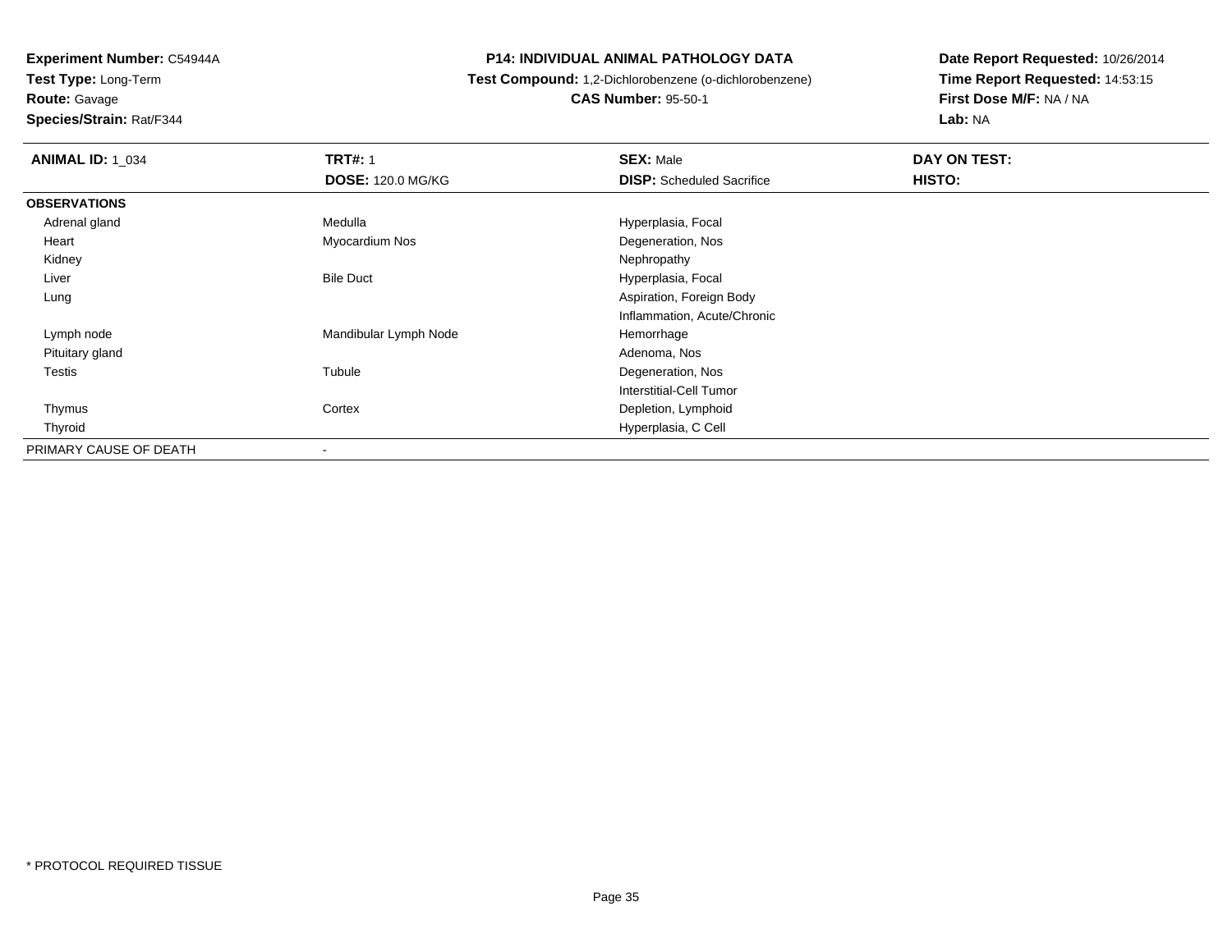**Experiment Number:** C54944A
**Test Type:** Long-Term
**Route:** Gavage
**Species/Strain:** Rat/F344

**P14: INDIVIDUAL ANIMAL PATHOLOGY DATA**
**Test Compound:** 1,2-Dichlorobenzene (o-dichlorobenzene)
**CAS Number:** 95-50-1

**Date Report Requested:** 10/26/2014
**Time Report Requested:** 14:53:15
**First Dose M/F:** NA / NA
**Lab:** NA

| **ANIMAL ID:** 1_034 | **TRT#:** 1 | **SEX:** Male | **DAY ON TEST:** |
|---|---|---|---|
| | **DOSE:** 120.0 MG/KG | **DISP:** Scheduled Sacrifice | **HISTO:** |
| **OBSERVATIONS** | | | |
| Adrenal gland | Medulla | Hyperplasia, Focal | |
| Heart | Myocardium Nos | Degeneration, Nos | |
| Kidney | | Nephropathy | |
| Liver | Bile Duct | Hyperplasia, Focal | |
| Lung | | Aspiration, Foreign Body | |
| | | Inflammation, Acute/Chronic | |
| Lymph node | Mandibular Lymph Node | Hemorrhage | |
| Pituitary gland | | Adenoma, Nos | |
| Testis | Tubule | Degeneration, Nos | |
| | | Interstitial-Cell Tumor | |
| Thymus | Cortex | Depletion, Lymphoid | |
| Thyroid | | Hyperplasia, C Cell | |
| PRIMARY CAUSE OF DEATH | - | | |

* PROTOCOL REQUIRED TISSUE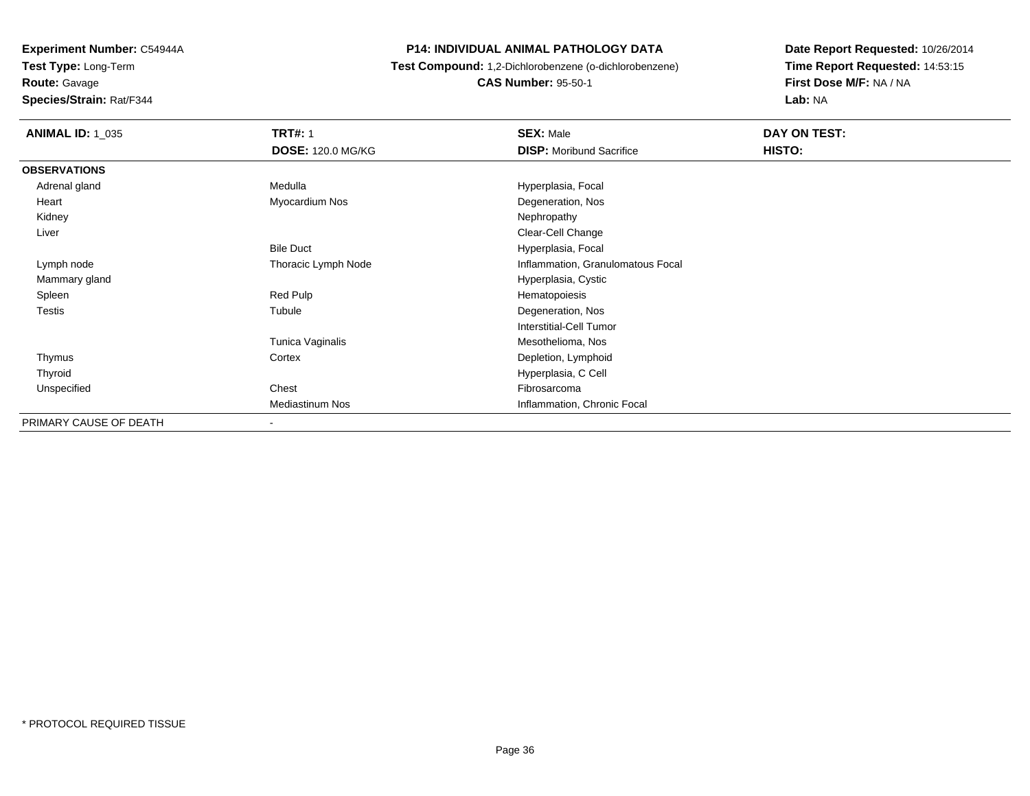**Experiment Number:** C54944A
**Test Type:** Long-Term
**Route:** Gavage
**Species/Strain:** Rat/F344

**P14: INDIVIDUAL ANIMAL PATHOLOGY DATA**
**Test Compound:** 1,2-Dichlorobenzene (o-dichlorobenzene)
**CAS Number:** 95-50-1

**Date Report Requested:** 10/26/2014
**Time Report Requested:** 14:53:15
**First Dose M/F:** NA / NA
**Lab:** NA

| **ANIMAL ID:** 1_035 | **TRT#:** 1 | **SEX:** Male | **DAY ON TEST:** |
|---|---|---|---|
| | **DOSE:** 120.0 MG/KG | **DISP:** Moribund Sacrifice | **HISTO:** |
| **OBSERVATIONS** | | | |
| Adrenal gland | Medulla | Hyperplasia, Focal | |
| Heart | Myocardium Nos | Degeneration, Nos | |
| Kidney | | Nephropathy | |
| Liver | | Clear-Cell Change | |
| | Bile Duct | Hyperplasia, Focal | |
| Lymph node | Thoracic Lymph Node | Inflammation, Granulomatous Focal | |
| Mammary gland | | Hyperplasia, Cystic | |
| Spleen | Red Pulp | Hematopoiesis | |
| Testis | Tubule | Degeneration, Nos | |
| | | Interstitial-Cell Tumor | |
| | Tunica Vaginalis | Mesothelioma, Nos | |
| Thymus | Cortex | Depletion, Lymphoid | |
| Thyroid | | Hyperplasia, C Cell | |
| Unspecified | Chest | Fibrosarcoma | |
| | Mediastinum Nos | Inflammation, Chronic Focal | |
| PRIMARY CAUSE OF DEATH | - | | |

* PROTOCOL REQUIRED TISSUE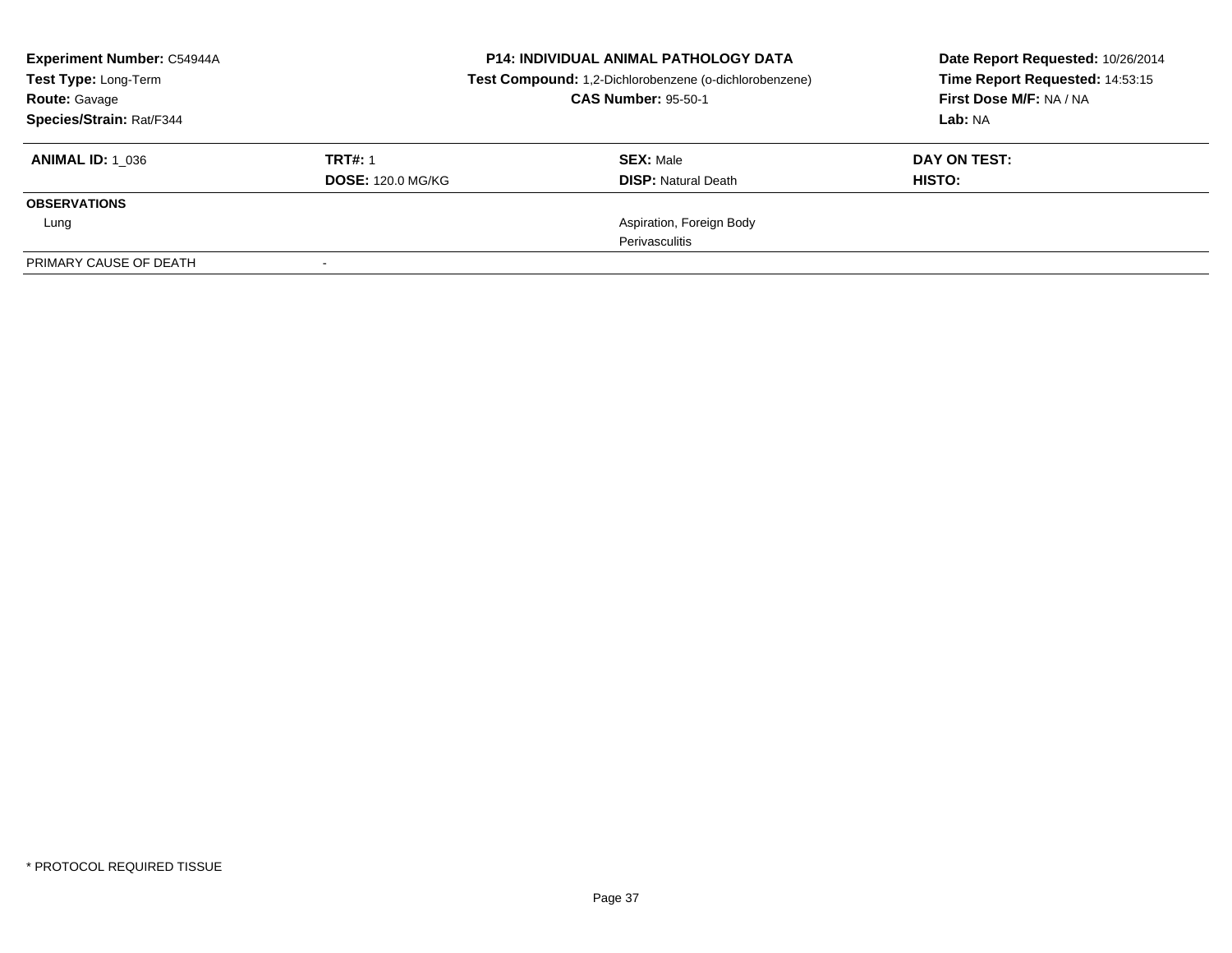**Experiment Number:** C54944A
**Test Type:** Long-Term
**Route:** Gavage
**Species/Strain:** Rat/F344

**P14: INDIVIDUAL ANIMAL PATHOLOGY DATA**
**Test Compound:** 1,2-Dichlorobenzene (o-dichlorobenzene)
**CAS Number:** 95-50-1

**Date Report Requested:** 10/26/2014
**Time Report Requested:** 14:53:15
**First Dose M/F:** NA / NA
**Lab:** NA

| **ANIMAL ID:** 1_036 | **TRT#:** 1 | **SEX:** Male | **DAY ON TEST:** |
|---|---|---|---|
| | **DOSE:** 120.0 MG/KG | **DISP:** Natural Death | **HISTO:** |
| **OBSERVATIONS** | | | |
| Lung | | Aspiration, Foreign Body | |
| | | Perivasculitis | |
| PRIMARY CAUSE OF DEATH | - | | |

* PROTOCOL REQUIRED TISSUE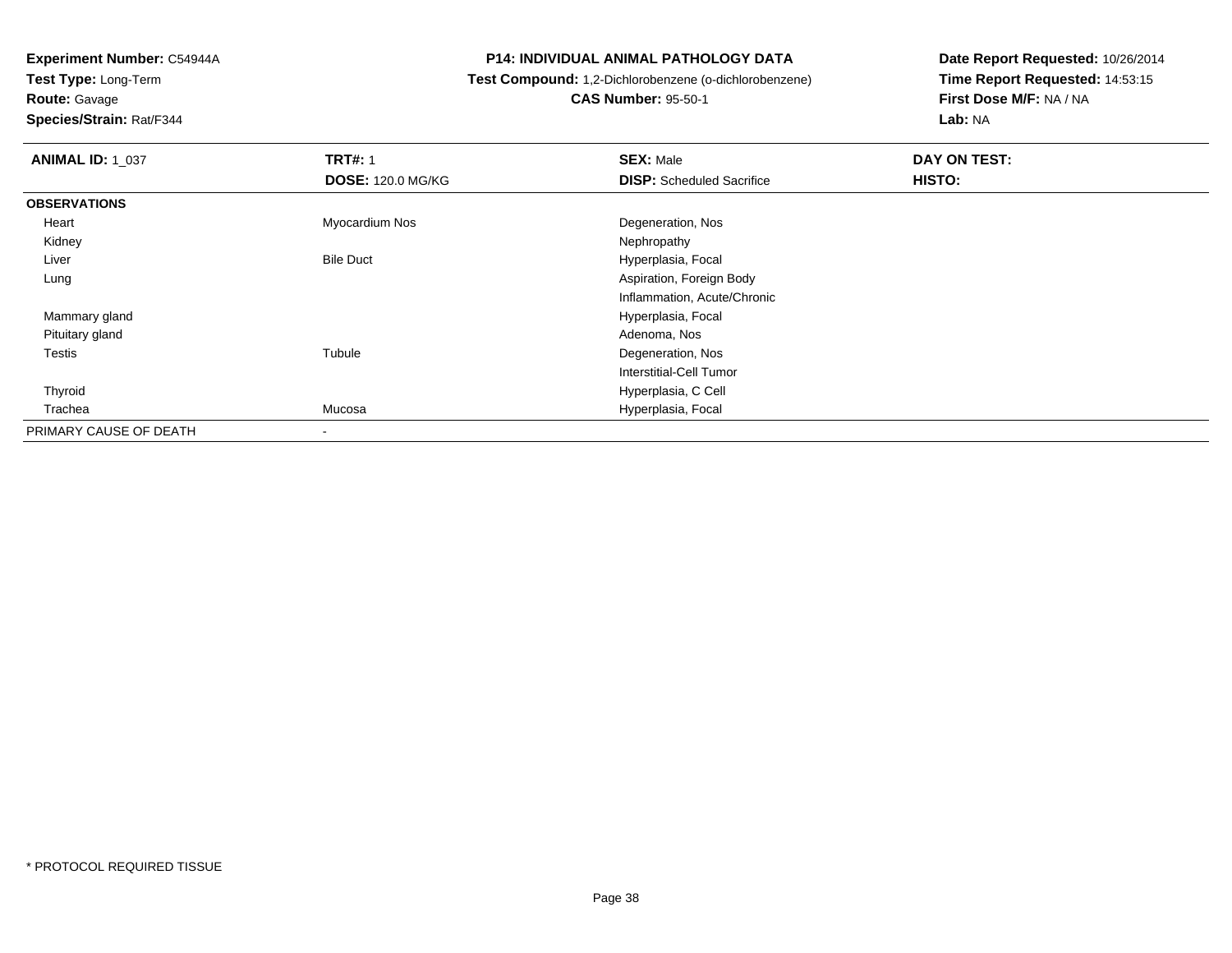**Experiment Number:** C54944A
**Test Type:** Long-Term
**Route:** Gavage
**Species/Strain:** Rat/F344

**P14: INDIVIDUAL ANIMAL PATHOLOGY DATA**
**Test Compound:** 1,2-Dichlorobenzene (o-dichlorobenzene)
**CAS Number:** 95-50-1

**Date Report Requested:** 10/26/2014
**Time Report Requested:** 14:53:15
**First Dose M/F:** NA / NA
**Lab:** NA

| **ANIMAL ID:** 1_037 | **TRT#:** 1 | **SEX:** Male | **DAY ON TEST:** |
|---|---|---|---|
| | **DOSE:** 120.0 MG/KG | **DISP:** Scheduled Sacrifice | **HISTO:** |
| **OBSERVATIONS** | | | |
| Heart | Myocardium Nos | Degeneration, Nos | |
| Kidney | | Nephropathy | |
| Liver | Bile Duct | Hyperplasia, Focal | |
| Lung | | Aspiration, Foreign Body | |
| | | Inflammation, Acute/Chronic | |
| Mammary gland | | Hyperplasia, Focal | |
| Pituitary gland | | Adenoma, Nos | |
| Testis | Tubule | Degeneration, Nos | |
| | | Interstitial-Cell Tumor | |
| Thyroid | | Hyperplasia, C Cell | |
| Trachea | Mucosa | Hyperplasia, Focal | |
| PRIMARY CAUSE OF DEATH | - | | |

* PROTOCOL REQUIRED TISSUE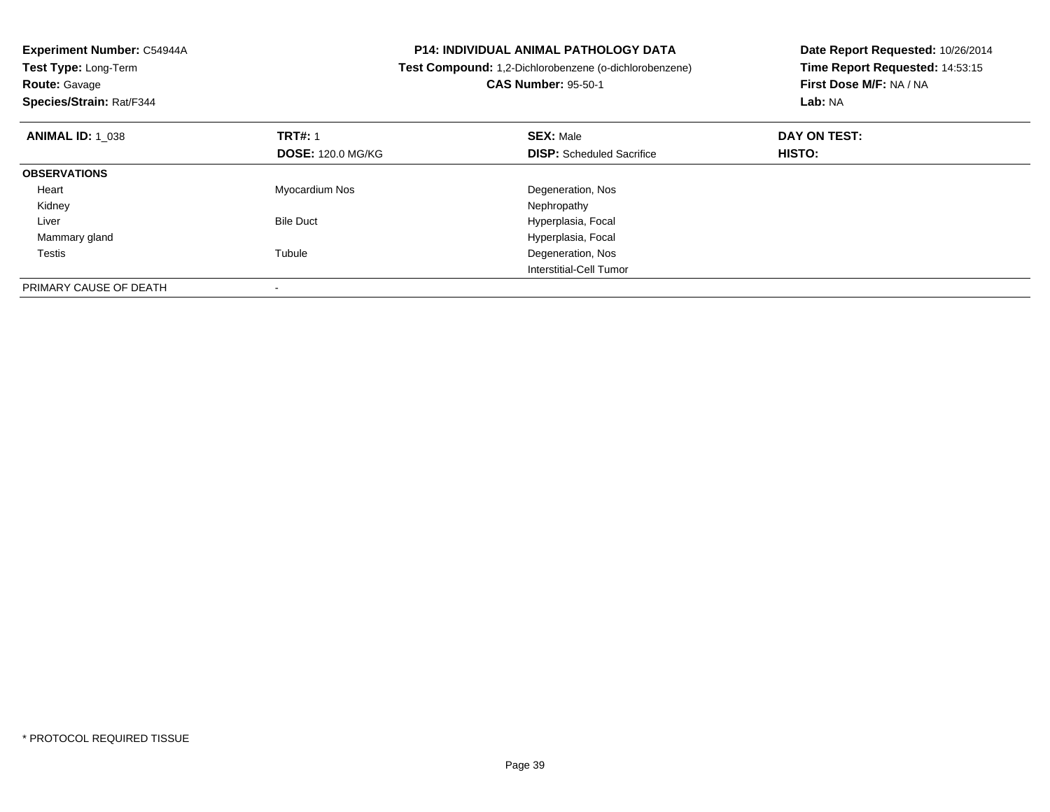**Experiment Number:** C54944A
**Test Type:** Long-Term
**Route:** Gavage
**Species/Strain:** Rat/F344

**P14: INDIVIDUAL ANIMAL PATHOLOGY DATA**
**Test Compound:** 1,2-Dichlorobenzene (o-dichlorobenzene)
**CAS Number:** 95-50-1

**Date Report Requested:** 10/26/2014
**Time Report Requested:** 14:53:15
**First Dose M/F:** NA / NA
**Lab:** NA

| **ANIMAL ID:** 1_038 | **TRT#:** 1 | **SEX:** Male | **DAY ON TEST:** |
|---|---|---|---|
| | **DOSE:** 120.0 MG/KG | **DISP:** Scheduled Sacrifice | **HISTO:** |
| **OBSERVATIONS** | | | |
| Heart | Myocardium Nos | Degeneration, Nos | |
| Kidney | | Nephropathy | |
| Liver | Bile Duct | Hyperplasia, Focal | |
| Mammary gland | | Hyperplasia, Focal | |
| Testis | Tubule | Degeneration, Nos | |
| | | Interstitial-Cell Tumor | |
| PRIMARY CAUSE OF DEATH | - | | |

* PROTOCOL REQUIRED TISSUE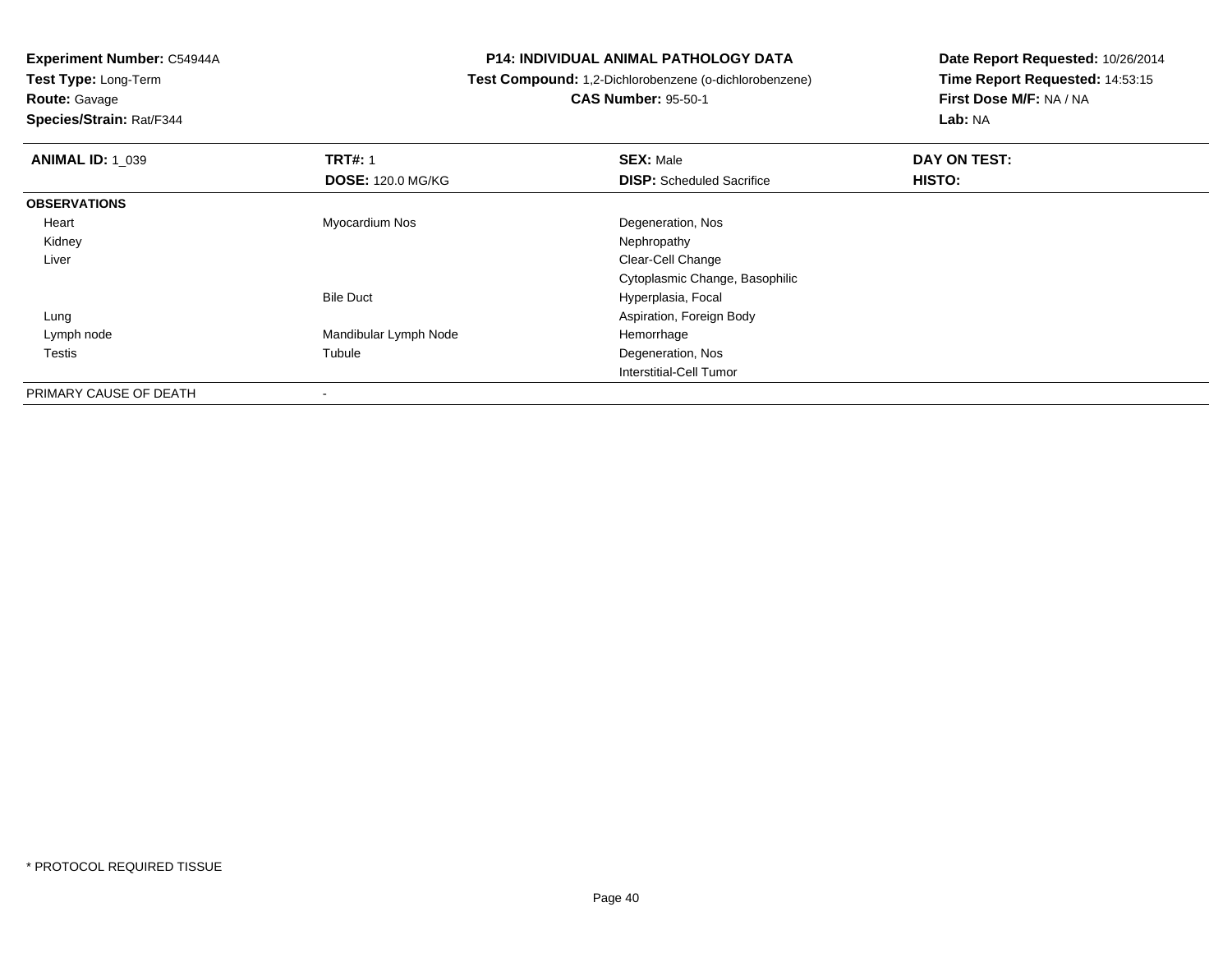**Experiment Number:** C54944A
**Test Type:** Long-Term
**Route:** Gavage
**Species/Strain:** Rat/F344

**P14: INDIVIDUAL ANIMAL PATHOLOGY DATA**
**Test Compound:** 1,2-Dichlorobenzene (o-dichlorobenzene)
**CAS Number:** 95-50-1

**Date Report Requested:** 10/26/2014
**Time Report Requested:** 14:53:15
**First Dose M/F:** NA / NA
**Lab:** NA

| **ANIMAL ID:** 1_039 | **TRT#:** 1 | **SEX:** Male | **DAY ON TEST:** |
|---|---|---|---|
| | **DOSE:** 120.0 MG/KG | **DISP:** Scheduled Sacrifice | **HISTO:** |
| **OBSERVATIONS** | | | |
| Heart | Myocardium Nos | Degeneration, Nos | |
| Kidney | | Nephropathy | |
| Liver | | Clear-Cell Change | |
| | | Cytoplasmic Change, Basophilic | |
| | Bile Duct | Hyperplasia, Focal | |
| Lung | | Aspiration, Foreign Body | |
| Lymph node | Mandibular Lymph Node | Hemorrhage | |
| Testis | Tubule | Degeneration, Nos | |
| | | Interstitial-Cell Tumor | |
| PRIMARY CAUSE OF DEATH | - | | |

\* PROTOCOL REQUIRED TISSUE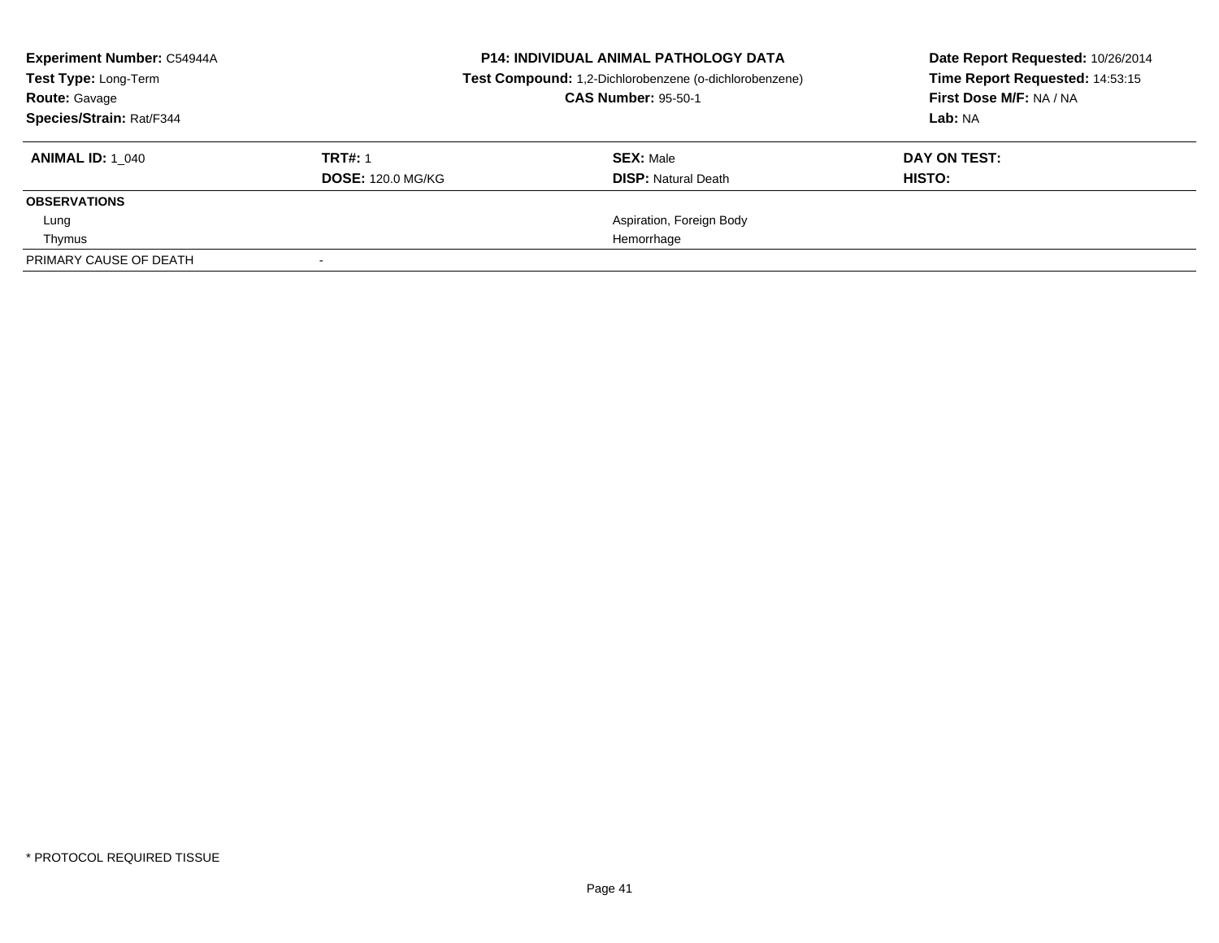**Experiment Number:** C54944A
**Test Type:** Long-Term
**Route:** Gavage
**Species/Strain:** Rat/F344

**P14: INDIVIDUAL ANIMAL PATHOLOGY DATA**
**Test Compound:** 1,2-Dichlorobenzene (o-dichlorobenzene)
**CAS Number:** 95-50-1

**Date Report Requested:** 10/26/2014
**Time Report Requested:** 14:53:15
**First Dose M/F:** NA / NA
**Lab:** NA

| **ANIMAL ID:** 1_040 | **TRT#:** 1 | **SEX:** Male | **DAY ON TEST:** |
|---|---|---|---|
| | **DOSE:** 120.0 MG/KG | **DISP:** Natural Death | **HISTO:** |
| **OBSERVATIONS** | | | |
| Lung | | Aspiration, Foreign Body | |
| Thymus | | Hemorrhage | |
| PRIMARY CAUSE OF DEATH | - | | |

\* PROTOCOL REQUIRED TISSUE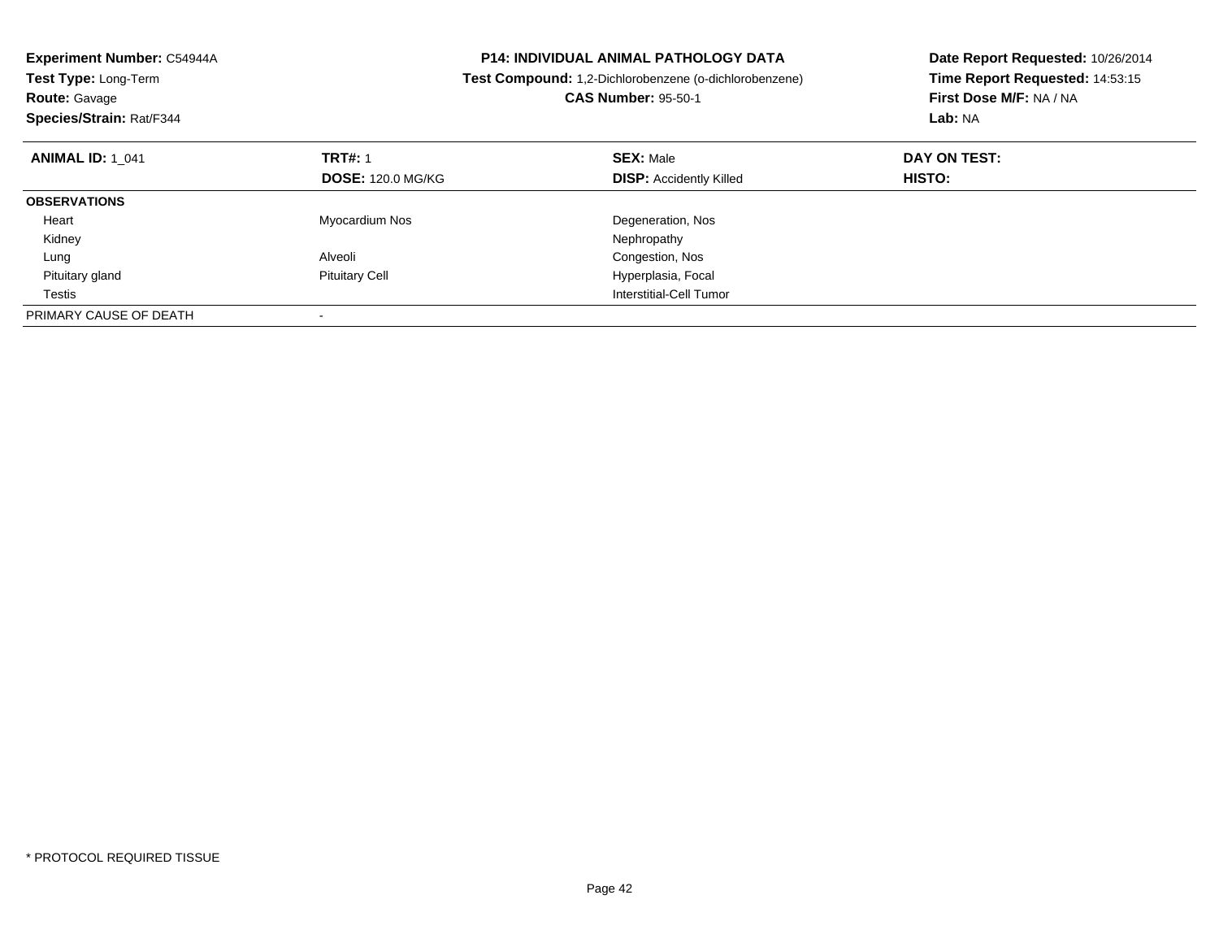**Experiment Number:** C54944A
**Test Type:** Long-Term
**Route:** Gavage
**Species/Strain:** Rat/F344

**P14: INDIVIDUAL ANIMAL PATHOLOGY DATA**
**Test Compound:** 1,2-Dichlorobenzene (o-dichlorobenzene)
**CAS Number:** 95-50-1

**Date Report Requested:** 10/26/2014
**Time Report Requested:** 14:53:15
**First Dose M/F:** NA / NA
**Lab:** NA

| **ANIMAL ID:** 1_041 | **TRT#:** 1 | **SEX:** Male | **DAY ON TEST:** |
|---|---|---|---|
| | **DOSE:** 120.0 MG/KG | **DISP:** Accidently Killed | **HISTO:** |
| **OBSERVATIONS** | | | |
| Heart | Myocardium Nos | Degeneration, Nos | |
| Kidney | | Nephropathy | |
| Lung | Alveoli | Congestion, Nos | |
| Pituitary gland | Pituitary Cell | Hyperplasia, Focal | |
| Testis | | Interstitial-Cell Tumor | |
| PRIMARY CAUSE OF DEATH | - | | |

* PROTOCOL REQUIRED TISSUE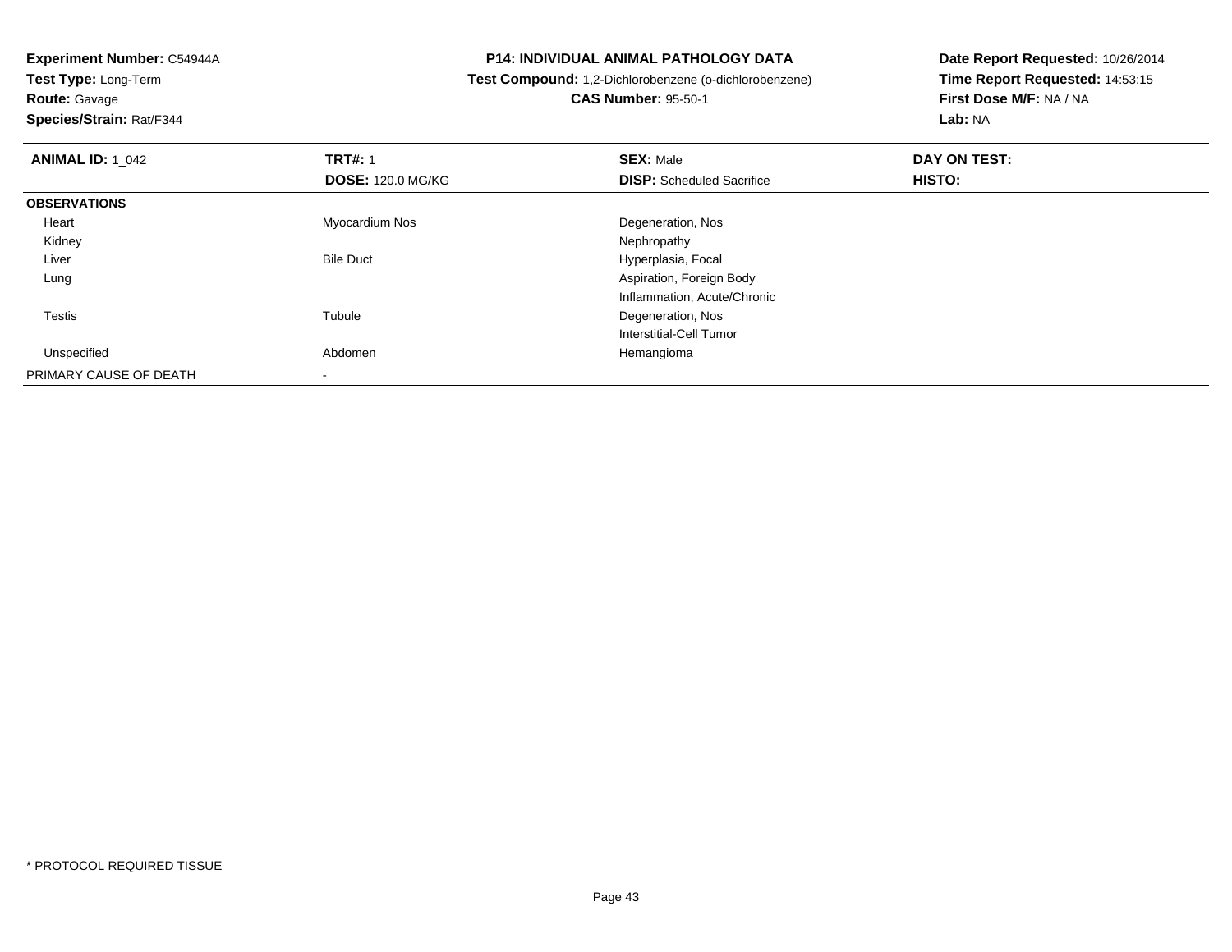**Experiment Number:** C54944A
**Test Type:** Long-Term
**Route:** Gavage
**Species/Strain:** Rat/F344

## P14: INDIVIDUAL ANIMAL PATHOLOGY DATA

**Test Compound:** 1,2-Dichlorobenzene (o-dichlorobenzene)
**CAS Number:** 95-50-1

**Date Report Requested:** 10/26/2014
**Time Report Requested:** 14:53:15
**First Dose M/F:** NA / NA
**Lab:** NA

| **ANIMAL ID:** 1_042 | **TRT#:** 1 | **SEX:** Male | **DAY ON TEST:** |
|---|---|---|---|
| | **DOSE:** 120.0 MG/KG | **DISP:** Scheduled Sacrifice | **HISTO:** |
| **OBSERVATIONS** | | | |
| Heart | Myocardium Nos | Degeneration, Nos | |
| Kidney | | Nephropathy | |
| Liver | Bile Duct | Hyperplasia, Focal | |
| Lung | | Aspiration, Foreign Body | |
| | | Inflammation, Acute/Chronic | |
| Testis | Tubule | Degeneration, Nos | |
| | | Interstitial-Cell Tumor | |
| Unspecified | Abdomen | Hemangioma | |
| PRIMARY CAUSE OF DEATH | - | | |

* PROTOCOL REQUIRED TISSUE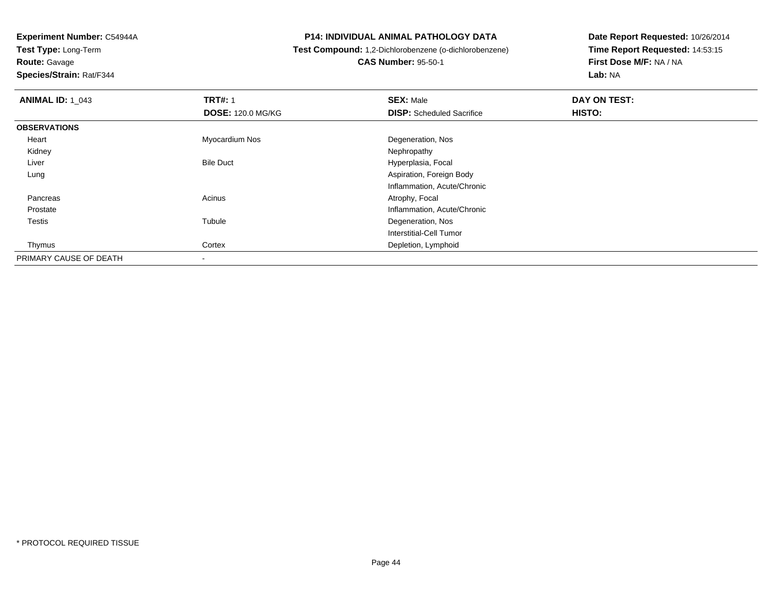**Experiment Number:** C54944A
**Test Type:** Long-Term
**Route:** Gavage
**Species/Strain:** Rat/F344

**P14: INDIVIDUAL ANIMAL PATHOLOGY DATA**
**Test Compound:** 1,2-Dichlorobenzene (o-dichlorobenzene)
**CAS Number:** 95-50-1

**Date Report Requested:** 10/26/2014
**Time Report Requested:** 14:53:15
**First Dose M/F:** NA / NA
**Lab:** NA

| **ANIMAL ID:** 1_043 | **TRT#:** 1 | **SEX:** Male | **DAY ON TEST:** |
|---|---|---|---|
| | **DOSE:** 120.0 MG/KG | **DISP:** Scheduled Sacrifice | **HISTO:** |
| **OBSERVATIONS** | | | |
| Heart | Myocardium Nos | Degeneration, Nos | |
| Kidney | | Nephropathy | |
| Liver | Bile Duct | Hyperplasia, Focal | |
| Lung | | Aspiration, Foreign Body | |
| | | Inflammation, Acute/Chronic | |
| Pancreas | Acinus | Atrophy, Focal | |
| Prostate | | Inflammation, Acute/Chronic | |
| Testis | Tubule | Degeneration, Nos | |
| | | Interstitial-Cell Tumor | |
| Thymus | Cortex | Depletion, Lymphoid | |
| PRIMARY CAUSE OF DEATH | - | | |

* PROTOCOL REQUIRED TISSUE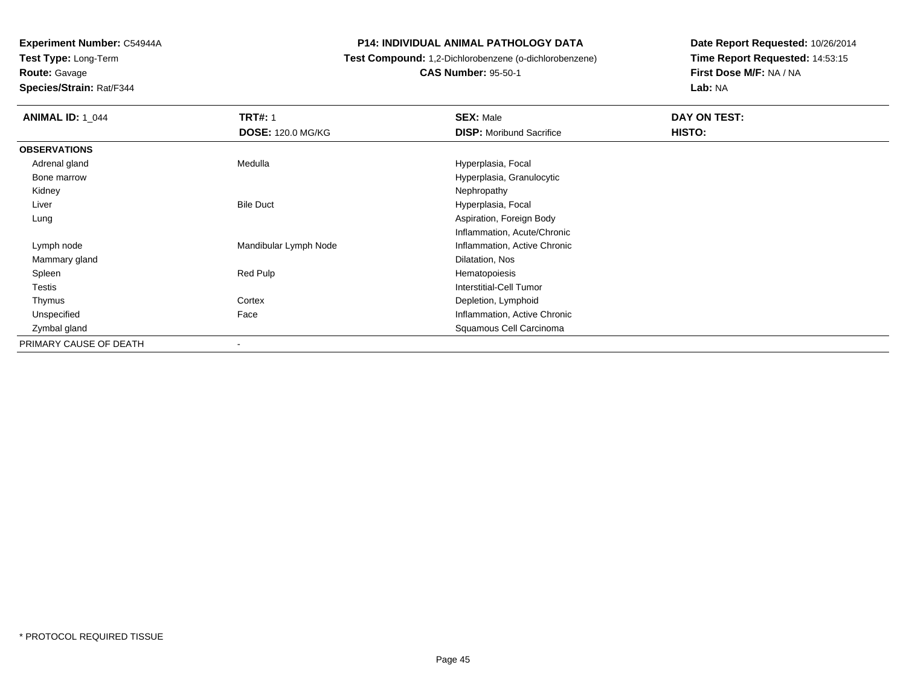**Experiment Number:** C54944A
**Test Type:** Long-Term
**Route:** Gavage
**Species/Strain:** Rat/F344

# P14: INDIVIDUAL ANIMAL PATHOLOGY DATA

**Test Compound:** 1,2-Dichlorobenzene (o-dichlorobenzene)
**CAS Number:** 95-50-1

**Date Report Requested:** 10/26/2014
**Time Report Requested:** 14:53:15
**First Dose M/F:** NA / NA
**Lab:** NA

| **ANIMAL ID:** 1_044 | **TRT#:** 1 | **SEX:** Male | **DAY ON TEST:** |
|---|---|---|---|
| | **DOSE:** 120.0 MG/KG | **DISP:** Moribund Sacrifice | **HISTO:** |
| **OBSERVATIONS** | | | |
| Adrenal gland | Medulla | Hyperplasia, Focal | |
| Bone marrow | | Hyperplasia, Granulocytic | |
| Kidney | | Nephropathy | |
| Liver | Bile Duct | Hyperplasia, Focal | |
| Lung | | Aspiration, Foreign Body | |
| | | Inflammation, Acute/Chronic | |
| Lymph node | Mandibular Lymph Node | Inflammation, Active Chronic | |
| Mammary gland | | Dilatation, Nos | |
| Spleen | Red Pulp | Hematopoiesis | |
| Testis | | Interstitial-Cell Tumor | |
| Thymus | Cortex | Depletion, Lymphoid | |
| Unspecified | Face | Inflammation, Active Chronic | |
| Zymbal gland | | Squamous Cell Carcinoma | |
| PRIMARY CAUSE OF DEATH | - | | |

* PROTOCOL REQUIRED TISSUE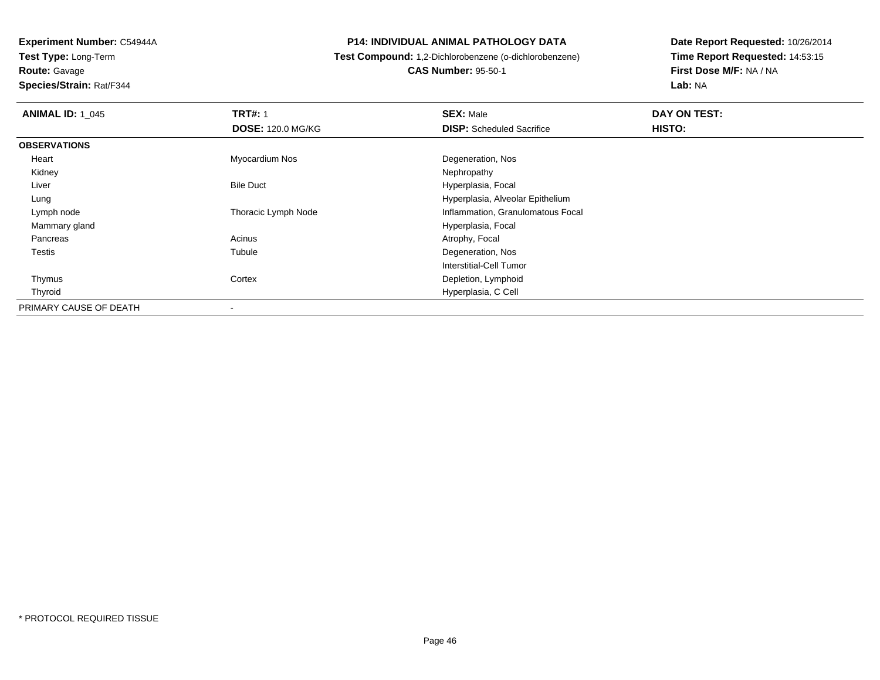**Experiment Number:** C54944A
**Test Type:** Long-Term
**Route:** Gavage
**Species/Strain:** Rat/F344

**P14: INDIVIDUAL ANIMAL PATHOLOGY DATA**
**Test Compound:** 1,2-Dichlorobenzene (o-dichlorobenzene)
**CAS Number:** 95-50-1

**Date Report Requested:** 10/26/2014
**Time Report Requested:** 14:53:15
**First Dose M/F:** NA / NA
**Lab:** NA

| **ANIMAL ID:** 1_045 | **TRT#:** 1 | **SEX:** Male | **DAY ON TEST:** |
|---|---|---|---|
| | **DOSE:** 120.0 MG/KG | **DISP:** Scheduled Sacrifice | **HISTO:** |
| **OBSERVATIONS** | | | |
| Heart | Myocardium Nos | Degeneration, Nos | |
| Kidney | | Nephropathy | |
| Liver | Bile Duct | Hyperplasia, Focal | |
| Lung | | Hyperplasia, Alveolar Epithelium | |
| Lymph node | Thoracic Lymph Node | Inflammation, Granulomatous Focal | |
| Mammary gland | | Hyperplasia, Focal | |
| Pancreas | Acinus | Atrophy, Focal | |
| Testis | Tubule | Degeneration, Nos | |
| | | Interstitial-Cell Tumor | |
| Thymus | Cortex | Depletion, Lymphoid | |
| Thyroid | | Hyperplasia, C Cell | |
| PRIMARY CAUSE OF DEATH | - | | |

\* PROTOCOL REQUIRED TISSUE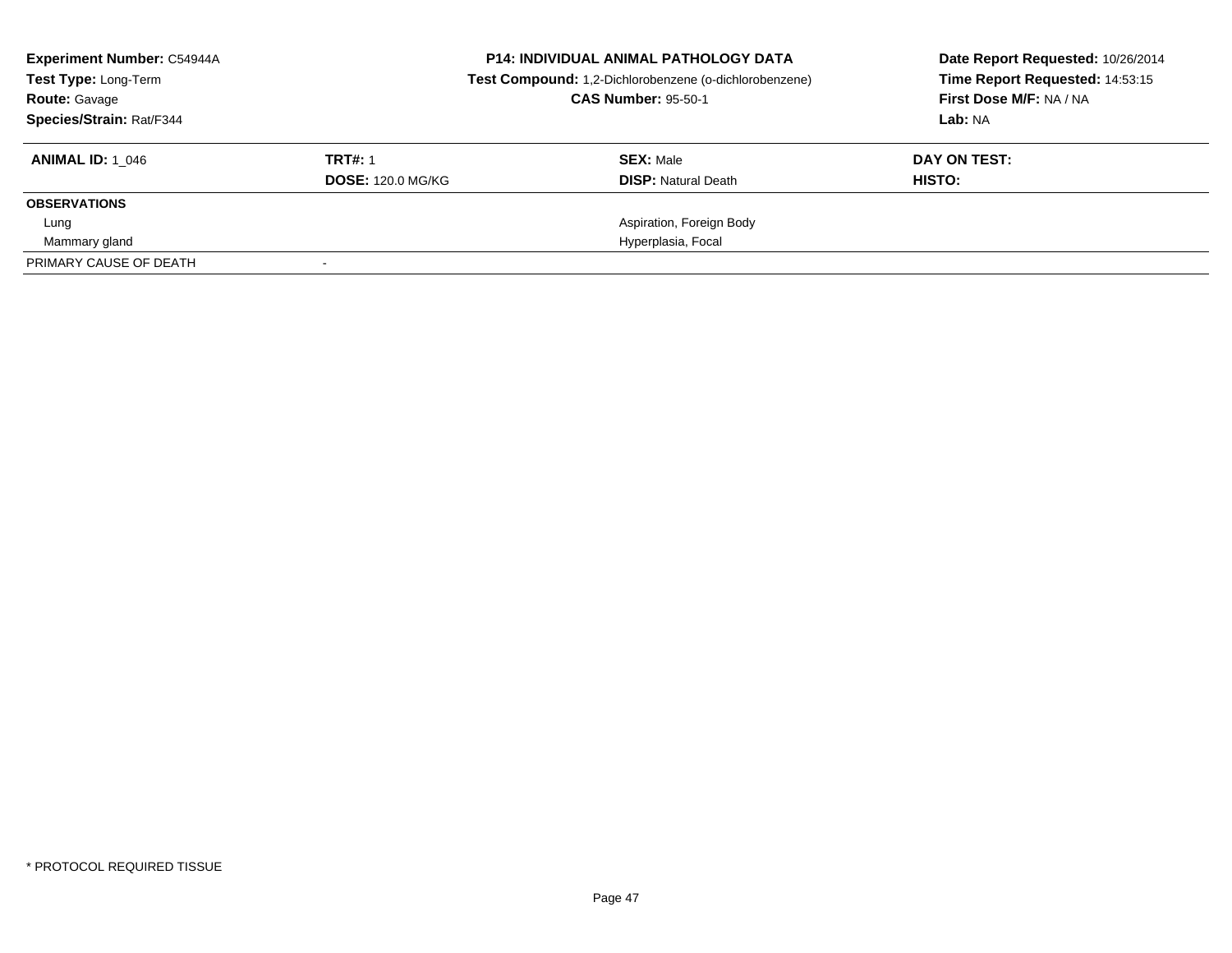**Experiment Number:** C54944A
**Test Type:** Long-Term
**Route:** Gavage
**Species/Strain:** Rat/F344

**P14: INDIVIDUAL ANIMAL PATHOLOGY DATA**
**Test Compound:** 1,2-Dichlorobenzene (o-dichlorobenzene)
**CAS Number:** 95-50-1

**Date Report Requested:** 10/26/2014
**Time Report Requested:** 14:53:15
**First Dose M/F:** NA / NA
**Lab:** NA

| **ANIMAL ID:** 1_046 | **TRT#:** 1 | **SEX:** Male | **DAY ON TEST:** |
|---|---|---|---|
| | **DOSE:** 120.0 MG/KG | **DISP:** Natural Death | **HISTO:** |
| **OBSERVATIONS** | | | |
| Lung | | Aspiration, Foreign Body | |
| Mammary gland | | Hyperplasia, Focal | |
| PRIMARY CAUSE OF DEATH | - | | |

* PROTOCOL REQUIRED TISSUE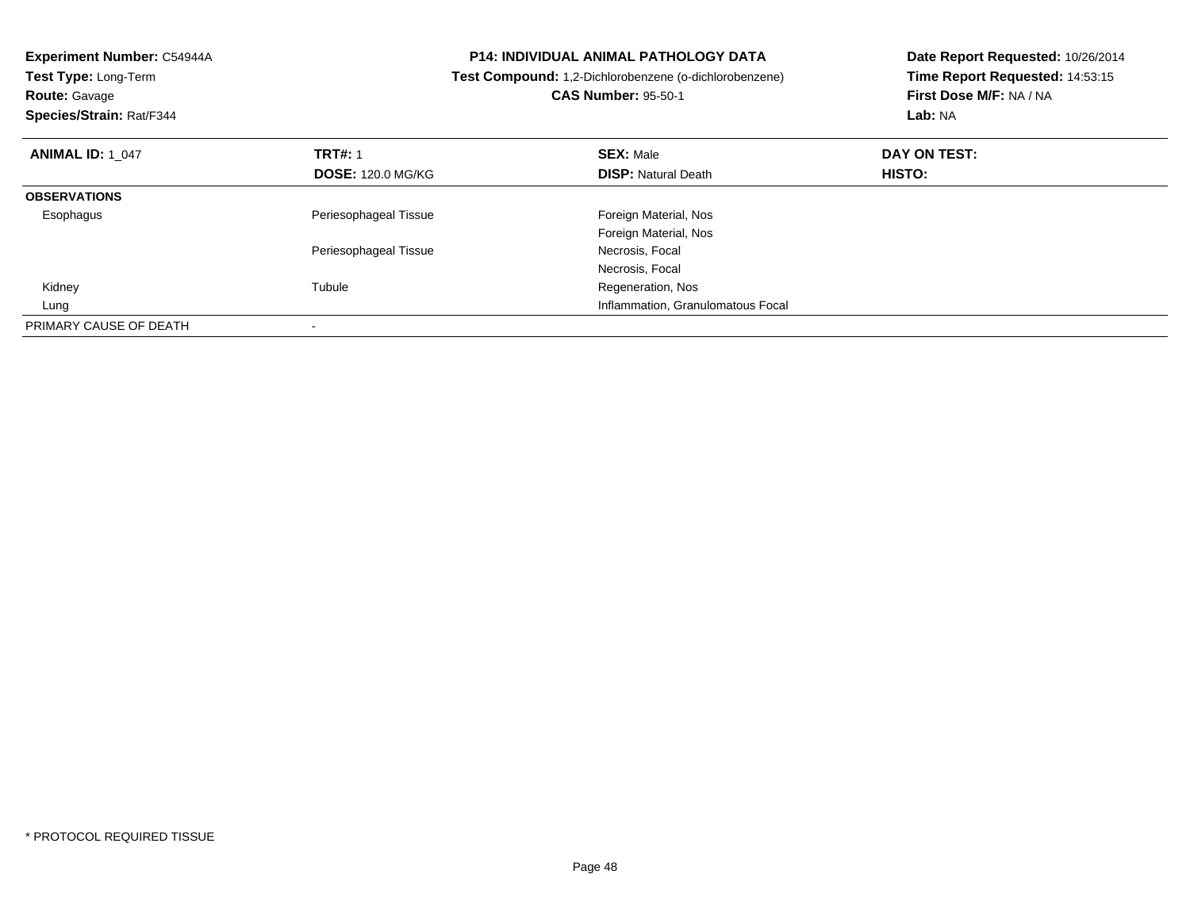**Experiment Number:** C54944A
**Test Type:** Long-Term
**Route:** Gavage
**Species/Strain:** Rat/F344

**P14: INDIVIDUAL ANIMAL PATHOLOGY DATA**
**Test Compound:** 1,2-Dichlorobenzene (o-dichlorobenzene)
**CAS Number:** 95-50-1

**Date Report Requested:** 10/26/2014
**Time Report Requested:** 14:53:15
**First Dose M/F:** NA / NA
**Lab:** NA

| **ANIMAL ID:** 1_047 | **TRT#:** 1 | **SEX:** Male | **DAY ON TEST:** |
|---|---|---|---|
| | **DOSE:** 120.0 MG/KG | **DISP:** Natural Death | **HISTO:** |
| **OBSERVATIONS** | | | |
| Esophagus | Periesophageal Tissue | Foreign Material, Nos | |
| | | Foreign Material, Nos | |
| | Periesophageal Tissue | Necrosis, Focal | |
| | | Necrosis, Focal | |
| Kidney | Tubule | Regeneration, Nos | |
| Lung | | Inflammation, Granulomatous Focal | |
| PRIMARY CAUSE OF DEATH | - | | |

* PROTOCOL REQUIRED TISSUE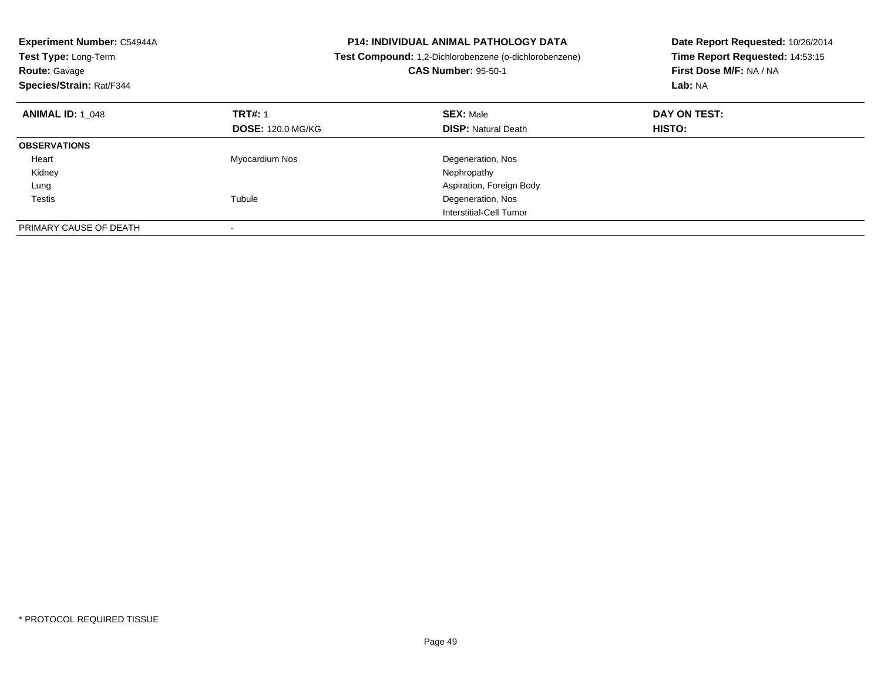**Experiment Number:** C54944A
**Test Type:** Long-Term
**Route:** Gavage
**Species/Strain:** Rat/F344

**P14: INDIVIDUAL ANIMAL PATHOLOGY DATA**
**Test Compound:** 1,2-Dichlorobenzene (o-dichlorobenzene)
**CAS Number:** 95-50-1

**Date Report Requested:** 10/26/2014
**Time Report Requested:** 14:53:15
**First Dose M/F:** NA / NA
**Lab:** NA

| **ANIMAL ID:** 1_048 | **TRT#:** 1 | **SEX:** Male | **DAY ON TEST:** |
|---|---|---|---|
| | **DOSE:** 120.0 MG/KG | **DISP:** Natural Death | **HISTO:** |
| **OBSERVATIONS** | | | |
| Heart | Myocardium Nos | Degeneration, Nos | |
| Kidney | | Nephropathy | |
| Lung | | Aspiration, Foreign Body | |
| Testis | Tubule | Degeneration, Nos | |
| | | Interstitial-Cell Tumor | |
| PRIMARY CAUSE OF DEATH | - | | |

* PROTOCOL REQUIRED TISSUE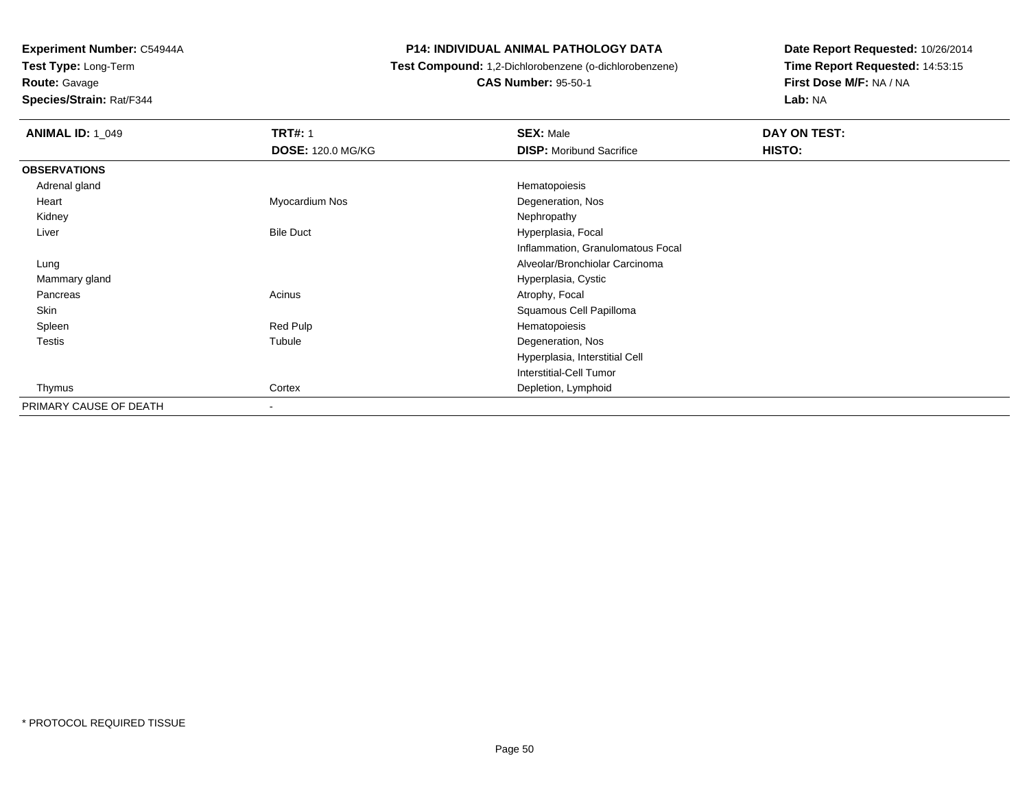**Experiment Number:** C54944A
**Test Type:** Long-Term
**Route:** Gavage
**Species/Strain:** Rat/F344

## P14: INDIVIDUAL ANIMAL PATHOLOGY DATA

**Test Compound:** 1,2-Dichlorobenzene (o-dichlorobenzene)
**CAS Number:** 95-50-1

**Date Report Requested:** 10/26/2014
**Time Report Requested:** 14:53:15
**First Dose M/F:** NA / NA
**Lab:** NA

| **ANIMAL ID:** 1_049 | **TRT#:** 1 | **SEX:** Male | **DAY ON TEST:** |
|---|---|---|---|
| | **DOSE:** 120.0 MG/KG | **DISP:** Moribund Sacrifice | **HISTO:** |
| **OBSERVATIONS** | | | |
| Adrenal gland | | Hematopoiesis | |
| Heart | Myocardium Nos | Degeneration, Nos | |
| Kidney | | Nephropathy | |
| Liver | Bile Duct | Hyperplasia, Focal | |
| | | Inflammation, Granulomatous Focal | |
| Lung | | Alveolar/Bronchiolar Carcinoma | |
| Mammary gland | | Hyperplasia, Cystic | |
| Pancreas | Acinus | Atrophy, Focal | |
| Skin | | Squamous Cell Papilloma | |
| Spleen | Red Pulp | Hematopoiesis | |
| Testis | Tubule | Degeneration, Nos | |
| | | Hyperplasia, Interstitial Cell | |
| | | Interstitial-Cell Tumor | |
| Thymus | Cortex | Depletion, Lymphoid | |
| PRIMARY CAUSE OF DEATH | - | | |

* PROTOCOL REQUIRED TISSUE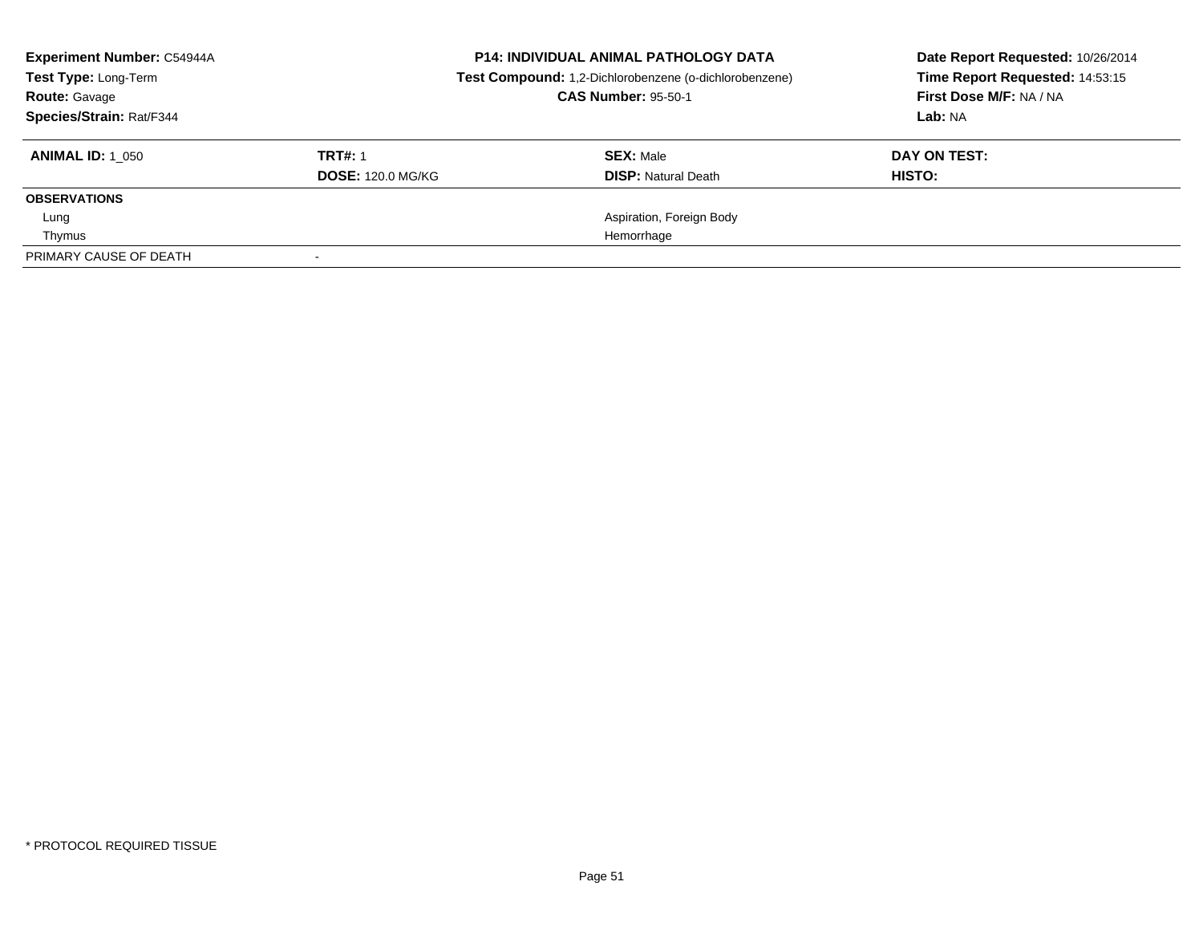**Experiment Number:** C54944A
**Test Type:** Long-Term
**Route:** Gavage
**Species/Strain:** Rat/F344

**P14: INDIVIDUAL ANIMAL PATHOLOGY DATA**
**Test Compound:** 1,2-Dichlorobenzene (o-dichlorobenzene)
**CAS Number:** 95-50-1

**Date Report Requested:** 10/26/2014
**Time Report Requested:** 14:53:15
**First Dose M/F:** NA / NA
**Lab:** NA

| **ANIMAL ID:** 1_050 | **TRT#:** 1<br>**DOSE:** 120.0 MG/KG | **SEX:** Male<br>**DISP:** Natural Death | **DAY ON TEST:**<br>**HISTO:** |
|---|---|---|---|
| **OBSERVATIONS** | | | |
| Lung | | Aspiration, Foreign Body | |
| Thymus | | Hemorrhage | |
| PRIMARY CAUSE OF DEATH | - | | |

* PROTOCOL REQUIRED TISSUE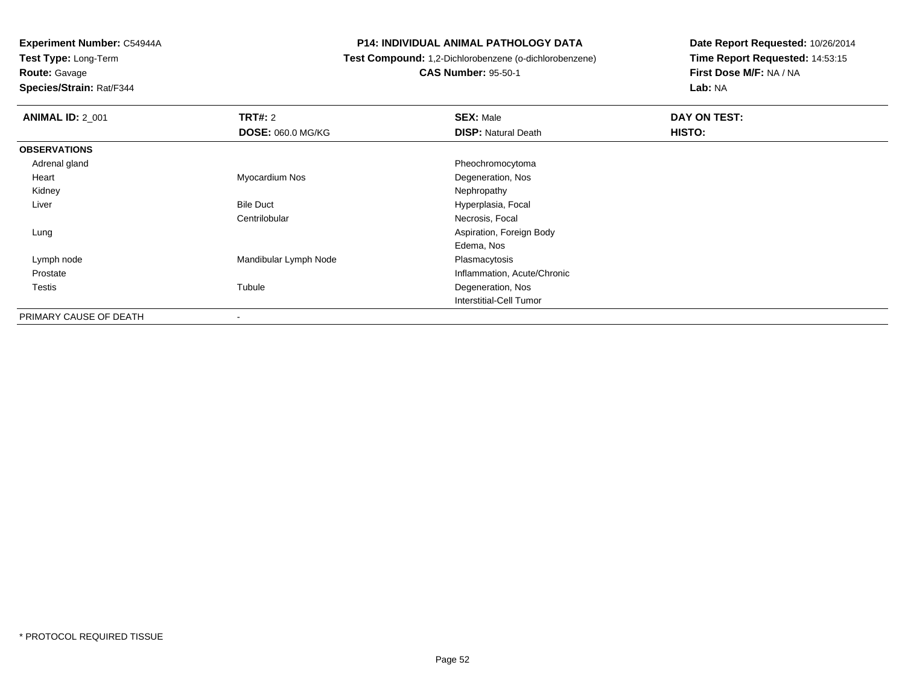**Experiment Number:** C54944A
**Test Type:** Long-Term
**Route:** Gavage
**Species/Strain:** Rat/F344

**P14: INDIVIDUAL ANIMAL PATHOLOGY DATA**
**Test Compound:** 1,2-Dichlorobenzene (o-dichlorobenzene)
**CAS Number:** 95-50-1

**Date Report Requested:** 10/26/2014
**Time Report Requested:** 14:53:15
**First Dose M/F:** NA / NA
**Lab:** NA

| **ANIMAL ID:** 2_001 | **TRT#:** 2 | **SEX:** Male | **DAY ON TEST:** |
|---|---|---|---|
| | **DOSE:** 060.0 MG/KG | **DISP:** Natural Death | **HISTO:** |
| **OBSERVATIONS** | | | |
| Adrenal gland | | Pheochromocytoma | |
| Heart | Myocardium Nos | Degeneration, Nos | |
| Kidney | | Nephropathy | |
| Liver | Bile Duct | Hyperplasia, Focal | |
| | Centrilobular | Necrosis, Focal | |
| Lung | | Aspiration, Foreign Body | |
| | | Edema, Nos | |
| Lymph node | Mandibular Lymph Node | Plasmacytosis | |
| Prostate | | Inflammation, Acute/Chronic | |
| Testis | Tubule | Degeneration, Nos | |
| | | Interstitial-Cell Tumor | |
| PRIMARY CAUSE OF DEATH | - | | |

* PROTOCOL REQUIRED TISSUE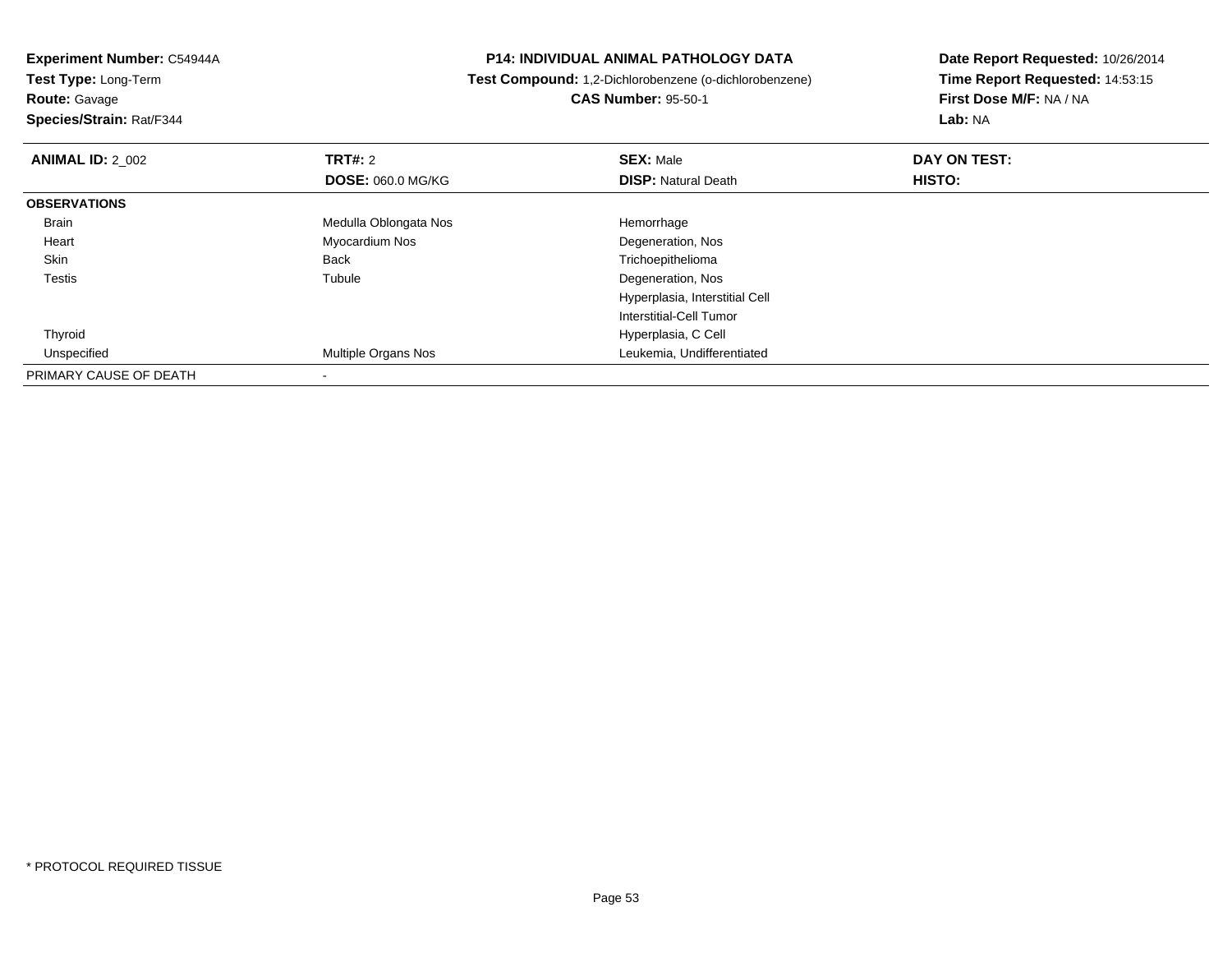**Experiment Number:** C54944A
**Test Type:** Long-Term
**Route:** Gavage
**Species/Strain:** Rat/F344

**P14: INDIVIDUAL ANIMAL PATHOLOGY DATA**
**Test Compound:** 1,2-Dichlorobenzene (o-dichlorobenzene)
**CAS Number:** 95-50-1

**Date Report Requested:** 10/26/2014
**Time Report Requested:** 14:53:15
**First Dose M/F:** NA / NA
**Lab:** NA

| **ANIMAL ID:** 2_002 | **TRT#:** 2 | **SEX:** Male | **DAY ON TEST:** |
|---|---|---|---|
| | **DOSE:** 060.0 MG/KG | **DISP:** Natural Death | **HISTO:** |
| **OBSERVATIONS** | | | |
| Brain | Medulla Oblongata Nos | Hemorrhage | |
| Heart | Myocardium Nos | Degeneration, Nos | |
| Skin | Back | Trichoepithelioma | |
| Testis | Tubule | Degeneration, Nos | |
| | | Hyperplasia, Interstitial Cell | |
| | | Interstitial-Cell Tumor | |
| Thyroid | | Hyperplasia, C Cell | |
| Unspecified | Multiple Organs Nos | Leukemia, Undifferentiated | |
| PRIMARY CAUSE OF DEATH | - | | |

* PROTOCOL REQUIRED TISSUE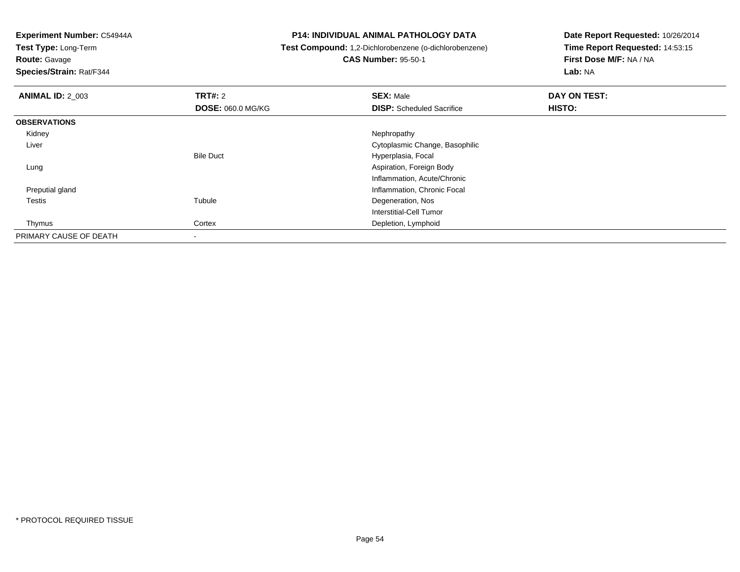**Experiment Number:** C54944A
**Test Type:** Long-Term
**Route:** Gavage
**Species/Strain:** Rat/F344

**P14: INDIVIDUAL ANIMAL PATHOLOGY DATA**
**Test Compound:** 1,2-Dichlorobenzene (o-dichlorobenzene)
**CAS Number:** 95-50-1

**Date Report Requested:** 10/26/2014
**Time Report Requested:** 14:53:15
**First Dose M/F:** NA / NA
**Lab:** NA

| **ANIMAL ID:** 2_003 | **TRT#:** 2 | **SEX:** Male | **DAY ON TEST:** |
|---|---|---|---|
| | **DOSE:** 060.0 MG/KG | **DISP:** Scheduled Sacrifice | **HISTO:** |
| **OBSERVATIONS** | | | |
| Kidney | | Nephropathy | |
| Liver | | Cytoplasmic Change, Basophilic | |
| | Bile Duct | Hyperplasia, Focal | |
| Lung | | Aspiration, Foreign Body | |
| | | Inflammation, Acute/Chronic | |
| Preputial gland | | Inflammation, Chronic Focal | |
| Testis | Tubule | Degeneration, Nos | |
| | | Interstitial-Cell Tumor | |
| Thymus | Cortex | Depletion, Lymphoid | |
| PRIMARY CAUSE OF DEATH | - | | |

* PROTOCOL REQUIRED TISSUE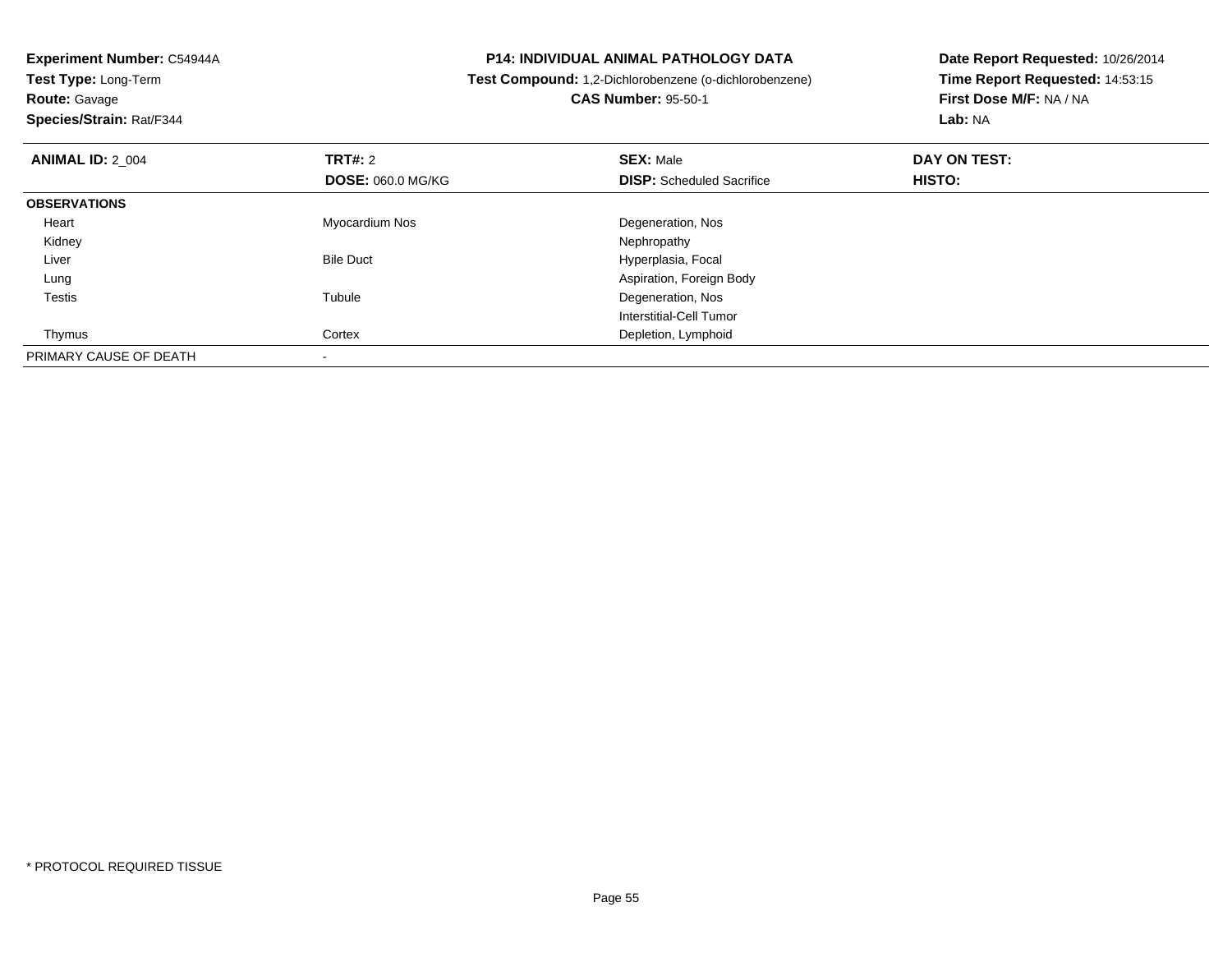**Experiment Number:** C54944A
**Test Type:** Long-Term
**Route:** Gavage
**Species/Strain:** Rat/F344

**P14: INDIVIDUAL ANIMAL PATHOLOGY DATA**
**Test Compound:** 1,2-Dichlorobenzene (o-dichlorobenzene)
**CAS Number:** 95-50-1

**Date Report Requested:** 10/26/2014
**Time Report Requested:** 14:53:15
**First Dose M/F:** NA / NA
**Lab:** NA

| **ANIMAL ID:** 2_004 | **TRT#:** 2 | **SEX:** Male | **DAY ON TEST:** |
|---|---|---|---|
| | **DOSE:** 060.0 MG/KG | **DISP:** Scheduled Sacrifice | **HISTO:** |
| **OBSERVATIONS** | | | |
| Heart | Myocardium Nos | Degeneration, Nos | |
| Kidney | | Nephropathy | |
| Liver | Bile Duct | Hyperplasia, Focal | |
| Lung | | Aspiration, Foreign Body | |
| Testis | Tubule | Degeneration, Nos | |
| | | Interstitial-Cell Tumor | |
| Thymus | Cortex | Depletion, Lymphoid | |
| PRIMARY CAUSE OF DEATH | - | | |

* PROTOCOL REQUIRED TISSUE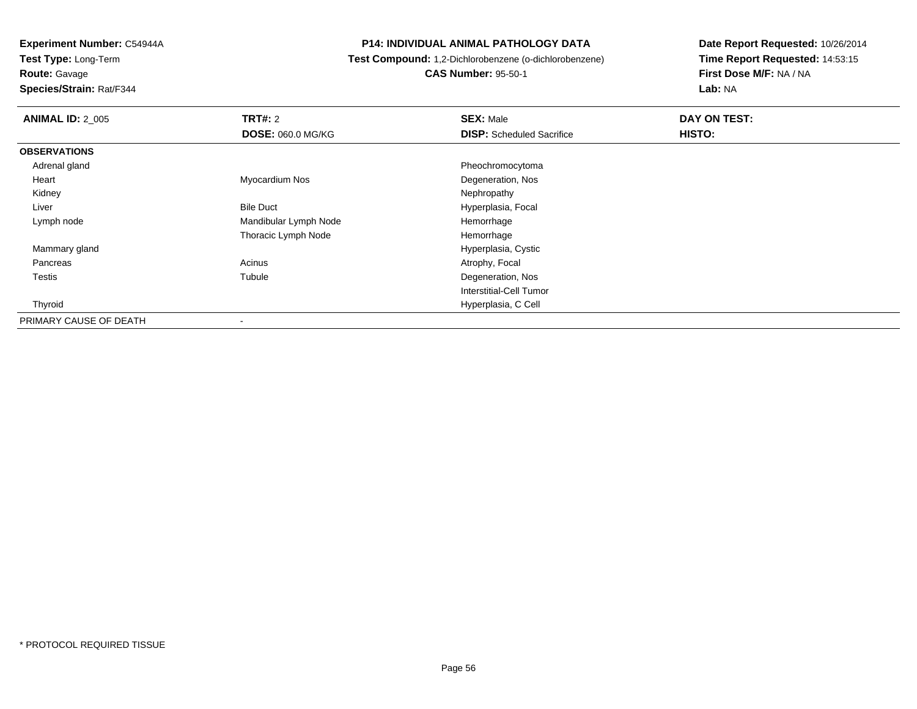**Experiment Number:** C54944A
**Test Type:** Long-Term
**Route:** Gavage
**Species/Strain:** Rat/F344

# P14: INDIVIDUAL ANIMAL PATHOLOGY DATA

**Test Compound:** 1,2-Dichlorobenzene (o-dichlorobenzene)
**CAS Number:** 95-50-1

**Date Report Requested:** 10/26/2014
**Time Report Requested:** 14:53:15
**First Dose M/F:** NA / NA
**Lab:** NA

| **ANIMAL ID:** 2_005 | **TRT#:** 2 | **SEX:** Male | **DAY ON TEST:** |
|---|---|---|---|
| | **DOSE:** 060.0 MG/KG | **DISP:** Scheduled Sacrifice | **HISTO:** |
| **OBSERVATIONS** | | | |
| Adrenal gland | | Pheochromocytoma | |
| Heart | Myocardium Nos | Degeneration, Nos | |
| Kidney | | Nephropathy | |
| Liver | Bile Duct | Hyperplasia, Focal | |
| Lymph node | Mandibular Lymph Node | Hemorrhage | |
| | Thoracic Lymph Node | Hemorrhage | |
| Mammary gland | | Hyperplasia, Cystic | |
| Pancreas | Acinus | Atrophy, Focal | |
| Testis | Tubule | Degeneration, Nos | |
| | | Interstitial-Cell Tumor | |
| Thyroid | | Hyperplasia, C Cell | |
| PRIMARY CAUSE OF DEATH | - | | |

\* PROTOCOL REQUIRED TISSUE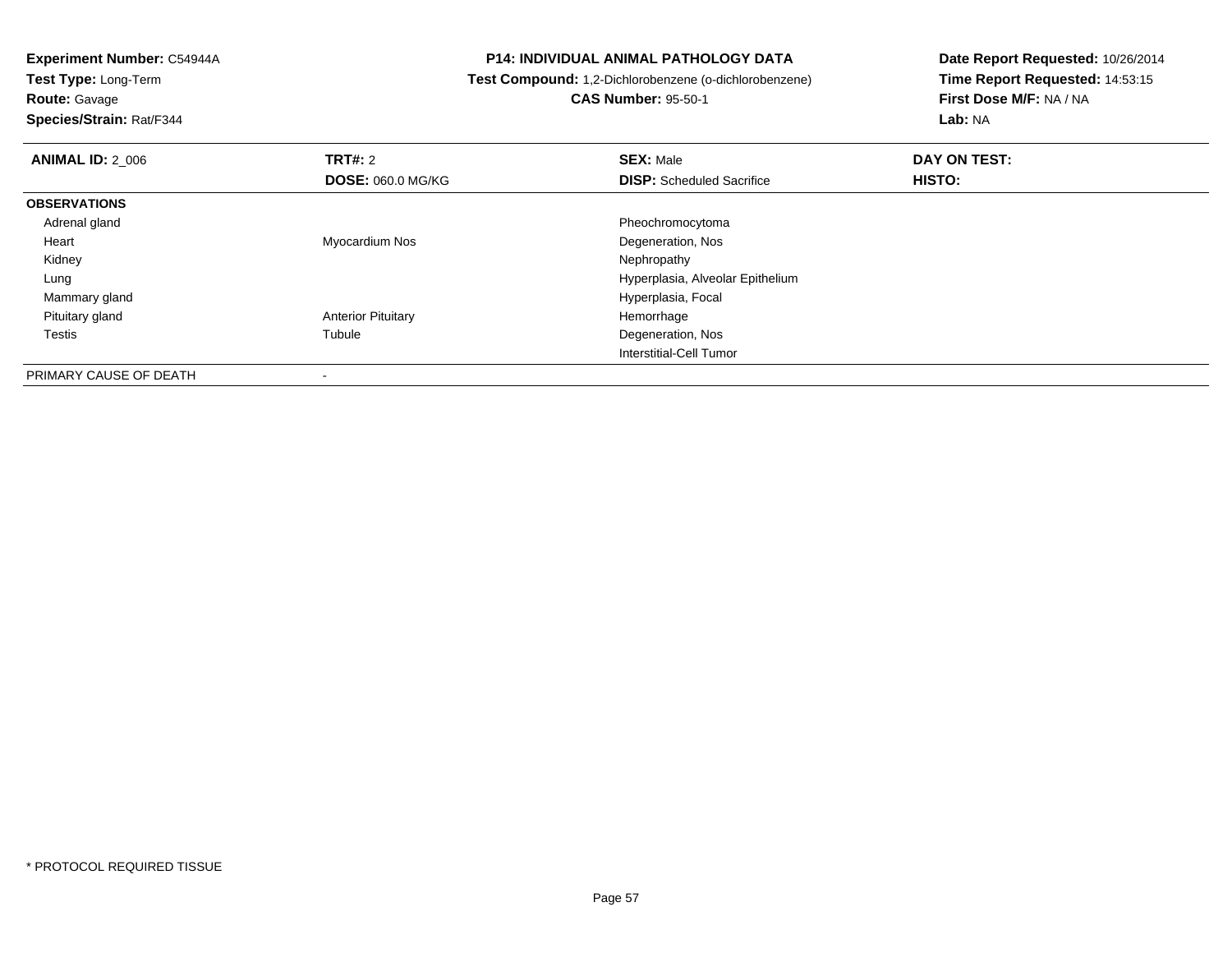**Experiment Number:** C54944A
**Test Type:** Long-Term
**Route:** Gavage
**Species/Strain:** Rat/F344

**P14: INDIVIDUAL ANIMAL PATHOLOGY DATA**
**Test Compound:** 1,2-Dichlorobenzene (o-dichlorobenzene)
**CAS Number:** 95-50-1

**Date Report Requested:** 10/26/2014
**Time Report Requested:** 14:53:15
**First Dose M/F:** NA / NA
**Lab:** NA

| **ANIMAL ID:** 2_006 | **TRT#:** 2 | **SEX:** Male | **DAY ON TEST:** |
|---|---|---|---|
| | **DOSE:** 060.0 MG/KG | **DISP:** Scheduled Sacrifice | **HISTO:** |
| **OBSERVATIONS** | | | |
| Adrenal gland | | Pheochromocytoma | |
| Heart | Myocardium Nos | Degeneration, Nos | |
| Kidney | | Nephropathy | |
| Lung | | Hyperplasia, Alveolar Epithelium | |
| Mammary gland | | Hyperplasia, Focal | |
| Pituitary gland | Anterior Pituitary | Hemorrhage | |
| Testis | Tubule | Degeneration, Nos | |
| | | Interstitial-Cell Tumor | |
| PRIMARY CAUSE OF DEATH | - | | |

* PROTOCOL REQUIRED TISSUE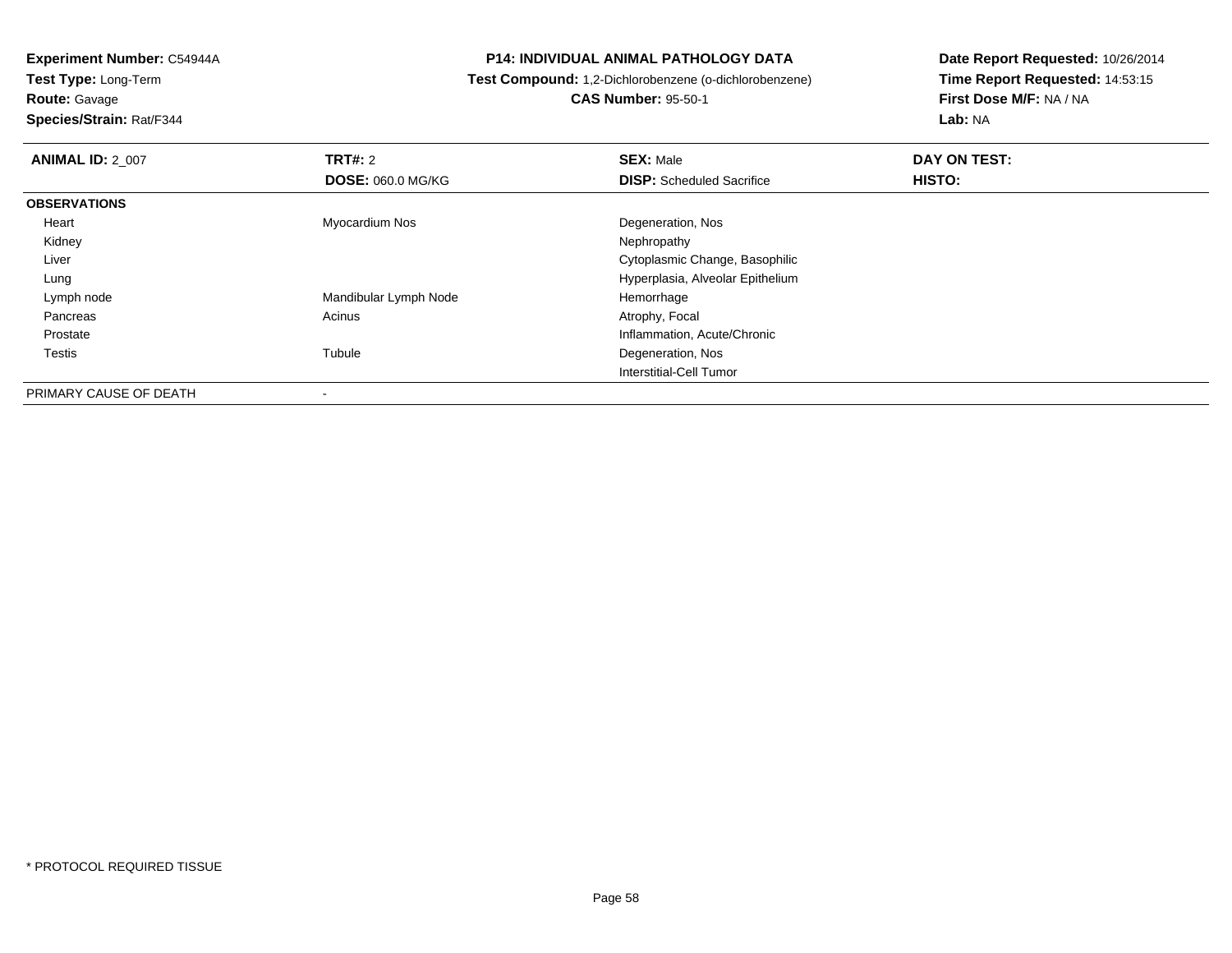**Experiment Number:** C54944A
**Test Type:** Long-Term
**Route:** Gavage
**Species/Strain:** Rat/F344

**P14: INDIVIDUAL ANIMAL PATHOLOGY DATA**
**Test Compound:** 1,2-Dichlorobenzene (o-dichlorobenzene)
**CAS Number:** 95-50-1

**Date Report Requested:** 10/26/2014
**Time Report Requested:** 14:53:15
**First Dose M/F:** NA / NA
**Lab:** NA

| **ANIMAL ID:** 2_007 | **TRT#:** 2 | **SEX:** Male | **DAY ON TEST:** |
|---|---|---|---|
| | **DOSE:** 060.0 MG/KG | **DISP:** Scheduled Sacrifice | **HISTO:** |
| **OBSERVATIONS** | | | |
| Heart | Myocardium Nos | Degeneration, Nos | |
| Kidney | | Nephropathy | |
| Liver | | Cytoplasmic Change, Basophilic | |
| Lung | | Hyperplasia, Alveolar Epithelium | |
| Lymph node | Mandibular Lymph Node | Hemorrhage | |
| Pancreas | Acinus | Atrophy, Focal | |
| Prostate | | Inflammation, Acute/Chronic | |
| Testis | Tubule | Degeneration, Nos | |
| | | Interstitial-Cell Tumor | |
| PRIMARY CAUSE OF DEATH | - | | |

* PROTOCOL REQUIRED TISSUE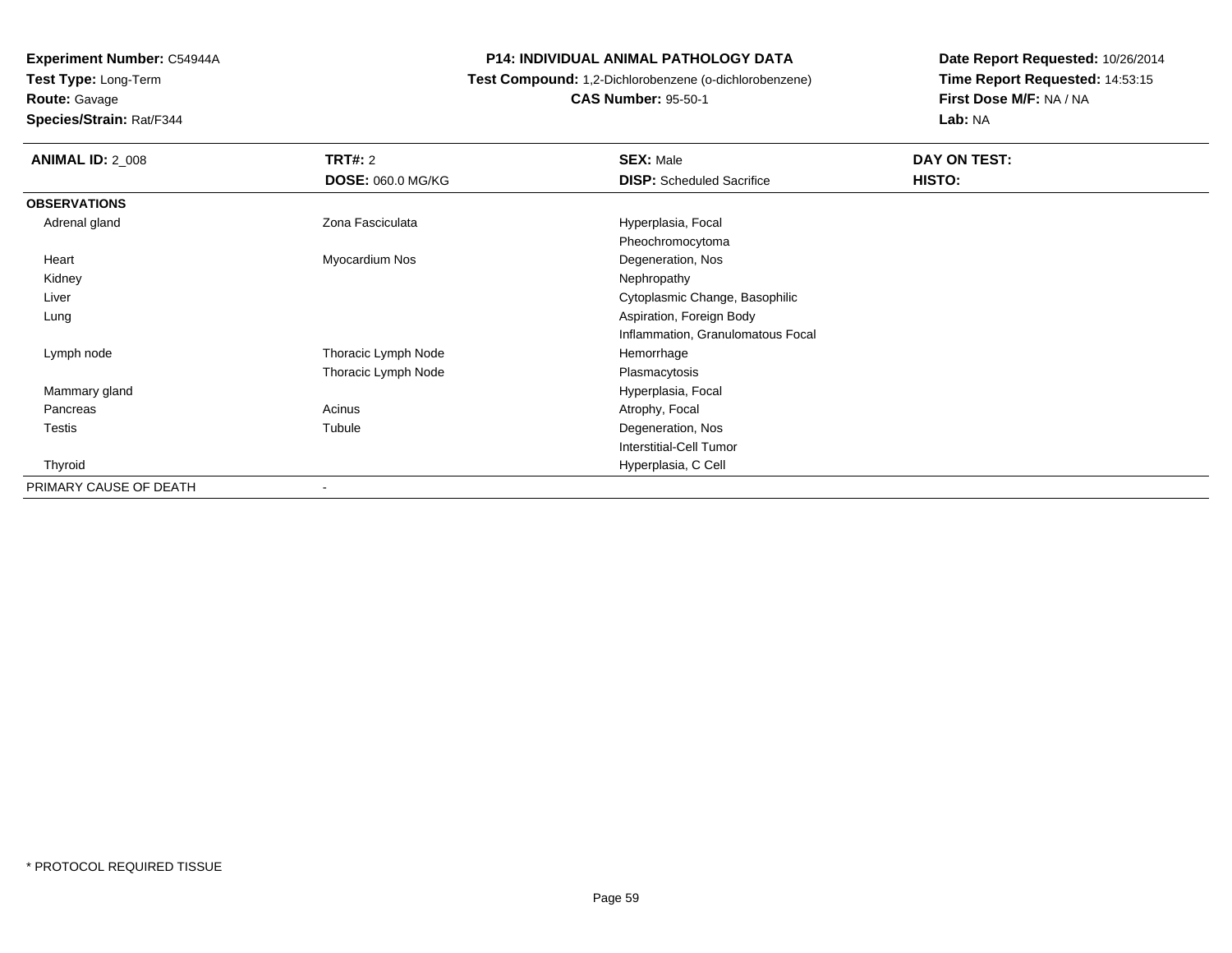**Experiment Number:** C54944A
**Test Type:** Long-Term
**Route:** Gavage
**Species/Strain:** Rat/F344

**P14: INDIVIDUAL ANIMAL PATHOLOGY DATA**
**Test Compound:** 1,2-Dichlorobenzene (o-dichlorobenzene)
**CAS Number:** 95-50-1

**Date Report Requested:** 10/26/2014
**Time Report Requested:** 14:53:15
**First Dose M/F:** NA / NA
**Lab:** NA

| **ANIMAL ID:** 2_008 | **TRT#:** 2 | **SEX:** Male | **DAY ON TEST:** |
|---|---|---|---|
| | **DOSE:** 060.0 MG/KG | **DISP:** Scheduled Sacrifice | **HISTO:** |
| **OBSERVATIONS** | | | |
| Adrenal gland | Zona Fasciculata | Hyperplasia, Focal | |
| | | Pheochromocytoma | |
| Heart | Myocardium Nos | Degeneration, Nos | |
| Kidney | | Nephropathy | |
| Liver | | Cytoplasmic Change, Basophilic | |
| Lung | | Aspiration, Foreign Body | |
| | | Inflammation, Granulomatous Focal | |
| Lymph node | Thoracic Lymph Node | Hemorrhage | |
| | Thoracic Lymph Node | Plasmacytosis | |
| Mammary gland | | Hyperplasia, Focal | |
| Pancreas | Acinus | Atrophy, Focal | |
| Testis | Tubule | Degeneration, Nos | |
| | | Interstitial-Cell Tumor | |
| Thyroid | | Hyperplasia, C Cell | |
| PRIMARY CAUSE OF DEATH | - | | |

* PROTOCOL REQUIRED TISSUE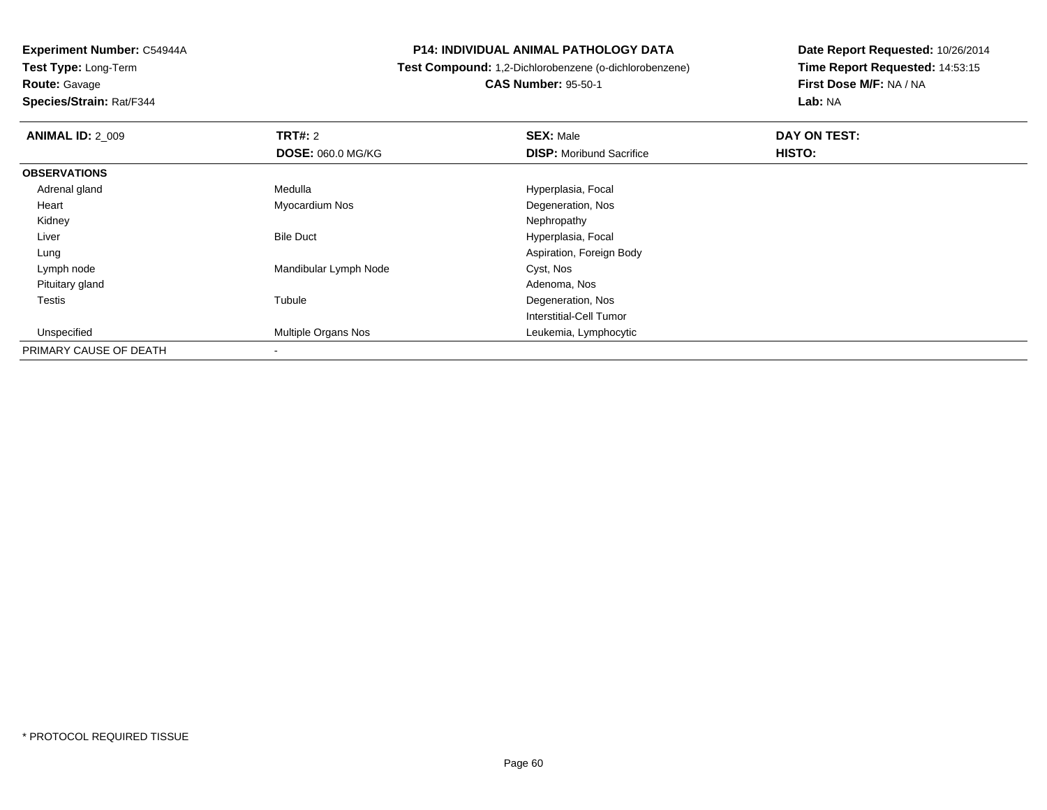**Experiment Number:** C54944A
**Test Type:** Long-Term
**Route:** Gavage
**Species/Strain:** Rat/F344

**P14: INDIVIDUAL ANIMAL PATHOLOGY DATA**
**Test Compound:** 1,2-Dichlorobenzene (o-dichlorobenzene)
**CAS Number:** 95-50-1

**Date Report Requested:** 10/26/2014
**Time Report Requested:** 14:53:15
**First Dose M/F:** NA / NA
**Lab:** NA

| **ANIMAL ID:** 2_009 | **TRT#:** 2 | **SEX:** Male | **DAY ON TEST:** |
|---|---|---|---|
| | **DOSE:** 060.0 MG/KG | **DISP:** Moribund Sacrifice | **HISTO:** |
| **OBSERVATIONS** | | | |
| Adrenal gland | Medulla | Hyperplasia, Focal | |
| Heart | Myocardium Nos | Degeneration, Nos | |
| Kidney | | Nephropathy | |
| Liver | Bile Duct | Hyperplasia, Focal | |
| Lung | | Aspiration, Foreign Body | |
| Lymph node | Mandibular Lymph Node | Cyst, Nos | |
| Pituitary gland | | Adenoma, Nos | |
| Testis | Tubule | Degeneration, Nos | |
| | | Interstitial-Cell Tumor | |
| Unspecified | Multiple Organs Nos | Leukemia, Lymphocytic | |
| PRIMARY CAUSE OF DEATH | - | | |

* PROTOCOL REQUIRED TISSUE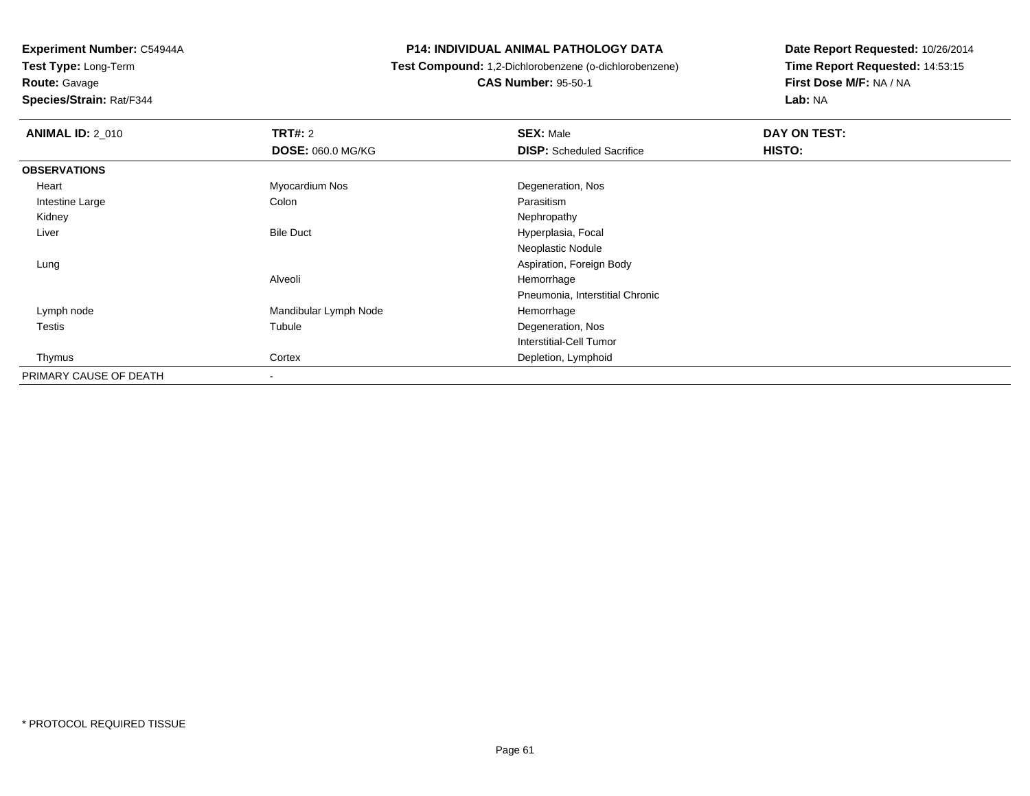**Experiment Number:** C54944A
**Test Type:** Long-Term
**Route:** Gavage
**Species/Strain:** Rat/F344

**P14: INDIVIDUAL ANIMAL PATHOLOGY DATA**
**Test Compound:** 1,2-Dichlorobenzene (o-dichlorobenzene)
**CAS Number:** 95-50-1

**Date Report Requested:** 10/26/2014
**Time Report Requested:** 14:53:15
**First Dose M/F:** NA / NA
**Lab:** NA

| **ANIMAL ID:** 2_010 | **TRT#:** 2 | **SEX:** Male | **DAY ON TEST:** |
|---|---|---|---|
| | **DOSE:** 060.0 MG/KG | **DISP:** Scheduled Sacrifice | **HISTO:** |
| **OBSERVATIONS** | | | |
| Heart | Myocardium Nos | Degeneration, Nos | |
| Intestine Large | Colon | Parasitism | |
| Kidney | | Nephropathy | |
| Liver | Bile Duct | Hyperplasia, Focal | |
| | | Neoplastic Nodule | |
| Lung | | Aspiration, Foreign Body | |
| | Alveoli | Hemorrhage | |
| | | Pneumonia, Interstitial Chronic | |
| Lymph node | Mandibular Lymph Node | Hemorrhage | |
| Testis | Tubule | Degeneration, Nos | |
| | | Interstitial-Cell Tumor | |
| Thymus | Cortex | Depletion, Lymphoid | |
| PRIMARY CAUSE OF DEATH | - | | |

* PROTOCOL REQUIRED TISSUE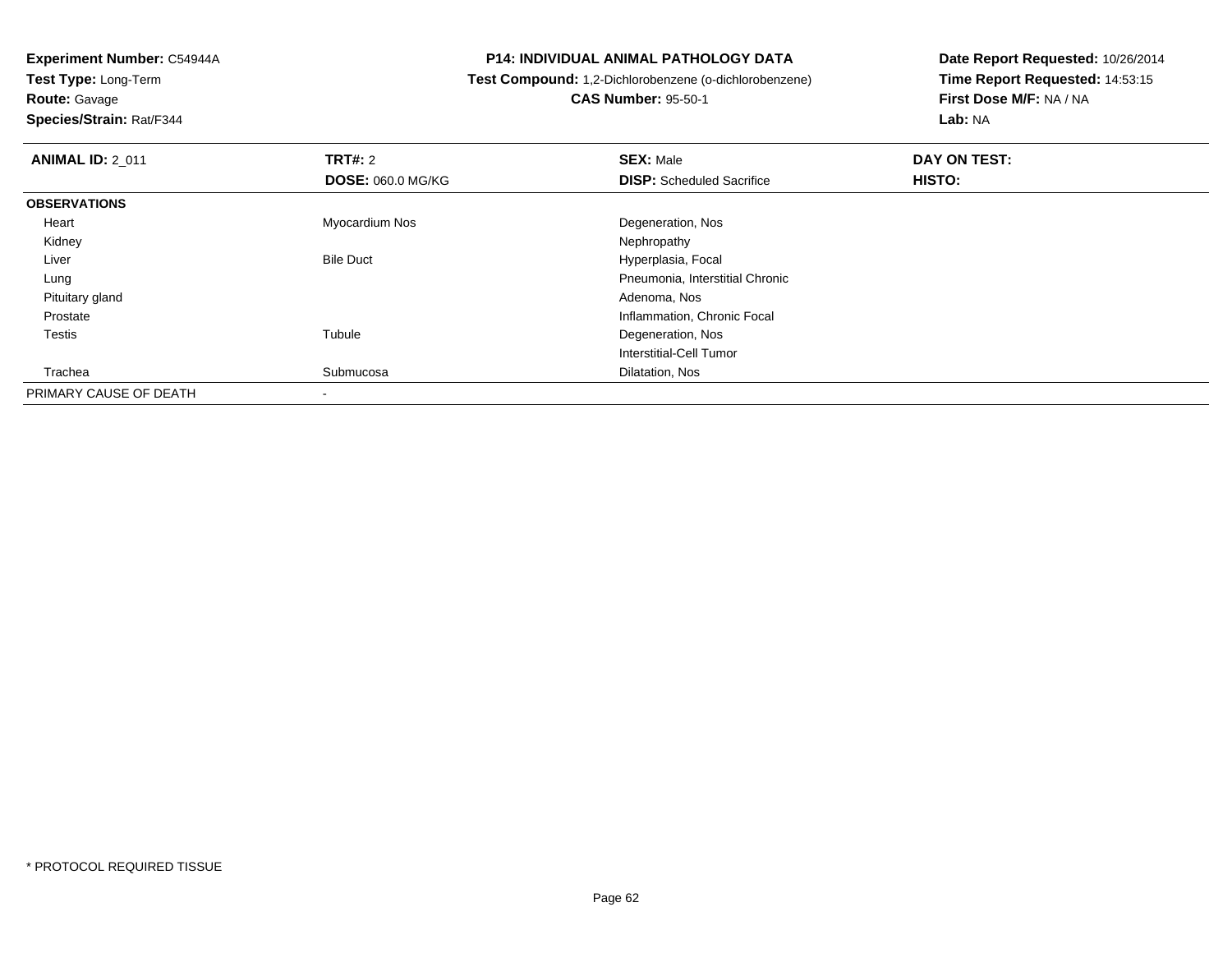**Experiment Number:** C54944A
**Test Type:** Long-Term
**Route:** Gavage
**Species/Strain:** Rat/F344

# P14: INDIVIDUAL ANIMAL PATHOLOGY DATA

**Test Compound:** 1,2-Dichlorobenzene (o-dichlorobenzene)
**CAS Number:** 95-50-1

**Date Report Requested:** 10/26/2014
**Time Report Requested:** 14:53:15
**First Dose M/F:** NA / NA
**Lab:** NA

| **ANIMAL ID:** 2_011 | **TRT#:** 2 | **SEX:** Male | **DAY ON TEST:** |
|---|---|---|---|
| | **DOSE:** 060.0 MG/KG | **DISP:** Scheduled Sacrifice | **HISTO:** |
| **OBSERVATIONS** | | | |
| Heart | Myocardium Nos | Degeneration, Nos | |
| Kidney | | Nephropathy | |
| Liver | Bile Duct | Hyperplasia, Focal | |
| Lung | | Pneumonia, Interstitial Chronic | |
| Pituitary gland | | Adenoma, Nos | |
| Prostate | | Inflammation, Chronic Focal | |
| Testis | Tubule | Degeneration, Nos | |
| | | Interstitial-Cell Tumor | |
| Trachea | Submucosa | Dilatation, Nos | |
| PRIMARY CAUSE OF DEATH | - | | |

* PROTOCOL REQUIRED TISSUE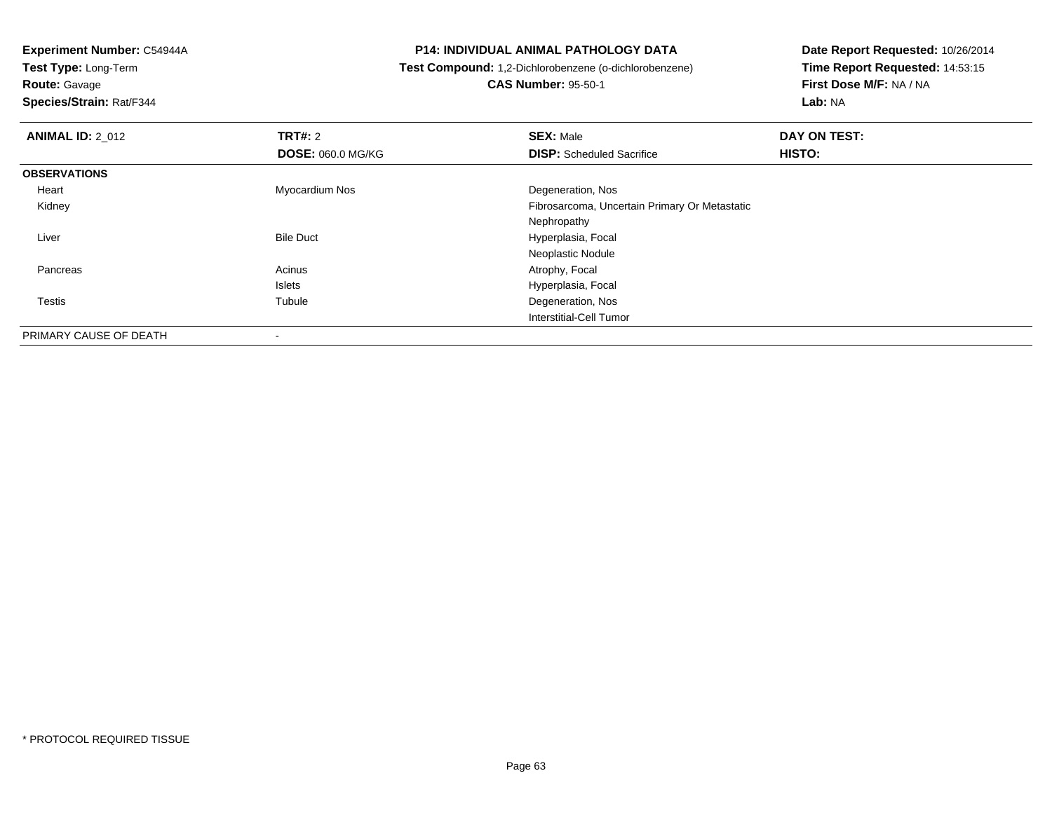**Experiment Number:** C54944A
**Test Type:** Long-Term
**Route:** Gavage
**Species/Strain:** Rat/F344

**P14: INDIVIDUAL ANIMAL PATHOLOGY DATA**
**Test Compound:** 1,2-Dichlorobenzene (o-dichlorobenzene)
**CAS Number:** 95-50-1

**Date Report Requested:** 10/26/2014
**Time Report Requested:** 14:53:15
**First Dose M/F:** NA / NA
**Lab:** NA

| **ANIMAL ID:** 2_012 | **TRT#:** 2 | **SEX:** Male | **DAY ON TEST:** |
|---|---|---|---|
| | **DOSE:** 060.0 MG/KG | **DISP:** Scheduled Sacrifice | **HISTO:** |
| **OBSERVATIONS** | | | |
| Heart | Myocardium Nos | Degeneration, Nos | |
| Kidney | | Fibrosarcoma, Uncertain Primary Or Metastatic | |
| | | Nephropathy | |
| Liver | Bile Duct | Hyperplasia, Focal | |
| | | Neoplastic Nodule | |
| Pancreas | Acinus | Atrophy, Focal | |
| | Islets | Hyperplasia, Focal | |
| Testis | Tubule | Degeneration, Nos | |
| | | Interstitial-Cell Tumor | |
| PRIMARY CAUSE OF DEATH | - | | |

* PROTOCOL REQUIRED TISSUE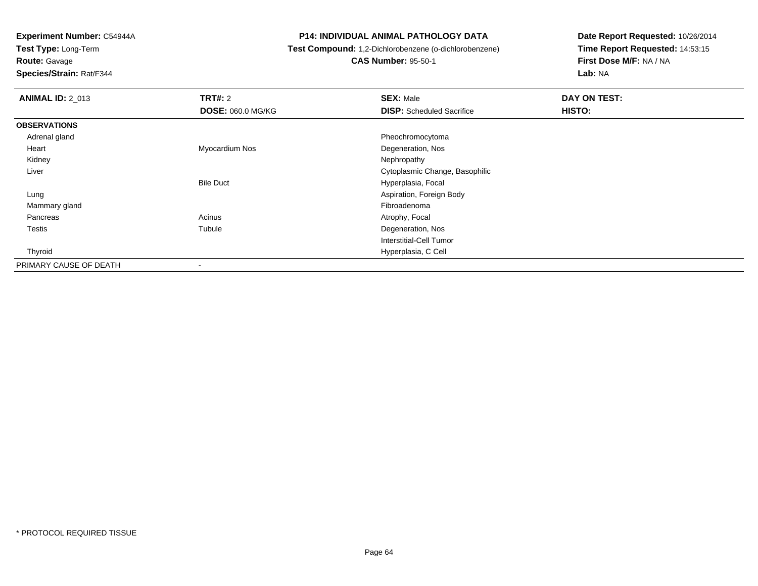**Experiment Number:** C54944A
**Test Type:** Long-Term
**Route:** Gavage
**Species/Strain:** Rat/F344

# P14: INDIVIDUAL ANIMAL PATHOLOGY DATA

**Test Compound:** 1,2-Dichlorobenzene (o-dichlorobenzene)
**CAS Number:** 95-50-1

**Date Report Requested:** 10/26/2014
**Time Report Requested:** 14:53:15
**First Dose M/F:** NA / NA
**Lab:** NA

| **ANIMAL ID:** 2_013 | **TRT#:** 2 | **SEX:** Male | **DAY ON TEST:** |
|---|---|---|---|
| | **DOSE:** 060.0 MG/KG | **DISP:** Scheduled Sacrifice | **HISTO:** |
| **OBSERVATIONS** | | | |
| Adrenal gland | | Pheochromocytoma | |
| Heart | Myocardium Nos | Degeneration, Nos | |
| Kidney | | Nephropathy | |
| Liver | | Cytoplasmic Change, Basophilic | |
| | Bile Duct | Hyperplasia, Focal | |
| Lung | | Aspiration, Foreign Body | |
| Mammary gland | | Fibroadenoma | |
| Pancreas | Acinus | Atrophy, Focal | |
| Testis | Tubule | Degeneration, Nos | |
| | | Interstitial-Cell Tumor | |
| Thyroid | | Hyperplasia, C Cell | |
| PRIMARY CAUSE OF DEATH | - | | |

* PROTOCOL REQUIRED TISSUE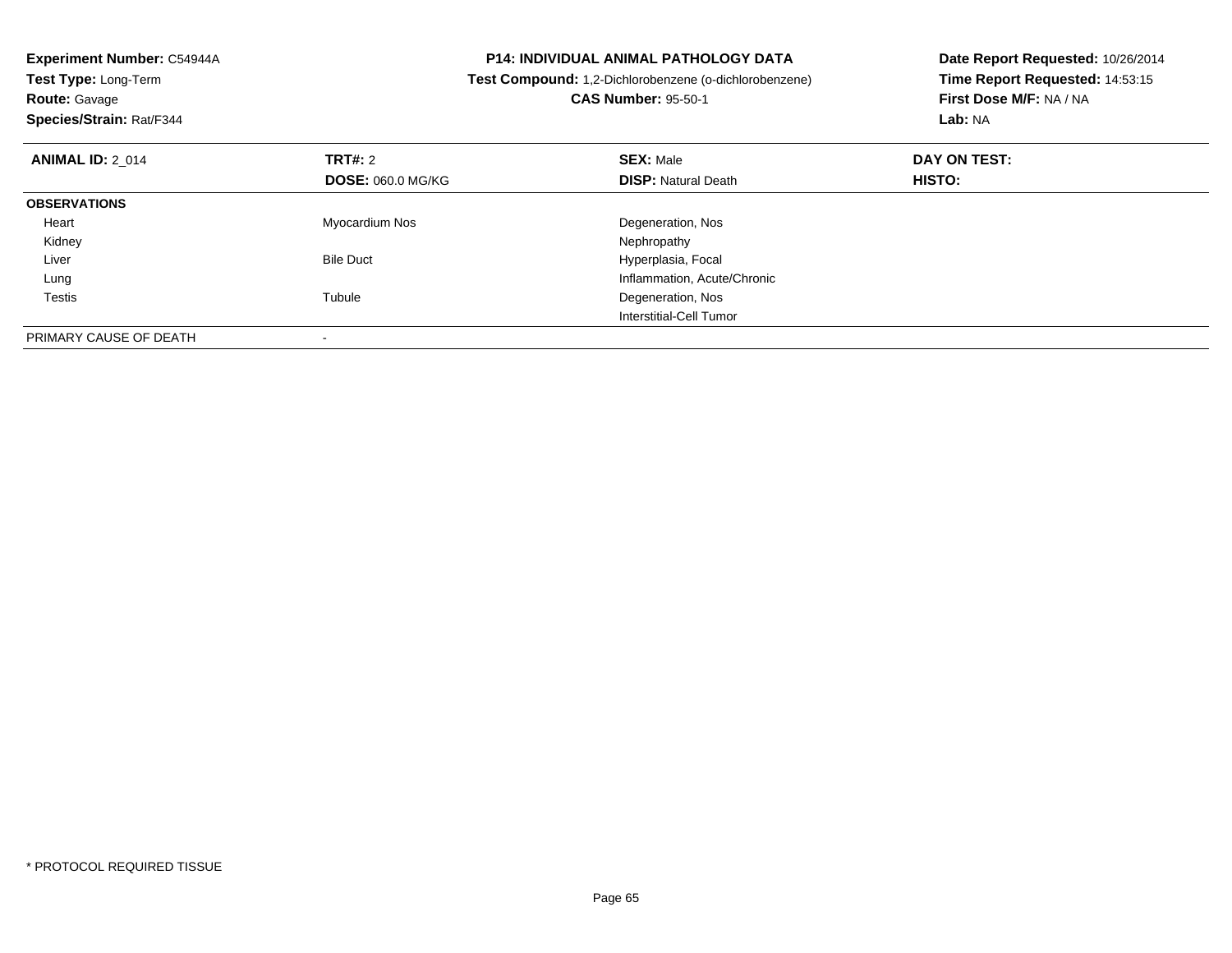**Experiment Number:** C54944A
**Test Type:** Long-Term
**Route:** Gavage
**Species/Strain:** Rat/F344

**P14: INDIVIDUAL ANIMAL PATHOLOGY DATA**
**Test Compound:** 1,2-Dichlorobenzene (o-dichlorobenzene)
**CAS Number:** 95-50-1

**Date Report Requested:** 10/26/2014
**Time Report Requested:** 14:53:15
**First Dose M/F:** NA / NA
**Lab:** NA

| **ANIMAL ID:** 2_014 | **TRT#:** 2 | **SEX:** Male | **DAY ON TEST:** |
|---|---|---|---|
| | **DOSE:** 060.0 MG/KG | **DISP:** Natural Death | **HISTO:** |
| **OBSERVATIONS** | | | |
| Heart | Myocardium Nos | Degeneration, Nos | |
| Kidney | | Nephropathy | |
| Liver | Bile Duct | Hyperplasia, Focal | |
| Lung | | Inflammation, Acute/Chronic | |
| Testis | Tubule | Degeneration, Nos | |
| | | Interstitial-Cell Tumor | |
| PRIMARY CAUSE OF DEATH | - | | |

* PROTOCOL REQUIRED TISSUE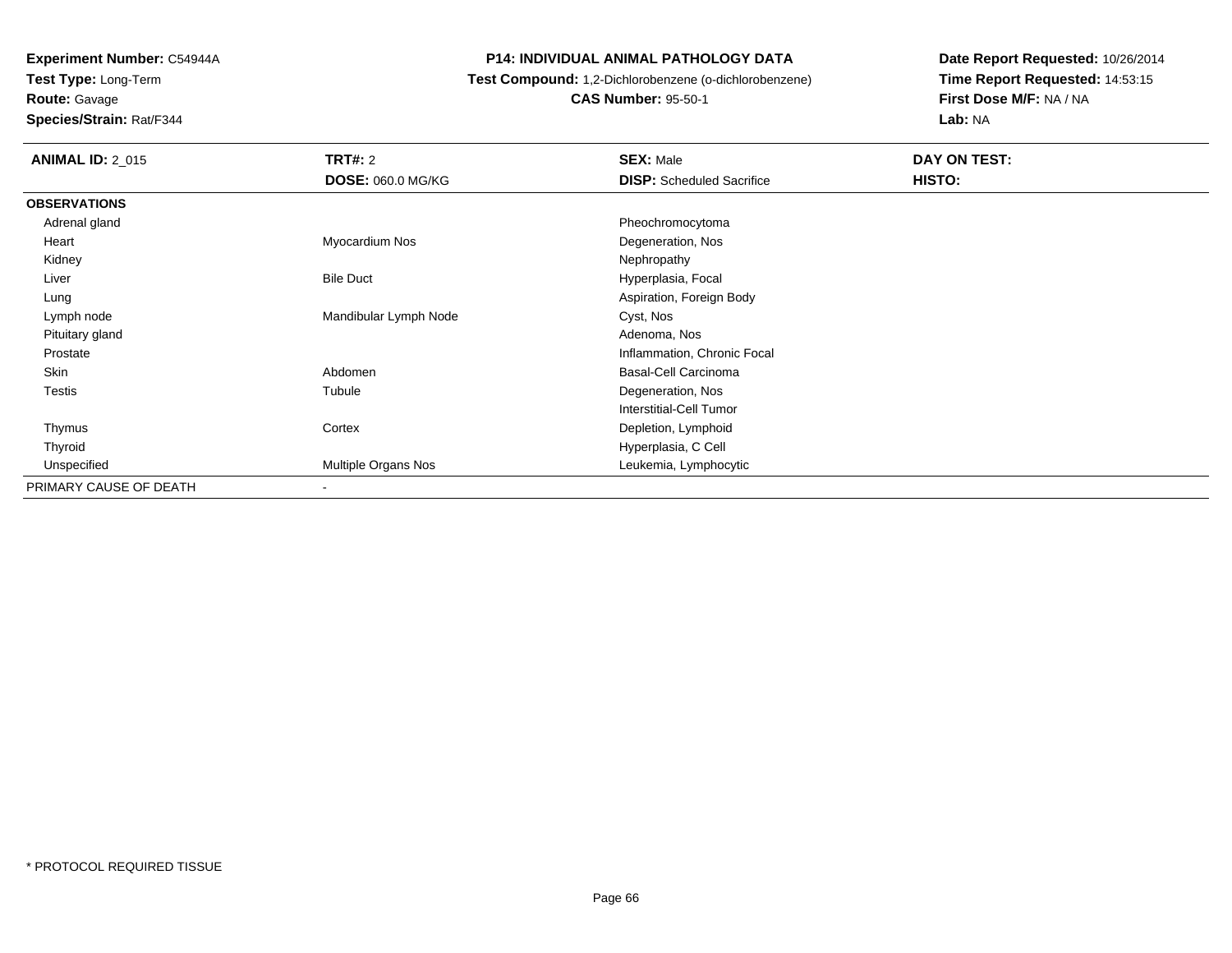**Experiment Number:** C54944A
**Test Type:** Long-Term
**Route:** Gavage
**Species/Strain:** Rat/F344

**P14: INDIVIDUAL ANIMAL PATHOLOGY DATA**
**Test Compound:** 1,2-Dichlorobenzene (o-dichlorobenzene)
**CAS Number:** 95-50-1

**Date Report Requested:** 10/26/2014
**Time Report Requested:** 14:53:15
**First Dose M/F:** NA / NA
**Lab:** NA

| **ANIMAL ID:** 2_015 | **TRT#:** 2 | **SEX:** Male | **DAY ON TEST:** |
|---|---|---|---|
| | **DOSE:** 060.0 MG/KG | **DISP:** Scheduled Sacrifice | **HISTO:** |
| **OBSERVATIONS** | | | |
| Adrenal gland | | Pheochromocytoma | |
| Heart | Myocardium Nos | Degeneration, Nos | |
| Kidney | | Nephropathy | |
| Liver | Bile Duct | Hyperplasia, Focal | |
| Lung | | Aspiration, Foreign Body | |
| Lymph node | Mandibular Lymph Node | Cyst, Nos | |
| Pituitary gland | | Adenoma, Nos | |
| Prostate | | Inflammation, Chronic Focal | |
| Skin | Abdomen | Basal-Cell Carcinoma | |
| Testis | Tubule | Degeneration, Nos | |
| | | Interstitial-Cell Tumor | |
| Thymus | Cortex | Depletion, Lymphoid | |
| Thyroid | | Hyperplasia, C Cell | |
| Unspecified | Multiple Organs Nos | Leukemia, Lymphocytic | |
| PRIMARY CAUSE OF DEATH | - | | |

* PROTOCOL REQUIRED TISSUE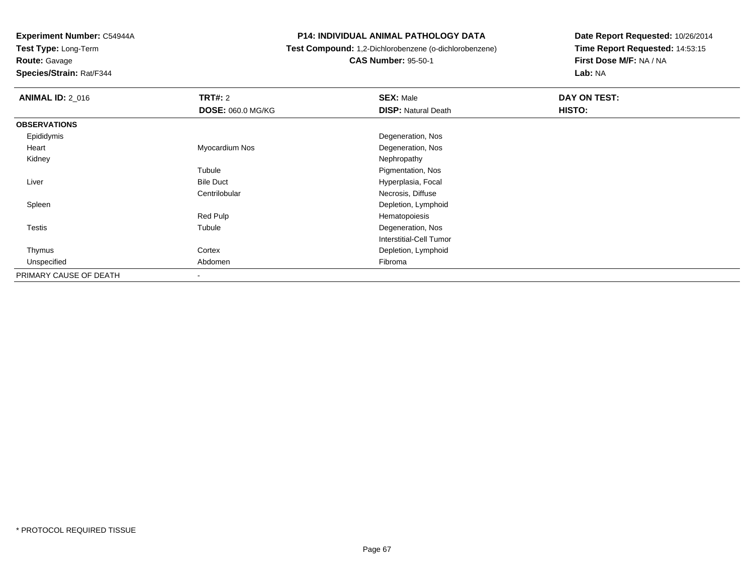**Experiment Number:** C54944A
**Test Type:** Long-Term
**Route:** Gavage
**Species/Strain:** Rat/F344

**P14: INDIVIDUAL ANIMAL PATHOLOGY DATA**
**Test Compound:** 1,2-Dichlorobenzene (o-dichlorobenzene)
**CAS Number:** 95-50-1

**Date Report Requested:** 10/26/2014
**Time Report Requested:** 14:53:15
**First Dose M/F:** NA / NA
**Lab:** NA

| **ANIMAL ID:** 2_016 | **TRT#:** 2 | **SEX:** Male | **DAY ON TEST:** |
|---|---|---|---|
| | **DOSE:** 060.0 MG/KG | **DISP:** Natural Death | **HISTO:** |
| **OBSERVATIONS** | | | |
| Epididymis | | Degeneration, Nos | |
| Heart | Myocardium Nos | Degeneration, Nos | |
| Kidney | | Nephropathy | |
| | Tubule | Pigmentation, Nos | |
| Liver | Bile Duct | Hyperplasia, Focal | |
| | Centrilobular | Necrosis, Diffuse | |
| Spleen | | Depletion, Lymphoid | |
| | Red Pulp | Hematopoiesis | |
| Testis | Tubule | Degeneration, Nos | |
| | | Interstitial-Cell Tumor | |
| Thymus | Cortex | Depletion, Lymphoid | |
| Unspecified | Abdomen | Fibroma | |
| PRIMARY CAUSE OF DEATH | - | | |

* PROTOCOL REQUIRED TISSUE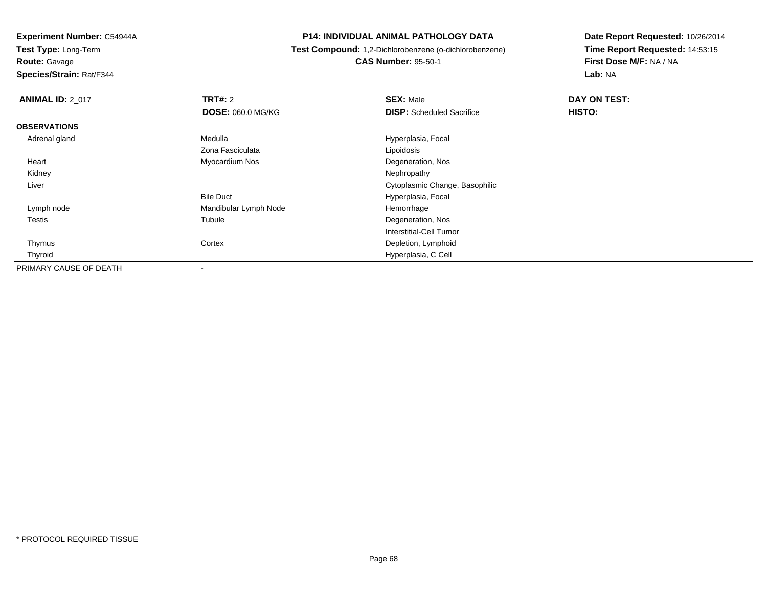**Experiment Number:** C54944A
**Test Type:** Long-Term
**Route:** Gavage
**Species/Strain:** Rat/F344

**P14: INDIVIDUAL ANIMAL PATHOLOGY DATA**
**Test Compound:** 1,2-Dichlorobenzene (o-dichlorobenzene)
**CAS Number:** 95-50-1

**Date Report Requested:** 10/26/2014
**Time Report Requested:** 14:53:15
**First Dose M/F:** NA / NA
**Lab:** NA

| **ANIMAL ID:** 2_017 | **TRT#:** 2 | **SEX:** Male | **DAY ON TEST:** |
|---|---|---|---|
| | **DOSE:** 060.0 MG/KG | **DISP:** Scheduled Sacrifice | **HISTO:** |
| **OBSERVATIONS** | | | |
| Adrenal gland | Medulla | Hyperplasia, Focal | |
| | Zona Fasciculata | Lipoidosis | |
| Heart | Myocardium Nos | Degeneration, Nos | |
| Kidney | | Nephropathy | |
| Liver | | Cytoplasmic Change, Basophilic | |
| | Bile Duct | Hyperplasia, Focal | |
| Lymph node | Mandibular Lymph Node | Hemorrhage | |
| Testis | Tubule | Degeneration, Nos | |
| | | Interstitial-Cell Tumor | |
| Thymus | Cortex | Depletion, Lymphoid | |
| Thyroid | | Hyperplasia, C Cell | |
| PRIMARY CAUSE OF DEATH | - | | |

* PROTOCOL REQUIRED TISSUE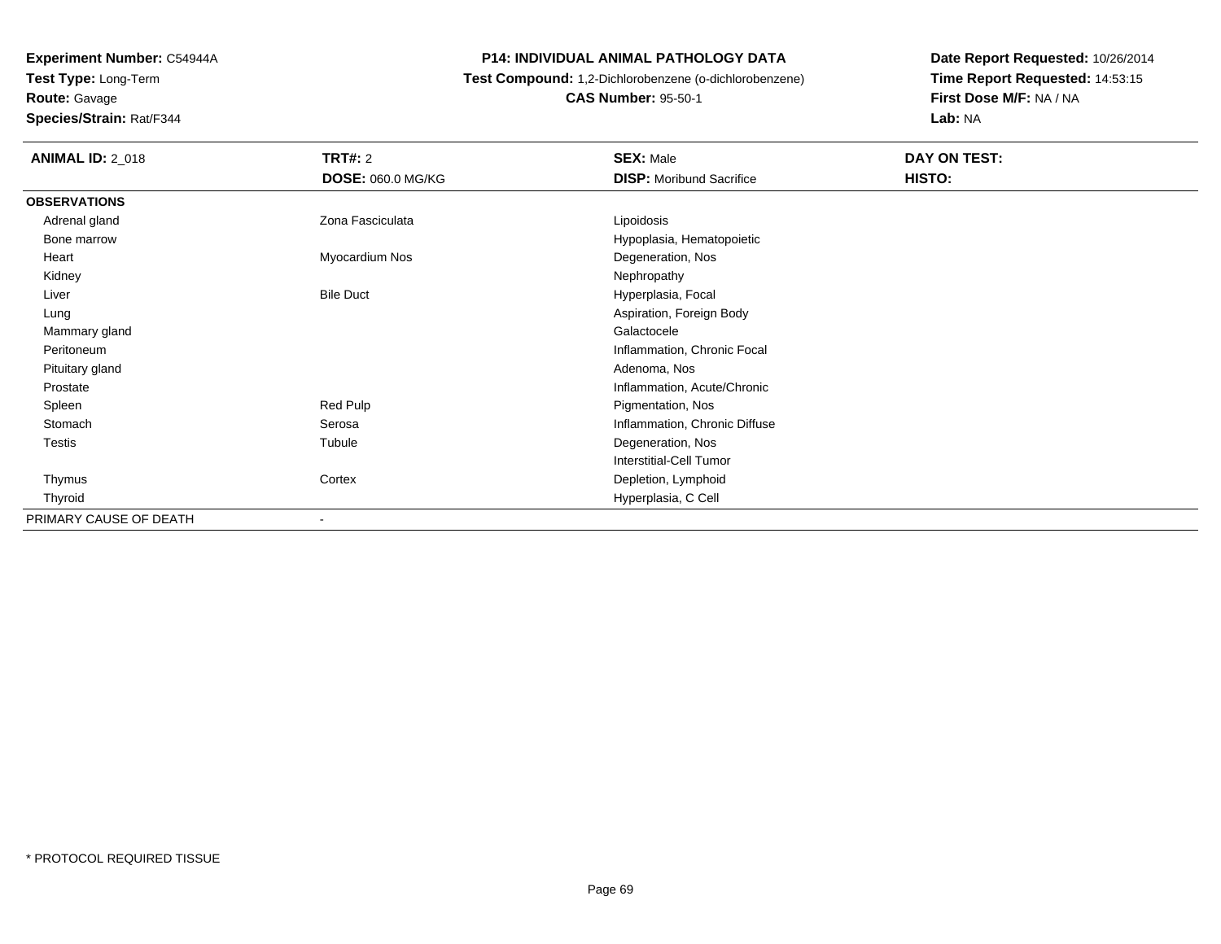**Experiment Number:** C54944A
**Test Type:** Long-Term
**Route:** Gavage
**Species/Strain:** Rat/F344

**P14: INDIVIDUAL ANIMAL PATHOLOGY DATA**
**Test Compound:** 1,2-Dichlorobenzene (o-dichlorobenzene)
**CAS Number:** 95-50-1

**Date Report Requested:** 10/26/2014
**Time Report Requested:** 14:53:15
**First Dose M/F:** NA / NA
**Lab:** NA

| **ANIMAL ID:** 2_018 | **TRT#:** 2 | **SEX:** Male | **DAY ON TEST:** |
|---|---|---|---|
| | **DOSE:** 060.0 MG/KG | **DISP:** Moribund Sacrifice | **HISTO:** |
| **OBSERVATIONS** | | | |
| Adrenal gland | Zona Fasciculata | Lipoidosis | |
| Bone marrow | | Hypoplasia, Hematopoietic | |
| Heart | Myocardium Nos | Degeneration, Nos | |
| Kidney | | Nephropathy | |
| Liver | Bile Duct | Hyperplasia, Focal | |
| Lung | | Aspiration, Foreign Body | |
| Mammary gland | | Galactocele | |
| Peritoneum | | Inflammation, Chronic Focal | |
| Pituitary gland | | Adenoma, Nos | |
| Prostate | | Inflammation, Acute/Chronic | |
| Spleen | Red Pulp | Pigmentation, Nos | |
| Stomach | Serosa | Inflammation, Chronic Diffuse | |
| Testis | Tubule | Degeneration, Nos | |
| | | Interstitial-Cell Tumor | |
| Thymus | Cortex | Depletion, Lymphoid | |
| Thyroid | | Hyperplasia, C Cell | |
| PRIMARY CAUSE OF DEATH | - | | |

* PROTOCOL REQUIRED TISSUE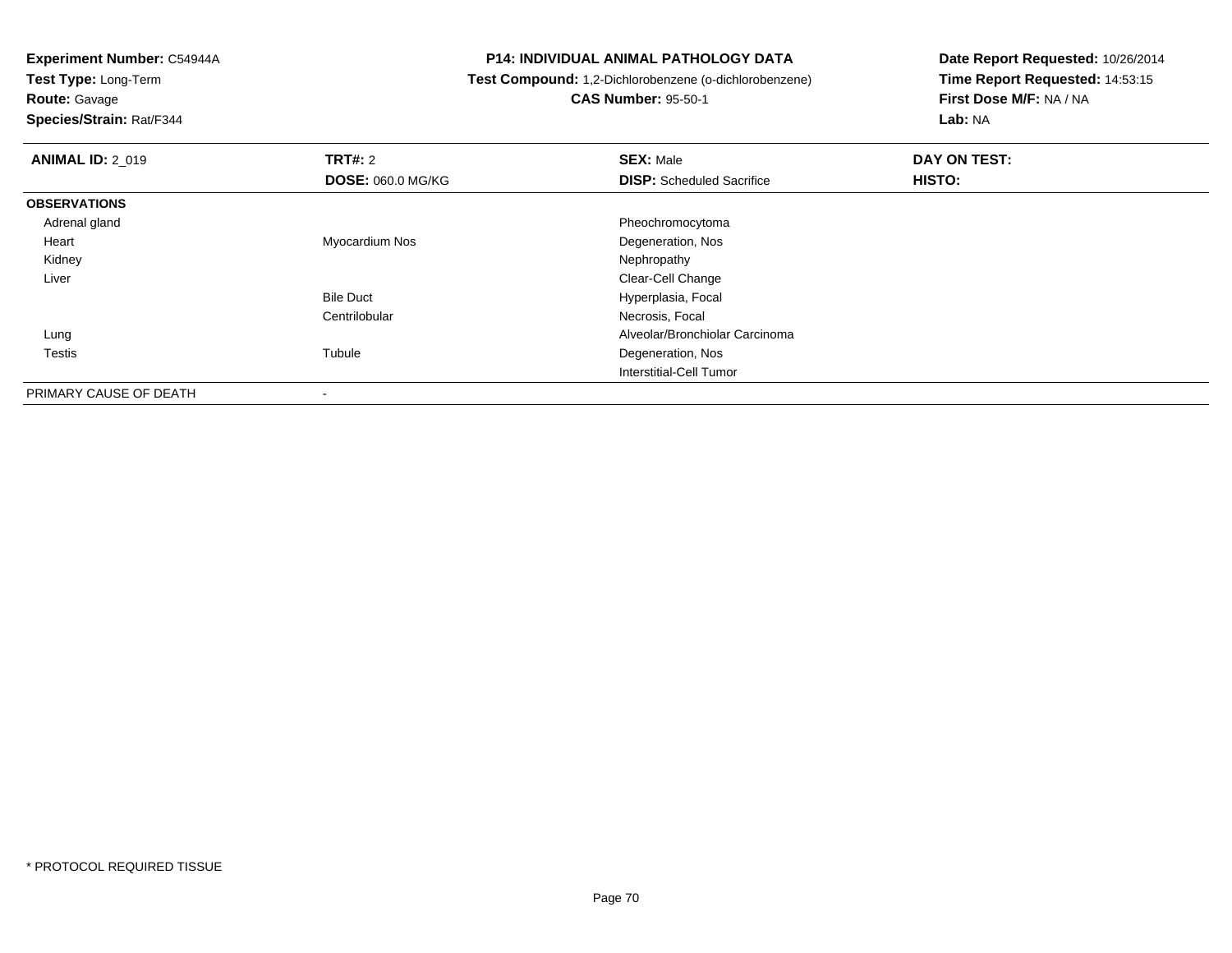**Experiment Number:** C54944A
**Test Type:** Long-Term
**Route:** Gavage
**Species/Strain:** Rat/F344

**P14: INDIVIDUAL ANIMAL PATHOLOGY DATA**
**Test Compound:** 1,2-Dichlorobenzene (o-dichlorobenzene)
**CAS Number:** 95-50-1

**Date Report Requested:** 10/26/2014
**Time Report Requested:** 14:53:15
**First Dose M/F:** NA / NA
**Lab:** NA

| **ANIMAL ID:** 2_019 | **TRT#:** 2 | **SEX:** Male | **DAY ON TEST:** |
|---|---|---|---|
| | **DOSE:** 060.0 MG/KG | **DISP:** Scheduled Sacrifice | **HISTO:** |
| **OBSERVATIONS** | | | |
| Adrenal gland | | Pheochromocytoma | |
| Heart | Myocardium Nos | Degeneration, Nos | |
| Kidney | | Nephropathy | |
| Liver | | Clear-Cell Change | |
| | Bile Duct | Hyperplasia, Focal | |
| | Centrilobular | Necrosis, Focal | |
| Lung | | Alveolar/Bronchiolar Carcinoma | |
| Testis | Tubule | Degeneration, Nos | |
| | | Interstitial-Cell Tumor | |
| PRIMARY CAUSE OF DEATH | - | | |

* PROTOCOL REQUIRED TISSUE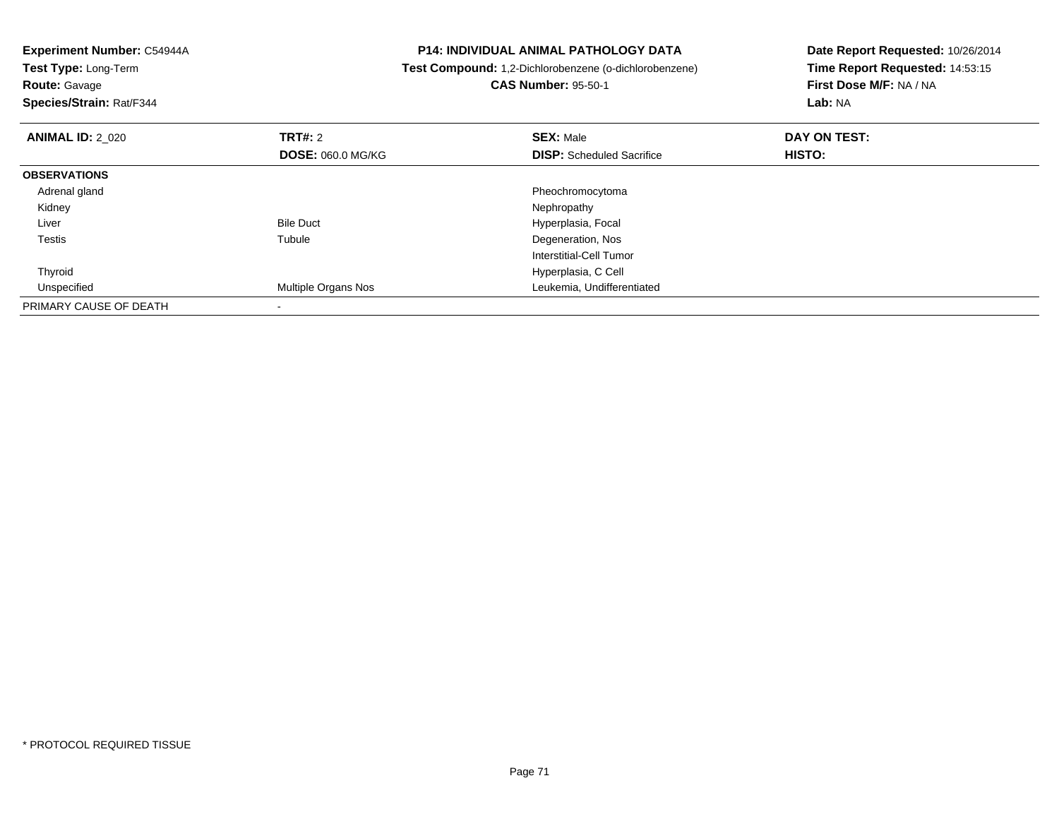**Experiment Number:** C54944A
**Test Type:** Long-Term
**Route:** Gavage
**Species/Strain:** Rat/F344

**P14: INDIVIDUAL ANIMAL PATHOLOGY DATA**
**Test Compound:** 1,2-Dichlorobenzene (o-dichlorobenzene)
**CAS Number:** 95-50-1

**Date Report Requested:** 10/26/2014
**Time Report Requested:** 14:53:15
**First Dose M/F:** NA / NA
**Lab:** NA

| **ANIMAL ID:** 2_020 | **TRT#:** 2 | **SEX:** Male | **DAY ON TEST:** |
|---|---|---|---|
| | **DOSE:** 060.0 MG/KG | **DISP:** Scheduled Sacrifice | **HISTO:** |
| **OBSERVATIONS** | | | |
| Adrenal gland | | Pheochromocytoma | |
| Kidney | | Nephropathy | |
| Liver | Bile Duct | Hyperplasia, Focal | |
| Testis | Tubule | Degeneration, Nos | |
| | | Interstitial-Cell Tumor | |
| Thyroid | | Hyperplasia, C Cell | |
| Unspecified | Multiple Organs Nos | Leukemia, Undifferentiated | |
| PRIMARY CAUSE OF DEATH | - | | |

* PROTOCOL REQUIRED TISSUE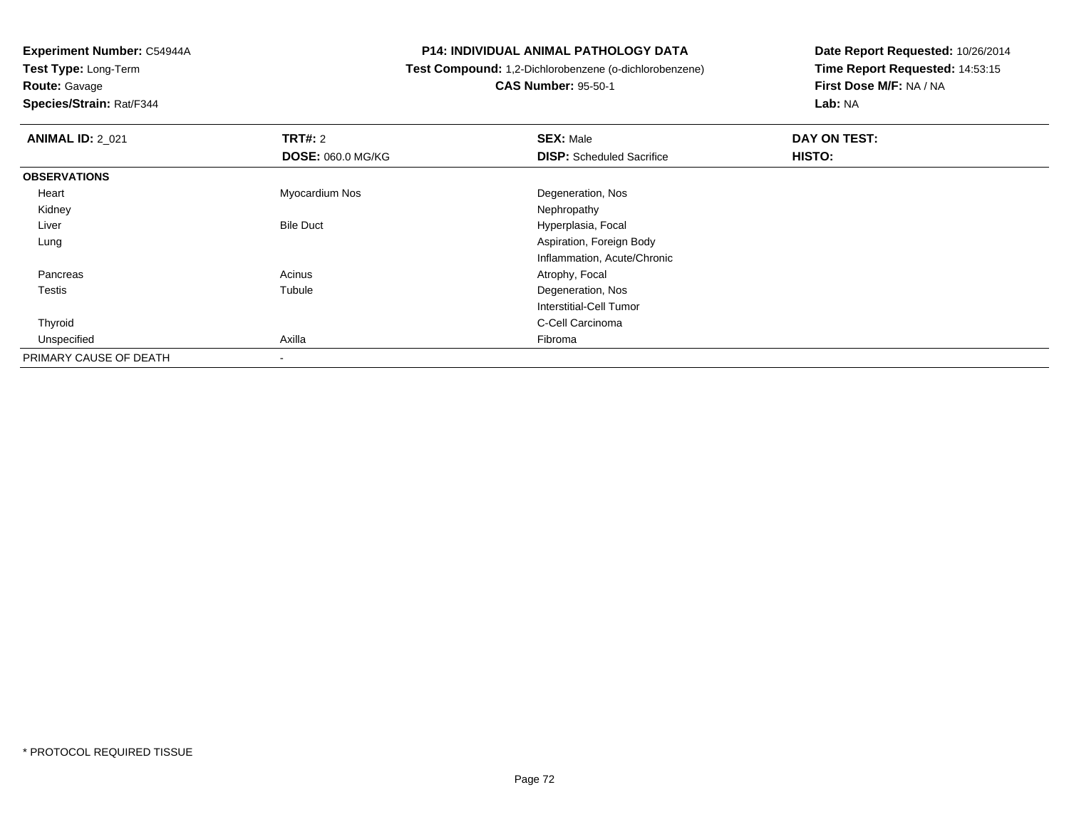**Experiment Number:** C54944A
**Test Type:** Long-Term
**Route:** Gavage
**Species/Strain:** Rat/F344

**P14: INDIVIDUAL ANIMAL PATHOLOGY DATA**
**Test Compound:** 1,2-Dichlorobenzene (o-dichlorobenzene)
**CAS Number:** 95-50-1

**Date Report Requested:** 10/26/2014
**Time Report Requested:** 14:53:15
**First Dose M/F:** NA / NA
**Lab:** NA

| **ANIMAL ID:** 2_021 | **TRT#:** 2 | **SEX:** Male | **DAY ON TEST:** |
|---|---|---|---|
| | **DOSE:** 060.0 MG/KG | **DISP:** Scheduled Sacrifice | **HISTO:** |
| **OBSERVATIONS** | | | |
| Heart | Myocardium Nos | Degeneration, Nos | |
| Kidney | | Nephropathy | |
| Liver | Bile Duct | Hyperplasia, Focal | |
| Lung | | Aspiration, Foreign Body | |
| | | Inflammation, Acute/Chronic | |
| Pancreas | Acinus | Atrophy, Focal | |
| Testis | Tubule | Degeneration, Nos | |
| | | Interstitial-Cell Tumor | |
| Thyroid | | C-Cell Carcinoma | |
| Unspecified | Axilla | Fibroma | |
| PRIMARY CAUSE OF DEATH | - | | |

* PROTOCOL REQUIRED TISSUE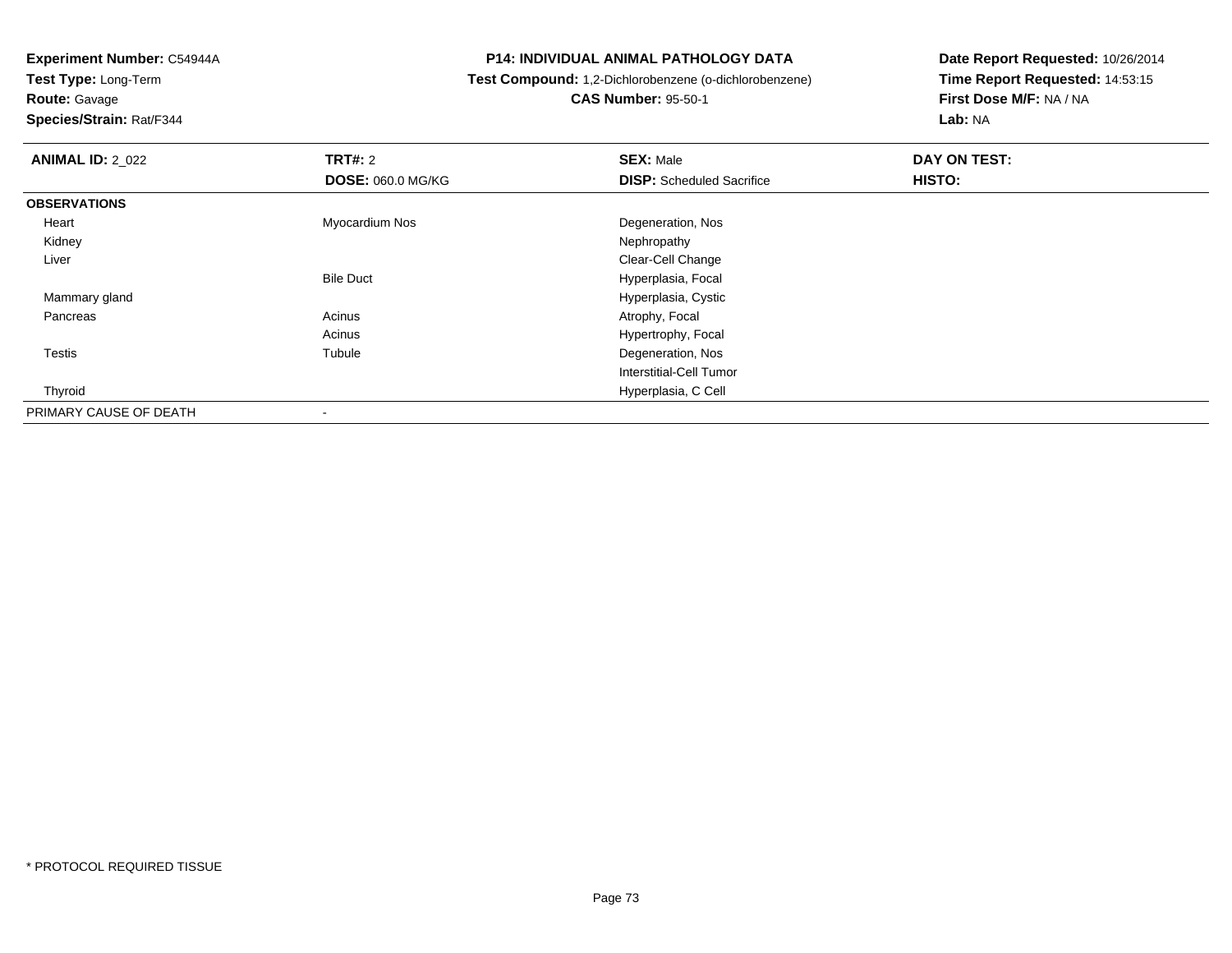**Experiment Number:** C54944A
**Test Type:** Long-Term
**Route:** Gavage
**Species/Strain:** Rat/F344

**P14: INDIVIDUAL ANIMAL PATHOLOGY DATA**
**Test Compound:** 1,2-Dichlorobenzene (o-dichlorobenzene)
**CAS Number:** 95-50-1

**Date Report Requested:** 10/26/2014
**Time Report Requested:** 14:53:15
**First Dose M/F:** NA / NA
**Lab:** NA

| **ANIMAL ID:** 2_022 | **TRT#:** 2 | **SEX:** Male | **DAY ON TEST:** |
|---|---|---|---|
| | **DOSE:** 060.0 MG/KG | **DISP:** Scheduled Sacrifice | **HISTO:** |
| **OBSERVATIONS** | | | |
| Heart | Myocardium Nos | Degeneration, Nos | |
| Kidney | | Nephropathy | |
| Liver | | Clear-Cell Change | |
| | Bile Duct | Hyperplasia, Focal | |
| Mammary gland | | Hyperplasia, Cystic | |
| Pancreas | Acinus | Atrophy, Focal | |
| | Acinus | Hypertrophy, Focal | |
| Testis | Tubule | Degeneration, Nos | |
| | | Interstitial-Cell Tumor | |
| Thyroid | | Hyperplasia, C Cell | |
| PRIMARY CAUSE OF DEATH | - | | |

* PROTOCOL REQUIRED TISSUE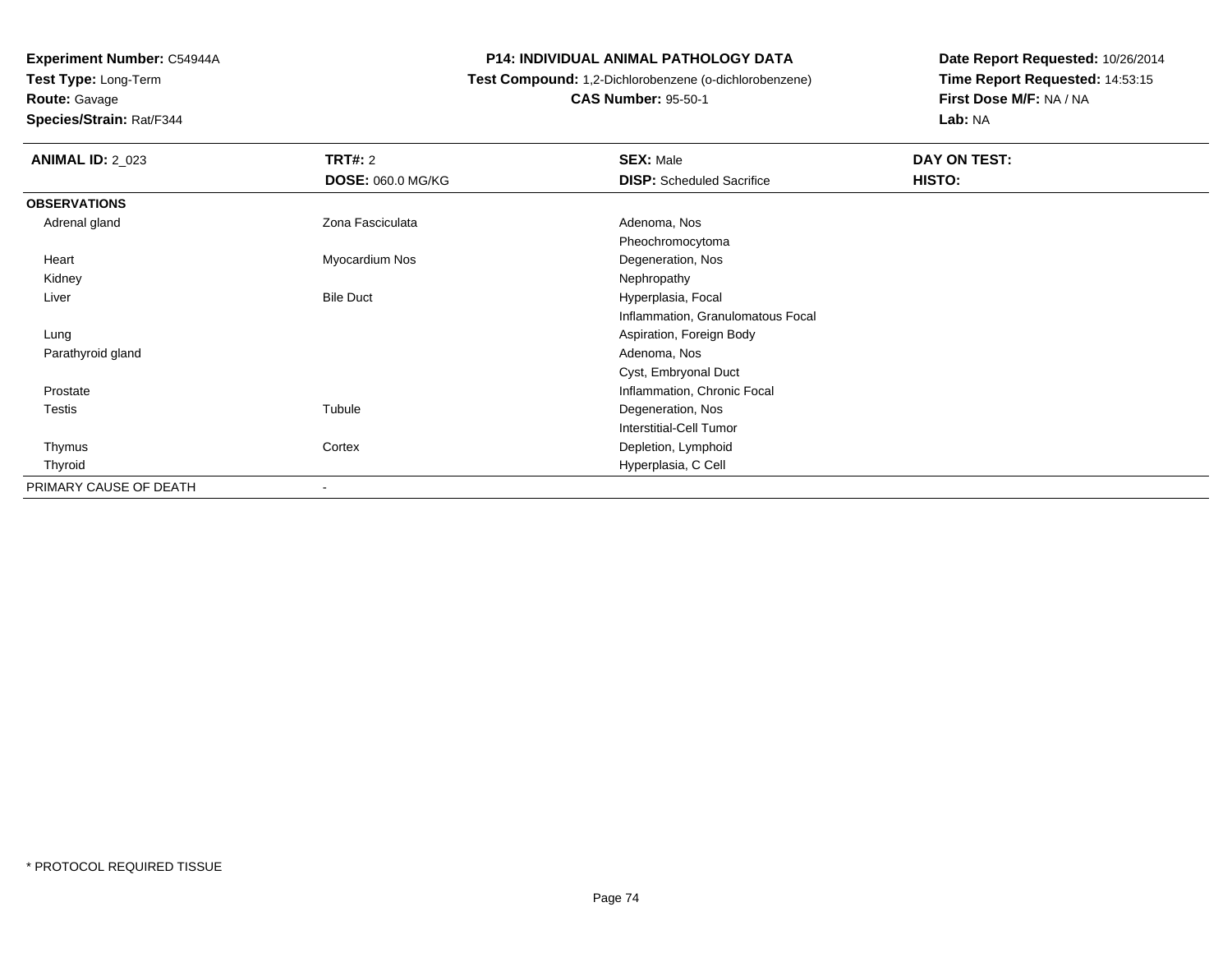**Experiment Number:** C54944A
**Test Type:** Long-Term
**Route:** Gavage
**Species/Strain:** Rat/F344

**P14: INDIVIDUAL ANIMAL PATHOLOGY DATA**
**Test Compound:** 1,2-Dichlorobenzene (o-dichlorobenzene)
**CAS Number:** 95-50-1

**Date Report Requested:** 10/26/2014
**Time Report Requested:** 14:53:15
**First Dose M/F:** NA / NA
**Lab:** NA

| **ANIMAL ID:** 2_023 | **TRT#:** 2 | **SEX:** Male | **DAY ON TEST:** |
|---|---|---|---|
| | **DOSE:** 060.0 MG/KG | **DISP:** Scheduled Sacrifice | **HISTO:** |
| **OBSERVATIONS** | | | |
| Adrenal gland | Zona Fasciculata | Adenoma, Nos | |
| | | Pheochromocytoma | |
| Heart | Myocardium Nos | Degeneration, Nos | |
| Kidney | | Nephropathy | |
| Liver | Bile Duct | Hyperplasia, Focal | |
| | | Inflammation, Granulomatous Focal | |
| Lung | | Aspiration, Foreign Body | |
| Parathyroid gland | | Adenoma, Nos | |
| | | Cyst, Embryonal Duct | |
| Prostate | | Inflammation, Chronic Focal | |
| Testis | Tubule | Degeneration, Nos | |
| | | Interstitial-Cell Tumor | |
| Thymus | Cortex | Depletion, Lymphoid | |
| Thyroid | | Hyperplasia, C Cell | |
| PRIMARY CAUSE OF DEATH | - | | |

* PROTOCOL REQUIRED TISSUE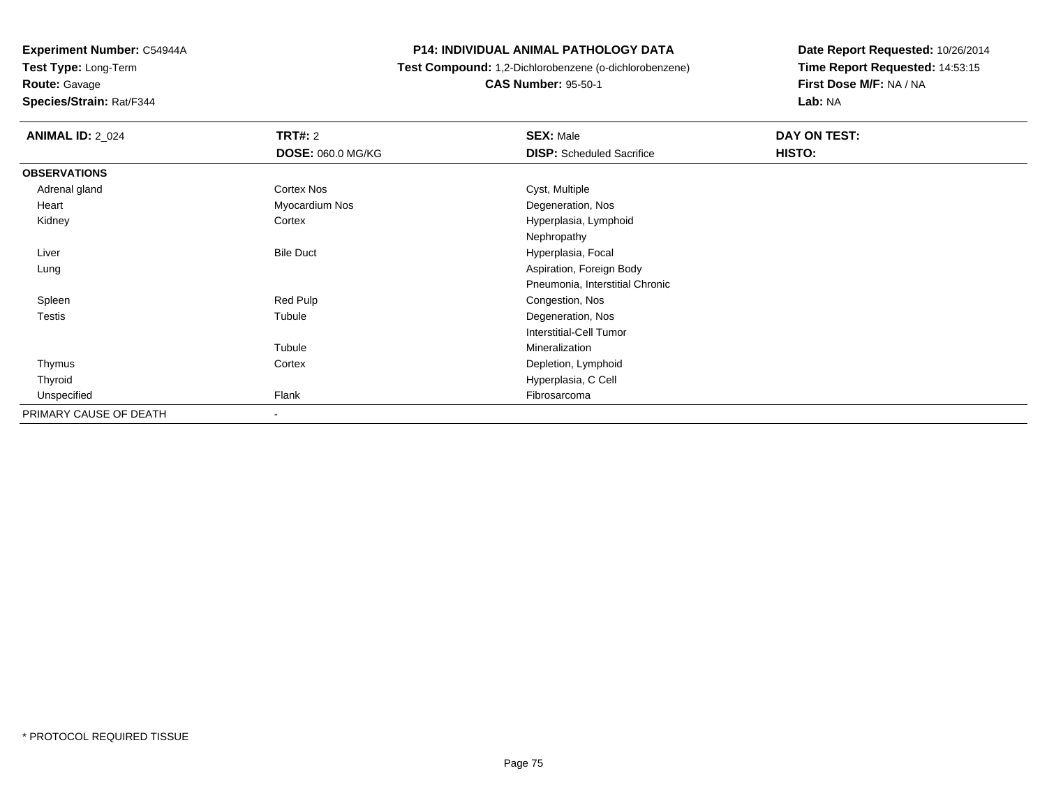**Experiment Number:** C54944A
**Test Type:** Long-Term
**Route:** Gavage
**Species/Strain:** Rat/F344

**P14: INDIVIDUAL ANIMAL PATHOLOGY DATA**
**Test Compound:** 1,2-Dichlorobenzene (o-dichlorobenzene)
**CAS Number:** 95-50-1

**Date Report Requested:** 10/26/2014
**Time Report Requested:** 14:53:15
**First Dose M/F:** NA / NA
**Lab:** NA

| **ANIMAL ID:** 2_024 | **TRT#:** 2 | **SEX:** Male | **DAY ON TEST:** |
|---|---|---|---|
| | **DOSE:** 060.0 MG/KG | **DISP:** Scheduled Sacrifice | **HISTO:** |
| **OBSERVATIONS** | | | |
| Adrenal gland | Cortex Nos | Cyst, Multiple | |
| Heart | Myocardium Nos | Degeneration, Nos | |
| Kidney | Cortex | Hyperplasia, Lymphoid | |
| | | Nephropathy | |
| Liver | Bile Duct | Hyperplasia, Focal | |
| Lung | | Aspiration, Foreign Body | |
| | | Pneumonia, Interstitial Chronic | |
| Spleen | Red Pulp | Congestion, Nos | |
| Testis | Tubule | Degeneration, Nos | |
| | | Interstitial-Cell Tumor | |
| | Tubule | Mineralization | |
| Thymus | Cortex | Depletion, Lymphoid | |
| Thyroid | | Hyperplasia, C Cell | |
| Unspecified | Flank | Fibrosarcoma | |
| PRIMARY CAUSE OF DEATH | - | | |

* PROTOCOL REQUIRED TISSUE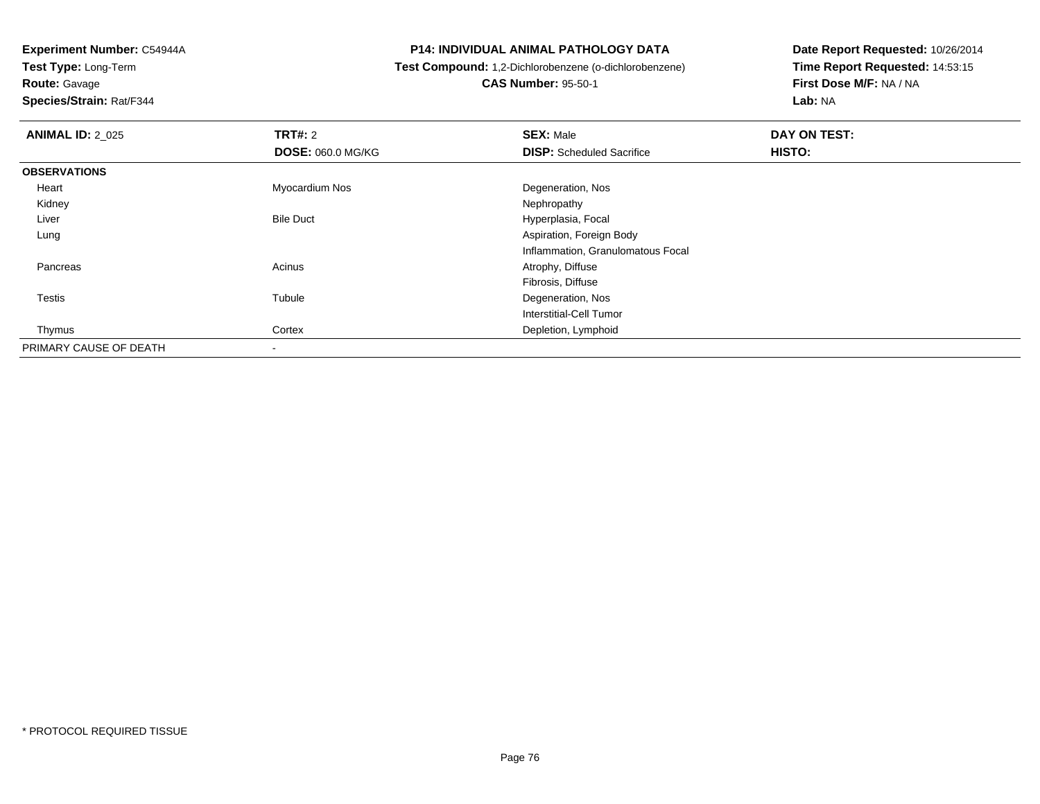**Experiment Number:** C54944A
**Test Type:** Long-Term
**Route:** Gavage
**Species/Strain:** Rat/F344

**P14: INDIVIDUAL ANIMAL PATHOLOGY DATA**
**Test Compound:** 1,2-Dichlorobenzene (o-dichlorobenzene)
**CAS Number:** 95-50-1

**Date Report Requested:** 10/26/2014
**Time Report Requested:** 14:53:15
**First Dose M/F:** NA / NA
**Lab:** NA

| **ANIMAL ID:** 2_025 | **TRT#:** 2 | **SEX:** Male | **DAY ON TEST:** |
|---|---|---|---|
| | **DOSE:** 060.0 MG/KG | **DISP:** Scheduled Sacrifice | **HISTO:** |
| **OBSERVATIONS** | | | |
| Heart | Myocardium Nos | Degeneration, Nos | |
| Kidney | | Nephropathy | |
| Liver | Bile Duct | Hyperplasia, Focal | |
| Lung | | Aspiration, Foreign Body | |
| | | Inflammation, Granulomatous Focal | |
| Pancreas | Acinus | Atrophy, Diffuse | |
| | | Fibrosis, Diffuse | |
| Testis | Tubule | Degeneration, Nos | |
| | | Interstitial-Cell Tumor | |
| Thymus | Cortex | Depletion, Lymphoid | |
| PRIMARY CAUSE OF DEATH | - | | |

* PROTOCOL REQUIRED TISSUE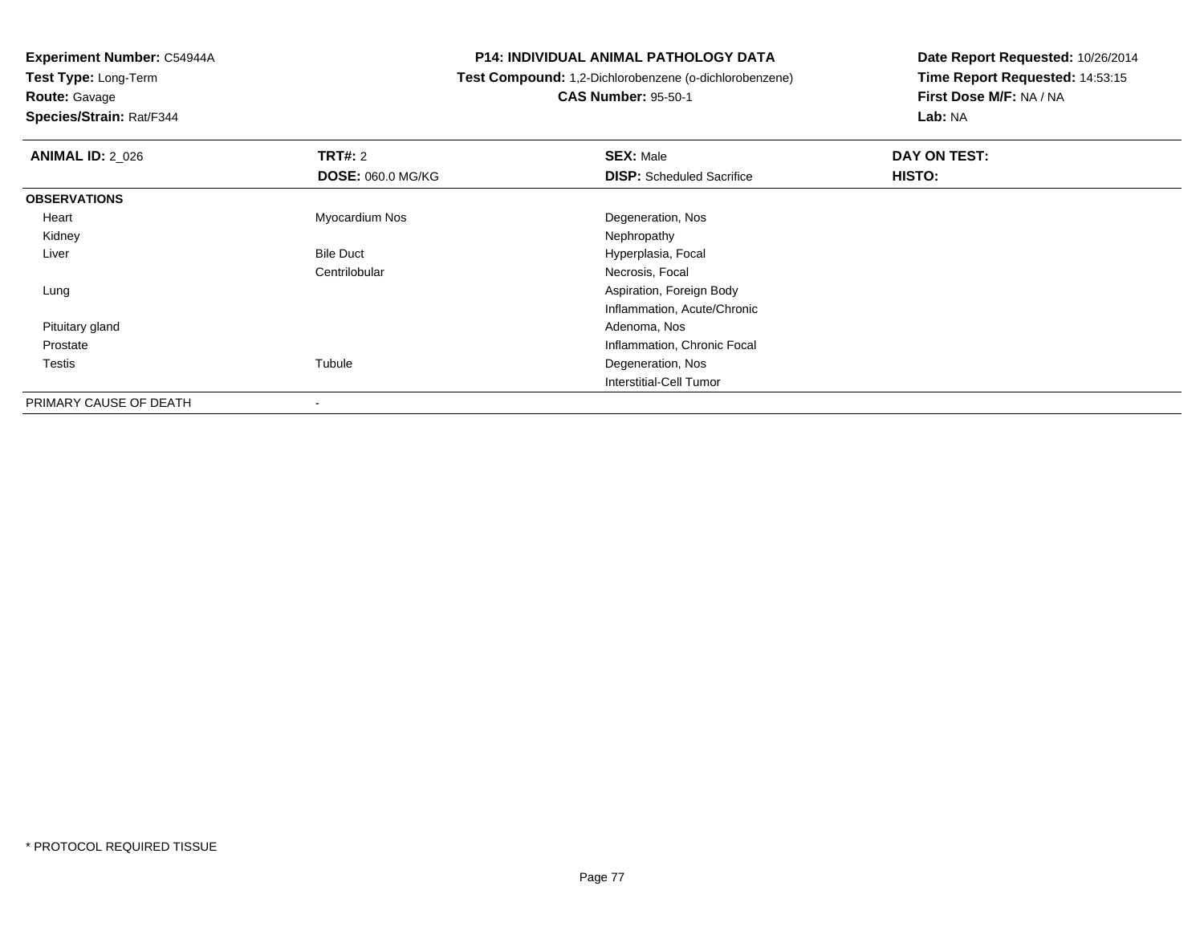**Experiment Number:** C54944A
**Test Type:** Long-Term
**Route:** Gavage
**Species/Strain:** Rat/F344

**P14: INDIVIDUAL ANIMAL PATHOLOGY DATA**
**Test Compound:** 1,2-Dichlorobenzene (o-dichlorobenzene)
**CAS Number:** 95-50-1

**Date Report Requested:** 10/26/2014
**Time Report Requested:** 14:53:15
**First Dose M/F:** NA / NA
**Lab:** NA

| **ANIMAL ID:** 2_026 | **TRT#:** 2 | **SEX:** Male | **DAY ON TEST:** |
|---|---|---|---|
| | **DOSE:** 060.0 MG/KG | **DISP:** Scheduled Sacrifice | **HISTO:** |
| **OBSERVATIONS** | | | |
| Heart | Myocardium Nos | Degeneration, Nos | |
| Kidney | | Nephropathy | |
| Liver | Bile Duct | Hyperplasia, Focal | |
| | Centrilobular | Necrosis, Focal | |
| Lung | | Aspiration, Foreign Body | |
| | | Inflammation, Acute/Chronic | |
| Pituitary gland | | Adenoma, Nos | |
| Prostate | | Inflammation, Chronic Focal | |
| Testis | Tubule | Degeneration, Nos | |
| | | Interstitial-Cell Tumor | |
| PRIMARY CAUSE OF DEATH | - | | |

* PROTOCOL REQUIRED TISSUE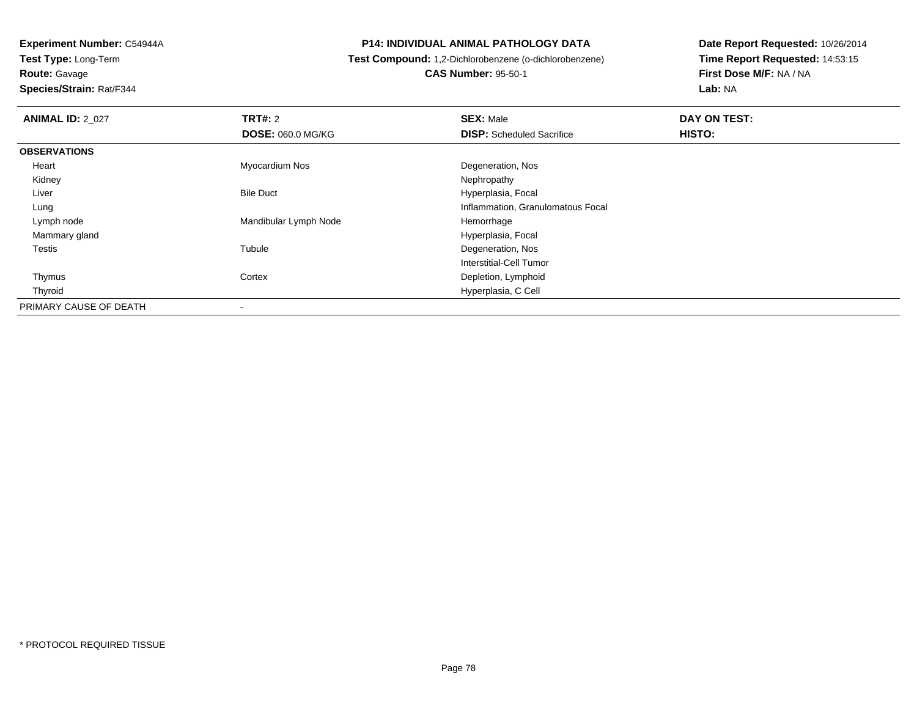**Experiment Number:** C54944A
**Test Type:** Long-Term
**Route:** Gavage
**Species/Strain:** Rat/F344

**P14: INDIVIDUAL ANIMAL PATHOLOGY DATA**
**Test Compound:** 1,2-Dichlorobenzene (o-dichlorobenzene)
**CAS Number:** 95-50-1

**Date Report Requested:** 10/26/2014
**Time Report Requested:** 14:53:15
**First Dose M/F:** NA / NA
**Lab:** NA

| **ANIMAL ID:** 2_027 | **TRT#:** 2 | **SEX:** Male | **DAY ON TEST:** |
|---|---|---|---|
| | **DOSE:** 060.0 MG/KG | **DISP:** Scheduled Sacrifice | **HISTO:** |
| **OBSERVATIONS** | | | |
| Heart | Myocardium Nos | Degeneration, Nos | |
| Kidney | | Nephropathy | |
| Liver | Bile Duct | Hyperplasia, Focal | |
| Lung | | Inflammation, Granulomatous Focal | |
| Lymph node | Mandibular Lymph Node | Hemorrhage | |
| Mammary gland | | Hyperplasia, Focal | |
| Testis | Tubule | Degeneration, Nos | |
| | | Interstitial-Cell Tumor | |
| Thymus | Cortex | Depletion, Lymphoid | |
| Thyroid | | Hyperplasia, C Cell | |
| PRIMARY CAUSE OF DEATH | - | | |

* PROTOCOL REQUIRED TISSUE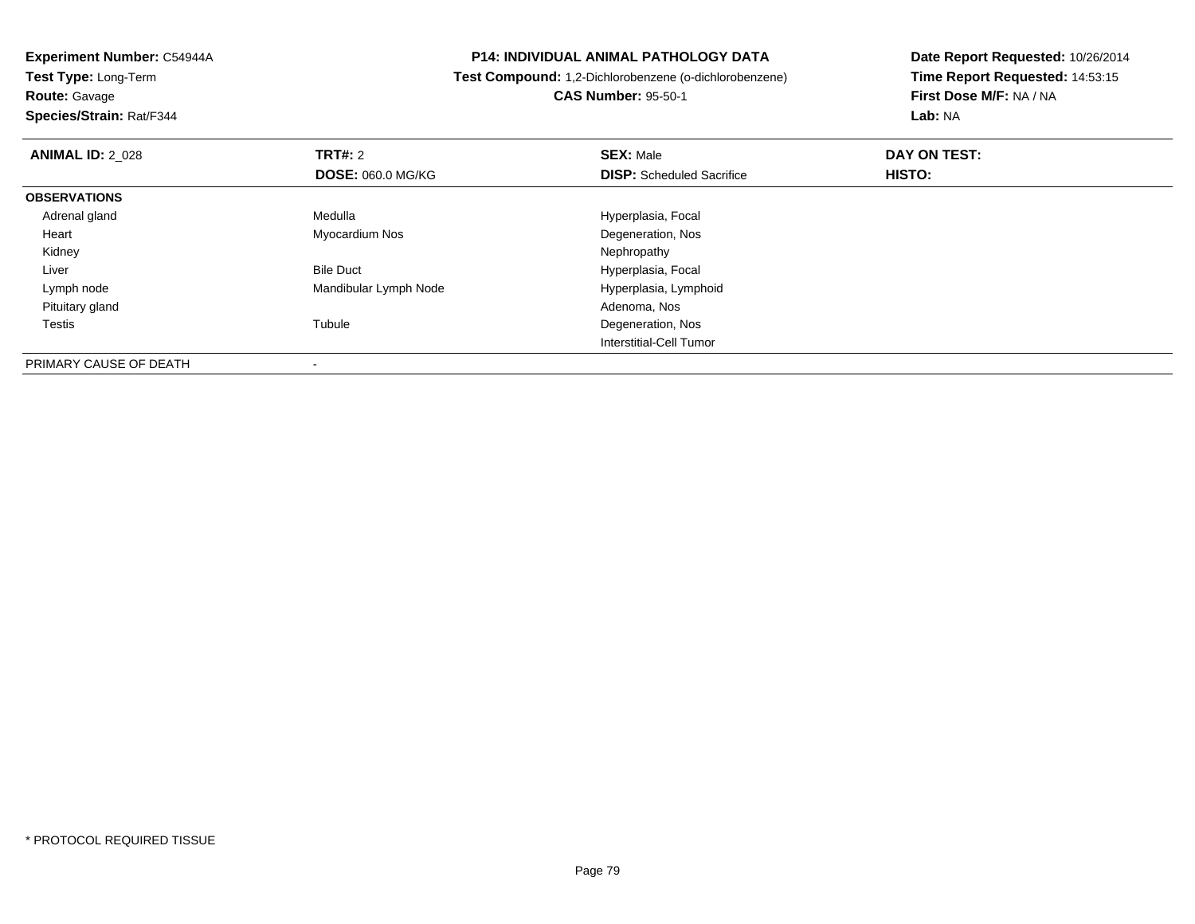**Experiment Number:** C54944A
**Test Type:** Long-Term
**Route:** Gavage
**Species/Strain:** Rat/F344

**P14: INDIVIDUAL ANIMAL PATHOLOGY DATA**
**Test Compound:** 1,2-Dichlorobenzene (o-dichlorobenzene)
**CAS Number:** 95-50-1

**Date Report Requested:** 10/26/2014
**Time Report Requested:** 14:53:15
**First Dose M/F:** NA / NA
**Lab:** NA

| **ANIMAL ID:** 2_028 | **TRT#:** 2 | **SEX:** Male | **DAY ON TEST:** |
|---|---|---|---|
| | **DOSE:** 060.0 MG/KG | **DISP:** Scheduled Sacrifice | **HISTO:** |
| **OBSERVATIONS** | | | |
| Adrenal gland | Medulla | Hyperplasia, Focal | |
| Heart | Myocardium Nos | Degeneration, Nos | |
| Kidney | | Nephropathy | |
| Liver | Bile Duct | Hyperplasia, Focal | |
| Lymph node | Mandibular Lymph Node | Hyperplasia, Lymphoid | |
| Pituitary gland | | Adenoma, Nos | |
| Testis | Tubule | Degeneration, Nos | |
| | | Interstitial-Cell Tumor | |
| PRIMARY CAUSE OF DEATH | - | | |

* PROTOCOL REQUIRED TISSUE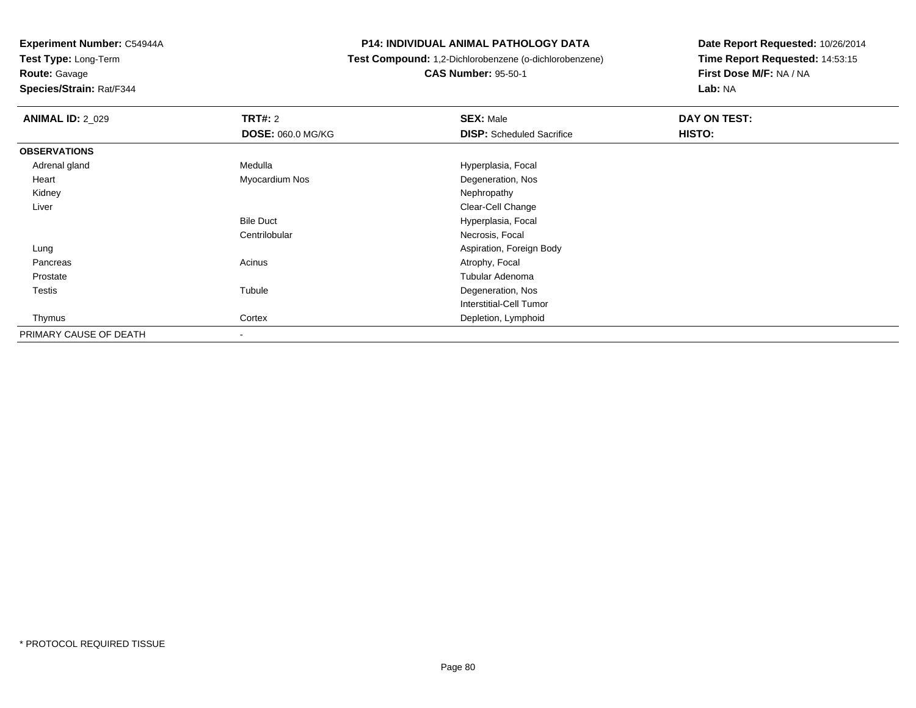**Experiment Number:** C54944A
**Test Type:** Long-Term
**Route:** Gavage
**Species/Strain:** Rat/F344

# P14: INDIVIDUAL ANIMAL PATHOLOGY DATA

**Test Compound:** 1,2-Dichlorobenzene (o-dichlorobenzene)
**CAS Number:** 95-50-1

**Date Report Requested:** 10/26/2014
**Time Report Requested:** 14:53:15
**First Dose M/F:** NA / NA
**Lab:** NA

| **ANIMAL ID:** 2_029 | **TRT#:** 2 | **SEX:** Male | **DAY ON TEST:** |
|---|---|---|---|
| | **DOSE:** 060.0 MG/KG | **DISP:** Scheduled Sacrifice | **HISTO:** |
| **OBSERVATIONS** | | | |
| Adrenal gland | Medulla | Hyperplasia, Focal | |
| Heart | Myocardium Nos | Degeneration, Nos | |
| Kidney | | Nephropathy | |
| Liver | | Clear-Cell Change | |
| | Bile Duct | Hyperplasia, Focal | |
| | Centrilobular | Necrosis, Focal | |
| Lung | | Aspiration, Foreign Body | |
| Pancreas | Acinus | Atrophy, Focal | |
| Prostate | | Tubular Adenoma | |
| Testis | Tubule | Degeneration, Nos | |
| | | Interstitial-Cell Tumor | |
| Thymus | Cortex | Depletion, Lymphoid | |
| PRIMARY CAUSE OF DEATH | - | | |

* PROTOCOL REQUIRED TISSUE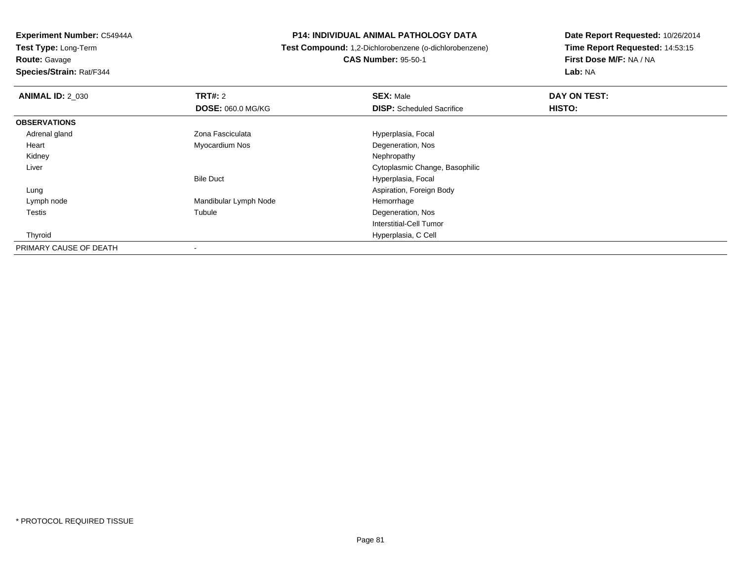**Experiment Number:** C54944A
**Test Type:** Long-Term
**Route:** Gavage
**Species/Strain:** Rat/F344

**P14: INDIVIDUAL ANIMAL PATHOLOGY DATA**
**Test Compound:** 1,2-Dichlorobenzene (o-dichlorobenzene)
**CAS Number:** 95-50-1

**Date Report Requested:** 10/26/2014
**Time Report Requested:** 14:53:15
**First Dose M/F:** NA / NA
**Lab:** NA

| **ANIMAL ID:** 2_030 | **TRT#:** 2 | **SEX:** Male | **DAY ON TEST:** |
|---|---|---|---|
| | **DOSE:** 060.0 MG/KG | **DISP:** Scheduled Sacrifice | **HISTO:** |
| **OBSERVATIONS** | | | |
| Adrenal gland | Zona Fasciculata | Hyperplasia, Focal | |
| Heart | Myocardium Nos | Degeneration, Nos | |
| Kidney | | Nephropathy | |
| Liver | | Cytoplasmic Change, Basophilic | |
| | Bile Duct | Hyperplasia, Focal | |
| Lung | | Aspiration, Foreign Body | |
| Lymph node | Mandibular Lymph Node | Hemorrhage | |
| Testis | Tubule | Degeneration, Nos | |
| | | Interstitial-Cell Tumor | |
| Thyroid | | Hyperplasia, C Cell | |
| PRIMARY CAUSE OF DEATH | - | | |

* PROTOCOL REQUIRED TISSUE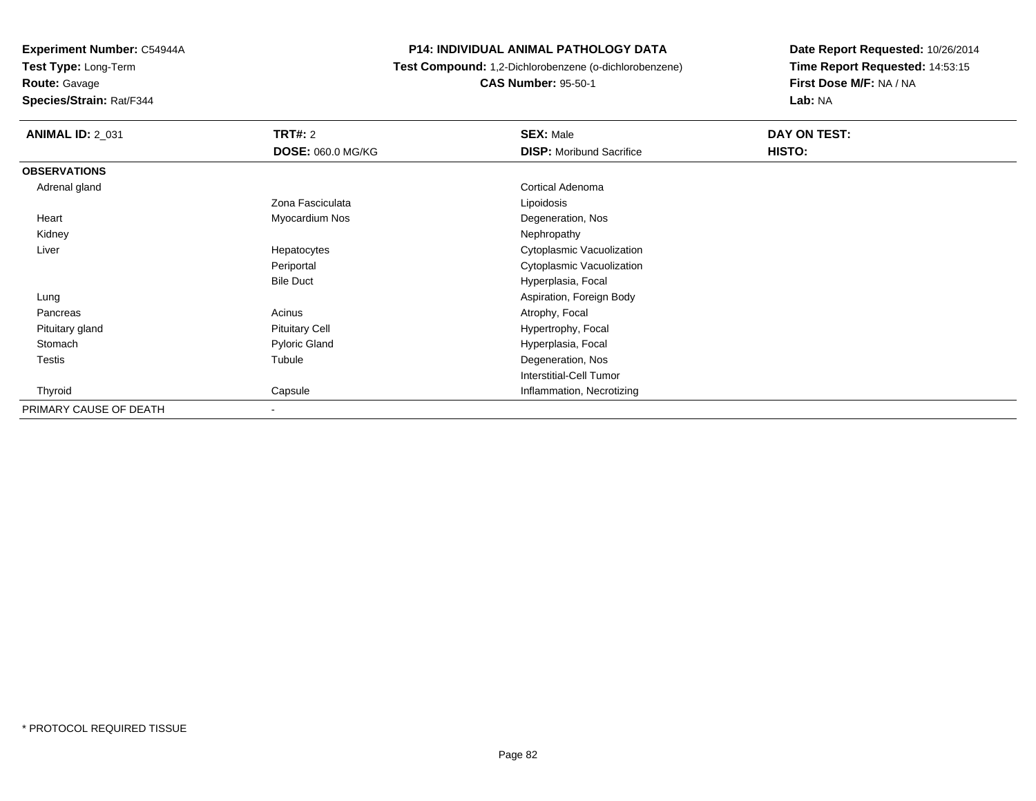**Experiment Number:** C54944A
**Test Type:** Long-Term
**Route:** Gavage
**Species/Strain:** Rat/F344

**P14: INDIVIDUAL ANIMAL PATHOLOGY DATA**
**Test Compound:** 1,2-Dichlorobenzene (o-dichlorobenzene)
**CAS Number:** 95-50-1

**Date Report Requested:** 10/26/2014
**Time Report Requested:** 14:53:15
**First Dose M/F:** NA / NA
**Lab:** NA

| **ANIMAL ID:** 2_031 | **TRT#:** 2 | **SEX:** Male | **DAY ON TEST:** |
|---|---|---|---|
| | **DOSE:** 060.0 MG/KG | **DISP:** Moribund Sacrifice | **HISTO:** |
| **OBSERVATIONS** | | | |
| Adrenal gland | | Cortical Adenoma | |
| | Zona Fasciculata | Lipoidosis | |
| Heart | Myocardium Nos | Degeneration, Nos | |
| Kidney | | Nephropathy | |
| Liver | Hepatocytes | Cytoplasmic Vacuolization | |
| | Periportal | Cytoplasmic Vacuolization | |
| | Bile Duct | Hyperplasia, Focal | |
| Lung | | Aspiration, Foreign Body | |
| Pancreas | Acinus | Atrophy, Focal | |
| Pituitary gland | Pituitary Cell | Hypertrophy, Focal | |
| Stomach | Pyloric Gland | Hyperplasia, Focal | |
| Testis | Tubule | Degeneration, Nos | |
| | | Interstitial-Cell Tumor | |
| Thyroid | Capsule | Inflammation, Necrotizing | |
| PRIMARY CAUSE OF DEATH | - | | |

* PROTOCOL REQUIRED TISSUE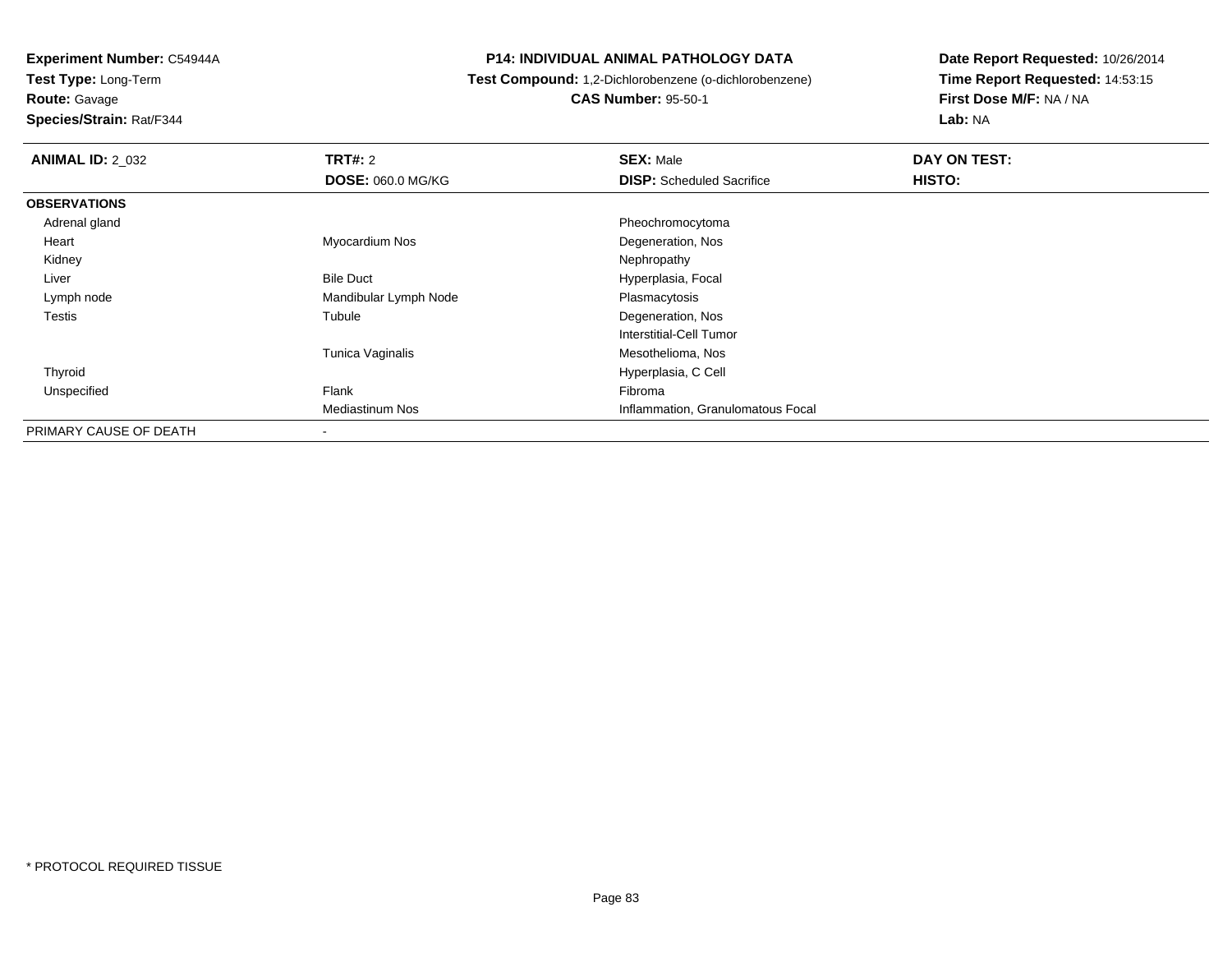**Experiment Number:** C54944A
**Test Type:** Long-Term
**Route:** Gavage
**Species/Strain:** Rat/F344

# P14: INDIVIDUAL ANIMAL PATHOLOGY DATA

**Test Compound:** 1,2-Dichlorobenzene (o-dichlorobenzene)
**CAS Number:** 95-50-1

**Date Report Requested:** 10/26/2014
**Time Report Requested:** 14:53:15
**First Dose M/F:** NA / NA
**Lab:** NA

| **ANIMAL ID:** 2_032 | **TRT#:** 2 | **SEX:** Male | **DAY ON TEST:** |
|---|---|---|---|
| | **DOSE:** 060.0 MG/KG | **DISP:** Scheduled Sacrifice | **HISTO:** |
| **OBSERVATIONS** | | | |
| Adrenal gland | | Pheochromocytoma | |
| Heart | Myocardium Nos | Degeneration, Nos | |
| Kidney | | Nephropathy | |
| Liver | Bile Duct | Hyperplasia, Focal | |
| Lymph node | Mandibular Lymph Node | Plasmacytosis | |
| Testis | Tubule | Degeneration, Nos | |
| | | Interstitial-Cell Tumor | |
| | Tunica Vaginalis | Mesothelioma, Nos | |
| Thyroid | | Hyperplasia, C Cell | |
| Unspecified | Flank | Fibroma | |
| | Mediastinum Nos | Inflammation, Granulomatous Focal | |
| PRIMARY CAUSE OF DEATH | - | | |

* PROTOCOL REQUIRED TISSUE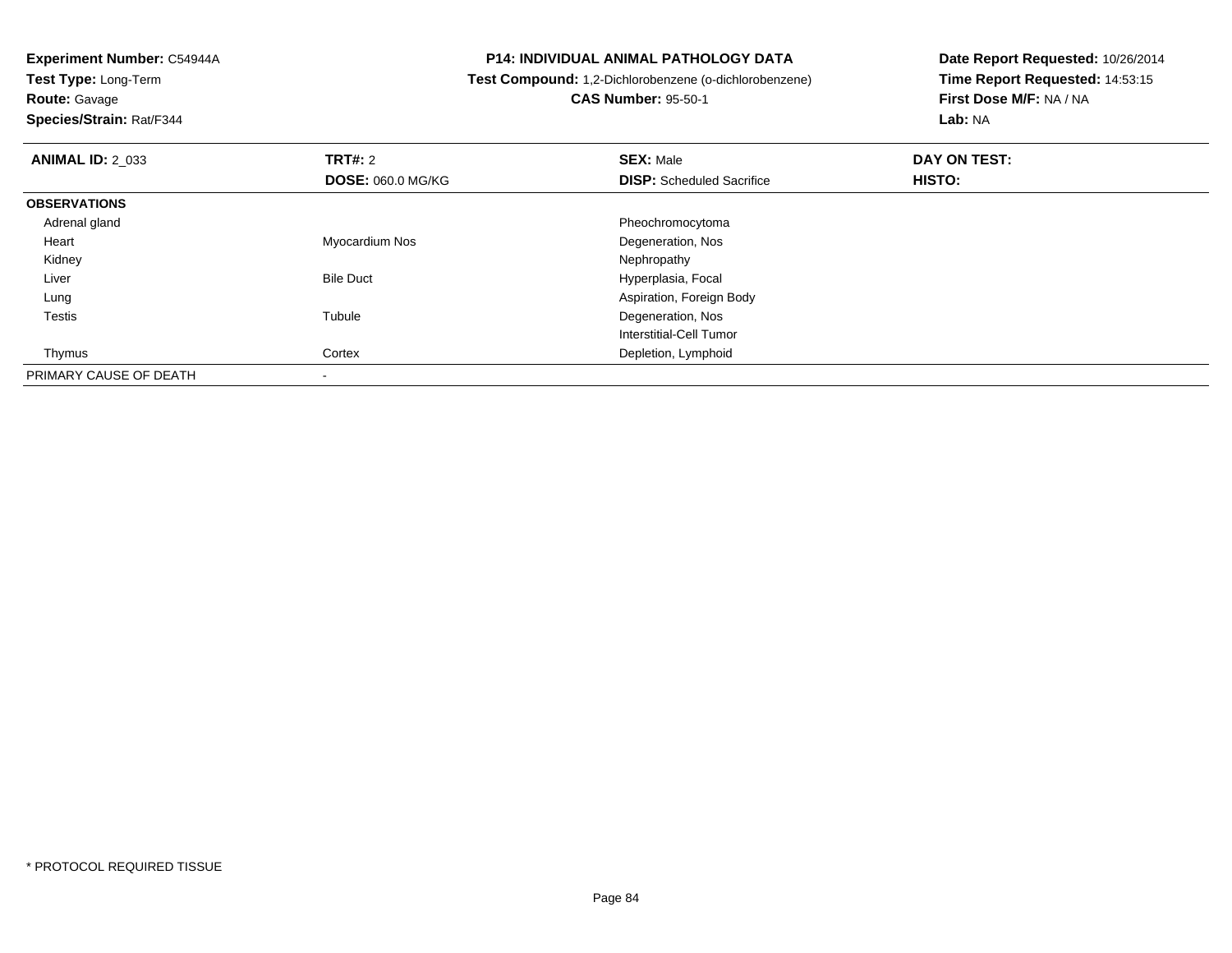**Experiment Number:** C54944A
**Test Type:** Long-Term
**Route:** Gavage
**Species/Strain:** Rat/F344

**P14: INDIVIDUAL ANIMAL PATHOLOGY DATA**
**Test Compound:** 1,2-Dichlorobenzene (o-dichlorobenzene)
**CAS Number:** 95-50-1

**Date Report Requested:** 10/26/2014
**Time Report Requested:** 14:53:15
**First Dose M/F:** NA / NA
**Lab:** NA

| **ANIMAL ID:** 2_033 | **TRT#:** 2 | **SEX:** Male | **DAY ON TEST:** |
|---|---|---|---|
| | **DOSE:** 060.0 MG/KG | **DISP:** Scheduled Sacrifice | **HISTO:** |
| **OBSERVATIONS** | | | |
| Adrenal gland | | Pheochromocytoma | |
| Heart | Myocardium Nos | Degeneration, Nos | |
| Kidney | | Nephropathy | |
| Liver | Bile Duct | Hyperplasia, Focal | |
| Lung | | Aspiration, Foreign Body | |
| Testis | Tubule | Degeneration, Nos | |
| | | Interstitial-Cell Tumor | |
| Thymus | Cortex | Depletion, Lymphoid | |
| PRIMARY CAUSE OF DEATH | - | | |

* PROTOCOL REQUIRED TISSUE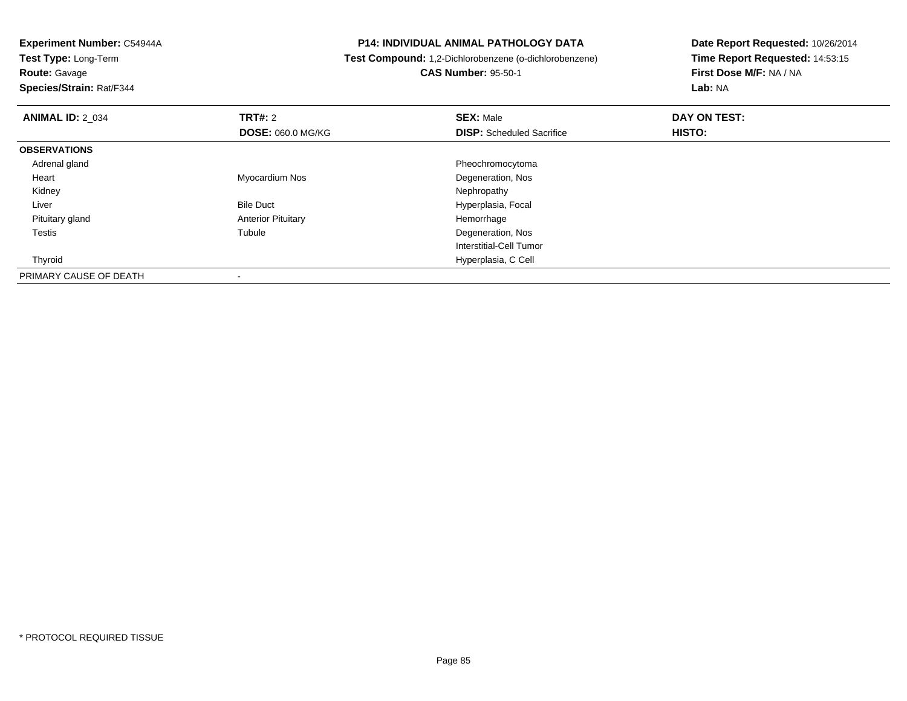**Experiment Number:** C54944A
**Test Type:** Long-Term
**Route:** Gavage
**Species/Strain:** Rat/F344

**P14: INDIVIDUAL ANIMAL PATHOLOGY DATA**
**Test Compound:** 1,2-Dichlorobenzene (o-dichlorobenzene)
**CAS Number:** 95-50-1

**Date Report Requested:** 10/26/2014
**Time Report Requested:** 14:53:15
**First Dose M/F:** NA / NA
**Lab:** NA

| **ANIMAL ID:** 2_034 | **TRT#:** 2 | **SEX:** Male | **DAY ON TEST:** |
|---|---|---|---|
| | **DOSE:** 060.0 MG/KG | **DISP:** Scheduled Sacrifice | **HISTO:** |
| **OBSERVATIONS** | | | |
| Adrenal gland | | Pheochromocytoma | |
| Heart | Myocardium Nos | Degeneration, Nos | |
| Kidney | | Nephropathy | |
| Liver | Bile Duct | Hyperplasia, Focal | |
| Pituitary gland | Anterior Pituitary | Hemorrhage | |
| Testis | Tubule | Degeneration, Nos | |
| | | Interstitial-Cell Tumor | |
| Thyroid | | Hyperplasia, C Cell | |
| PRIMARY CAUSE OF DEATH | - | | |

* PROTOCOL REQUIRED TISSUE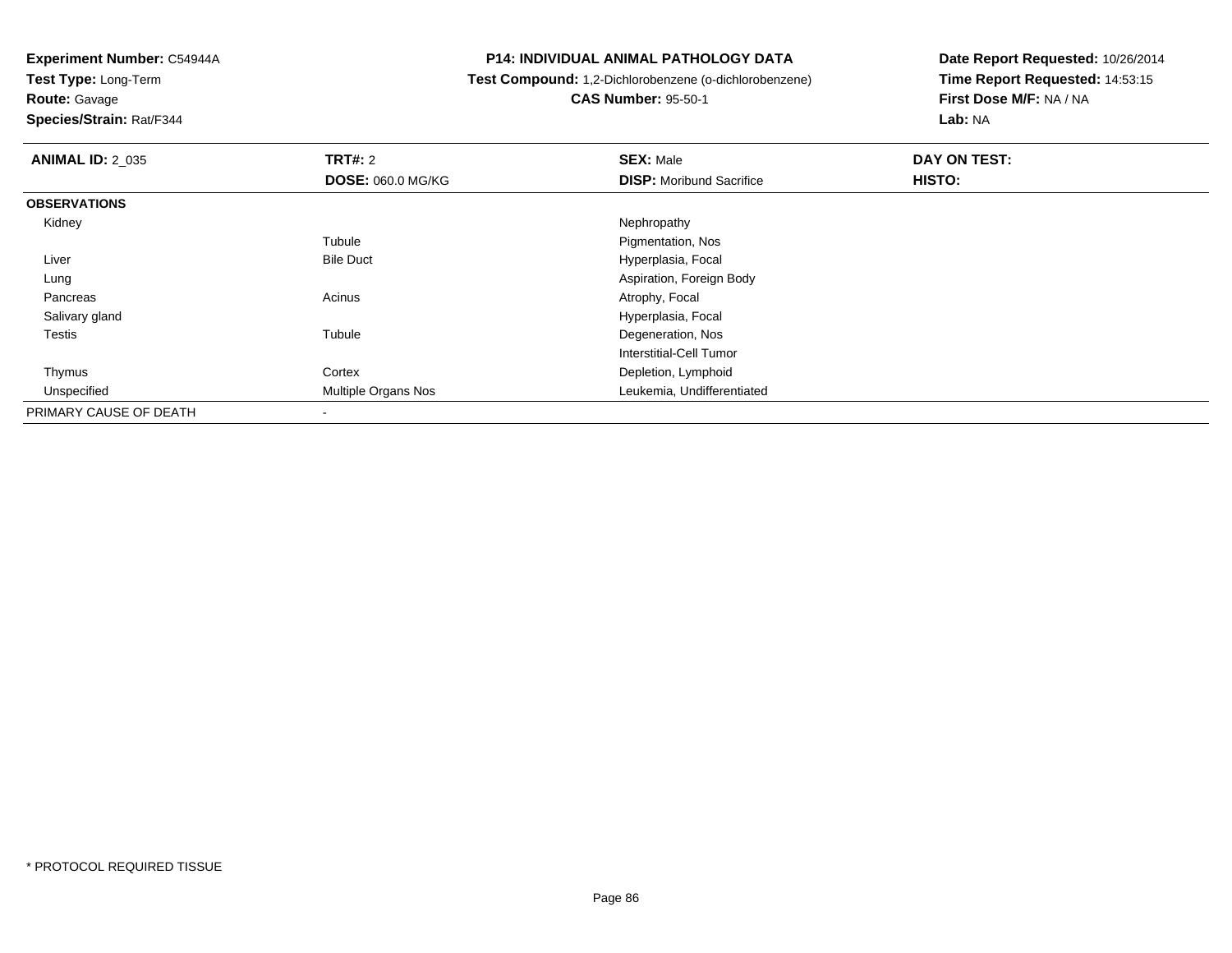**Experiment Number:** C54944A
**Test Type:** Long-Term
**Route:** Gavage
**Species/Strain:** Rat/F344

**P14: INDIVIDUAL ANIMAL PATHOLOGY DATA**
**Test Compound:** 1,2-Dichlorobenzene (o-dichlorobenzene)
**CAS Number:** 95-50-1

**Date Report Requested:** 10/26/2014
**Time Report Requested:** 14:53:15
**First Dose M/F:** NA / NA
**Lab:** NA

| **ANIMAL ID:** 2_035 | **TRT#:** 2 | **SEX:** Male | **DAY ON TEST:** |
|---|---|---|---|
| | **DOSE:** 060.0 MG/KG | **DISP:** Moribund Sacrifice | **HISTO:** |
| **OBSERVATIONS** | | | |
| Kidney | | Nephropathy | |
| | Tubule | Pigmentation, Nos | |
| Liver | Bile Duct | Hyperplasia, Focal | |
| Lung | | Aspiration, Foreign Body | |
| Pancreas | Acinus | Atrophy, Focal | |
| Salivary gland | | Hyperplasia, Focal | |
| Testis | Tubule | Degeneration, Nos | |
| | | Interstitial-Cell Tumor | |
| Thymus | Cortex | Depletion, Lymphoid | |
| Unspecified | Multiple Organs Nos | Leukemia, Undifferentiated | |
| PRIMARY CAUSE OF DEATH | - | | |

* PROTOCOL REQUIRED TISSUE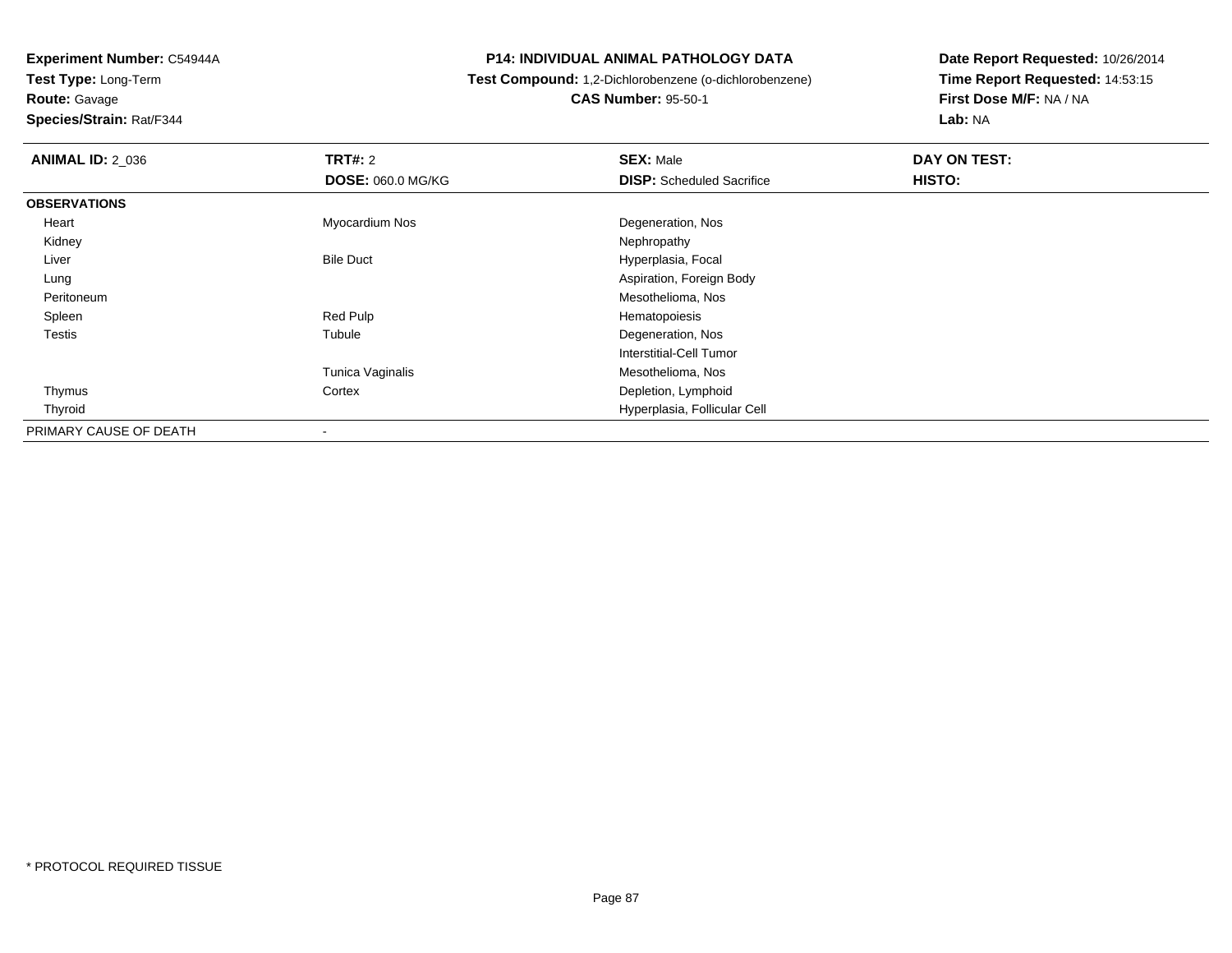**Experiment Number:** C54944A
**Test Type:** Long-Term
**Route:** Gavage
**Species/Strain:** Rat/F344

**P14: INDIVIDUAL ANIMAL PATHOLOGY DATA**
**Test Compound:** 1,2-Dichlorobenzene (o-dichlorobenzene)
**CAS Number:** 95-50-1

**Date Report Requested:** 10/26/2014
**Time Report Requested:** 14:53:15
**First Dose M/F:** NA / NA
**Lab:** NA

| **ANIMAL ID:** 2_036 | **TRT#:** 2 | **SEX:** Male | **DAY ON TEST:** |
|---|---|---|---|
| | **DOSE:** 060.0 MG/KG | **DISP:** Scheduled Sacrifice | **HISTO:** |
| **OBSERVATIONS** | | | |
| Heart | Myocardium Nos | Degeneration, Nos | |
| Kidney | | Nephropathy | |
| Liver | Bile Duct | Hyperplasia, Focal | |
| Lung | | Aspiration, Foreign Body | |
| Peritoneum | | Mesothelioma, Nos | |
| Spleen | Red Pulp | Hematopoiesis | |
| Testis | Tubule | Degeneration, Nos | |
| | | Interstitial-Cell Tumor | |
| | Tunica Vaginalis | Mesothelioma, Nos | |
| Thymus | Cortex | Depletion, Lymphoid | |
| Thyroid | | Hyperplasia, Follicular Cell | |
| PRIMARY CAUSE OF DEATH | - | | |

* PROTOCOL REQUIRED TISSUE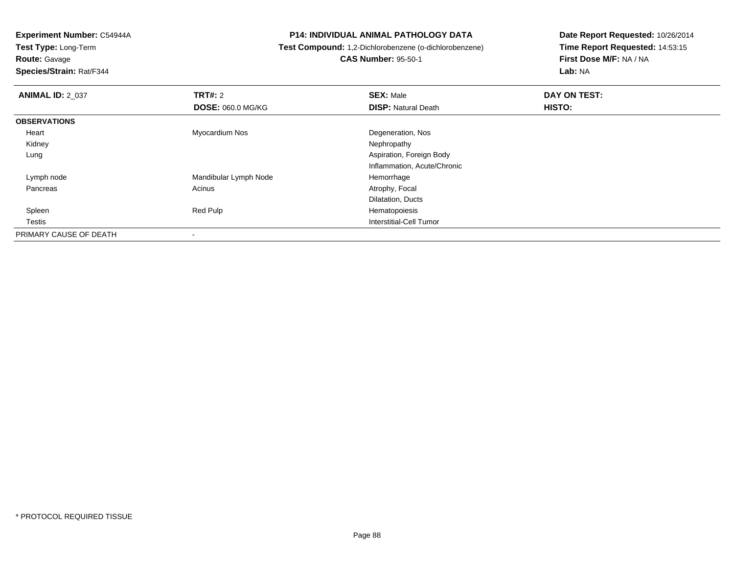**Experiment Number:** C54944A
**Test Type:** Long-Term
**Route:** Gavage
**Species/Strain:** Rat/F344

**P14: INDIVIDUAL ANIMAL PATHOLOGY DATA**
**Test Compound:** 1,2-Dichlorobenzene (o-dichlorobenzene)
**CAS Number:** 95-50-1

**Date Report Requested:** 10/26/2014
**Time Report Requested:** 14:53:15
**First Dose M/F:** NA / NA
**Lab:** NA

| **ANIMAL ID:** 2_037 | **TRT#:** 2 | **SEX:** Male | **DAY ON TEST:** |
|---|---|---|---|
| | **DOSE:** 060.0 MG/KG | **DISP:** Natural Death | **HISTO:** |
| **OBSERVATIONS** | | | |
| Heart | Myocardium Nos | Degeneration, Nos | |
| Kidney | | Nephropathy | |
| Lung | | Aspiration, Foreign Body | |
| | | Inflammation, Acute/Chronic | |
| Lymph node | Mandibular Lymph Node | Hemorrhage | |
| Pancreas | Acinus | Atrophy, Focal | |
| | | Dilatation, Ducts | |
| Spleen | Red Pulp | Hematopoiesis | |
| Testis | | Interstitial-Cell Tumor | |
| PRIMARY CAUSE OF DEATH | - | | |

* PROTOCOL REQUIRED TISSUE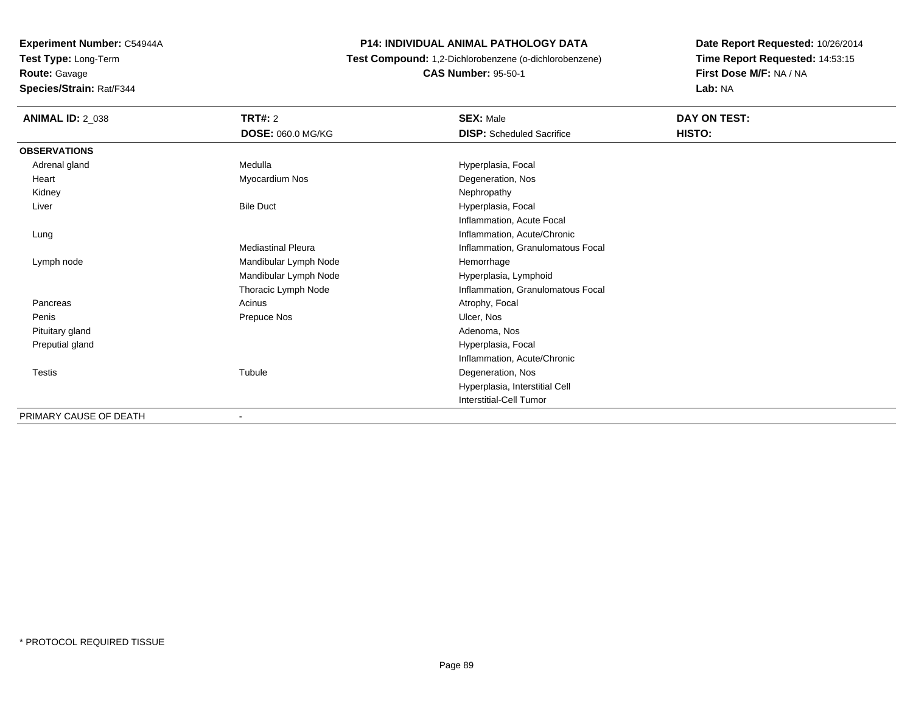**Experiment Number:** C54944A
**Test Type:** Long-Term
**Route:** Gavage
**Species/Strain:** Rat/F344

**P14: INDIVIDUAL ANIMAL PATHOLOGY DATA**
**Test Compound:** 1,2-Dichlorobenzene (o-dichlorobenzene)
**CAS Number:** 95-50-1

**Date Report Requested:** 10/26/2014
**Time Report Requested:** 14:53:15
**First Dose M/F:** NA / NA
**Lab:** NA

| **ANIMAL ID:** 2_038 | **TRT#:** 2 | **SEX:** Male | **DAY ON TEST:** |
|---|---|---|---|
| | **DOSE:** 060.0 MG/KG | **DISP:** Scheduled Sacrifice | **HISTO:** |
| **OBSERVATIONS** | | | |
| Adrenal gland | Medulla | Hyperplasia, Focal | |
| Heart | Myocardium Nos | Degeneration, Nos | |
| Kidney | | Nephropathy | |
| Liver | Bile Duct | Hyperplasia, Focal | |
| | | Inflammation, Acute Focal | |
| Lung | | Inflammation, Acute/Chronic | |
| | Mediastinal Pleura | Inflammation, Granulomatous Focal | |
| Lymph node | Mandibular Lymph Node | Hemorrhage | |
| | Mandibular Lymph Node | Hyperplasia, Lymphoid | |
| | Thoracic Lymph Node | Inflammation, Granulomatous Focal | |
| Pancreas | Acinus | Atrophy, Focal | |
| Penis | Prepuce Nos | Ulcer, Nos | |
| Pituitary gland | | Adenoma, Nos | |
| Preputial gland | | Hyperplasia, Focal | |
| | | Inflammation, Acute/Chronic | |
| Testis | Tubule | Degeneration, Nos | |
| | | Hyperplasia, Interstitial Cell | |
| | | Interstitial-Cell Tumor | |
| PRIMARY CAUSE OF DEATH | - | | |

* PROTOCOL REQUIRED TISSUE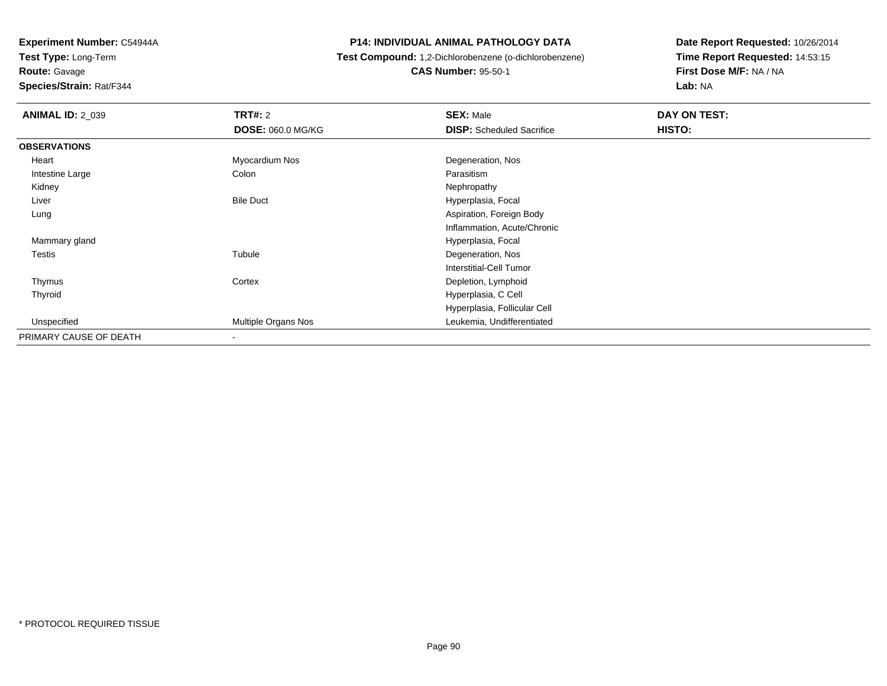**Experiment Number:** C54944A
**Test Type:** Long-Term
**Route:** Gavage
**Species/Strain:** Rat/F344

**P14: INDIVIDUAL ANIMAL PATHOLOGY DATA**
**Test Compound:** 1,2-Dichlorobenzene (o-dichlorobenzene)
**CAS Number:** 95-50-1

**Date Report Requested:** 10/26/2014
**Time Report Requested:** 14:53:15
**First Dose M/F:** NA / NA
**Lab:** NA

| **ANIMAL ID:** 2_039 | **TRT#:** 2 | **SEX:** Male | **DAY ON TEST:** |
|---|---|---|---|
| | **DOSE:** 060.0 MG/KG | **DISP:** Scheduled Sacrifice | **HISTO:** |
| **OBSERVATIONS** | | | |
| Heart | Myocardium Nos | Degeneration, Nos | |
| Intestine Large | Colon | Parasitism | |
| Kidney | | Nephropathy | |
| Liver | Bile Duct | Hyperplasia, Focal | |
| Lung | | Aspiration, Foreign Body | |
| | | Inflammation, Acute/Chronic | |
| Mammary gland | | Hyperplasia, Focal | |
| Testis | Tubule | Degeneration, Nos | |
| | | Interstitial-Cell Tumor | |
| Thymus | Cortex | Depletion, Lymphoid | |
| Thyroid | | Hyperplasia, C Cell | |
| | | Hyperplasia, Follicular Cell | |
| Unspecified | Multiple Organs Nos | Leukemia, Undifferentiated | |
| PRIMARY CAUSE OF DEATH | - | | |

* PROTOCOL REQUIRED TISSUE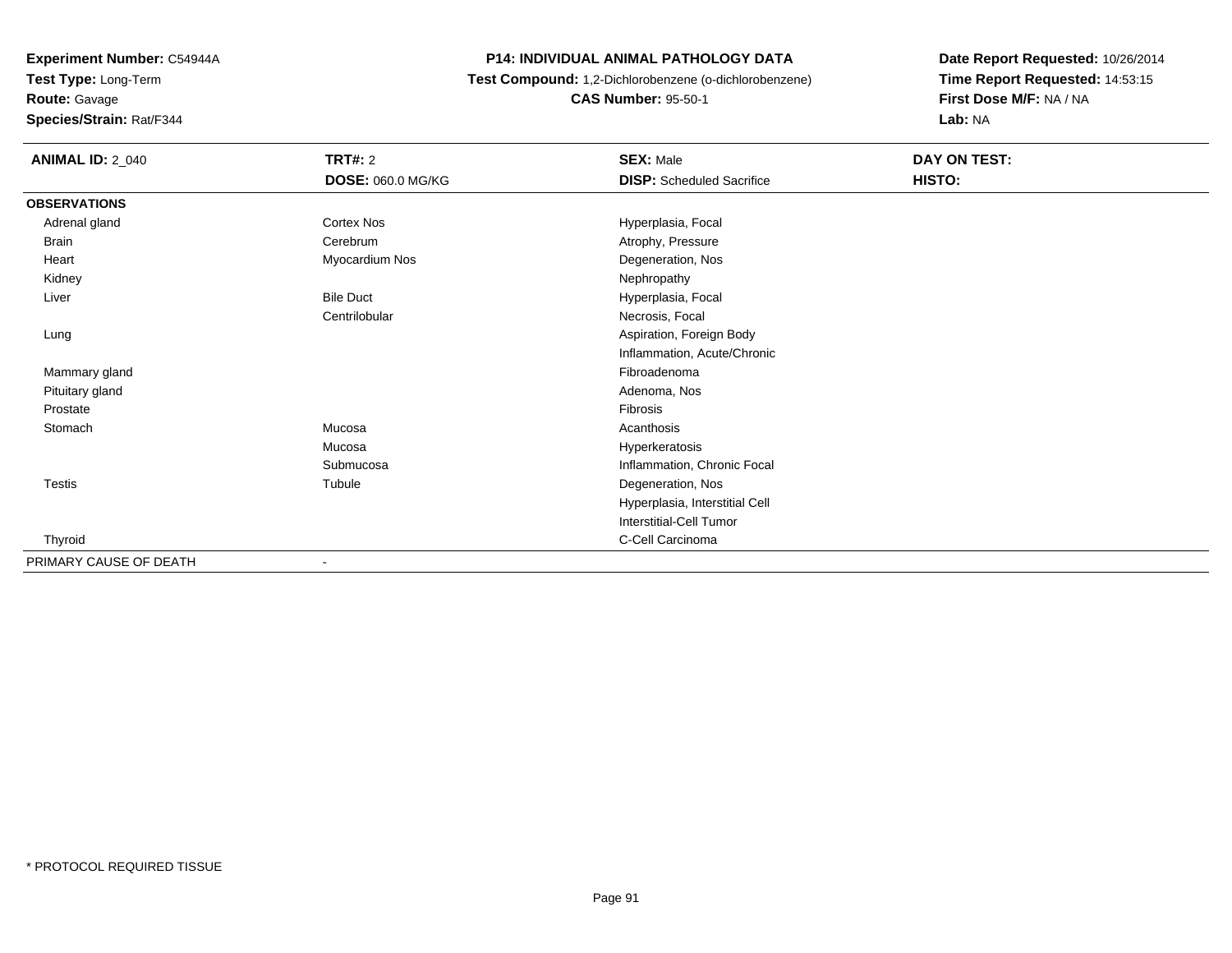**Experiment Number:** C54944A
**Test Type:** Long-Term
**Route:** Gavage
**Species/Strain:** Rat/F344

**P14: INDIVIDUAL ANIMAL PATHOLOGY DATA**
**Test Compound:** 1,2-Dichlorobenzene (o-dichlorobenzene)
**CAS Number:** 95-50-1

**Date Report Requested:** 10/26/2014
**Time Report Requested:** 14:53:15
**First Dose M/F:** NA / NA
**Lab:** NA

| **ANIMAL ID:** 2_040 | **TRT#:** 2 | **SEX:** Male | **DAY ON TEST:** |
|---|---|---|---|
| | **DOSE:** 060.0 MG/KG | **DISP:** Scheduled Sacrifice | **HISTO:** |
| **OBSERVATIONS** | | | |
| Adrenal gland | Cortex Nos | Hyperplasia, Focal | |
| Brain | Cerebrum | Atrophy, Pressure | |
| Heart | Myocardium Nos | Degeneration, Nos | |
| Kidney | | Nephropathy | |
| Liver | Bile Duct | Hyperplasia, Focal | |
| | Centrilobular | Necrosis, Focal | |
| Lung | | Aspiration, Foreign Body | |
| | | Inflammation, Acute/Chronic | |
| Mammary gland | | Fibroadenoma | |
| Pituitary gland | | Adenoma, Nos | |
| Prostate | | Fibrosis | |
| Stomach | Mucosa | Acanthosis | |
| | Mucosa | Hyperkeratosis | |
| | Submucosa | Inflammation, Chronic Focal | |
| Testis | Tubule | Degeneration, Nos | |
| | | Hyperplasia, Interstitial Cell | |
| | | Interstitial-Cell Tumor | |
| Thyroid | | C-Cell Carcinoma | |
| PRIMARY CAUSE OF DEATH | - | | |

* PROTOCOL REQUIRED TISSUE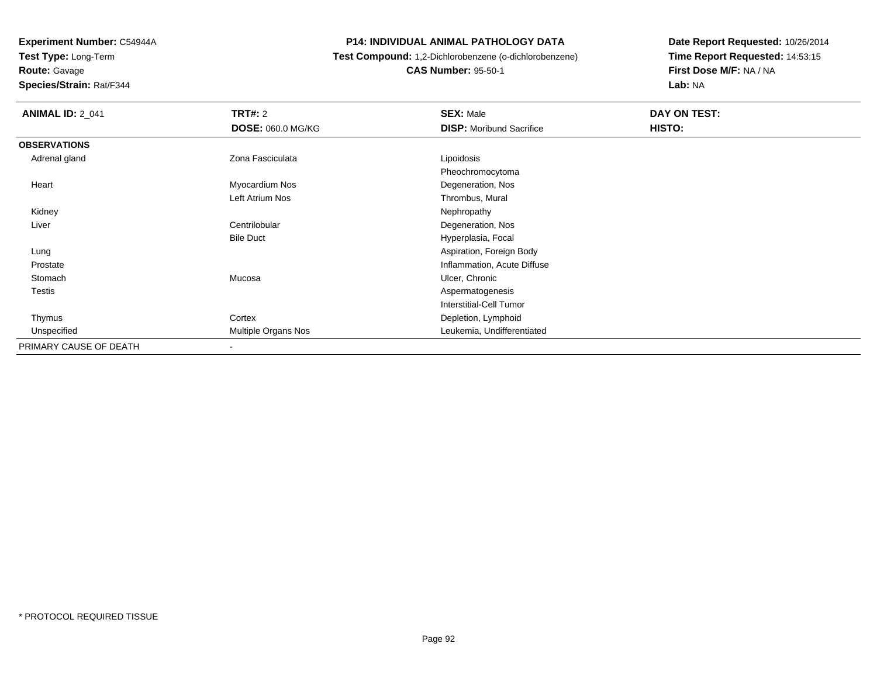**Experiment Number:** C54944A
**Test Type:** Long-Term
**Route:** Gavage
**Species/Strain:** Rat/F344

**P14: INDIVIDUAL ANIMAL PATHOLOGY DATA**
**Test Compound:** 1,2-Dichlorobenzene (o-dichlorobenzene)
**CAS Number:** 95-50-1

**Date Report Requested:** 10/26/2014
**Time Report Requested:** 14:53:15
**First Dose M/F:** NA / NA
**Lab:** NA

| **ANIMAL ID:** 2_041 | **TRT#:** 2 | **SEX:** Male | **DAY ON TEST:** |
|---|---|---|---|
| | **DOSE:** 060.0 MG/KG | **DISP:** Moribund Sacrifice | **HISTO:** |
| **OBSERVATIONS** | | | |
| Adrenal gland | Zona Fasciculata | Lipoidosis | |
| | | Pheochromocytoma | |
| Heart | Myocardium Nos | Degeneration, Nos | |
| | Left Atrium Nos | Thrombus, Mural | |
| Kidney | | Nephropathy | |
| Liver | Centrilobular | Degeneration, Nos | |
| | Bile Duct | Hyperplasia, Focal | |
| Lung | | Aspiration, Foreign Body | |
| Prostate | | Inflammation, Acute Diffuse | |
| Stomach | Mucosa | Ulcer, Chronic | |
| Testis | | Aspermatogenesis | |
| | | Interstitial-Cell Tumor | |
| Thymus | Cortex | Depletion, Lymphoid | |
| Unspecified | Multiple Organs Nos | Leukemia, Undifferentiated | |
| PRIMARY CAUSE OF DEATH | - | | |

* PROTOCOL REQUIRED TISSUE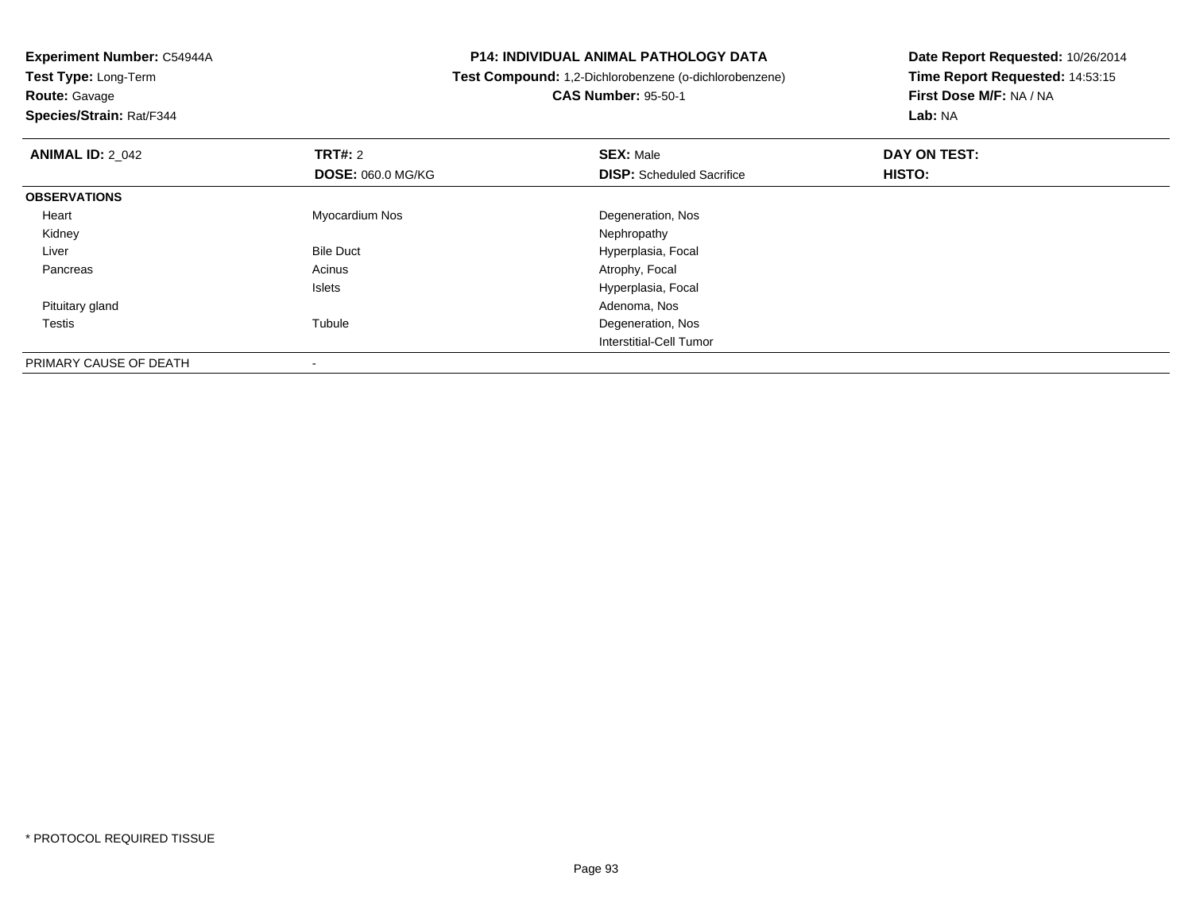**Experiment Number:** C54944A
**Test Type:** Long-Term
**Route:** Gavage
**Species/Strain:** Rat/F344

**P14: INDIVIDUAL ANIMAL PATHOLOGY DATA**
**Test Compound:** 1,2-Dichlorobenzene (o-dichlorobenzene)
**CAS Number:** 95-50-1

**Date Report Requested:** 10/26/2014
**Time Report Requested:** 14:53:15
**First Dose M/F:** NA / NA
**Lab:** NA

| **ANIMAL ID:** 2_042 | **TRT#:** 2 | **SEX:** Male | **DAY ON TEST:** |
|---|---|---|---|
| | **DOSE:** 060.0 MG/KG | **DISP:** Scheduled Sacrifice | **HISTO:** |
| **OBSERVATIONS** | | | |
| Heart | Myocardium Nos | Degeneration, Nos | |
| Kidney | | Nephropathy | |
| Liver | Bile Duct | Hyperplasia, Focal | |
| Pancreas | Acinus | Atrophy, Focal | |
| | Islets | Hyperplasia, Focal | |
| Pituitary gland | | Adenoma, Nos | |
| Testis | Tubule | Degeneration, Nos | |
| | | Interstitial-Cell Tumor | |
| PRIMARY CAUSE OF DEATH | - | | |

\* PROTOCOL REQUIRED TISSUE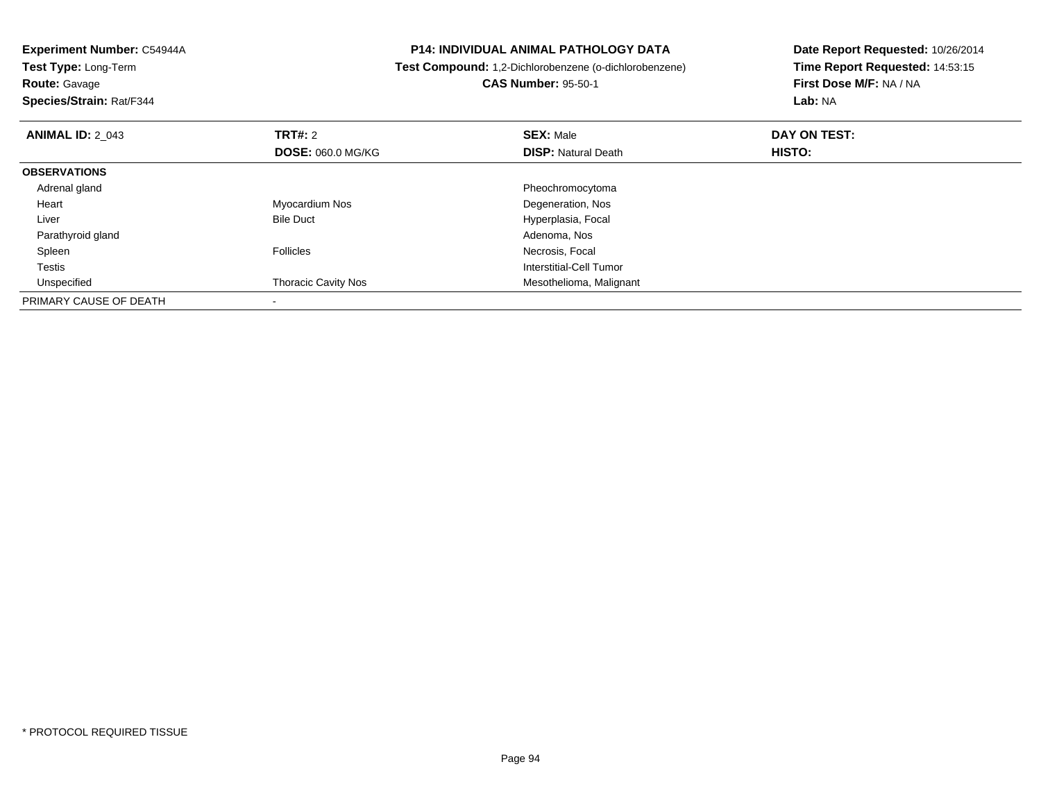**Experiment Number:** C54944A

**Test Type:** Long-Term

**Route:** Gavage

**Species/Strain:** Rat/F344

**P14: INDIVIDUAL ANIMAL PATHOLOGY DATA**

**Test Compound:** 1,2-Dichlorobenzene (o-dichlorobenzene)

**CAS Number:** 95-50-1

**Date Report Requested:** 10/26/2014

**Time Report Requested:** 14:53:15

**First Dose M/F:** NA / NA

**Lab:** NA

| **ANIMAL ID:** 2_043 | **TRT#:** 2 | **SEX:** Male | **DAY ON TEST:** |
|---|---|---|---|
| | **DOSE:** 060.0 MG/KG | **DISP:** Natural Death | **HISTO:** |
| **OBSERVATIONS** | | | |
| Adrenal gland | | Pheochromocytoma | |
| Heart | Myocardium Nos | Degeneration, Nos | |
| Liver | Bile Duct | Hyperplasia, Focal | |
| Parathyroid gland | | Adenoma, Nos | |
| Spleen | Follicles | Necrosis, Focal | |
| Testis | | Interstitial-Cell Tumor | |
| Unspecified | Thoracic Cavity Nos | Mesothelioma, Malignant | |
| PRIMARY CAUSE OF DEATH | - | | |

* PROTOCOL REQUIRED TISSUE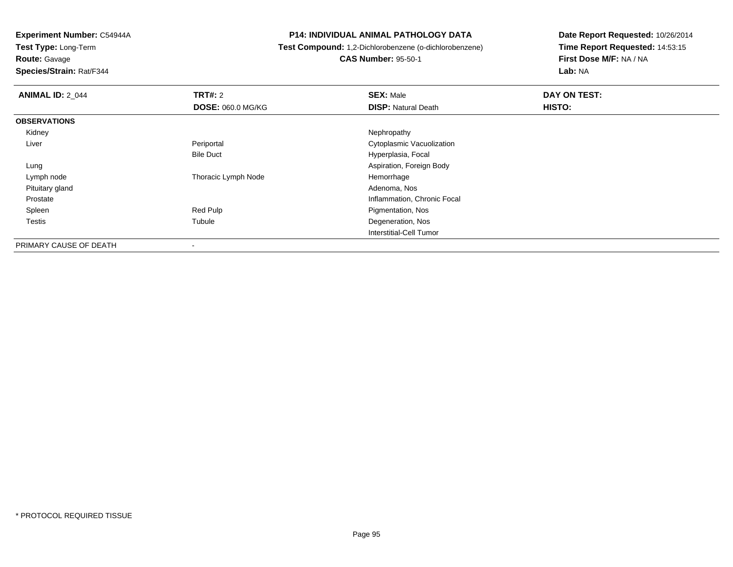**Experiment Number:** C54944A
**Test Type:** Long-Term
**Route:** Gavage
**Species/Strain:** Rat/F344

**P14: INDIVIDUAL ANIMAL PATHOLOGY DATA**
**Test Compound:** 1,2-Dichlorobenzene (o-dichlorobenzene)
**CAS Number:** 95-50-1

**Date Report Requested:** 10/26/2014
**Time Report Requested:** 14:53:15
**First Dose M/F:** NA / NA
**Lab:** NA

| **ANIMAL ID:** 2_044 | **TRT#:** 2 | **SEX:** Male | **DAY ON TEST:** |
|---|---|---|---|
| | **DOSE:** 060.0 MG/KG | **DISP:** Natural Death | **HISTO:** |
| **OBSERVATIONS** | | | |
| Kidney | | Nephropathy | |
| Liver | Periportal | Cytoplasmic Vacuolization | |
| | Bile Duct | Hyperplasia, Focal | |
| Lung | | Aspiration, Foreign Body | |
| Lymph node | Thoracic Lymph Node | Hemorrhage | |
| Pituitary gland | | Adenoma, Nos | |
| Prostate | | Inflammation, Chronic Focal | |
| Spleen | Red Pulp | Pigmentation, Nos | |
| Testis | Tubule | Degeneration, Nos | |
| | | Interstitial-Cell Tumor | |
| PRIMARY CAUSE OF DEATH | - | | |

* PROTOCOL REQUIRED TISSUE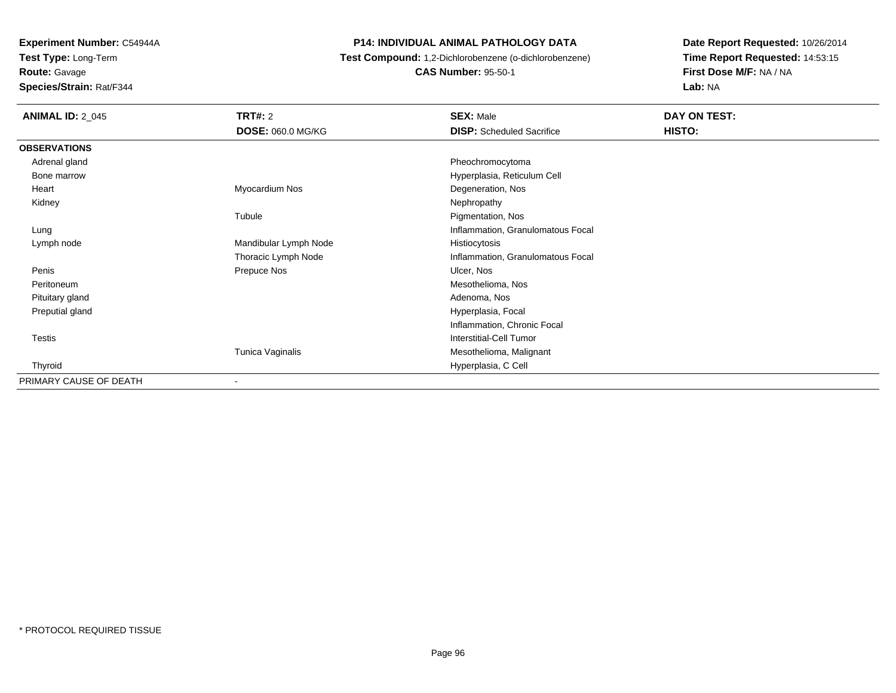**Experiment Number:** C54944A
**Test Type:** Long-Term
**Route:** Gavage
**Species/Strain:** Rat/F344

**P14: INDIVIDUAL ANIMAL PATHOLOGY DATA**
**Test Compound:** 1,2-Dichlorobenzene (o-dichlorobenzene)
**CAS Number:** 95-50-1

**Date Report Requested:** 10/26/2014
**Time Report Requested:** 14:53:15
**First Dose M/F:** NA / NA
**Lab:** NA

| ANIMAL ID: 2_045 | TRT#: 2 | SEX: Male | DAY ON TEST: |
|---|---|---|---|
| | DOSE: 060.0 MG/KG | DISP: Scheduled Sacrifice | HISTO: |
| **OBSERVATIONS** | | | |
| Adrenal gland | | Pheochromocytoma | |
| Bone marrow | | Hyperplasia, Reticulum Cell | |
| Heart | Myocardium Nos | Degeneration, Nos | |
| Kidney | | Nephropathy | |
| | Tubule | Pigmentation, Nos | |
| Lung | | Inflammation, Granulomatous Focal | |
| Lymph node | Mandibular Lymph Node | Histiocytosis | |
| | Thoracic Lymph Node | Inflammation, Granulomatous Focal | |
| Penis | Prepuce Nos | Ulcer, Nos | |
| Peritoneum | | Mesothelioma, Nos | |
| Pituitary gland | | Adenoma, Nos | |
| Preputial gland | | Hyperplasia, Focal | |
| | | Inflammation, Chronic Focal | |
| Testis | | Interstitial-Cell Tumor | |
| | Tunica Vaginalis | Mesothelioma, Malignant | |
| Thyroid | | Hyperplasia, C Cell | |
| PRIMARY CAUSE OF DEATH | - | | |

* PROTOCOL REQUIRED TISSUE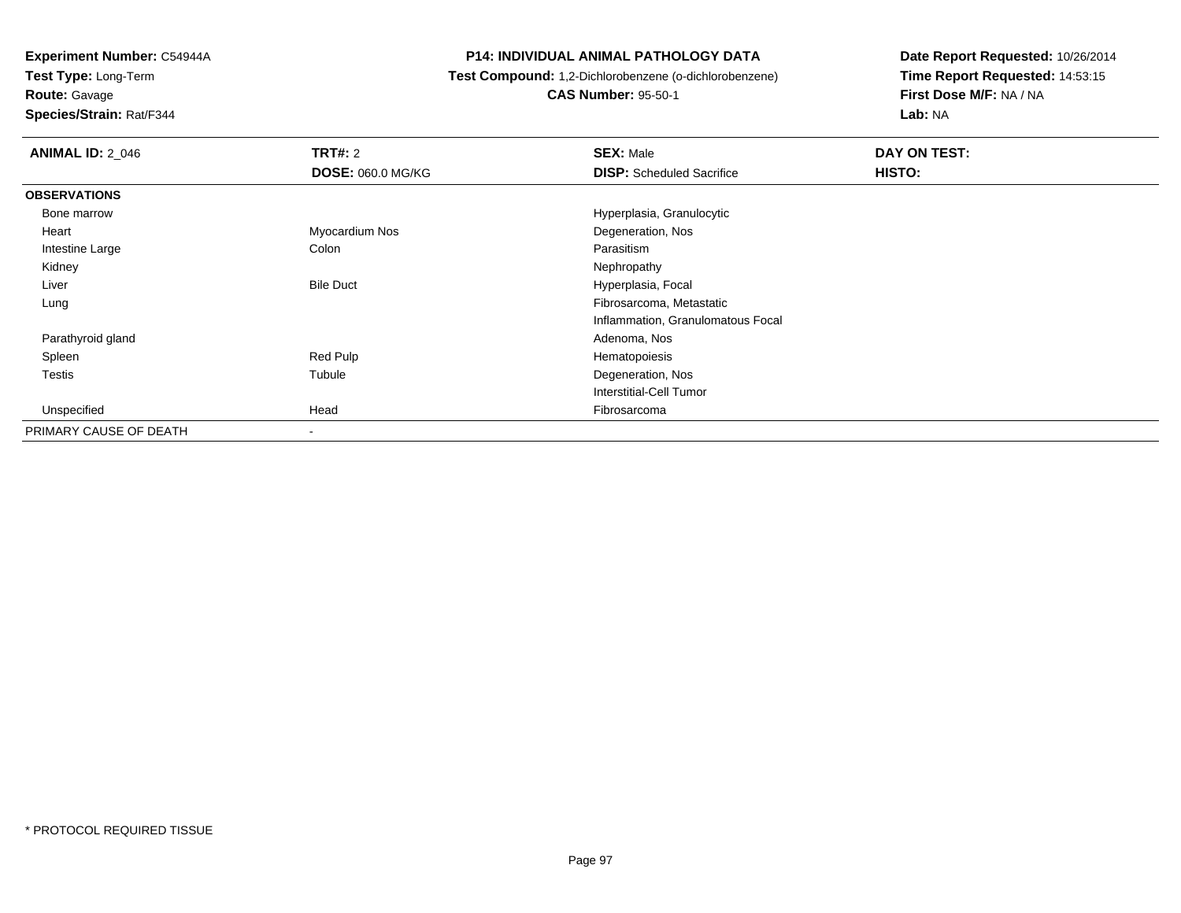**Experiment Number:** C54944A
**Test Type:** Long-Term
**Route:** Gavage
**Species/Strain:** Rat/F344

**P14: INDIVIDUAL ANIMAL PATHOLOGY DATA**
**Test Compound:** 1,2-Dichlorobenzene (o-dichlorobenzene)
**CAS Number:** 95-50-1

**Date Report Requested:** 10/26/2014
**Time Report Requested:** 14:53:15
**First Dose M/F:** NA / NA
**Lab:** NA

| **ANIMAL ID:** 2_046 | **TRT#:** 2 | **SEX:** Male | **DAY ON TEST:** |
|---|---|---|---|
| | **DOSE:** 060.0 MG/KG | **DISP:** Scheduled Sacrifice | **HISTO:** |
| **OBSERVATIONS** | | | |
| Bone marrow | | Hyperplasia, Granulocytic | |
| Heart | Myocardium Nos | Degeneration, Nos | |
| Intestine Large | Colon | Parasitism | |
| Kidney | | Nephropathy | |
| Liver | Bile Duct | Hyperplasia, Focal | |
| Lung | | Fibrosarcoma, Metastatic | |
| | | Inflammation, Granulomatous Focal | |
| Parathyroid gland | | Adenoma, Nos | |
| Spleen | Red Pulp | Hematopoiesis | |
| Testis | Tubule | Degeneration, Nos | |
| | | Interstitial-Cell Tumor | |
| Unspecified | Head | Fibrosarcoma | |
| PRIMARY CAUSE OF DEATH | - | | |

\* PROTOCOL REQUIRED TISSUE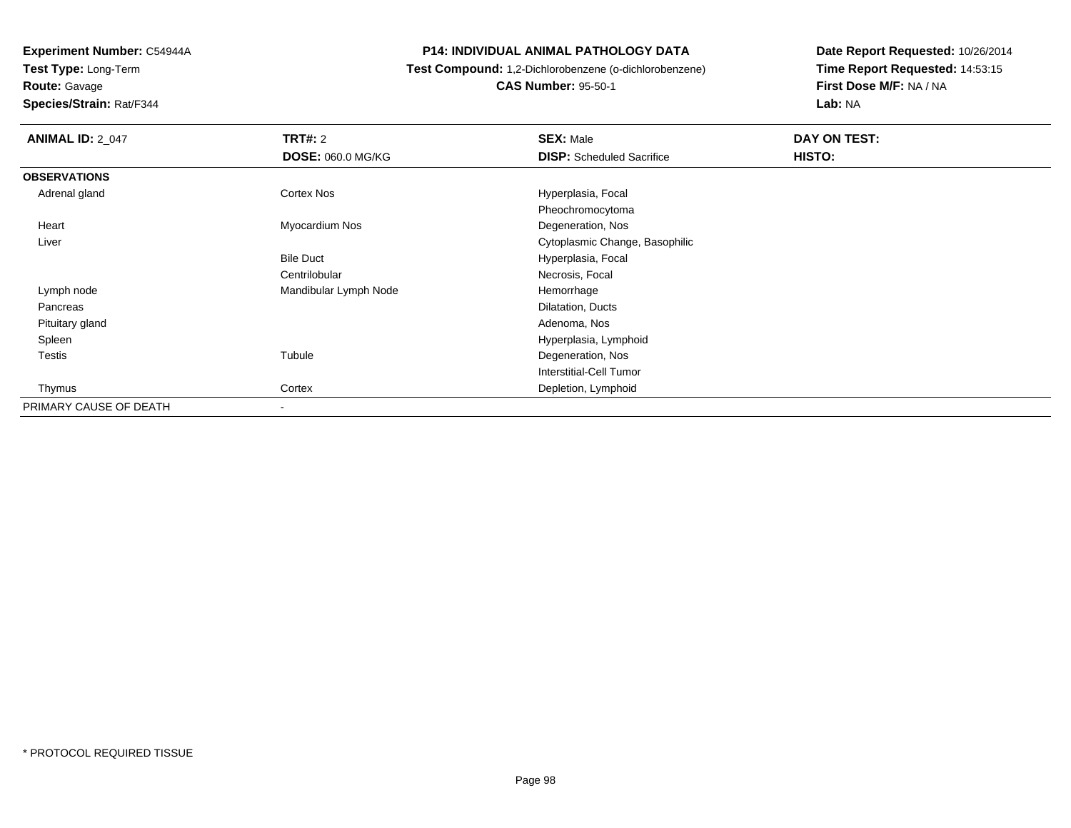**Experiment Number:** C54944A
**Test Type:** Long-Term
**Route:** Gavage
**Species/Strain:** Rat/F344

**P14: INDIVIDUAL ANIMAL PATHOLOGY DATA**
**Test Compound:** 1,2-Dichlorobenzene (o-dichlorobenzene)
**CAS Number:** 95-50-1

**Date Report Requested:** 10/26/2014
**Time Report Requested:** 14:53:15
**First Dose M/F:** NA / NA
**Lab:** NA

| **ANIMAL ID:** 2_047 | **TRT#:** 2 | **SEX:** Male | **DAY ON TEST:** |
|---|---|---|---|
| | **DOSE:** 060.0 MG/KG | **DISP:** Scheduled Sacrifice | **HISTO:** |
| **OBSERVATIONS** | | | |
| Adrenal gland | Cortex Nos | Hyperplasia, Focal | |
| | | Pheochromocytoma | |
| Heart | Myocardium Nos | Degeneration, Nos | |
| Liver | | Cytoplasmic Change, Basophilic | |
| | Bile Duct | Hyperplasia, Focal | |
| | Centrilobular | Necrosis, Focal | |
| Lymph node | Mandibular Lymph Node | Hemorrhage | |
| Pancreas | | Dilatation, Ducts | |
| Pituitary gland | | Adenoma, Nos | |
| Spleen | | Hyperplasia, Lymphoid | |
| Testis | Tubule | Degeneration, Nos | |
| | | Interstitial-Cell Tumor | |
| Thymus | Cortex | Depletion, Lymphoid | |
| PRIMARY CAUSE OF DEATH | - | | |

* PROTOCOL REQUIRED TISSUE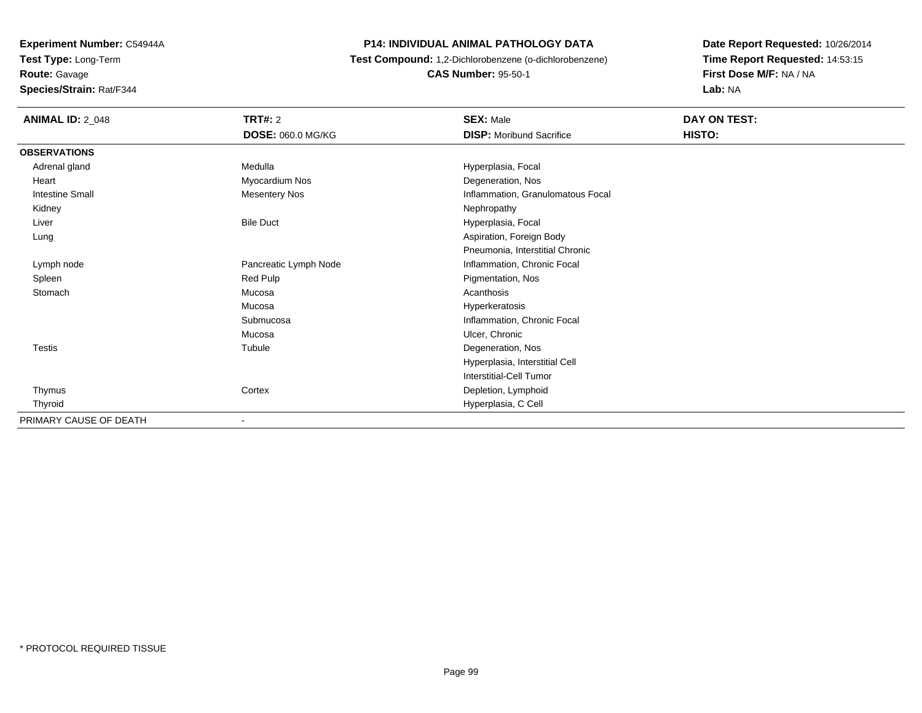**Experiment Number:** C54944A
**Test Type:** Long-Term
**Route:** Gavage
**Species/Strain:** Rat/F344

**P14: INDIVIDUAL ANIMAL PATHOLOGY DATA**
**Test Compound:** 1,2-Dichlorobenzene (o-dichlorobenzene)
**CAS Number:** 95-50-1

**Date Report Requested:** 10/26/2014
**Time Report Requested:** 14:53:15
**First Dose M/F:** NA / NA
**Lab:** NA

| **ANIMAL ID:** 2_048 | **TRT#:** 2 | **SEX:** Male | **DAY ON TEST:** |
|---|---|---|---|
| | **DOSE:** 060.0 MG/KG | **DISP:** Moribund Sacrifice | **HISTO:** |
| **OBSERVATIONS** | | | |
| Adrenal gland | Medulla | Hyperplasia, Focal | |
| Heart | Myocardium Nos | Degeneration, Nos | |
| Intestine Small | Mesentery Nos | Inflammation, Granulomatous Focal | |
| Kidney | | Nephropathy | |
| Liver | Bile Duct | Hyperplasia, Focal | |
| Lung | | Aspiration, Foreign Body | |
| | | Pneumonia, Interstitial Chronic | |
| Lymph node | Pancreatic Lymph Node | Inflammation, Chronic Focal | |
| Spleen | Red Pulp | Pigmentation, Nos | |
| Stomach | Mucosa | Acanthosis | |
| | Mucosa | Hyperkeratosis | |
| | Submucosa | Inflammation, Chronic Focal | |
| | Mucosa | Ulcer, Chronic | |
| Testis | Tubule | Degeneration, Nos | |
| | | Hyperplasia, Interstitial Cell | |
| | | Interstitial-Cell Tumor | |
| Thymus | Cortex | Depletion, Lymphoid | |
| Thyroid | | Hyperplasia, C Cell | |
| PRIMARY CAUSE OF DEATH | - | | |

* PROTOCOL REQUIRED TISSUE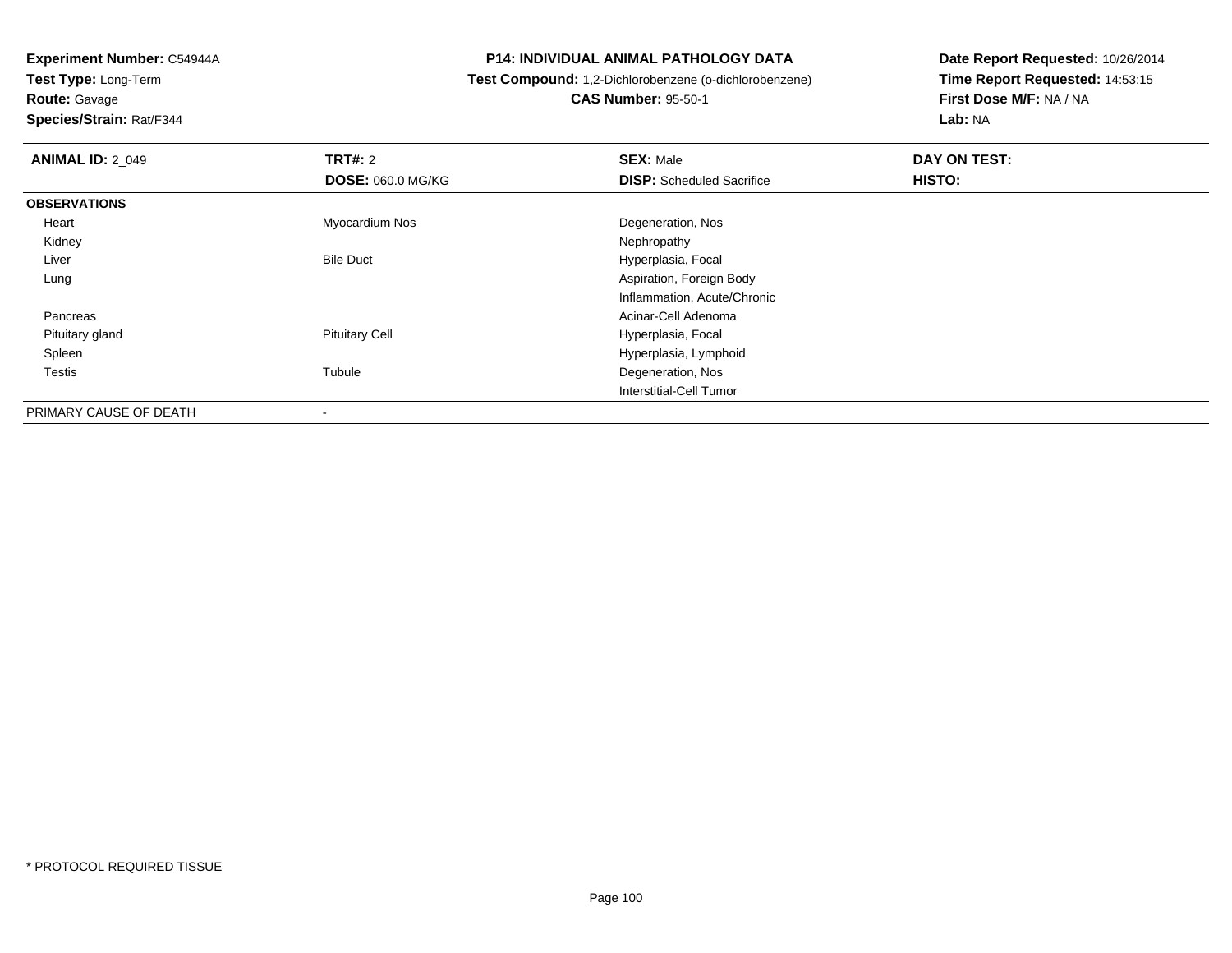**Experiment Number:** C54944A
**Test Type:** Long-Term
**Route:** Gavage
**Species/Strain:** Rat/F344

**P14: INDIVIDUAL ANIMAL PATHOLOGY DATA**
**Test Compound:** 1,2-Dichlorobenzene (o-dichlorobenzene)
**CAS Number:** 95-50-1

**Date Report Requested:** 10/26/2014
**Time Report Requested:** 14:53:15
**First Dose M/F:** NA / NA
**Lab:** NA

| **ANIMAL ID:** 2_049 | **TRT#:** 2 | **SEX:** Male | **DAY ON TEST:** |
|---|---|---|---|
| | **DOSE:** 060.0 MG/KG | **DISP:** Scheduled Sacrifice | **HISTO:** |
| **OBSERVATIONS** | | | |
| Heart | Myocardium Nos | Degeneration, Nos | |
| Kidney | | Nephropathy | |
| Liver | Bile Duct | Hyperplasia, Focal | |
| Lung | | Aspiration, Foreign Body | |
| | | Inflammation, Acute/Chronic | |
| Pancreas | | Acinar-Cell Adenoma | |
| Pituitary gland | Pituitary Cell | Hyperplasia, Focal | |
| Spleen | | Hyperplasia, Lymphoid | |
| Testis | Tubule | Degeneration, Nos | |
| | | Interstitial-Cell Tumor | |
| PRIMARY CAUSE OF DEATH | - | | |

\* PROTOCOL REQUIRED TISSUE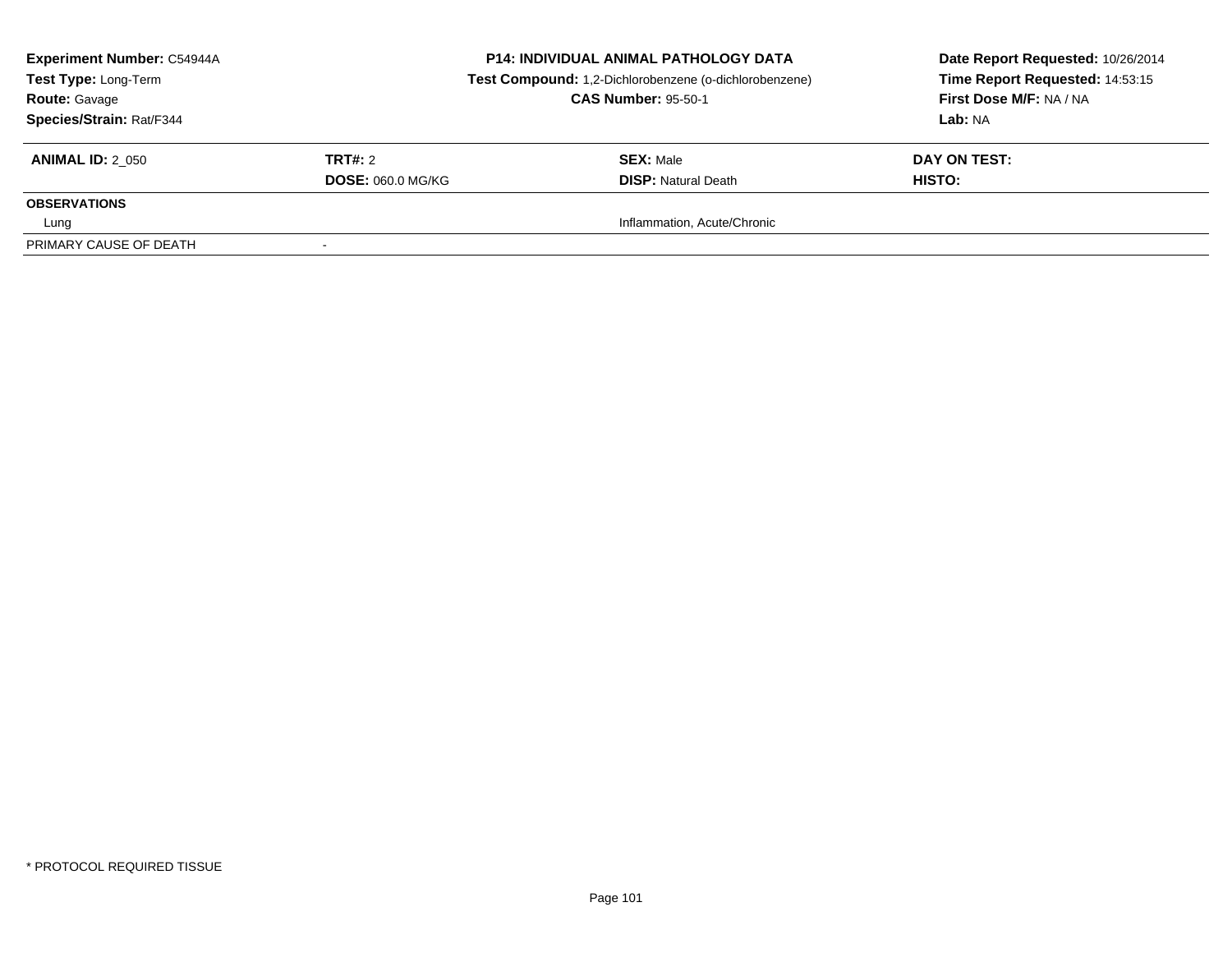| **Experiment Number:** C54944A | **P14: INDIVIDUAL ANIMAL PATHOLOGY DATA** | **Date Report Requested:** 10/26/2014 |
|---|---|---|
| **Test Type:** Long-Term | **Test Compound:** 1,2-Dichlorobenzene (o-dichlorobenzene) | **Time Report Requested:** 14:53:15 |
| **Route:** Gavage | **CAS Number:** 95-50-1 | **First Dose M/F:** NA / NA |
| **Species/Strain:** Rat/F344 | | **Lab:** NA |

| **ANIMAL ID:** 2_050 | **TRT#:** 2 | **SEX:** Male | **DAY ON TEST:** |
|---|---|---|---|
| | **DOSE:** 060.0 MG/KG | **DISP:** Natural Death | **HISTO:** |
| **OBSERVATIONS** | | | |
| Lung | | Inflammation, Acute/Chronic | |
| PRIMARY CAUSE OF DEATH | - | | |

\* PROTOCOL REQUIRED TISSUE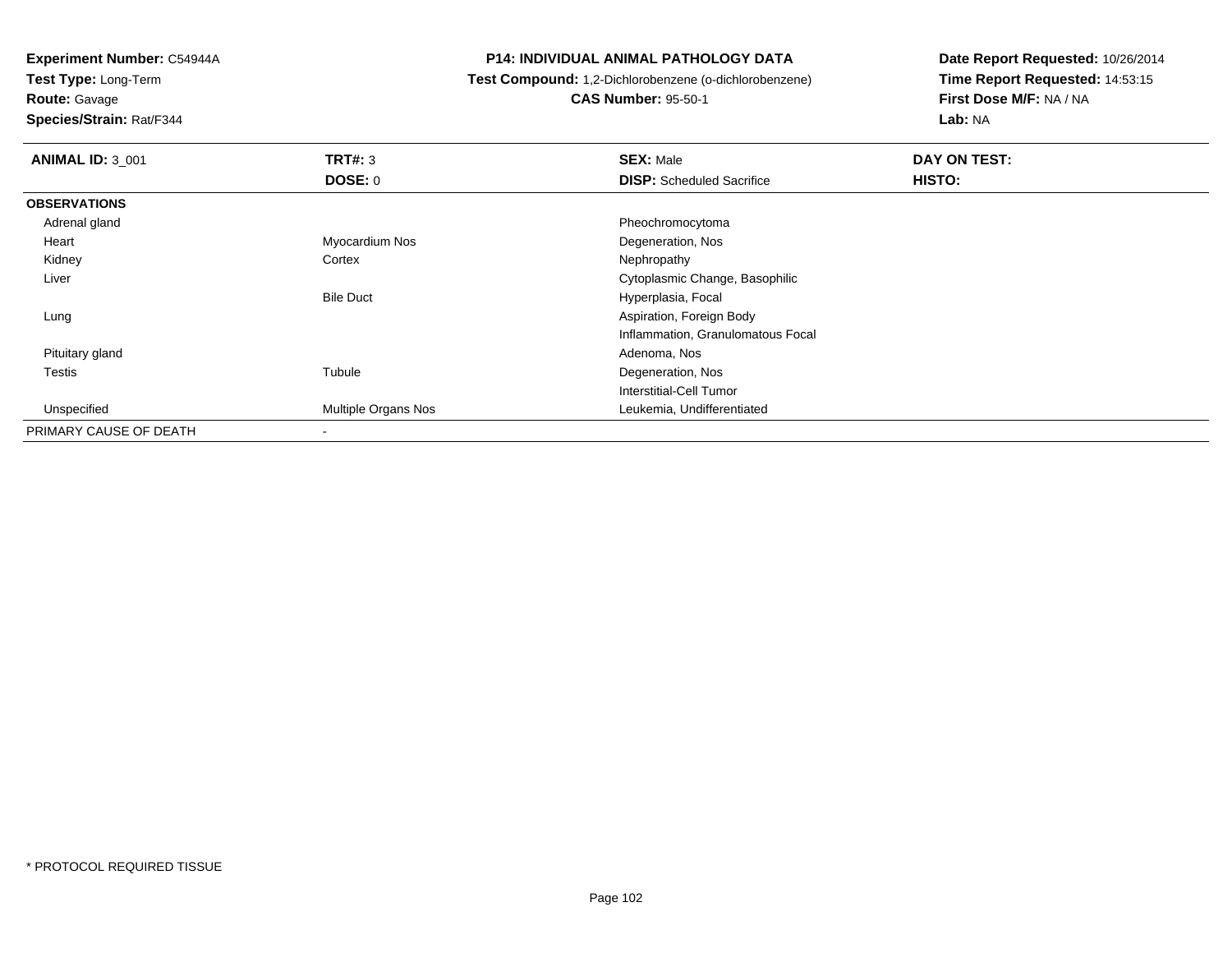**Experiment Number:** C54944A
**Test Type:** Long-Term
**Route:** Gavage
**Species/Strain:** Rat/F344

**P14: INDIVIDUAL ANIMAL PATHOLOGY DATA**
**Test Compound:** 1,2-Dichlorobenzene (o-dichlorobenzene)
**CAS Number:** 95-50-1

**Date Report Requested:** 10/26/2014
**Time Report Requested:** 14:53:15
**First Dose M/F:** NA / NA
**Lab:** NA

| **ANIMAL ID:** 3_001 | **TRT#:** 3 | **SEX:** Male | **DAY ON TEST:** |
|---|---|---|---|
| | **DOSE:** 0 | **DISP:** Scheduled Sacrifice | **HISTO:** |
| **OBSERVATIONS** | | | |
| Adrenal gland | | Pheochromocytoma | |
| Heart | Myocardium Nos | Degeneration, Nos | |
| Kidney | Cortex | Nephropathy | |
| Liver | | Cytoplasmic Change, Basophilic | |
| | Bile Duct | Hyperplasia, Focal | |
| Lung | | Aspiration, Foreign Body | |
| | | Inflammation, Granulomatous Focal | |
| Pituitary gland | | Adenoma, Nos | |
| Testis | Tubule | Degeneration, Nos | |
| | | Interstitial-Cell Tumor | |
| Unspecified | Multiple Organs Nos | Leukemia, Undifferentiated | |
| PRIMARY CAUSE OF DEATH | - | | |

* PROTOCOL REQUIRED TISSUE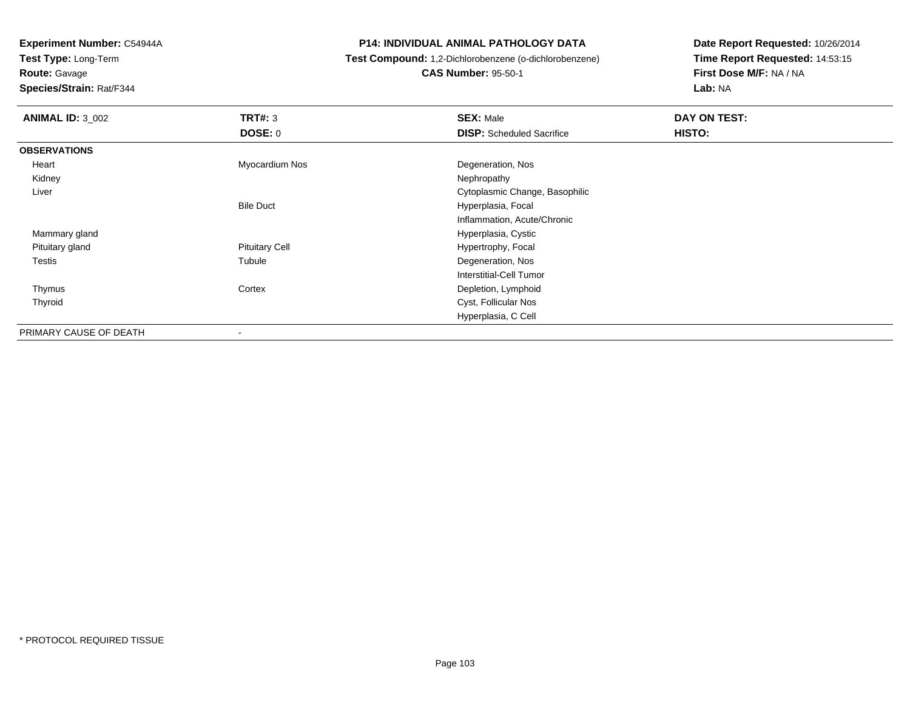**Experiment Number:** C54944A
**Test Type:** Long-Term
**Route:** Gavage
**Species/Strain:** Rat/F344

**P14: INDIVIDUAL ANIMAL PATHOLOGY DATA**
**Test Compound:** 1,2-Dichlorobenzene (o-dichlorobenzene)
**CAS Number:** 95-50-1

**Date Report Requested:** 10/26/2014
**Time Report Requested:** 14:53:15
**First Dose M/F:** NA / NA
**Lab:** NA

| **ANIMAL ID:** 3_002 | **TRT#:** 3 | **SEX:** Male | **DAY ON TEST:** |
|---|---|---|---|
| | **DOSE:** 0 | **DISP:** Scheduled Sacrifice | **HISTO:** |
| **OBSERVATIONS** | | | |
| Heart | Myocardium Nos | Degeneration, Nos | |
| Kidney | | Nephropathy | |
| Liver | | Cytoplasmic Change, Basophilic | |
| | Bile Duct | Hyperplasia, Focal | |
| | | Inflammation, Acute/Chronic | |
| Mammary gland | | Hyperplasia, Cystic | |
| Pituitary gland | Pituitary Cell | Hypertrophy, Focal | |
| Testis | Tubule | Degeneration, Nos | |
| | | Interstitial-Cell Tumor | |
| Thymus | Cortex | Depletion, Lymphoid | |
| Thyroid | | Cyst, Follicular Nos | |
| | | Hyperplasia, C Cell | |
| PRIMARY CAUSE OF DEATH | - | | |

* PROTOCOL REQUIRED TISSUE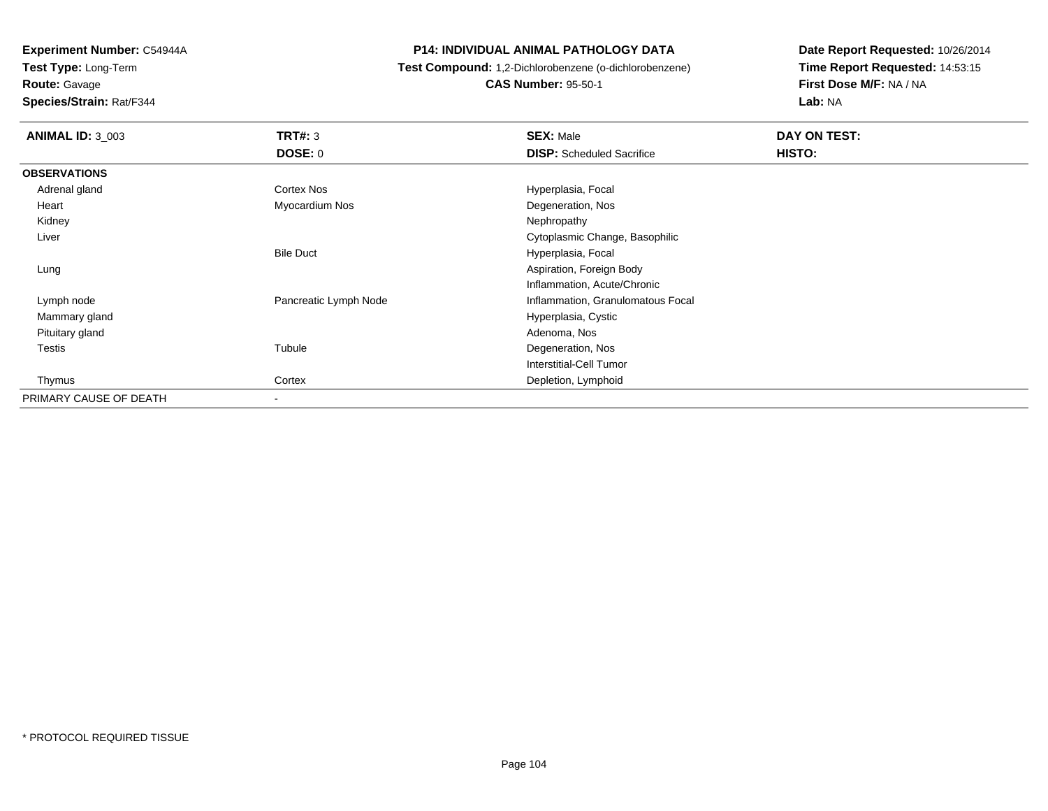**Experiment Number:** C54944A
**Test Type:** Long-Term
**Route:** Gavage
**Species/Strain:** Rat/F344

**P14: INDIVIDUAL ANIMAL PATHOLOGY DATA**
**Test Compound:** 1,2-Dichlorobenzene (o-dichlorobenzene)
**CAS Number:** 95-50-1

**Date Report Requested:** 10/26/2014
**Time Report Requested:** 14:53:15
**First Dose M/F:** NA / NA
**Lab:** NA

| **ANIMAL ID:** 3_003 | **TRT#:** 3 | **SEX:** Male | **DAY ON TEST:** |
|---|---|---|---|
| | **DOSE:** 0 | **DISP:** Scheduled Sacrifice | **HISTO:** |
| **OBSERVATIONS** | | | |
| Adrenal gland | Cortex Nos | Hyperplasia, Focal | |
| Heart | Myocardium Nos | Degeneration, Nos | |
| Kidney | | Nephropathy | |
| Liver | | Cytoplasmic Change, Basophilic | |
| | Bile Duct | Hyperplasia, Focal | |
| Lung | | Aspiration, Foreign Body | |
| | | Inflammation, Acute/Chronic | |
| Lymph node | Pancreatic Lymph Node | Inflammation, Granulomatous Focal | |
| Mammary gland | | Hyperplasia, Cystic | |
| Pituitary gland | | Adenoma, Nos | |
| Testis | Tubule | Degeneration, Nos | |
| | | Interstitial-Cell Tumor | |
| Thymus | Cortex | Depletion, Lymphoid | |
| PRIMARY CAUSE OF DEATH | - | | |

* PROTOCOL REQUIRED TISSUE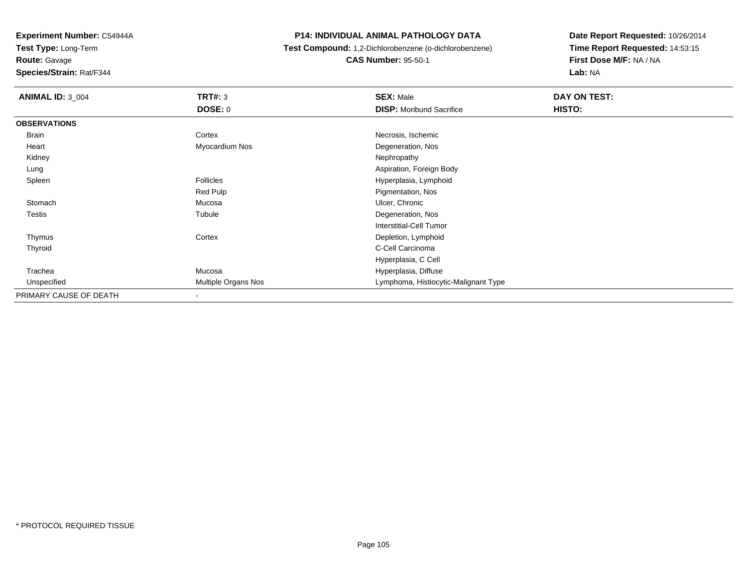**Experiment Number:** C54944A
**Test Type:** Long-Term
**Route:** Gavage
**Species/Strain:** Rat/F344

**P14: INDIVIDUAL ANIMAL PATHOLOGY DATA**
**Test Compound:** 1,2-Dichlorobenzene (o-dichlorobenzene)
**CAS Number:** 95-50-1

**Date Report Requested:** 10/26/2014
**Time Report Requested:** 14:53:15
**First Dose M/F:** NA / NA
**Lab:** NA

| **ANIMAL ID:** 3_004 | **TRT#:** 3 | **SEX:** Male | **DAY ON TEST:** |
|---|---|---|---|
| | **DOSE:** 0 | **DISP:** Moribund Sacrifice | **HISTO:** |
| **OBSERVATIONS** | | | |
| Brain | Cortex | Necrosis, Ischemic | |
| Heart | Myocardium Nos | Degeneration, Nos | |
| Kidney | | Nephropathy | |
| Lung | | Aspiration, Foreign Body | |
| Spleen | Follicles | Hyperplasia, Lymphoid | |
| | Red Pulp | Pigmentation, Nos | |
| Stomach | Mucosa | Ulcer, Chronic | |
| Testis | Tubule | Degeneration, Nos | |
| | | Interstitial-Cell Tumor | |
| Thymus | Cortex | Depletion, Lymphoid | |
| Thyroid | | C-Cell Carcinoma | |
| | | Hyperplasia, C Cell | |
| Trachea | Mucosa | Hyperplasia, Diffuse | |
| Unspecified | Multiple Organs Nos | Lymphoma, Histiocytic-Malignant Type | |
| PRIMARY CAUSE OF DEATH | - | | |

* PROTOCOL REQUIRED TISSUE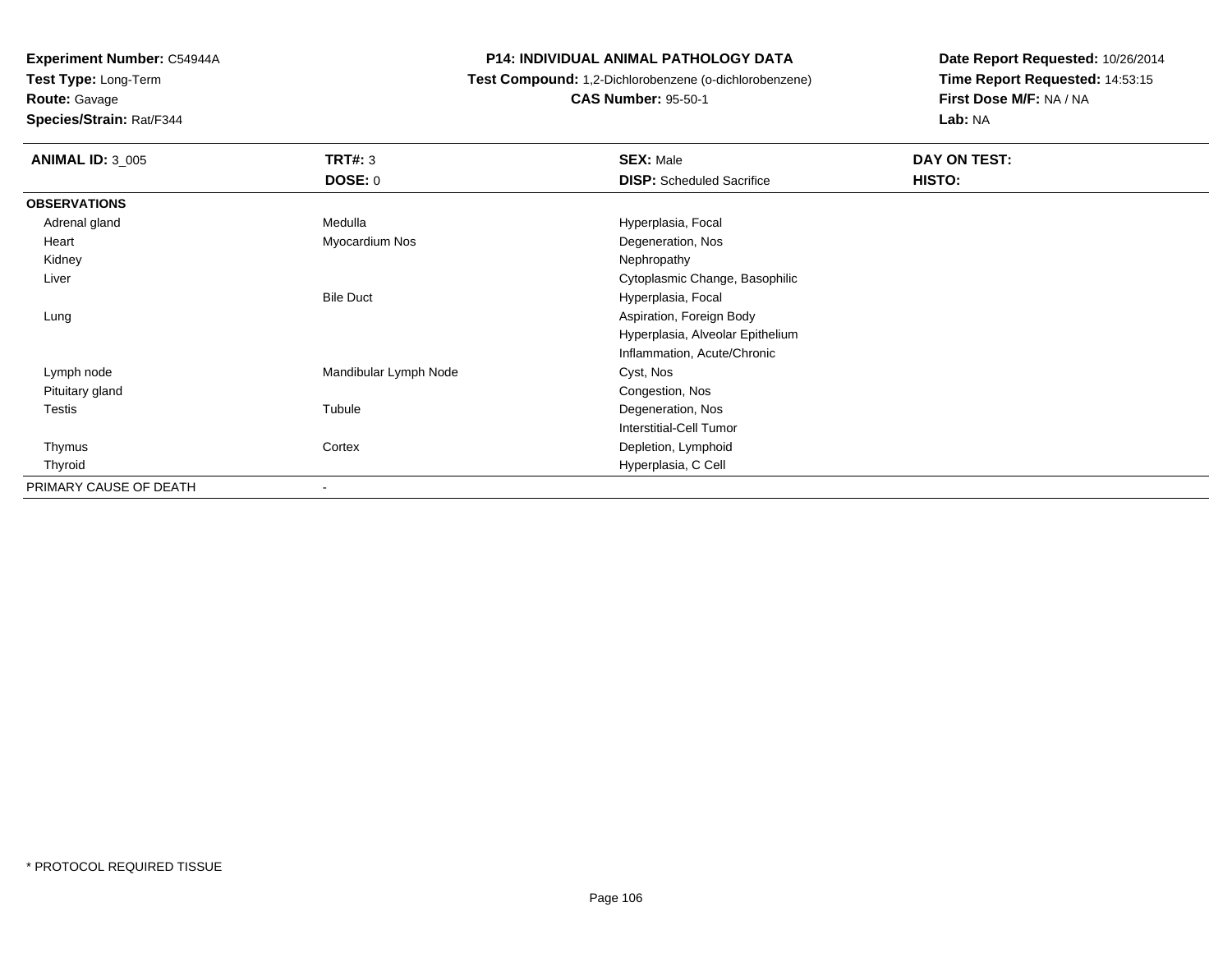**Experiment Number:** C54944A
**Test Type:** Long-Term
**Route:** Gavage
**Species/Strain:** Rat/F344

**P14: INDIVIDUAL ANIMAL PATHOLOGY DATA**
**Test Compound:** 1,2-Dichlorobenzene (o-dichlorobenzene)
**CAS Number:** 95-50-1

**Date Report Requested:** 10/26/2014
**Time Report Requested:** 14:53:15
**First Dose M/F:** NA / NA
**Lab:** NA

| **ANIMAL ID:** 3_005 | **TRT#:** 3 | **SEX:** Male | **DAY ON TEST:** |
|---|---|---|---|
| | **DOSE:** 0 | **DISP:** Scheduled Sacrifice | **HISTO:** |
| **OBSERVATIONS** | | | |
| Adrenal gland | Medulla | Hyperplasia, Focal | |
| Heart | Myocardium Nos | Degeneration, Nos | |
| Kidney | | Nephropathy | |
| Liver | | Cytoplasmic Change, Basophilic | |
| | Bile Duct | Hyperplasia, Focal | |
| Lung | | Aspiration, Foreign Body | |
| | | Hyperplasia, Alveolar Epithelium | |
| | | Inflammation, Acute/Chronic | |
| Lymph node | Mandibular Lymph Node | Cyst, Nos | |
| Pituitary gland | | Congestion, Nos | |
| Testis | Tubule | Degeneration, Nos | |
| | | Interstitial-Cell Tumor | |
| Thymus | Cortex | Depletion, Lymphoid | |
| Thyroid | | Hyperplasia, C Cell | |
| PRIMARY CAUSE OF DEATH | - | | |

* PROTOCOL REQUIRED TISSUE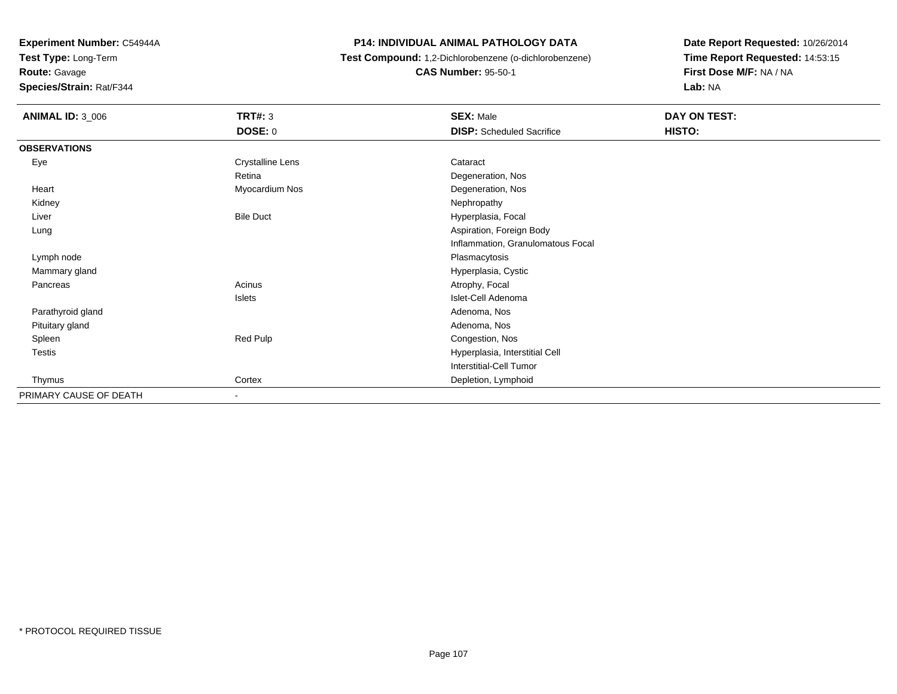**Experiment Number:** C54944A
**Test Type:** Long-Term
**Route:** Gavage
**Species/Strain:** Rat/F344

**P14: INDIVIDUAL ANIMAL PATHOLOGY DATA**
**Test Compound:** 1,2-Dichlorobenzene (o-dichlorobenzene)
**CAS Number:** 95-50-1

**Date Report Requested:** 10/26/2014
**Time Report Requested:** 14:53:15
**First Dose M/F:** NA / NA
**Lab:** NA

| **ANIMAL ID:** 3_006 | **TRT#:** 3 | **SEX:** Male | **DAY ON TEST:** |
|---|---|---|---|
| | **DOSE:** 0 | **DISP:** Scheduled Sacrifice | **HISTO:** |
| **OBSERVATIONS** | | | |
| Eye | Crystalline Lens | Cataract | |
| | Retina | Degeneration, Nos | |
| Heart | Myocardium Nos | Degeneration, Nos | |
| Kidney | | Nephropathy | |
| Liver | Bile Duct | Hyperplasia, Focal | |
| Lung | | Aspiration, Foreign Body | |
| | | Inflammation, Granulomatous Focal | |
| Lymph node | | Plasmacytosis | |
| Mammary gland | | Hyperplasia, Cystic | |
| Pancreas | Acinus | Atrophy, Focal | |
| | Islets | Islet-Cell Adenoma | |
| Parathyroid gland | | Adenoma, Nos | |
| Pituitary gland | | Adenoma, Nos | |
| Spleen | Red Pulp | Congestion, Nos | |
| Testis | | Hyperplasia, Interstitial Cell | |
| | | Interstitial-Cell Tumor | |
| Thymus | Cortex | Depletion, Lymphoid | |
| PRIMARY CAUSE OF DEATH | - | | |

* PROTOCOL REQUIRED TISSUE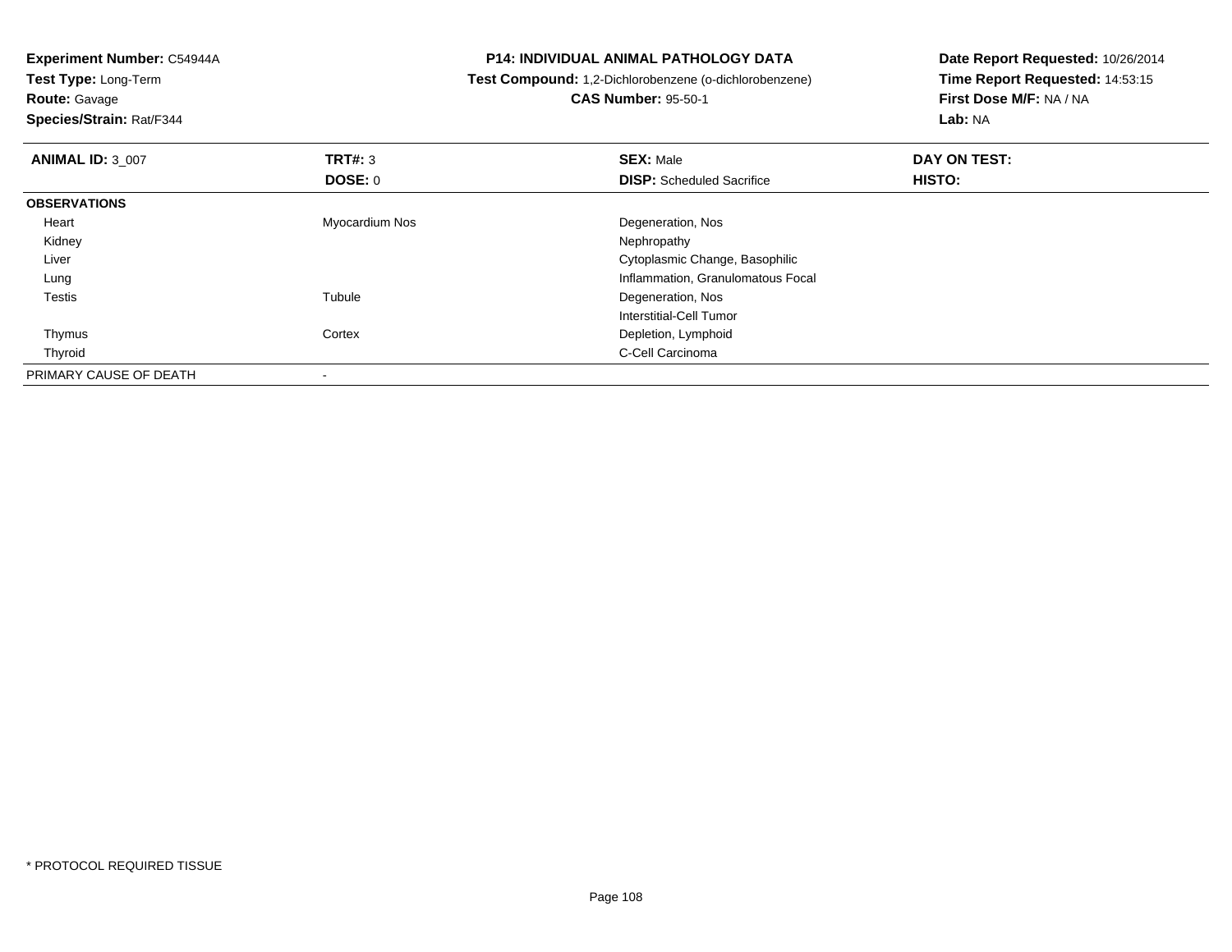**Experiment Number:** C54944A
**Test Type:** Long-Term
**Route:** Gavage
**Species/Strain:** Rat/F344

**P14: INDIVIDUAL ANIMAL PATHOLOGY DATA**
**Test Compound:** 1,2-Dichlorobenzene (o-dichlorobenzene)
**CAS Number:** 95-50-1

**Date Report Requested:** 10/26/2014
**Time Report Requested:** 14:53:15
**First Dose M/F:** NA / NA
**Lab:** NA

| **ANIMAL ID:** 3_007 | **TRT#:** 3 | **SEX:** Male | **DAY ON TEST:** |
|---|---|---|---|
| | **DOSE:** 0 | **DISP:** Scheduled Sacrifice | **HISTO:** |
| **OBSERVATIONS** | | | |
| Heart | Myocardium Nos | Degeneration, Nos | |
| Kidney | | Nephropathy | |
| Liver | | Cytoplasmic Change, Basophilic | |
| Lung | | Inflammation, Granulomatous Focal | |
| Testis | Tubule | Degeneration, Nos | |
| | | Interstitial-Cell Tumor | |
| Thymus | Cortex | Depletion, Lymphoid | |
| Thyroid | | C-Cell Carcinoma | |
| PRIMARY CAUSE OF DEATH | - | | |

* PROTOCOL REQUIRED TISSUE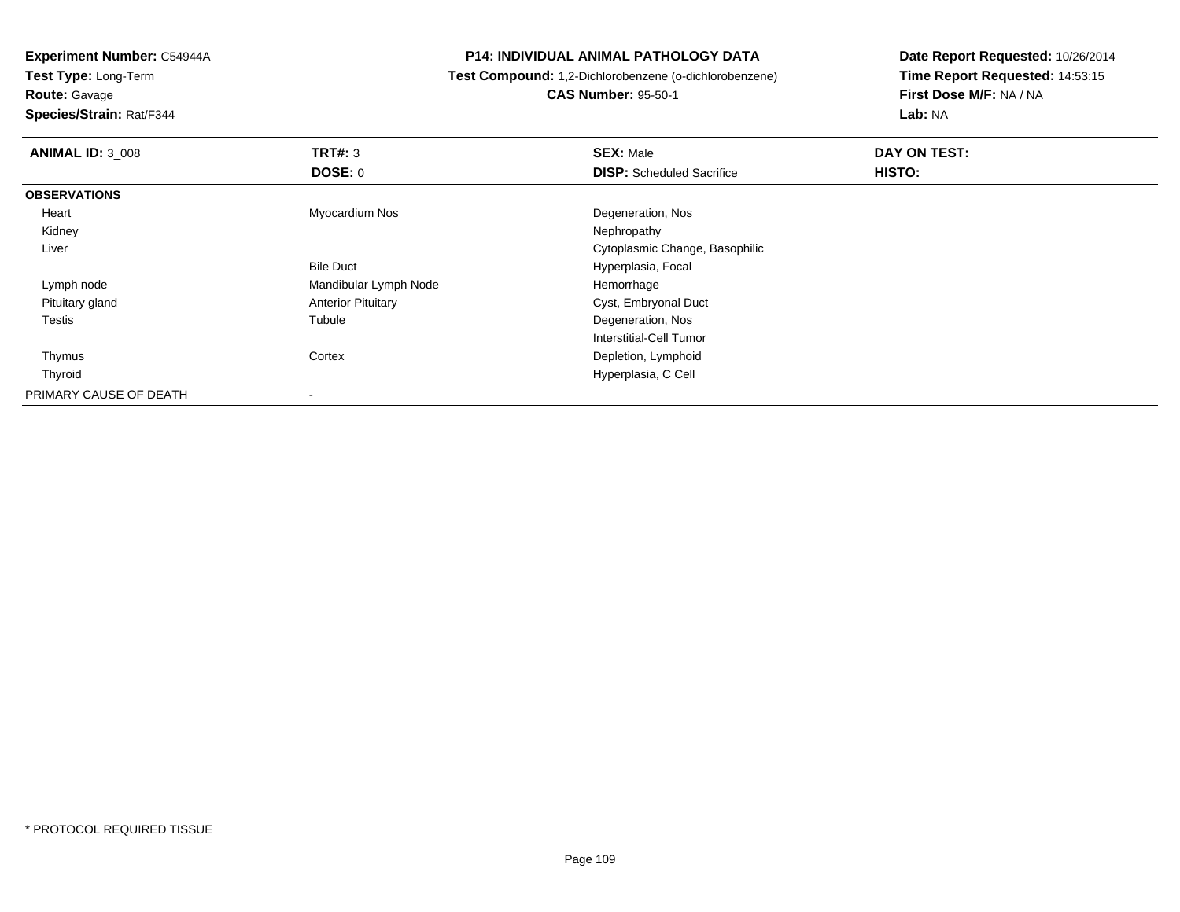**Experiment Number:** C54944A
**Test Type:** Long-Term
**Route:** Gavage
**Species/Strain:** Rat/F344

**P14: INDIVIDUAL ANIMAL PATHOLOGY DATA**
**Test Compound:** 1,2-Dichlorobenzene (o-dichlorobenzene)
**CAS Number:** 95-50-1

**Date Report Requested:** 10/26/2014
**Time Report Requested:** 14:53:15
**First Dose M/F:** NA / NA
**Lab:** NA

| **ANIMAL ID:** 3_008 | **TRT#:** 3 | **SEX:** Male | **DAY ON TEST:** |
|---|---|---|---|
| | **DOSE:** 0 | **DISP:** Scheduled Sacrifice | **HISTO:** |
| **OBSERVATIONS** | | | |
| Heart | Myocardium Nos | Degeneration, Nos | |
| Kidney | | Nephropathy | |
| Liver | | Cytoplasmic Change, Basophilic | |
| | Bile Duct | Hyperplasia, Focal | |
| Lymph node | Mandibular Lymph Node | Hemorrhage | |
| Pituitary gland | Anterior Pituitary | Cyst, Embryonal Duct | |
| Testis | Tubule | Degeneration, Nos | |
| | | Interstitial-Cell Tumor | |
| Thymus | Cortex | Depletion, Lymphoid | |
| Thyroid | | Hyperplasia, C Cell | |
| PRIMARY CAUSE OF DEATH | - | | |

* PROTOCOL REQUIRED TISSUE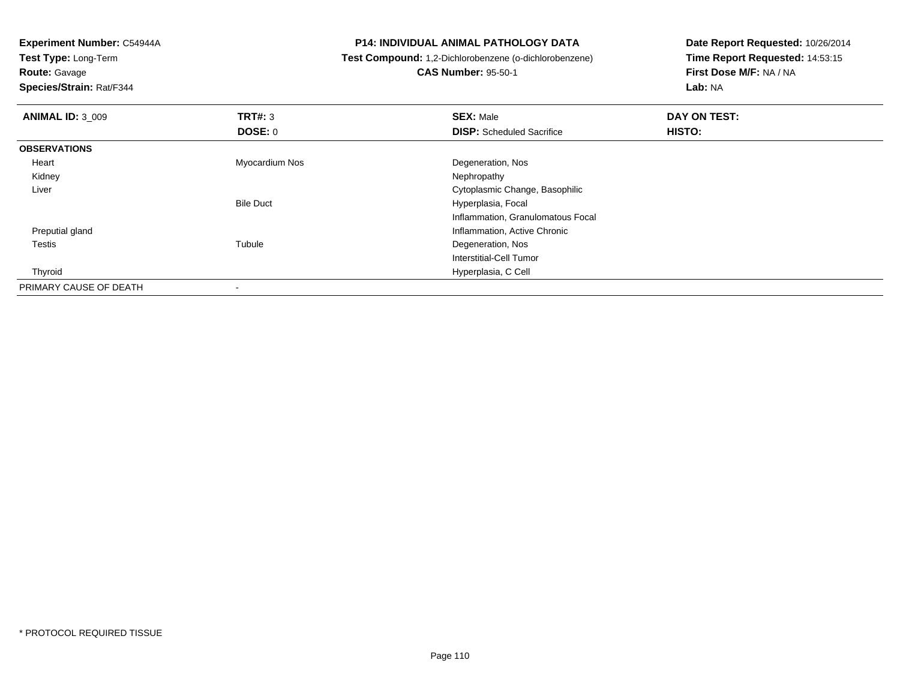**Experiment Number:** C54944A
**Test Type:** Long-Term
**Route:** Gavage
**Species/Strain:** Rat/F344

**P14: INDIVIDUAL ANIMAL PATHOLOGY DATA**
**Test Compound:** 1,2-Dichlorobenzene (o-dichlorobenzene)
**CAS Number:** 95-50-1

**Date Report Requested:** 10/26/2014
**Time Report Requested:** 14:53:15
**First Dose M/F:** NA / NA
**Lab:** NA

| **ANIMAL ID:** 3_009 | **TRT#:** 3 | **SEX:** Male | **DAY ON TEST:** |
|---|---|---|---|
| | **DOSE:** 0 | **DISP:** Scheduled Sacrifice | **HISTO:** |
| **OBSERVATIONS** | | | |
| Heart | Myocardium Nos | Degeneration, Nos | |
| Kidney | | Nephropathy | |
| Liver | | Cytoplasmic Change, Basophilic | |
| | Bile Duct | Hyperplasia, Focal | |
| | | Inflammation, Granulomatous Focal | |
| Preputial gland | | Inflammation, Active Chronic | |
| Testis | Tubule | Degeneration, Nos | |
| | | Interstitial-Cell Tumor | |
| Thyroid | | Hyperplasia, C Cell | |
| PRIMARY CAUSE OF DEATH | - | | |

* PROTOCOL REQUIRED TISSUE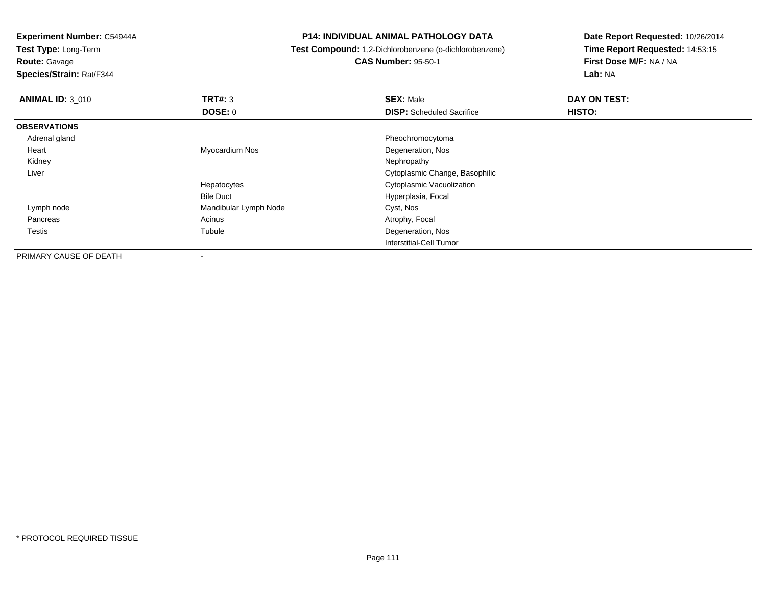**Experiment Number:** C54944A
**Test Type:** Long-Term
**Route:** Gavage
**Species/Strain:** Rat/F344

**P14: INDIVIDUAL ANIMAL PATHOLOGY DATA**
**Test Compound:** 1,2-Dichlorobenzene (o-dichlorobenzene)
**CAS Number:** 95-50-1

**Date Report Requested:** 10/26/2014
**Time Report Requested:** 14:53:15
**First Dose M/F:** NA / NA
**Lab:** NA

| **ANIMAL ID:** 3_010 | **TRT#:** 3 | **SEX:** Male | **DAY ON TEST:** |
|---|---|---|---|
| | **DOSE:** 0 | **DISP:** Scheduled Sacrifice | **HISTO:** |
| **OBSERVATIONS** | | | |
| Adrenal gland | | Pheochromocytoma | |
| Heart | Myocardium Nos | Degeneration, Nos | |
| Kidney | | Nephropathy | |
| Liver | | Cytoplasmic Change, Basophilic | |
| | Hepatocytes | Cytoplasmic Vacuolization | |
| | Bile Duct | Hyperplasia, Focal | |
| Lymph node | Mandibular Lymph Node | Cyst, Nos | |
| Pancreas | Acinus | Atrophy, Focal | |
| Testis | Tubule | Degeneration, Nos | |
| | | Interstitial-Cell Tumor | |
| PRIMARY CAUSE OF DEATH | - | | |

* PROTOCOL REQUIRED TISSUE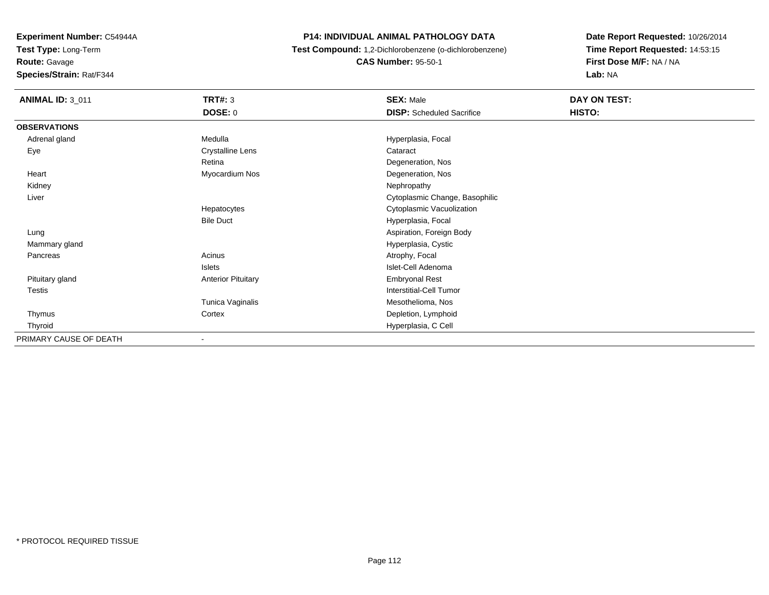**Experiment Number:** C54944A
**Test Type:** Long-Term
**Route:** Gavage
**Species/Strain:** Rat/F344

**P14: INDIVIDUAL ANIMAL PATHOLOGY DATA**
**Test Compound:** 1,2-Dichlorobenzene (o-dichlorobenzene)
**CAS Number:** 95-50-1

**Date Report Requested:** 10/26/2014
**Time Report Requested:** 14:53:15
**First Dose M/F:** NA / NA
**Lab:** NA

| **ANIMAL ID:** 3_011 | **TRT#:** 3 | **SEX:** Male | **DAY ON TEST:** |
|---|---|---|---|
| | **DOSE:** 0 | **DISP:** Scheduled Sacrifice | **HISTO:** |
| **OBSERVATIONS** | | | |
| Adrenal gland | Medulla | Hyperplasia, Focal | |
| Eye | Crystalline Lens | Cataract | |
| | Retina | Degeneration, Nos | |
| Heart | Myocardium Nos | Degeneration, Nos | |
| Kidney | | Nephropathy | |
| Liver | | Cytoplasmic Change, Basophilic | |
| | Hepatocytes | Cytoplasmic Vacuolization | |
| | Bile Duct | Hyperplasia, Focal | |
| Lung | | Aspiration, Foreign Body | |
| Mammary gland | | Hyperplasia, Cystic | |
| Pancreas | Acinus | Atrophy, Focal | |
| | Islets | Islet-Cell Adenoma | |
| Pituitary gland | Anterior Pituitary | Embryonal Rest | |
| Testis | | Interstitial-Cell Tumor | |
| | Tunica Vaginalis | Mesothelioma, Nos | |
| Thymus | Cortex | Depletion, Lymphoid | |
| Thyroid | | Hyperplasia, C Cell | |
| PRIMARY CAUSE OF DEATH | - | | |

* PROTOCOL REQUIRED TISSUE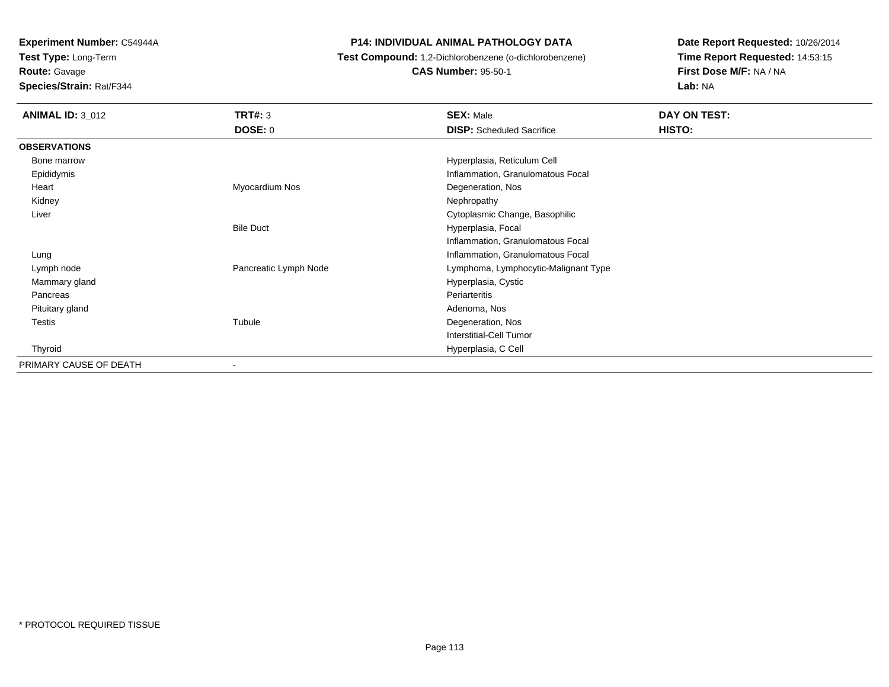**Experiment Number:** C54944A
**Test Type:** Long-Term
**Route:** Gavage
**Species/Strain:** Rat/F344

**P14: INDIVIDUAL ANIMAL PATHOLOGY DATA**
**Test Compound:** 1,2-Dichlorobenzene (o-dichlorobenzene)
**CAS Number:** 95-50-1

**Date Report Requested:** 10/26/2014
**Time Report Requested:** 14:53:15
**First Dose M/F:** NA / NA
**Lab:** NA

| **ANIMAL ID:** 3_012 | **TRT#:** 3 | **SEX:** Male | **DAY ON TEST:** |
|---|---|---|---|
| | **DOSE:** 0 | **DISP:** Scheduled Sacrifice | **HISTO:** |
| **OBSERVATIONS** | | | |
| Bone marrow | | Hyperplasia, Reticulum Cell | |
| Epididymis | | Inflammation, Granulomatous Focal | |
| Heart | Myocardium Nos | Degeneration, Nos | |
| Kidney | | Nephropathy | |
| Liver | | Cytoplasmic Change, Basophilic | |
| | Bile Duct | Hyperplasia, Focal | |
| | | Inflammation, Granulomatous Focal | |
| Lung | | Inflammation, Granulomatous Focal | |
| Lymph node | Pancreatic Lymph Node | Lymphoma, Lymphocytic-Malignant Type | |
| Mammary gland | | Hyperplasia, Cystic | |
| Pancreas | | Periarteritis | |
| Pituitary gland | | Adenoma, Nos | |
| Testis | Tubule | Degeneration, Nos | |
| | | Interstitial-Cell Tumor | |
| Thyroid | | Hyperplasia, C Cell | |
| PRIMARY CAUSE OF DEATH | - | | |

* PROTOCOL REQUIRED TISSUE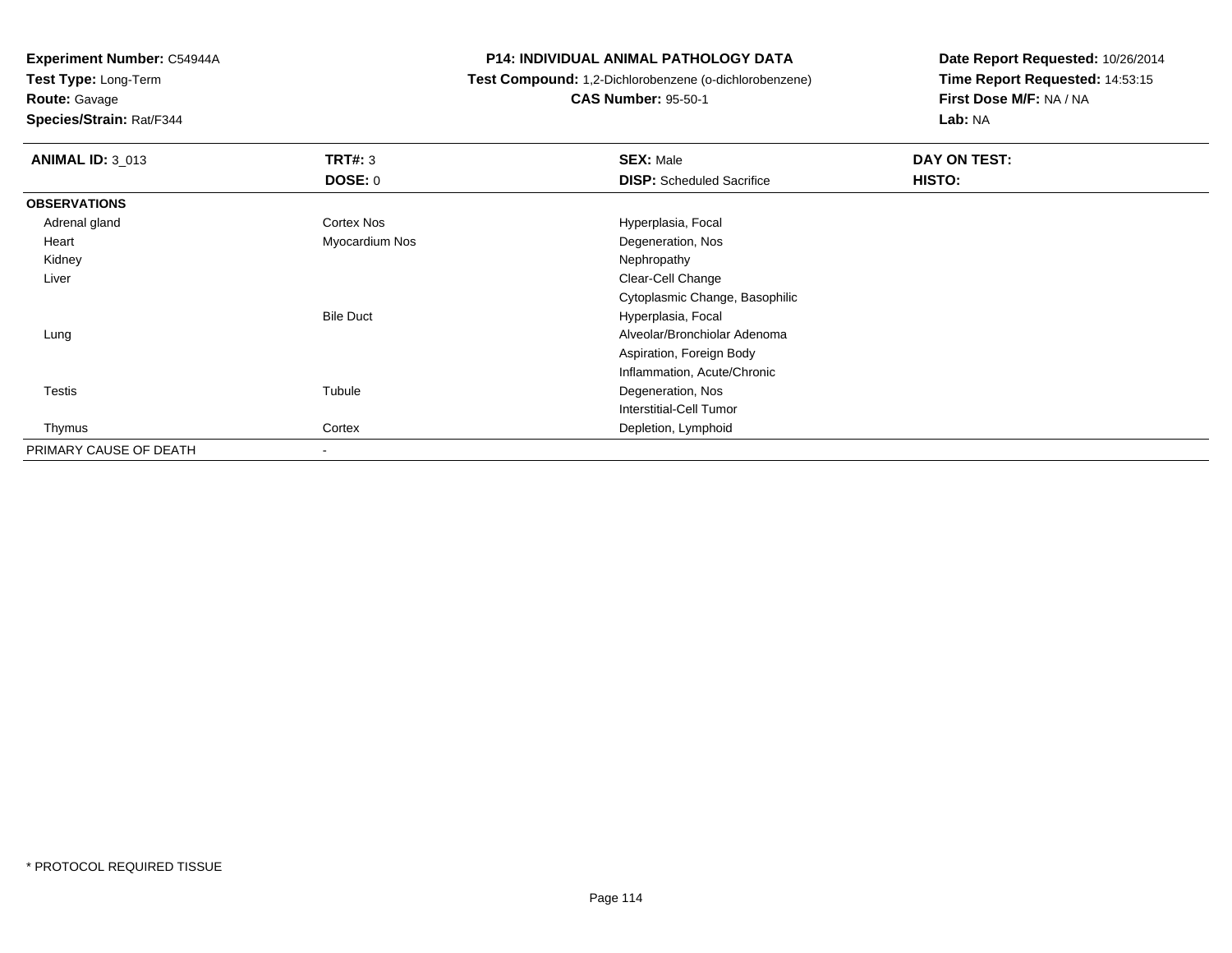**Experiment Number:** C54944A
**Test Type:** Long-Term
**Route:** Gavage
**Species/Strain:** Rat/F344

**P14: INDIVIDUAL ANIMAL PATHOLOGY DATA**
**Test Compound:** 1,2-Dichlorobenzene (o-dichlorobenzene)
**CAS Number:** 95-50-1

**Date Report Requested:** 10/26/2014
**Time Report Requested:** 14:53:15
**First Dose M/F:** NA / NA
**Lab:** NA

| **ANIMAL ID:** 3_013 | **TRT#:** 3 | **SEX:** Male | **DAY ON TEST:** |
|---|---|---|---|
| | **DOSE:** 0 | **DISP:** Scheduled Sacrifice | **HISTO:** |
| **OBSERVATIONS** | | | |
| Adrenal gland | Cortex Nos | Hyperplasia, Focal | |
| Heart | Myocardium Nos | Degeneration, Nos | |
| Kidney | | Nephropathy | |
| Liver | | Clear-Cell Change | |
| | | Cytoplasmic Change, Basophilic | |
| | Bile Duct | Hyperplasia, Focal | |
| Lung | | Alveolar/Bronchiolar Adenoma | |
| | | Aspiration, Foreign Body | |
| | | Inflammation, Acute/Chronic | |
| Testis | Tubule | Degeneration, Nos | |
| | | Interstitial-Cell Tumor | |
| Thymus | Cortex | Depletion, Lymphoid | |
| PRIMARY CAUSE OF DEATH | - | | |

* PROTOCOL REQUIRED TISSUE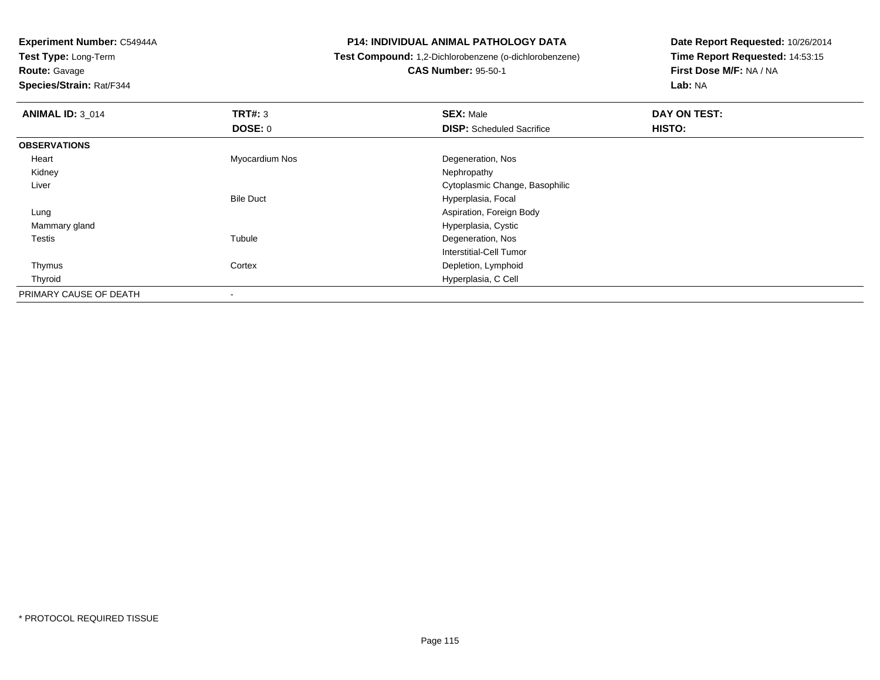**Experiment Number:** C54944A
**Test Type:** Long-Term
**Route:** Gavage
**Species/Strain:** Rat/F344

**P14: INDIVIDUAL ANIMAL PATHOLOGY DATA**
**Test Compound:** 1,2-Dichlorobenzene (o-dichlorobenzene)
**CAS Number:** 95-50-1

**Date Report Requested:** 10/26/2014
**Time Report Requested:** 14:53:15
**First Dose M/F:** NA / NA
**Lab:** NA

| **ANIMAL ID:** 3_014 | **TRT#:** 3 | **SEX:** Male | **DAY ON TEST:** |
|---|---|---|---|
| | **DOSE:** 0 | **DISP:** Scheduled Sacrifice | **HISTO:** |
| **OBSERVATIONS** | | | |
| Heart | Myocardium Nos | Degeneration, Nos | |
| Kidney | | Nephropathy | |
| Liver | | Cytoplasmic Change, Basophilic | |
| | Bile Duct | Hyperplasia, Focal | |
| Lung | | Aspiration, Foreign Body | |
| Mammary gland | | Hyperplasia, Cystic | |
| Testis | Tubule | Degeneration, Nos | |
| | | Interstitial-Cell Tumor | |
| Thymus | Cortex | Depletion, Lymphoid | |
| Thyroid | | Hyperplasia, C Cell | |
| PRIMARY CAUSE OF DEATH | - | | |

* PROTOCOL REQUIRED TISSUE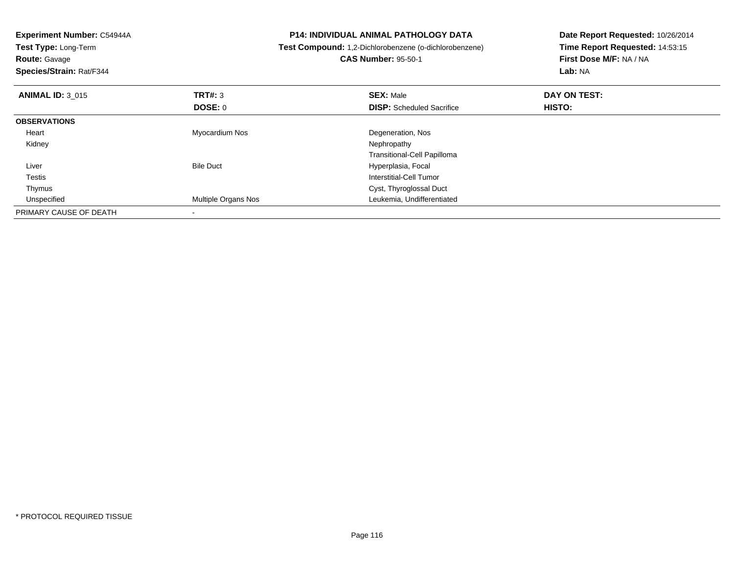**Experiment Number:** C54944A
**Test Type:** Long-Term
**Route:** Gavage
**Species/Strain:** Rat/F344

**P14: INDIVIDUAL ANIMAL PATHOLOGY DATA**
**Test Compound:** 1,2-Dichlorobenzene (o-dichlorobenzene)
**CAS Number:** 95-50-1

**Date Report Requested:** 10/26/2014
**Time Report Requested:** 14:53:15
**First Dose M/F:** NA / NA
**Lab:** NA

| **ANIMAL ID:** 3_015 | **TRT#:** 3 | **SEX:** Male | **DAY ON TEST:** |
|---|---|---|---|
| | **DOSE:** 0 | **DISP:** Scheduled Sacrifice | **HISTO:** |
| **OBSERVATIONS** | | | |
| Heart | Myocardium Nos | Degeneration, Nos | |
| Kidney | | Nephropathy | |
| | | Transitional-Cell Papilloma | |
| Liver | Bile Duct | Hyperplasia, Focal | |
| Testis | | Interstitial-Cell Tumor | |
| Thymus | | Cyst, Thyroglossal Duct | |
| Unspecified | Multiple Organs Nos | Leukemia, Undifferentiated | |
| PRIMARY CAUSE OF DEATH | - | | |

* PROTOCOL REQUIRED TISSUE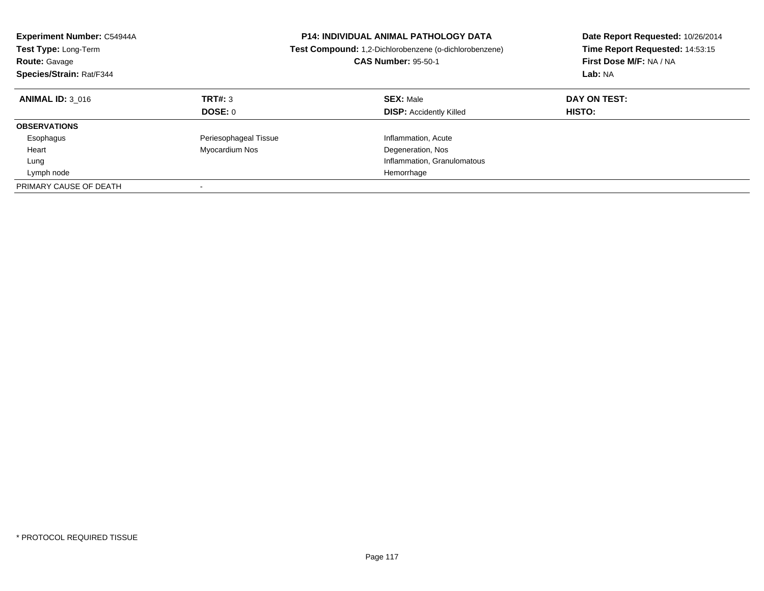**Experiment Number:** C54944A
**Test Type:** Long-Term
**Route:** Gavage
**Species/Strain:** Rat/F344

**P14: INDIVIDUAL ANIMAL PATHOLOGY DATA**
**Test Compound:** 1,2-Dichlorobenzene (o-dichlorobenzene)
**CAS Number:** 95-50-1

**Date Report Requested:** 10/26/2014
**Time Report Requested:** 14:53:15
**First Dose M/F:** NA / NA
**Lab:** NA

| **ANIMAL ID:** 3_016 | **TRT#:** 3 | **SEX:** Male | **DAY ON TEST:** |
|---|---|---|---|
| | **DOSE:** 0 | **DISP:** Accidently Killed | **HISTO:** |
| **OBSERVATIONS** | | | |
| Esophagus | Periesophageal Tissue | Inflammation, Acute | |
| Heart | Myocardium Nos | Degeneration, Nos | |
| Lung | | Inflammation, Granulomatous | |
| Lymph node | | Hemorrhage | |
| PRIMARY CAUSE OF DEATH | - | | |

* PROTOCOL REQUIRED TISSUE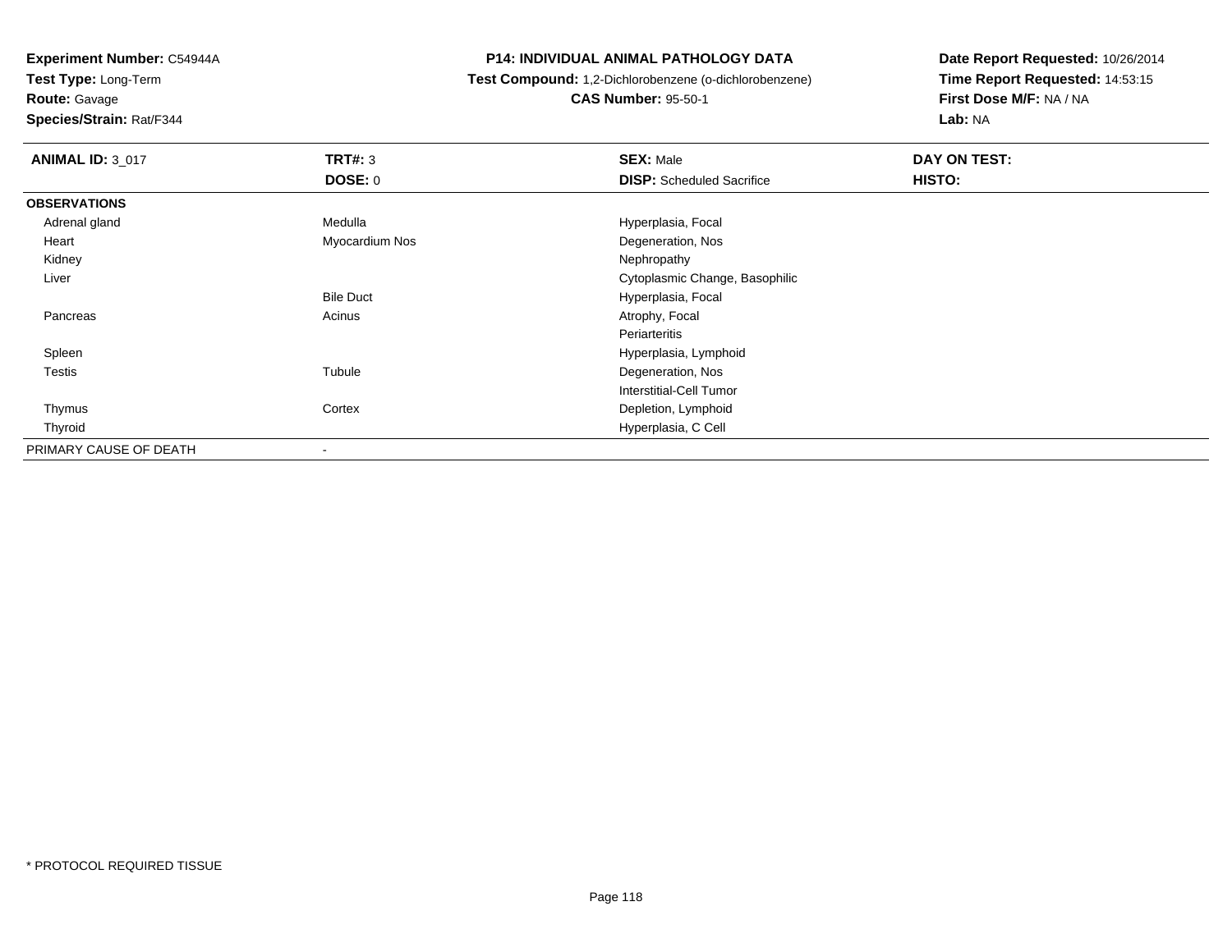**Experiment Number:** C54944A
**Test Type:** Long-Term
**Route:** Gavage
**Species/Strain:** Rat/F344

**P14: INDIVIDUAL ANIMAL PATHOLOGY DATA**
**Test Compound:** 1,2-Dichlorobenzene (o-dichlorobenzene)
**CAS Number:** 95-50-1

**Date Report Requested:** 10/26/2014
**Time Report Requested:** 14:53:15
**First Dose M/F:** NA / NA
**Lab:** NA

| **ANIMAL ID:** 3_017 | **TRT#:** 3 | **SEX:** Male | **DAY ON TEST:** |
|---|---|---|---|
| | **DOSE:** 0 | **DISP:** Scheduled Sacrifice | **HISTO:** |
| **OBSERVATIONS** | | | |
| Adrenal gland | Medulla | Hyperplasia, Focal | |
| Heart | Myocardium Nos | Degeneration, Nos | |
| Kidney | | Nephropathy | |
| Liver | | Cytoplasmic Change, Basophilic | |
| | Bile Duct | Hyperplasia, Focal | |
| Pancreas | Acinus | Atrophy, Focal | |
| | | Periarteritis | |
| Spleen | | Hyperplasia, Lymphoid | |
| Testis | Tubule | Degeneration, Nos | |
| | | Interstitial-Cell Tumor | |
| Thymus | Cortex | Depletion, Lymphoid | |
| Thyroid | | Hyperplasia, C Cell | |
| PRIMARY CAUSE OF DEATH | - | | |

\* PROTOCOL REQUIRED TISSUE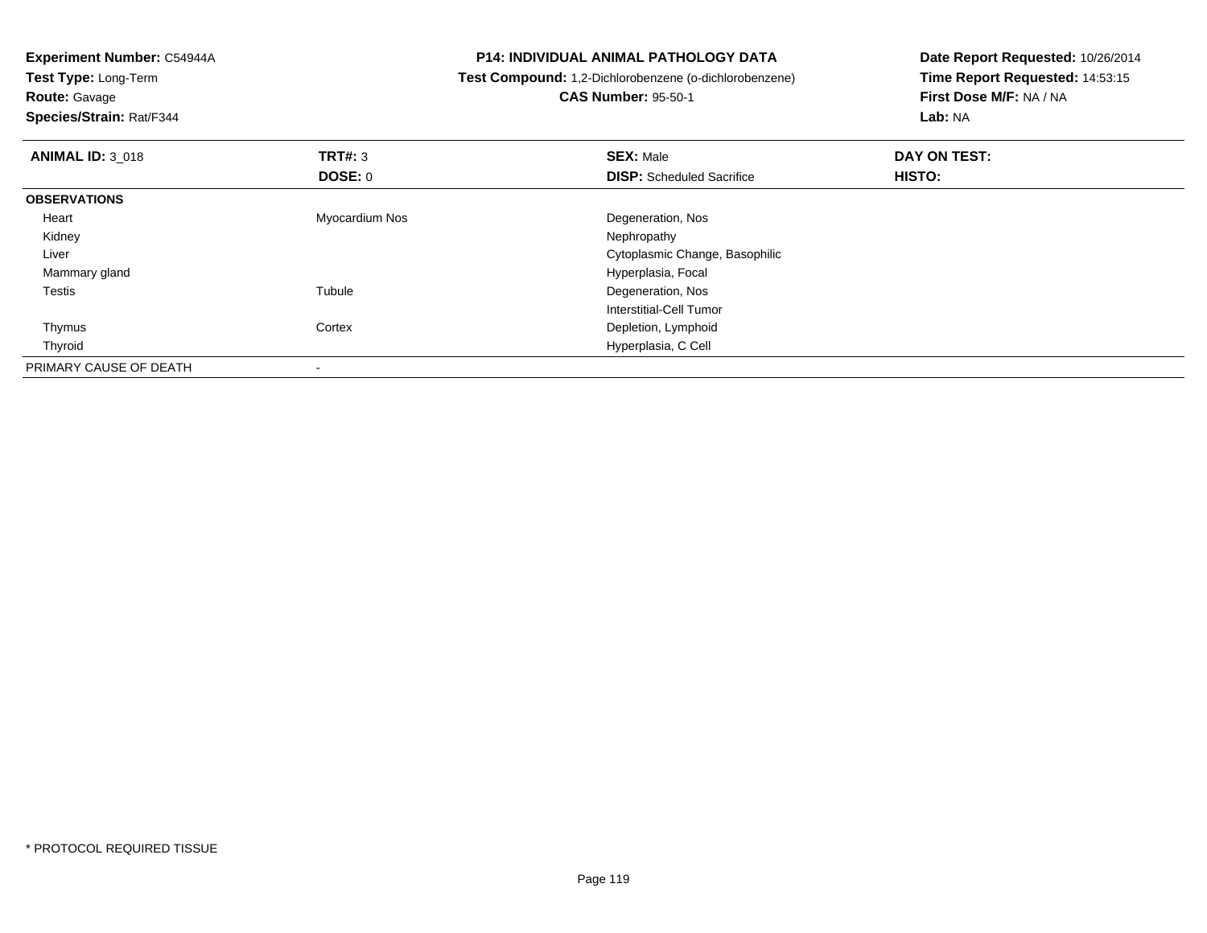**Experiment Number:** C54944A
**Test Type:** Long-Term
**Route:** Gavage
**Species/Strain:** Rat/F344

**P14: INDIVIDUAL ANIMAL PATHOLOGY DATA**
**Test Compound:** 1,2-Dichlorobenzene (o-dichlorobenzene)
**CAS Number:** 95-50-1

**Date Report Requested:** 10/26/2014
**Time Report Requested:** 14:53:15
**First Dose M/F:** NA / NA
**Lab:** NA

| **ANIMAL ID:** 3_018 | **TRT#:** 3 | **SEX:** Male | **DAY ON TEST:** |
|---|---|---|---|
| | **DOSE:** 0 | **DISP:** Scheduled Sacrifice | **HISTO:** |
| **OBSERVATIONS** | | | |
| Heart | Myocardium Nos | Degeneration, Nos | |
| Kidney | | Nephropathy | |
| Liver | | Cytoplasmic Change, Basophilic | |
| Mammary gland | | Hyperplasia, Focal | |
| Testis | Tubule | Degeneration, Nos | |
| | | Interstitial-Cell Tumor | |
| Thymus | Cortex | Depletion, Lymphoid | |
| Thyroid | | Hyperplasia, C Cell | |
| PRIMARY CAUSE OF DEATH | - | | |

* PROTOCOL REQUIRED TISSUE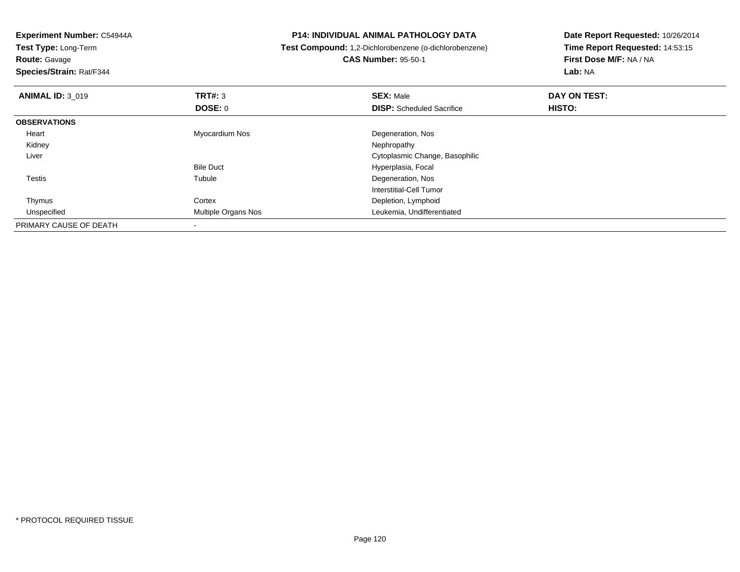**Experiment Number:** C54944A
**Test Type:** Long-Term
**Route:** Gavage
**Species/Strain:** Rat/F344

**P14: INDIVIDUAL ANIMAL PATHOLOGY DATA**
**Test Compound:** 1,2-Dichlorobenzene (o-dichlorobenzene)
**CAS Number:** 95-50-1

**Date Report Requested:** 10/26/2014
**Time Report Requested:** 14:53:15
**First Dose M/F:** NA / NA
**Lab:** NA

| **ANIMAL ID:** 3_019 | **TRT#:** 3 | **SEX:** Male | **DAY ON TEST:** |
|---|---|---|---|
| | **DOSE:** 0 | **DISP:** Scheduled Sacrifice | **HISTO:** |
| **OBSERVATIONS** | | | |
| Heart | Myocardium Nos | Degeneration, Nos | |
| Kidney | | Nephropathy | |
| Liver | | Cytoplasmic Change, Basophilic | |
| | Bile Duct | Hyperplasia, Focal | |
| Testis | Tubule | Degeneration, Nos | |
| | | Interstitial-Cell Tumor | |
| Thymus | Cortex | Depletion, Lymphoid | |
| Unspecified | Multiple Organs Nos | Leukemia, Undifferentiated | |
| PRIMARY CAUSE OF DEATH | - | | |

* PROTOCOL REQUIRED TISSUE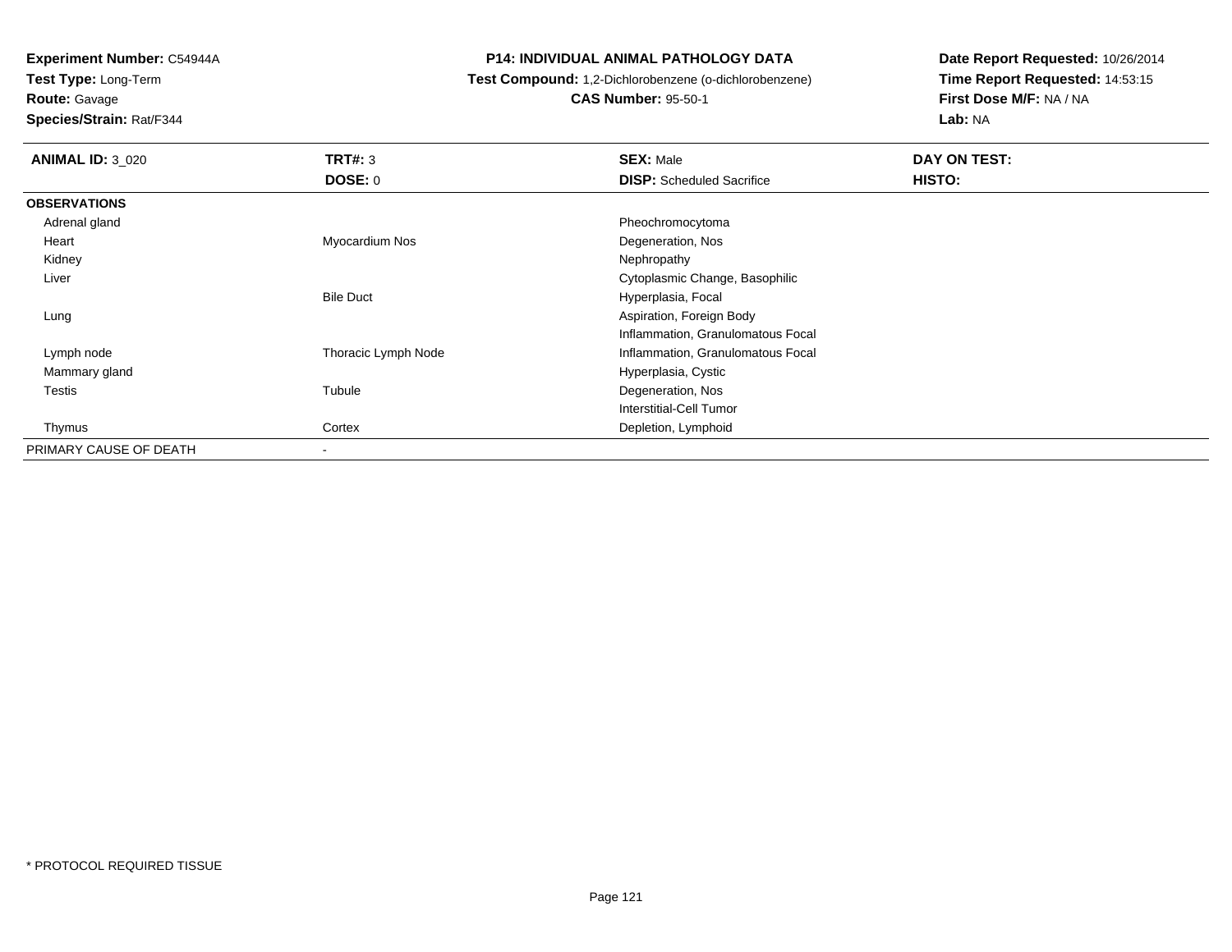**Experiment Number:** C54944A
**Test Type:** Long-Term
**Route:** Gavage
**Species/Strain:** Rat/F344

**P14: INDIVIDUAL ANIMAL PATHOLOGY DATA**
**Test Compound:** 1,2-Dichlorobenzene (o-dichlorobenzene)
**CAS Number:** 95-50-1

**Date Report Requested:** 10/26/2014
**Time Report Requested:** 14:53:15
**First Dose M/F:** NA / NA
**Lab:** NA

| **ANIMAL ID:** 3_020 | **TRT#:** 3 | **SEX:** Male | **DAY ON TEST:** |
|---|---|---|---|
| | **DOSE:** 0 | **DISP:** Scheduled Sacrifice | **HISTO:** |
| **OBSERVATIONS** | | | |
| Adrenal gland | | Pheochromocytoma | |
| Heart | Myocardium Nos | Degeneration, Nos | |
| Kidney | | Nephropathy | |
| Liver | | Cytoplasmic Change, Basophilic | |
| | Bile Duct | Hyperplasia, Focal | |
| Lung | | Aspiration, Foreign Body | |
| | | Inflammation, Granulomatous Focal | |
| Lymph node | Thoracic Lymph Node | Inflammation, Granulomatous Focal | |
| Mammary gland | | Hyperplasia, Cystic | |
| Testis | Tubule | Degeneration, Nos | |
| | | Interstitial-Cell Tumor | |
| Thymus | Cortex | Depletion, Lymphoid | |
| PRIMARY CAUSE OF DEATH | - | | |

* PROTOCOL REQUIRED TISSUE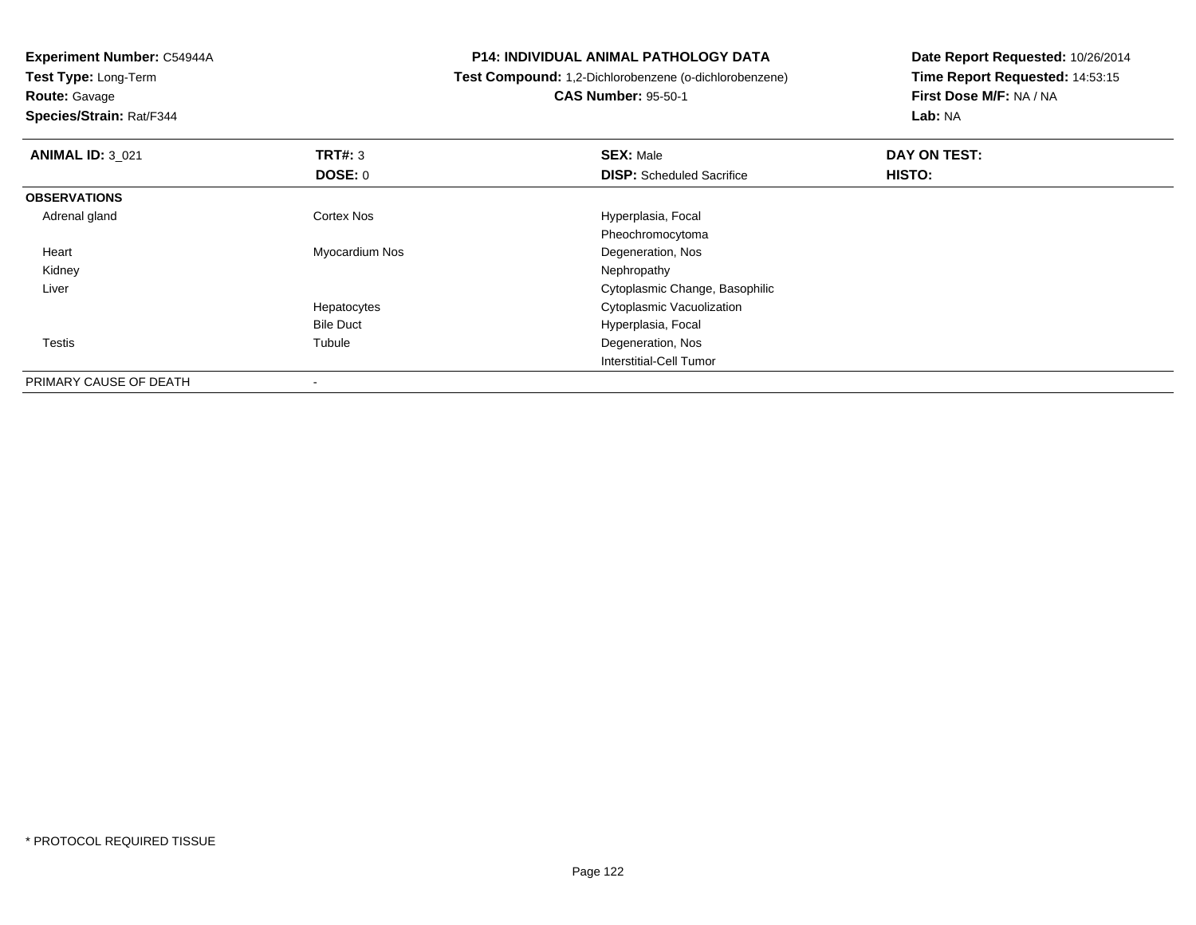**Experiment Number:** C54944A
**Test Type:** Long-Term
**Route:** Gavage
**Species/Strain:** Rat/F344

**P14: INDIVIDUAL ANIMAL PATHOLOGY DATA**
**Test Compound:** 1,2-Dichlorobenzene (o-dichlorobenzene)
**CAS Number:** 95-50-1

**Date Report Requested:** 10/26/2014
**Time Report Requested:** 14:53:15
**First Dose M/F:** NA / NA
**Lab:** NA

| **ANIMAL ID:** 3_021 | **TRT#:** 3 | **SEX:** Male | **DAY ON TEST:** |
|---|---|---|---|
| | **DOSE:** 0 | **DISP:** Scheduled Sacrifice | **HISTO:** |
| **OBSERVATIONS** | | | |
| Adrenal gland | Cortex Nos | Hyperplasia, Focal | |
| | | Pheochromocytoma | |
| Heart | Myocardium Nos | Degeneration, Nos | |
| Kidney | | Nephropathy | |
| Liver | | Cytoplasmic Change, Basophilic | |
| | Hepatocytes | Cytoplasmic Vacuolization | |
| | Bile Duct | Hyperplasia, Focal | |
| Testis | Tubule | Degeneration, Nos | |
| | | Interstitial-Cell Tumor | |
| PRIMARY CAUSE OF DEATH | - | | |

* PROTOCOL REQUIRED TISSUE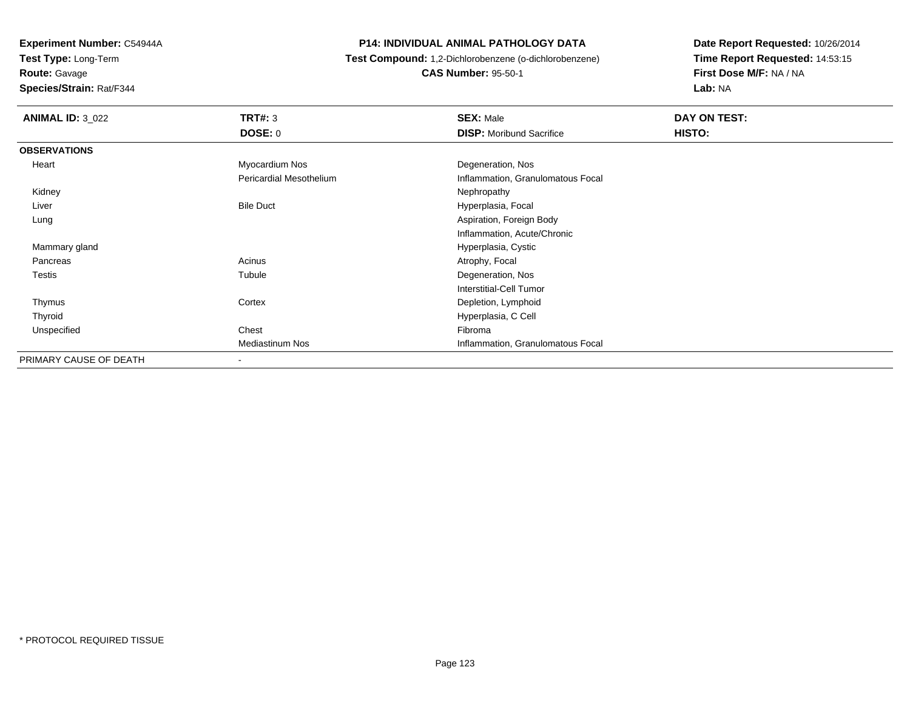**Experiment Number:** C54944A
**Test Type:** Long-Term
**Route:** Gavage
**Species/Strain:** Rat/F344

**P14: INDIVIDUAL ANIMAL PATHOLOGY DATA**
**Test Compound:** 1,2-Dichlorobenzene (o-dichlorobenzene)
**CAS Number:** 95-50-1

**Date Report Requested:** 10/26/2014
**Time Report Requested:** 14:53:15
**First Dose M/F:** NA / NA
**Lab:** NA

| **ANIMAL ID:** 3_022 | **TRT#:** 3 | **SEX:** Male | **DAY ON TEST:** |
|---|---|---|---|
| | **DOSE:** 0 | **DISP:** Moribund Sacrifice | **HISTO:** |
| **OBSERVATIONS** | | | |
| Heart | Myocardium Nos | Degeneration, Nos | |
| | Pericardial Mesothelium | Inflammation, Granulomatous Focal | |
| Kidney | | Nephropathy | |
| Liver | Bile Duct | Hyperplasia, Focal | |
| Lung | | Aspiration, Foreign Body | |
| | | Inflammation, Acute/Chronic | |
| Mammary gland | | Hyperplasia, Cystic | |
| Pancreas | Acinus | Atrophy, Focal | |
| Testis | Tubule | Degeneration, Nos | |
| | | Interstitial-Cell Tumor | |
| Thymus | Cortex | Depletion, Lymphoid | |
| Thyroid | | Hyperplasia, C Cell | |
| Unspecified | Chest | Fibroma | |
| | Mediastinum Nos | Inflammation, Granulomatous Focal | |
| PRIMARY CAUSE OF DEATH | - | | |

* PROTOCOL REQUIRED TISSUE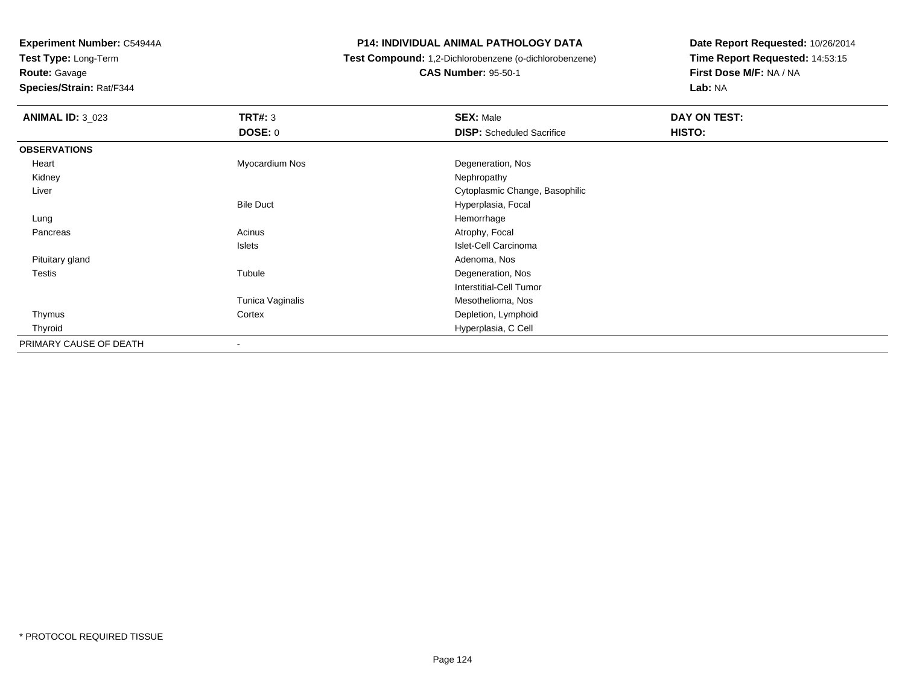**Experiment Number:** C54944A
**Test Type:** Long-Term
**Route:** Gavage
**Species/Strain:** Rat/F344

**P14: INDIVIDUAL ANIMAL PATHOLOGY DATA**
**Test Compound:** 1,2-Dichlorobenzene (o-dichlorobenzene)
**CAS Number:** 95-50-1

**Date Report Requested:** 10/26/2014
**Time Report Requested:** 14:53:15
**First Dose M/F:** NA / NA
**Lab:** NA

| **ANIMAL ID:** 3_023 | **TRT#:** 3 | **SEX:** Male | **DAY ON TEST:** |
|---|---|---|---|
| | **DOSE:** 0 | **DISP:** Scheduled Sacrifice | **HISTO:** |
| **OBSERVATIONS** | | | |
| Heart | Myocardium Nos | Degeneration, Nos | |
| Kidney | | Nephropathy | |
| Liver | | Cytoplasmic Change, Basophilic | |
| | Bile Duct | Hyperplasia, Focal | |
| Lung | | Hemorrhage | |
| Pancreas | Acinus | Atrophy, Focal | |
| | Islets | Islet-Cell Carcinoma | |
| Pituitary gland | | Adenoma, Nos | |
| Testis | Tubule | Degeneration, Nos | |
| | | Interstitial-Cell Tumor | |
| | Tunica Vaginalis | Mesothelioma, Nos | |
| Thymus | Cortex | Depletion, Lymphoid | |
| Thyroid | | Hyperplasia, C Cell | |
| PRIMARY CAUSE OF DEATH | - | | |

* PROTOCOL REQUIRED TISSUE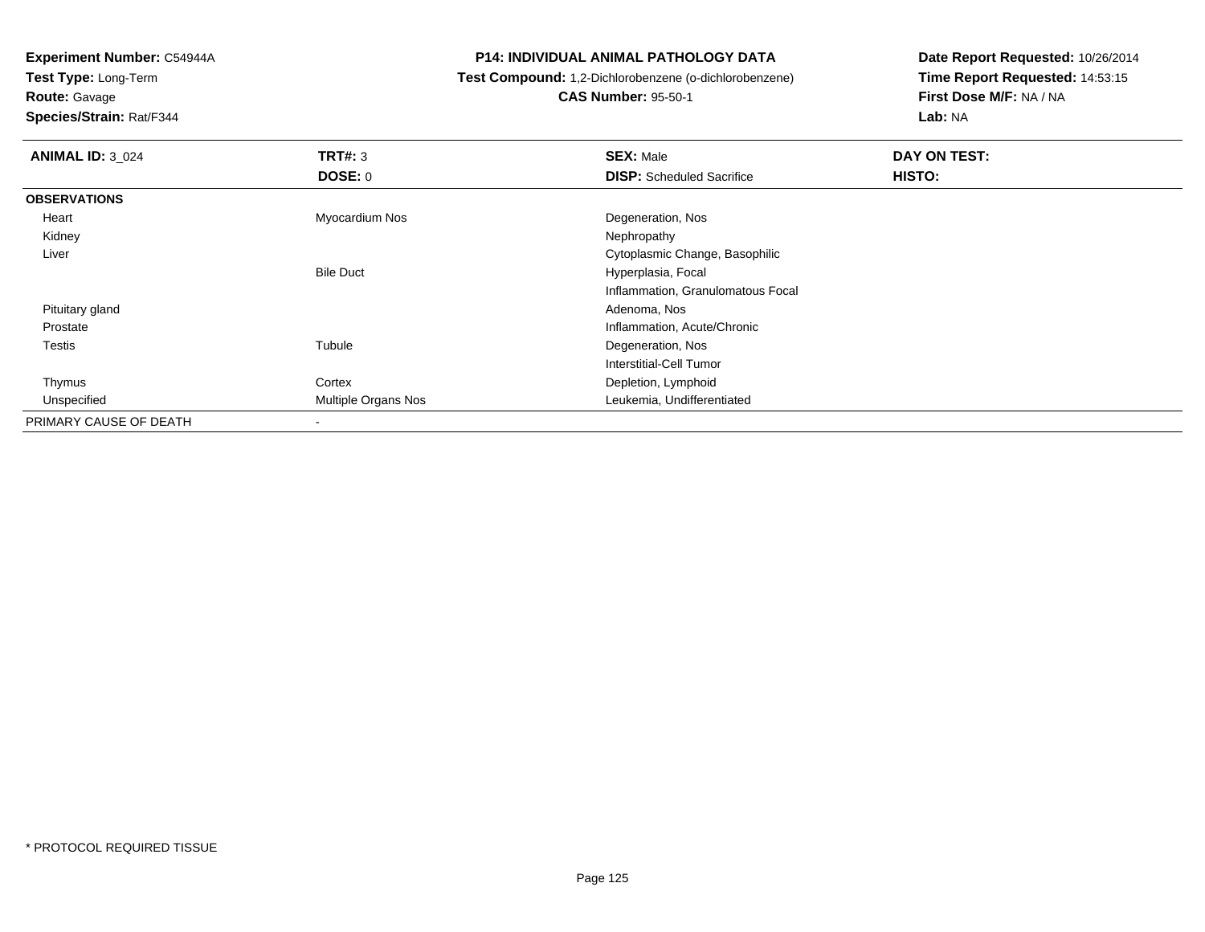**Experiment Number:** C54944A
**Test Type:** Long-Term
**Route:** Gavage
**Species/Strain:** Rat/F344

# P14: INDIVIDUAL ANIMAL PATHOLOGY DATA

**Test Compound:** 1,2-Dichlorobenzene (o-dichlorobenzene)
**CAS Number:** 95-50-1

**Date Report Requested:** 10/26/2014
**Time Report Requested:** 14:53:15
**First Dose M/F:** NA / NA
**Lab:** NA

| **ANIMAL ID:** 3_024 | **TRT#:** 3 | **SEX:** Male | **DAY ON TEST:** |
|---|---|---|---|
| | **DOSE:** 0 | **DISP:** Scheduled Sacrifice | **HISTO:** |
| **OBSERVATIONS** | | | |
| Heart | Myocardium Nos | Degeneration, Nos | |
| Kidney | | Nephropathy | |
| Liver | | Cytoplasmic Change, Basophilic | |
| | Bile Duct | Hyperplasia, Focal | |
| | | Inflammation, Granulomatous Focal | |
| Pituitary gland | | Adenoma, Nos | |
| Prostate | | Inflammation, Acute/Chronic | |
| Testis | Tubule | Degeneration, Nos | |
| | | Interstitial-Cell Tumor | |
| Thymus | Cortex | Depletion, Lymphoid | |
| Unspecified | Multiple Organs Nos | Leukemia, Undifferentiated | |
| PRIMARY CAUSE OF DEATH | - | | |

* PROTOCOL REQUIRED TISSUE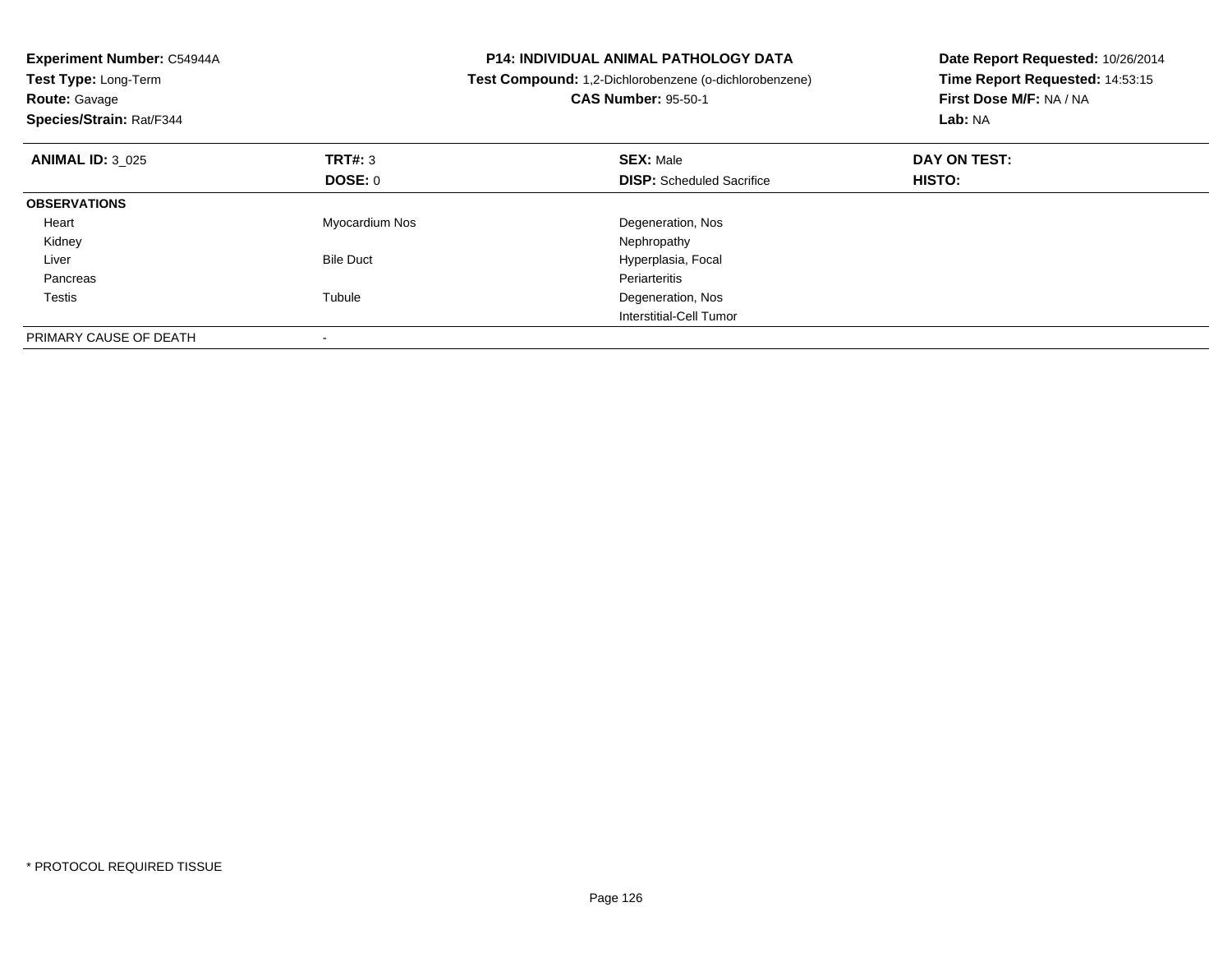**Experiment Number:** C54944A
**Test Type:** Long-Term
**Route:** Gavage
**Species/Strain:** Rat/F344

**P14: INDIVIDUAL ANIMAL PATHOLOGY DATA**
**Test Compound:** 1,2-Dichlorobenzene (o-dichlorobenzene)
**CAS Number:** 95-50-1

**Date Report Requested:** 10/26/2014
**Time Report Requested:** 14:53:15
**First Dose M/F:** NA / NA
**Lab:** NA

| **ANIMAL ID:** 3_025 | **TRT#:** 3 | **SEX:** Male | **DAY ON TEST:** |
|---|---|---|---|
| | **DOSE:** 0 | **DISP:** Scheduled Sacrifice | **HISTO:** |
| **OBSERVATIONS** | | | |
| Heart | Myocardium Nos | Degeneration, Nos | |
| Kidney | | Nephropathy | |
| Liver | Bile Duct | Hyperplasia, Focal | |
| Pancreas | | Periarteritis | |
| Testis | Tubule | Degeneration, Nos | |
| | | Interstitial-Cell Tumor | |
| PRIMARY CAUSE OF DEATH | - | | |

* PROTOCOL REQUIRED TISSUE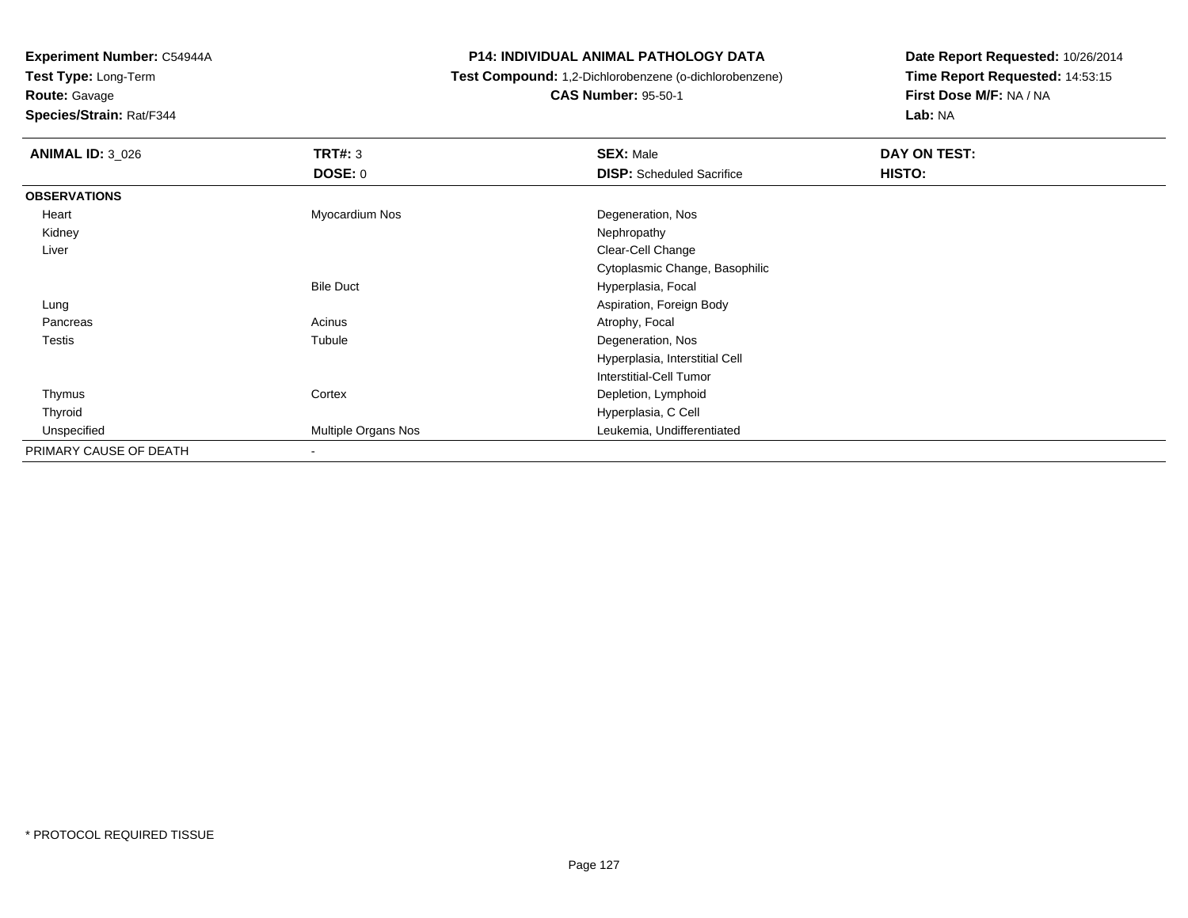**Experiment Number:** C54944A
**Test Type:** Long-Term
**Route:** Gavage
**Species/Strain:** Rat/F344

**P14: INDIVIDUAL ANIMAL PATHOLOGY DATA**
**Test Compound:** 1,2-Dichlorobenzene (o-dichlorobenzene)
**CAS Number:** 95-50-1

**Date Report Requested:** 10/26/2014
**Time Report Requested:** 14:53:15
**First Dose M/F:** NA / NA
**Lab:** NA

| **ANIMAL ID:** 3_026 | **TRT#:** 3 | **SEX:** Male | **DAY ON TEST:** |
|---|---|---|---|
| | **DOSE:** 0 | **DISP:** Scheduled Sacrifice | **HISTO:** |
| **OBSERVATIONS** | | | |
| Heart | Myocardium Nos | Degeneration, Nos | |
| Kidney | | Nephropathy | |
| Liver | | Clear-Cell Change | |
| | | Cytoplasmic Change, Basophilic | |
| | Bile Duct | Hyperplasia, Focal | |
| Lung | | Aspiration, Foreign Body | |
| Pancreas | Acinus | Atrophy, Focal | |
| Testis | Tubule | Degeneration, Nos | |
| | | Hyperplasia, Interstitial Cell | |
| | | Interstitial-Cell Tumor | |
| Thymus | Cortex | Depletion, Lymphoid | |
| Thyroid | | Hyperplasia, C Cell | |
| Unspecified | Multiple Organs Nos | Leukemia, Undifferentiated | |
| PRIMARY CAUSE OF DEATH | - | | |

* PROTOCOL REQUIRED TISSUE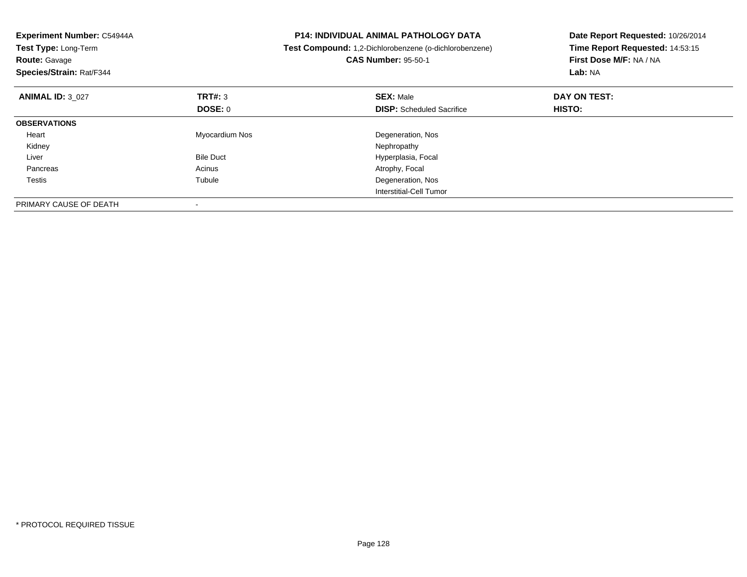**Experiment Number:** C54944A
**Test Type:** Long-Term
**Route:** Gavage
**Species/Strain:** Rat/F344

**P14: INDIVIDUAL ANIMAL PATHOLOGY DATA**
**Test Compound:** 1,2-Dichlorobenzene (o-dichlorobenzene)
**CAS Number:** 95-50-1

**Date Report Requested:** 10/26/2014
**Time Report Requested:** 14:53:15
**First Dose M/F:** NA / NA
**Lab:** NA

| **ANIMAL ID:** 3_027 | **TRT#:** 3 | **SEX:** Male | **DAY ON TEST:** |
|---|---|---|---|
| | **DOSE:** 0 | **DISP:** Scheduled Sacrifice | **HISTO:** |
| **OBSERVATIONS** | | | |
| Heart | Myocardium Nos | Degeneration, Nos | |
| Kidney | | Nephropathy | |
| Liver | Bile Duct | Hyperplasia, Focal | |
| Pancreas | Acinus | Atrophy, Focal | |
| Testis | Tubule | Degeneration, Nos | |
| | | Interstitial-Cell Tumor | |
| PRIMARY CAUSE OF DEATH | - | | |

* PROTOCOL REQUIRED TISSUE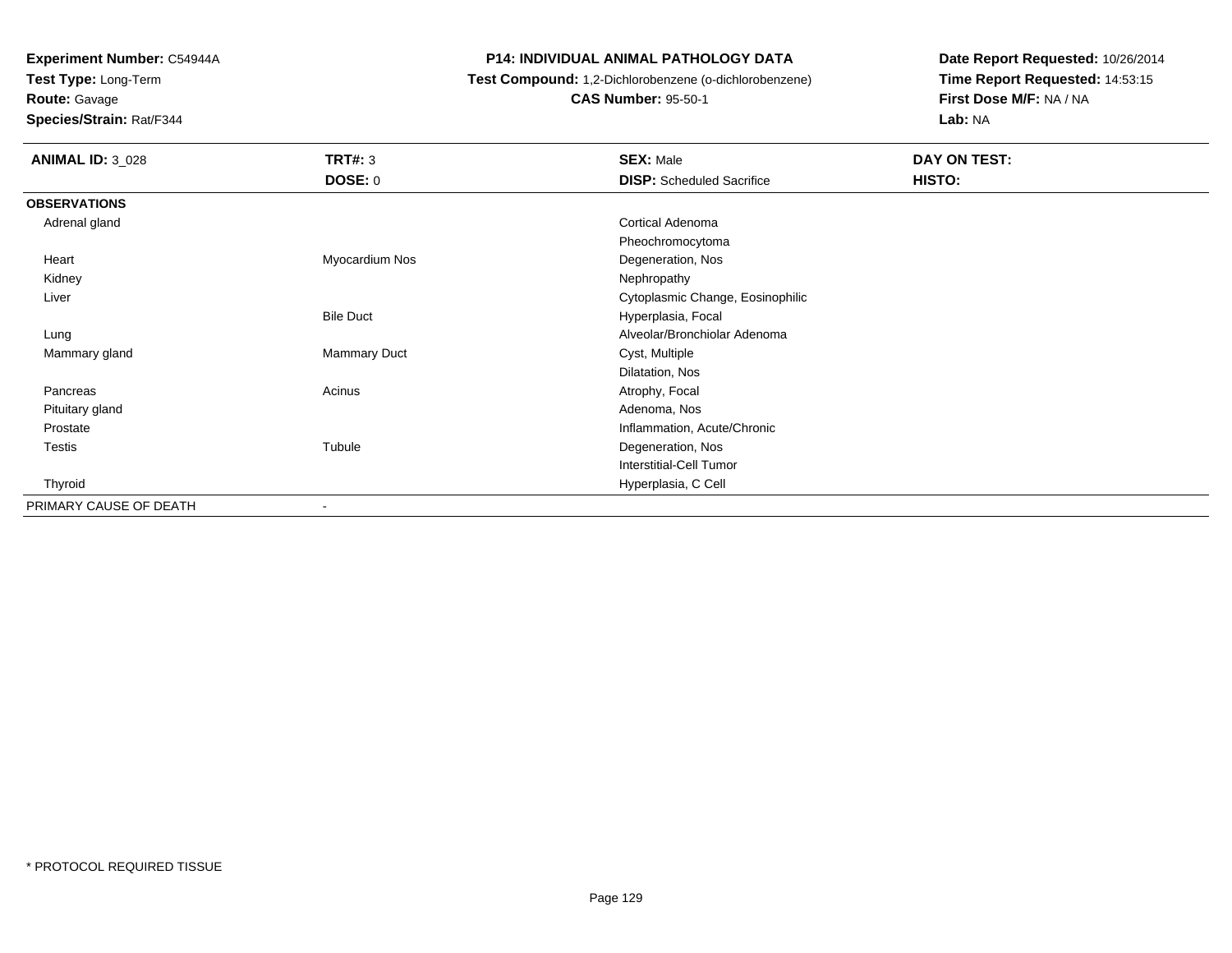**Experiment Number:** C54944A
**Test Type:** Long-Term
**Route:** Gavage
**Species/Strain:** Rat/F344

**P14: INDIVIDUAL ANIMAL PATHOLOGY DATA**
**Test Compound:** 1,2-Dichlorobenzene (o-dichlorobenzene)
**CAS Number:** 95-50-1

**Date Report Requested:** 10/26/2014
**Time Report Requested:** 14:53:15
**First Dose M/F:** NA / NA
**Lab:** NA

| **ANIMAL ID:** 3_028 | **TRT#:** 3 | **SEX:** Male | **DAY ON TEST:** |
|---|---|---|---|
| | **DOSE:** 0 | **DISP:** Scheduled Sacrifice | **HISTO:** |
| **OBSERVATIONS** | | | |
| Adrenal gland | | Cortical Adenoma | |
| | | Pheochromocytoma | |
| Heart | Myocardium Nos | Degeneration, Nos | |
| Kidney | | Nephropathy | |
| Liver | | Cytoplasmic Change, Eosinophilic | |
| | Bile Duct | Hyperplasia, Focal | |
| Lung | | Alveolar/Bronchiolar Adenoma | |
| Mammary gland | Mammary Duct | Cyst, Multiple | |
| | | Dilatation, Nos | |
| Pancreas | Acinus | Atrophy, Focal | |
| Pituitary gland | | Adenoma, Nos | |
| Prostate | | Inflammation, Acute/Chronic | |
| Testis | Tubule | Degeneration, Nos | |
| | | Interstitial-Cell Tumor | |
| Thyroid | | Hyperplasia, C Cell | |
| PRIMARY CAUSE OF DEATH | - | | |

* PROTOCOL REQUIRED TISSUE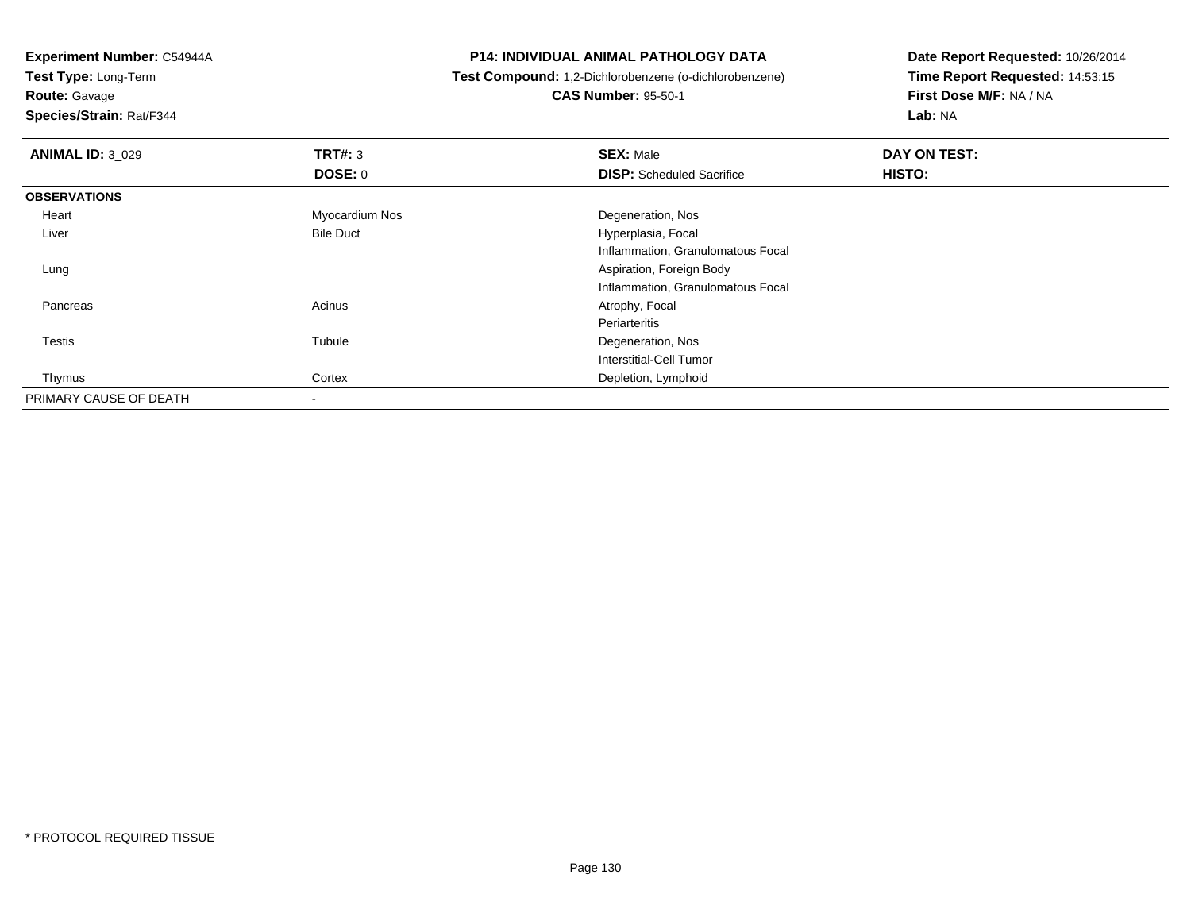**Experiment Number:** C54944A
**Test Type:** Long-Term
**Route:** Gavage
**Species/Strain:** Rat/F344

**P14: INDIVIDUAL ANIMAL PATHOLOGY DATA**
**Test Compound:** 1,2-Dichlorobenzene (o-dichlorobenzene)
**CAS Number:** 95-50-1

**Date Report Requested:** 10/26/2014
**Time Report Requested:** 14:53:15
**First Dose M/F:** NA / NA
**Lab:** NA

| **ANIMAL ID:** 3_029 | **TRT#:** 3 | **SEX:** Male | **DAY ON TEST:** |
|---|---|---|---|
| | **DOSE:** 0 | **DISP:** Scheduled Sacrifice | **HISTO:** |
| **OBSERVATIONS** | | | |
| Heart | Myocardium Nos | Degeneration, Nos | |
| Liver | Bile Duct | Hyperplasia, Focal | |
| | | Inflammation, Granulomatous Focal | |
| Lung | | Aspiration, Foreign Body | |
| | | Inflammation, Granulomatous Focal | |
| Pancreas | Acinus | Atrophy, Focal | |
| | | Periarteritis | |
| Testis | Tubule | Degeneration, Nos | |
| | | Interstitial-Cell Tumor | |
| Thymus | Cortex | Depletion, Lymphoid | |
| PRIMARY CAUSE OF DEATH | - | | |

* PROTOCOL REQUIRED TISSUE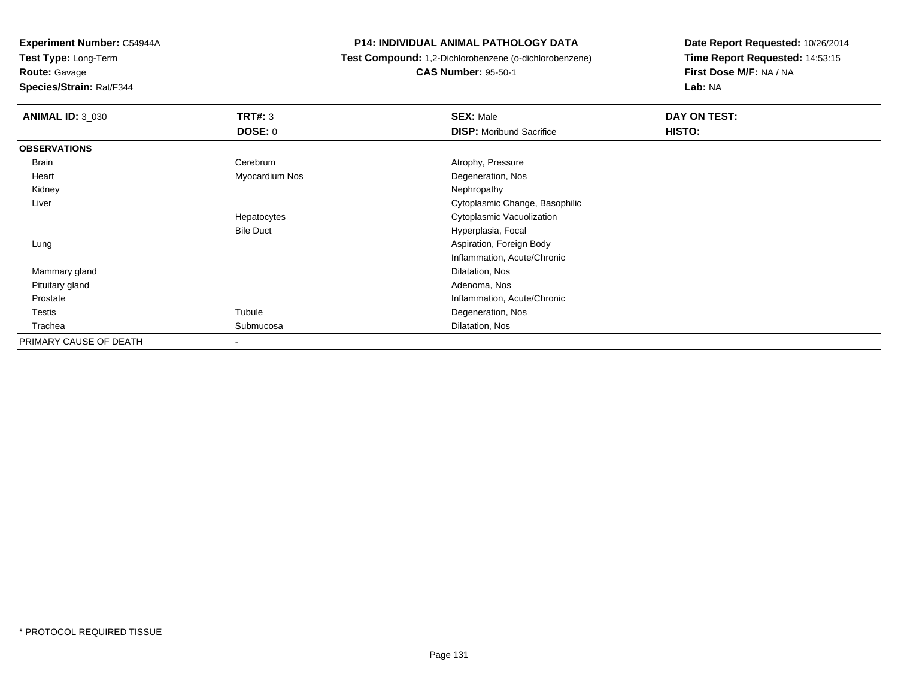**Experiment Number:** C54944A
**Test Type:** Long-Term
**Route:** Gavage
**Species/Strain:** Rat/F344

# P14: INDIVIDUAL ANIMAL PATHOLOGY DATA

**Test Compound:** 1,2-Dichlorobenzene (o-dichlorobenzene)
**CAS Number:** 95-50-1

**Date Report Requested:** 10/26/2014
**Time Report Requested:** 14:53:15
**First Dose M/F:** NA / NA
**Lab:** NA

| **ANIMAL ID:** 3_030 | **TRT#:** 3 | **SEX:** Male | **DAY ON TEST:** |
|---|---|---|---|
| | **DOSE:** 0 | **DISP:** Moribund Sacrifice | **HISTO:** |
| **OBSERVATIONS** | | | |
| Brain | Cerebrum | Atrophy, Pressure | |
| Heart | Myocardium Nos | Degeneration, Nos | |
| Kidney | | Nephropathy | |
| Liver | | Cytoplasmic Change, Basophilic | |
| | Hepatocytes | Cytoplasmic Vacuolization | |
| | Bile Duct | Hyperplasia, Focal | |
| Lung | | Aspiration, Foreign Body | |
| | | Inflammation, Acute/Chronic | |
| Mammary gland | | Dilatation, Nos | |
| Pituitary gland | | Adenoma, Nos | |
| Prostate | | Inflammation, Acute/Chronic | |
| Testis | Tubule | Degeneration, Nos | |
| Trachea | Submucosa | Dilatation, Nos | |
| PRIMARY CAUSE OF DEATH | - | | |

* PROTOCOL REQUIRED TISSUE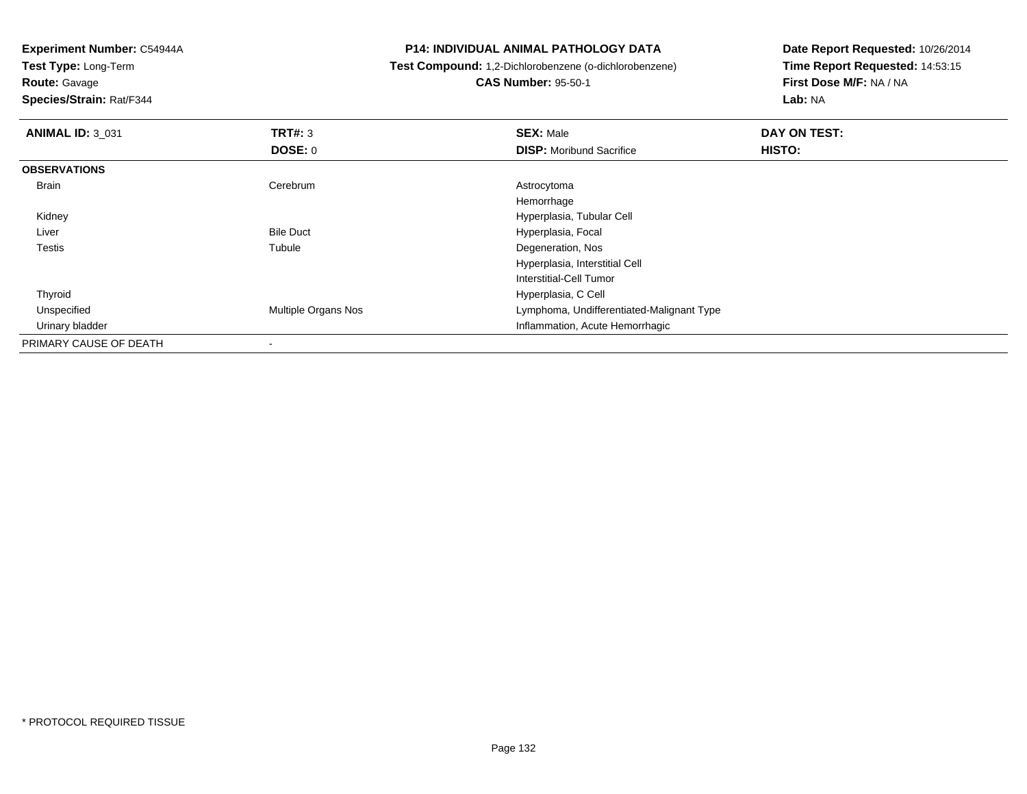**Experiment Number:** C54944A
**Test Type:** Long-Term
**Route:** Gavage
**Species/Strain:** Rat/F344

**P14: INDIVIDUAL ANIMAL PATHOLOGY DATA**
**Test Compound:** 1,2-Dichlorobenzene (o-dichlorobenzene)
**CAS Number:** 95-50-1

**Date Report Requested:** 10/26/2014
**Time Report Requested:** 14:53:15
**First Dose M/F:** NA / NA
**Lab:** NA

| **ANIMAL ID:** 3_031 | **TRT#:** 3 | **SEX:** Male | **DAY ON TEST:** |
|---|---|---|---|
| | **DOSE:** 0 | **DISP:** Moribund Sacrifice | **HISTO:** |
| **OBSERVATIONS** | | | |
| Brain | Cerebrum | Astrocytoma | |
| | | Hemorrhage | |
| Kidney | | Hyperplasia, Tubular Cell | |
| Liver | Bile Duct | Hyperplasia, Focal | |
| Testis | Tubule | Degeneration, Nos | |
| | | Hyperplasia, Interstitial Cell | |
| | | Interstitial-Cell Tumor | |
| Thyroid | | Hyperplasia, C Cell | |
| Unspecified | Multiple Organs Nos | Lymphoma, Undifferentiated-Malignant Type | |
| Urinary bladder | | Inflammation, Acute Hemorrhagic | |
| PRIMARY CAUSE OF DEATH | - | | |

* PROTOCOL REQUIRED TISSUE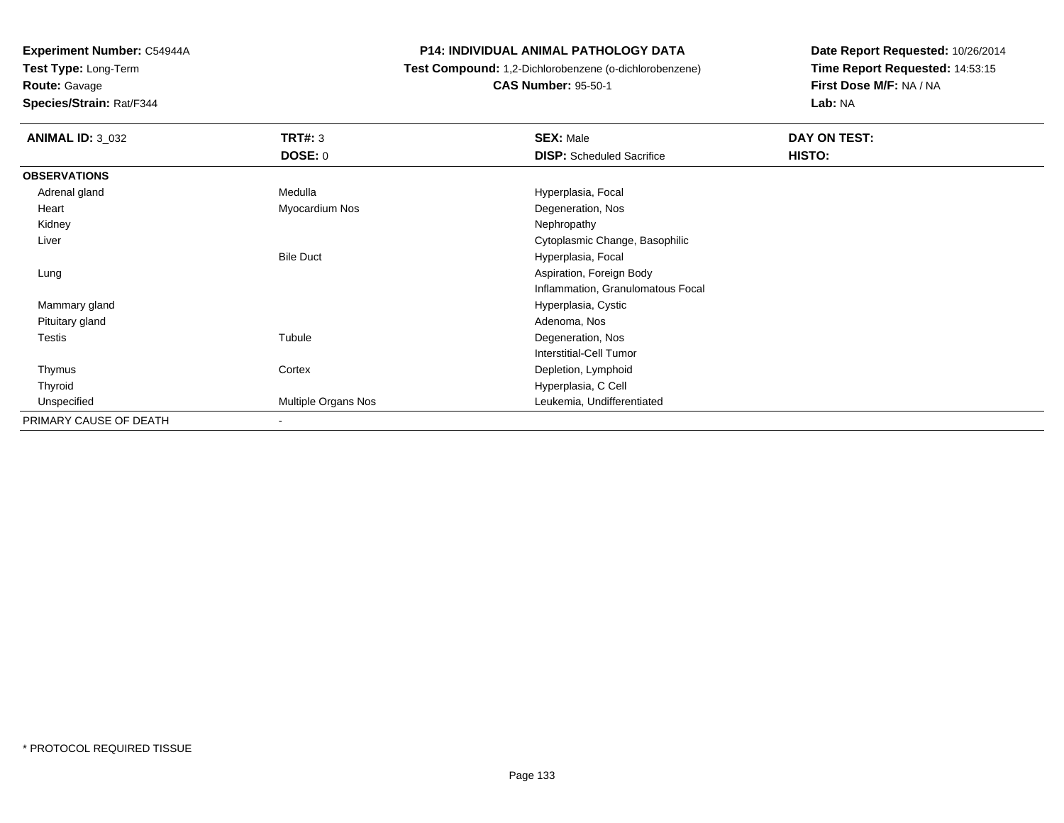**Experiment Number:** C54944A
**Test Type:** Long-Term
**Route:** Gavage
**Species/Strain:** Rat/F344

**P14: INDIVIDUAL ANIMAL PATHOLOGY DATA**
**Test Compound:** 1,2-Dichlorobenzene (o-dichlorobenzene)
**CAS Number:** 95-50-1

**Date Report Requested:** 10/26/2014
**Time Report Requested:** 14:53:15
**First Dose M/F:** NA / NA
**Lab:** NA

| **ANIMAL ID:** 3_032 | **TRT#:** 3 | **SEX:** Male | **DAY ON TEST:** |
|---|---|---|---|
| | **DOSE:** 0 | **DISP:** Scheduled Sacrifice | **HISTO:** |
| **OBSERVATIONS** | | | |
| Adrenal gland | Medulla | Hyperplasia, Focal | |
| Heart | Myocardium Nos | Degeneration, Nos | |
| Kidney | | Nephropathy | |
| Liver | | Cytoplasmic Change, Basophilic | |
| | Bile Duct | Hyperplasia, Focal | |
| Lung | | Aspiration, Foreign Body | |
| | | Inflammation, Granulomatous Focal | |
| Mammary gland | | Hyperplasia, Cystic | |
| Pituitary gland | | Adenoma, Nos | |
| Testis | Tubule | Degeneration, Nos | |
| | | Interstitial-Cell Tumor | |
| Thymus | Cortex | Depletion, Lymphoid | |
| Thyroid | | Hyperplasia, C Cell | |
| Unspecified | Multiple Organs Nos | Leukemia, Undifferentiated | |
| PRIMARY CAUSE OF DEATH | - | | |

* PROTOCOL REQUIRED TISSUE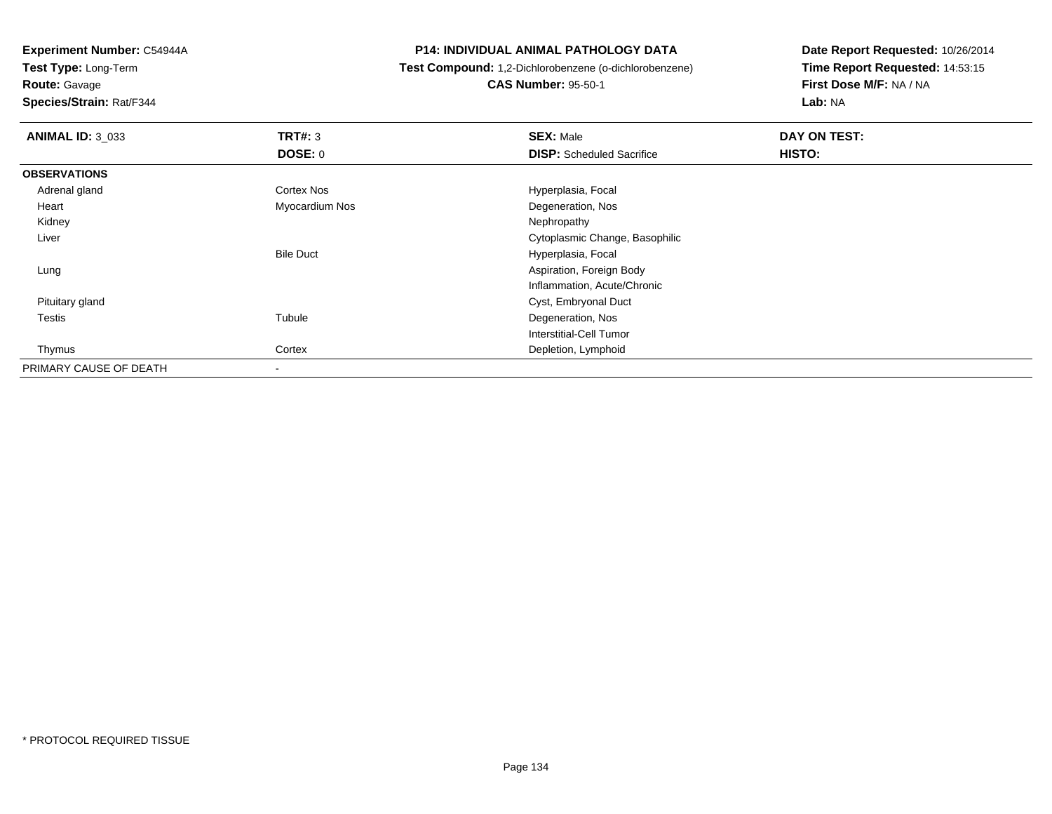**Experiment Number:** C54944A
**Test Type:** Long-Term
**Route:** Gavage
**Species/Strain:** Rat/F344

**P14: INDIVIDUAL ANIMAL PATHOLOGY DATA**
**Test Compound:** 1,2-Dichlorobenzene (o-dichlorobenzene)
**CAS Number:** 95-50-1

**Date Report Requested:** 10/26/2014
**Time Report Requested:** 14:53:15
**First Dose M/F:** NA / NA
**Lab:** NA

| **ANIMAL ID:** 3_033 | **TRT#:** 3 | **SEX:** Male | **DAY ON TEST:** |
|---|---|---|---|
| | **DOSE:** 0 | **DISP:** Scheduled Sacrifice | **HISTO:** |
| **OBSERVATIONS** | | | |
| Adrenal gland | Cortex Nos | Hyperplasia, Focal | |
| Heart | Myocardium Nos | Degeneration, Nos | |
| Kidney | | Nephropathy | |
| Liver | | Cytoplasmic Change, Basophilic | |
| | Bile Duct | Hyperplasia, Focal | |
| Lung | | Aspiration, Foreign Body | |
| | | Inflammation, Acute/Chronic | |
| Pituitary gland | | Cyst, Embryonal Duct | |
| Testis | Tubule | Degeneration, Nos | |
| | | Interstitial-Cell Tumor | |
| Thymus | Cortex | Depletion, Lymphoid | |
| PRIMARY CAUSE OF DEATH | - | | |

* PROTOCOL REQUIRED TISSUE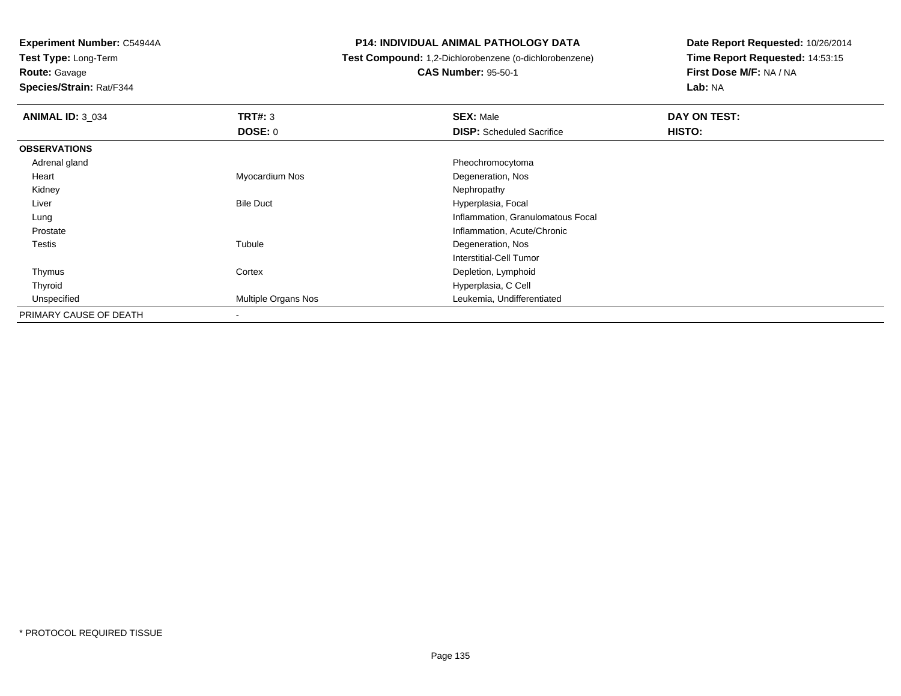**Experiment Number:** C54944A
**Test Type:** Long-Term
**Route:** Gavage
**Species/Strain:** Rat/F344

**P14: INDIVIDUAL ANIMAL PATHOLOGY DATA**
**Test Compound:** 1,2-Dichlorobenzene (o-dichlorobenzene)
**CAS Number:** 95-50-1

**Date Report Requested:** 10/26/2014
**Time Report Requested:** 14:53:15
**First Dose M/F:** NA / NA
**Lab:** NA

| **ANIMAL ID:** 3_034 | **TRT#:** 3 | **SEX:** Male | **DAY ON TEST:** |
|---|---|---|---|
| | **DOSE:** 0 | **DISP:** Scheduled Sacrifice | **HISTO:** |
| **OBSERVATIONS** | | | |
| Adrenal gland | | Pheochromocytoma | |
| Heart | Myocardium Nos | Degeneration, Nos | |
| Kidney | | Nephropathy | |
| Liver | Bile Duct | Hyperplasia, Focal | |
| Lung | | Inflammation, Granulomatous Focal | |
| Prostate | | Inflammation, Acute/Chronic | |
| Testis | Tubule | Degeneration, Nos | |
| | | Interstitial-Cell Tumor | |
| Thymus | Cortex | Depletion, Lymphoid | |
| Thyroid | | Hyperplasia, C Cell | |
| Unspecified | Multiple Organs Nos | Leukemia, Undifferentiated | |
| PRIMARY CAUSE OF DEATH | - | | |

* PROTOCOL REQUIRED TISSUE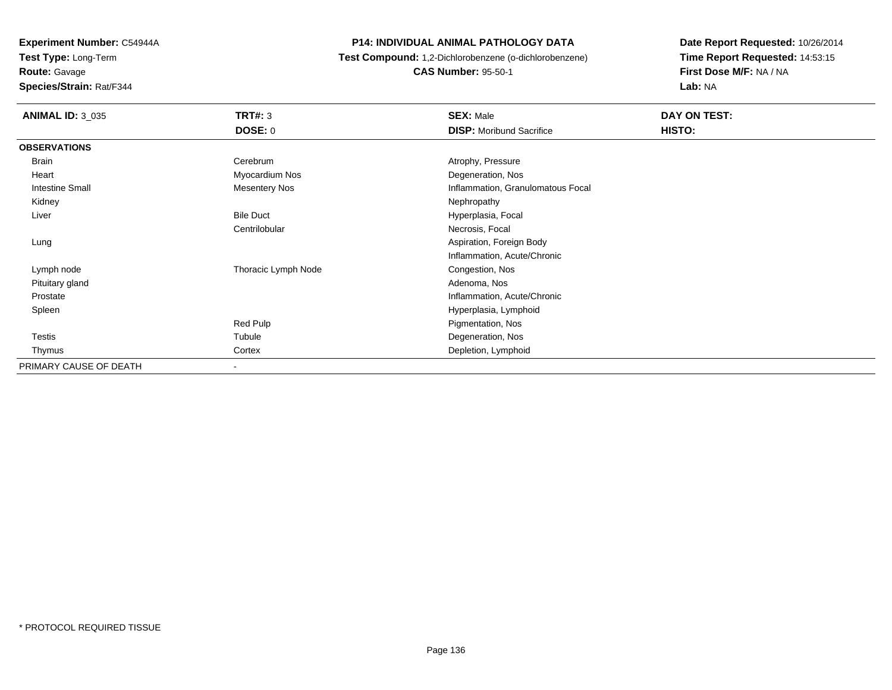**Experiment Number:** C54944A
**Test Type:** Long-Term
**Route:** Gavage
**Species/Strain:** Rat/F344

## P14: INDIVIDUAL ANIMAL PATHOLOGY DATA

**Test Compound:** 1,2-Dichlorobenzene (o-dichlorobenzene)
**CAS Number:** 95-50-1

**Date Report Requested:** 10/26/2014
**Time Report Requested:** 14:53:15
**First Dose M/F:** NA / NA
**Lab:** NA

| **ANIMAL ID:** 3_035 | **TRT#:** 3 | **SEX:** Male | **DAY ON TEST:** |
|---|---|---|---|
| | **DOSE:** 0 | **DISP:** Moribund Sacrifice | **HISTO:** |
| **OBSERVATIONS** | | | |
| Brain | Cerebrum | Atrophy, Pressure | |
| Heart | Myocardium Nos | Degeneration, Nos | |
| Intestine Small | Mesentery Nos | Inflammation, Granulomatous Focal | |
| Kidney | | Nephropathy | |
| Liver | Bile Duct | Hyperplasia, Focal | |
| | Centrilobular | Necrosis, Focal | |
| Lung | | Aspiration, Foreign Body | |
| | | Inflammation, Acute/Chronic | |
| Lymph node | Thoracic Lymph Node | Congestion, Nos | |
| Pituitary gland | | Adenoma, Nos | |
| Prostate | | Inflammation, Acute/Chronic | |
| Spleen | | Hyperplasia, Lymphoid | |
| | Red Pulp | Pigmentation, Nos | |
| Testis | Tubule | Degeneration, Nos | |
| Thymus | Cortex | Depletion, Lymphoid | |
| PRIMARY CAUSE OF DEATH | - | | |

* PROTOCOL REQUIRED TISSUE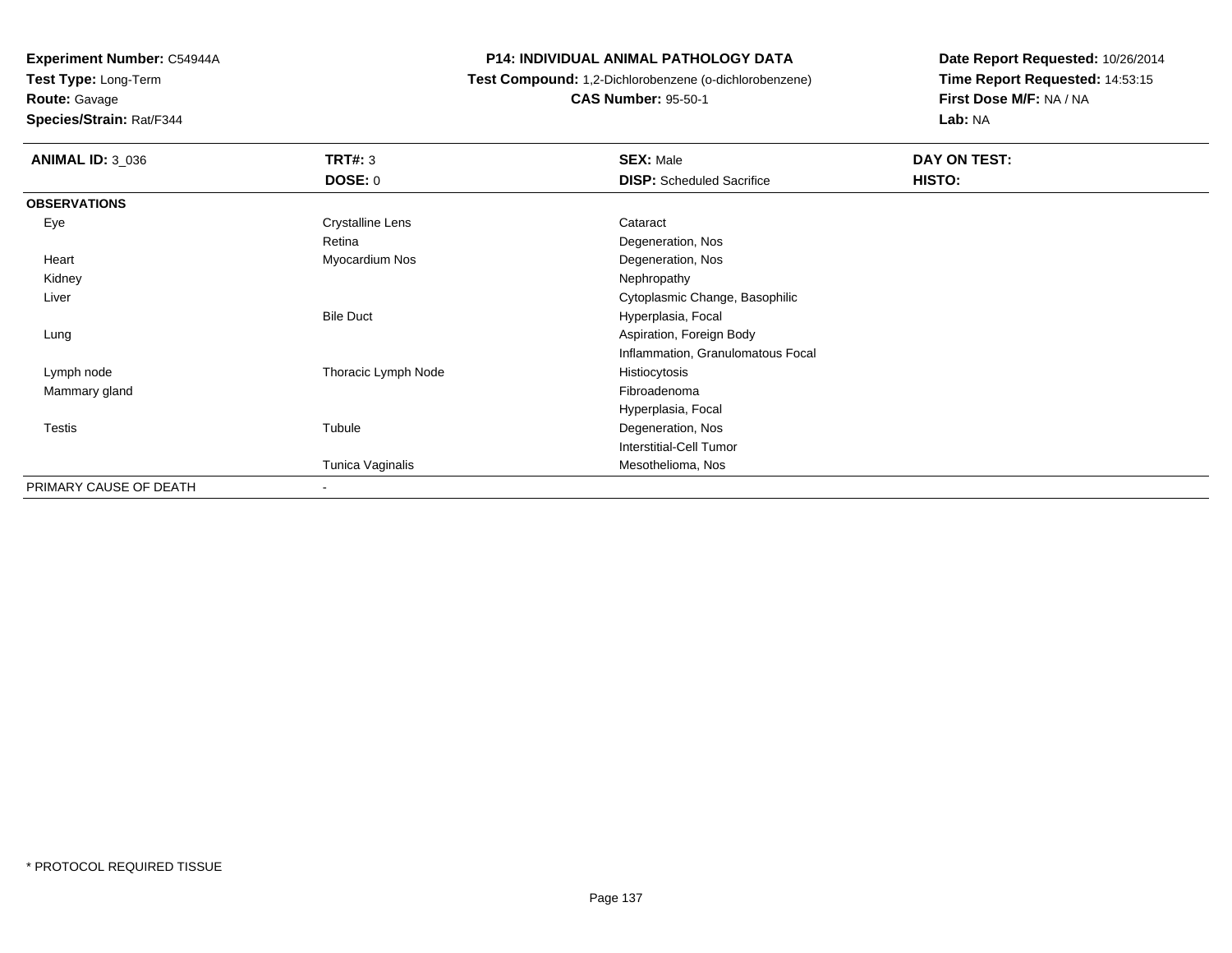**Experiment Number:** C54944A
**Test Type:** Long-Term
**Route:** Gavage
**Species/Strain:** Rat/F344

**P14: INDIVIDUAL ANIMAL PATHOLOGY DATA**
**Test Compound:** 1,2-Dichlorobenzene (o-dichlorobenzene)
**CAS Number:** 95-50-1

**Date Report Requested:** 10/26/2014
**Time Report Requested:** 14:53:15
**First Dose M/F:** NA / NA
**Lab:** NA

| **ANIMAL ID:** 3_036 | **TRT#:** 3 | **SEX:** Male | **DAY ON TEST:** |
|---|---|---|---|
| | **DOSE:** 0 | **DISP:** Scheduled Sacrifice | **HISTO:** |
| **OBSERVATIONS** | | | |
| Eye | Crystalline Lens | Cataract | |
| | Retina | Degeneration, Nos | |
| Heart | Myocardium Nos | Degeneration, Nos | |
| Kidney | | Nephropathy | |
| Liver | | Cytoplasmic Change, Basophilic | |
| | Bile Duct | Hyperplasia, Focal | |
| Lung | | Aspiration, Foreign Body | |
| | | Inflammation, Granulomatous Focal | |
| Lymph node | Thoracic Lymph Node | Histiocytosis | |
| Mammary gland | | Fibroadenoma | |
| | | Hyperplasia, Focal | |
| Testis | Tubule | Degeneration, Nos | |
| | | Interstitial-Cell Tumor | |
| | Tunica Vaginalis | Mesothelioma, Nos | |
| PRIMARY CAUSE OF DEATH | - | | |

* PROTOCOL REQUIRED TISSUE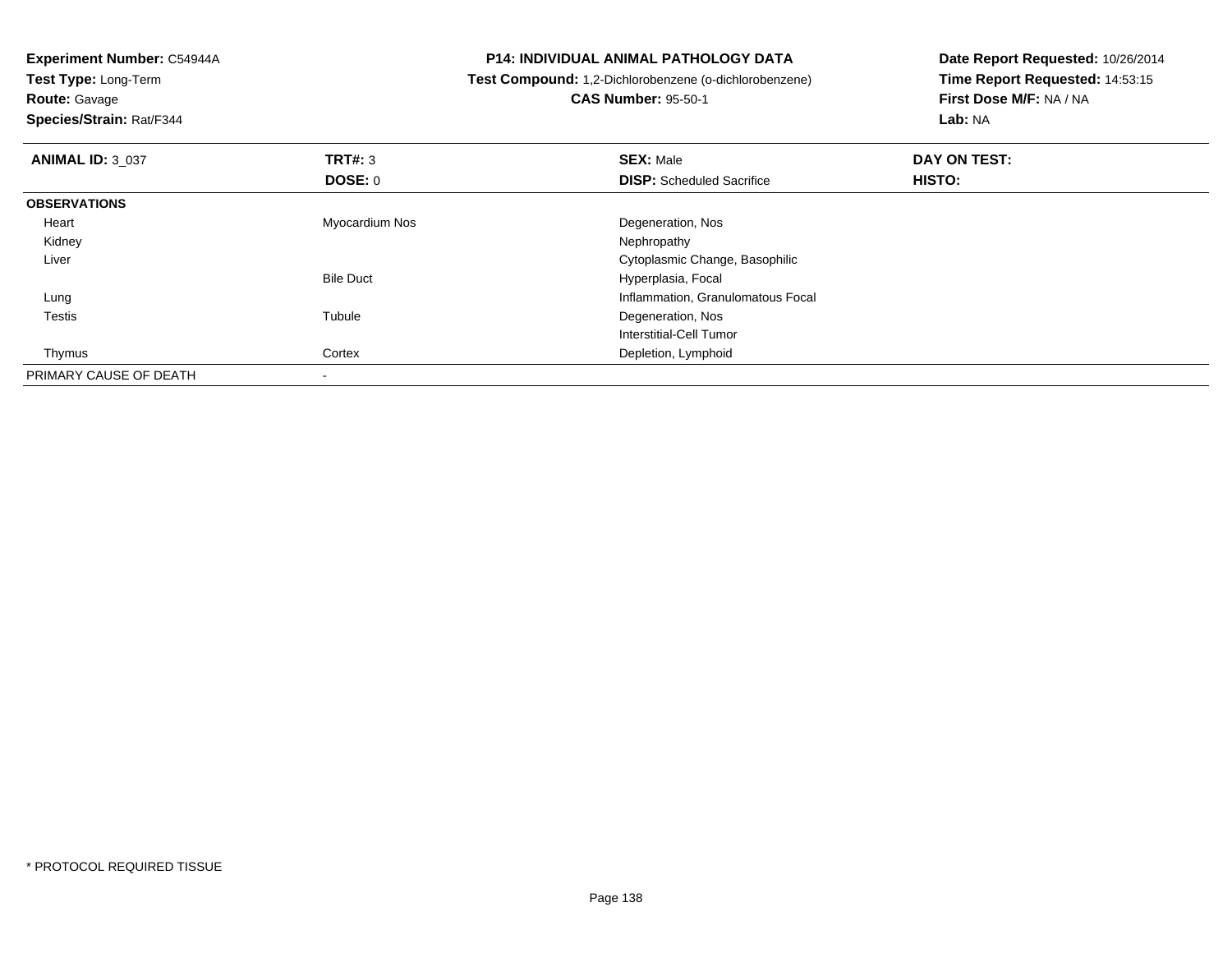**Experiment Number:** C54944A
**Test Type:** Long-Term
**Route:** Gavage
**Species/Strain:** Rat/F344

**P14: INDIVIDUAL ANIMAL PATHOLOGY DATA**
**Test Compound:** 1,2-Dichlorobenzene (o-dichlorobenzene)
**CAS Number:** 95-50-1

**Date Report Requested:** 10/26/2014
**Time Report Requested:** 14:53:15
**First Dose M/F:** NA / NA
**Lab:** NA

| **ANIMAL ID:** 3_037 | **TRT#:** 3 | **SEX:** Male | **DAY ON TEST:** |
|---|---|---|---|
| | **DOSE:** 0 | **DISP:** Scheduled Sacrifice | **HISTO:** |
| **OBSERVATIONS** | | | |
| Heart | Myocardium Nos | Degeneration, Nos | |
| Kidney | | Nephropathy | |
| Liver | | Cytoplasmic Change, Basophilic | |
| | Bile Duct | Hyperplasia, Focal | |
| Lung | | Inflammation, Granulomatous Focal | |
| Testis | Tubule | Degeneration, Nos | |
| | | Interstitial-Cell Tumor | |
| Thymus | Cortex | Depletion, Lymphoid | |
| PRIMARY CAUSE OF DEATH | - | | |

* PROTOCOL REQUIRED TISSUE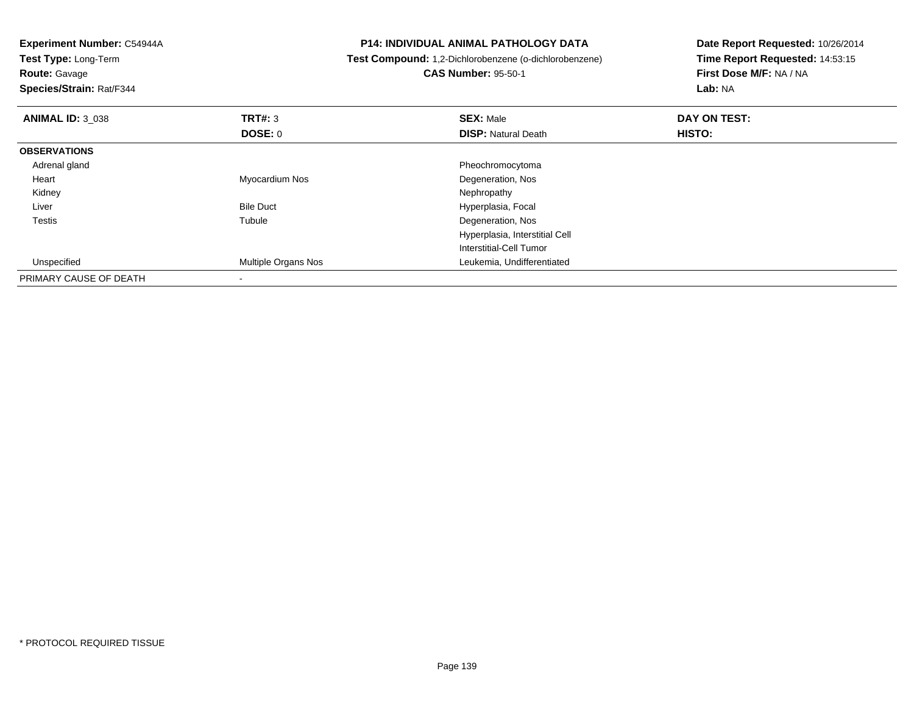**Experiment Number:** C54944A
**Test Type:** Long-Term
**Route:** Gavage
**Species/Strain:** Rat/F344

**P14: INDIVIDUAL ANIMAL PATHOLOGY DATA**
**Test Compound:** 1,2-Dichlorobenzene (o-dichlorobenzene)
**CAS Number:** 95-50-1

**Date Report Requested:** 10/26/2014
**Time Report Requested:** 14:53:15
**First Dose M/F:** NA / NA
**Lab:** NA

| **ANIMAL ID:** 3_038 | **TRT#:** 3 | **SEX:** Male | **DAY ON TEST:** |
|---|---|---|---|
| | **DOSE:** 0 | **DISP:** Natural Death | **HISTO:** |
| **OBSERVATIONS** | | | |
| Adrenal gland | | Pheochromocytoma | |
| Heart | Myocardium Nos | Degeneration, Nos | |
| Kidney | | Nephropathy | |
| Liver | Bile Duct | Hyperplasia, Focal | |
| Testis | Tubule | Degeneration, Nos | |
| | | Hyperplasia, Interstitial Cell | |
| | | Interstitial-Cell Tumor | |
| Unspecified | Multiple Organs Nos | Leukemia, Undifferentiated | |
| PRIMARY CAUSE OF DEATH | - | | |

* PROTOCOL REQUIRED TISSUE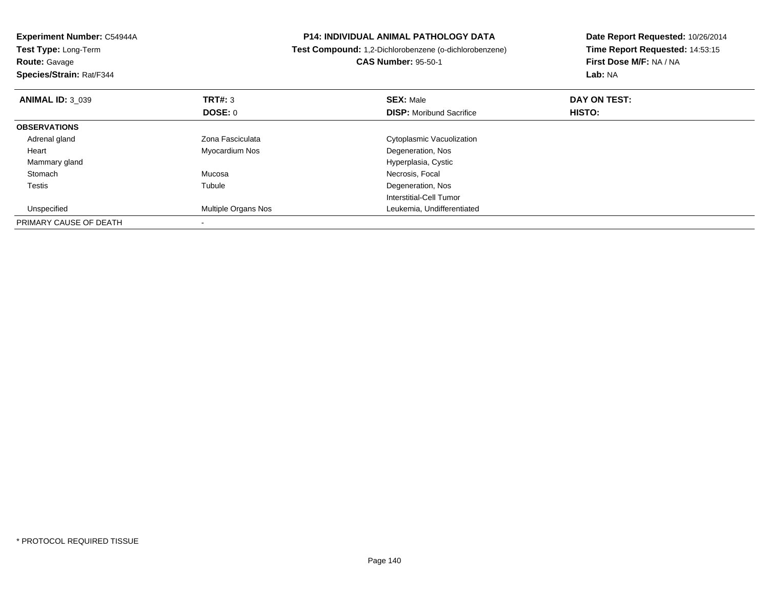**Experiment Number:** C54944A
**Test Type:** Long-Term
**Route:** Gavage
**Species/Strain:** Rat/F344

**P14: INDIVIDUAL ANIMAL PATHOLOGY DATA**
**Test Compound:** 1,2-Dichlorobenzene (o-dichlorobenzene)
**CAS Number:** 95-50-1

**Date Report Requested:** 10/26/2014
**Time Report Requested:** 14:53:15
**First Dose M/F:** NA / NA
**Lab:** NA

| **ANIMAL ID:** 3_039 | **TRT#:** 3 | **SEX:** Male | **DAY ON TEST:** |
|---|---|---|---|
| | **DOSE:** 0 | **DISP:** Moribund Sacrifice | **HISTO:** |
| **OBSERVATIONS** | | | |
| Adrenal gland | Zona Fasciculata | Cytoplasmic Vacuolization | |
| Heart | Myocardium Nos | Degeneration, Nos | |
| Mammary gland | | Hyperplasia, Cystic | |
| Stomach | Mucosa | Necrosis, Focal | |
| Testis | Tubule | Degeneration, Nos | |
| | | Interstitial-Cell Tumor | |
| Unspecified | Multiple Organs Nos | Leukemia, Undifferentiated | |
| PRIMARY CAUSE OF DEATH | - | | |

* PROTOCOL REQUIRED TISSUE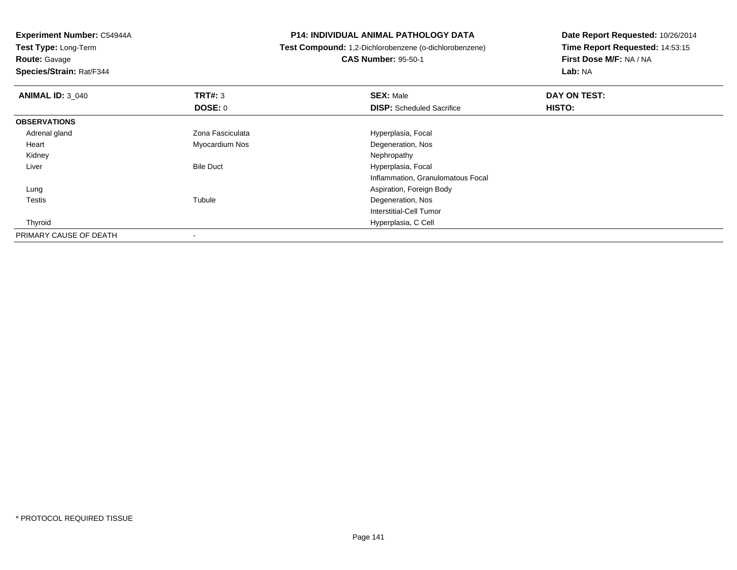**Experiment Number:** C54944A
**Test Type:** Long-Term
**Route:** Gavage
**Species/Strain:** Rat/F344

**P14: INDIVIDUAL ANIMAL PATHOLOGY DATA**
**Test Compound:** 1,2-Dichlorobenzene (o-dichlorobenzene)
**CAS Number:** 95-50-1

**Date Report Requested:** 10/26/2014
**Time Report Requested:** 14:53:15
**First Dose M/F:** NA / NA
**Lab:** NA

| **ANIMAL ID:** 3_040 | **TRT#:** 3 | **SEX:** Male | **DAY ON TEST:** |
|---|---|---|---|
| | **DOSE:** 0 | **DISP:** Scheduled Sacrifice | **HISTO:** |
| **OBSERVATIONS** | | | |
| Adrenal gland | Zona Fasciculata | Hyperplasia, Focal | |
| Heart | Myocardium Nos | Degeneration, Nos | |
| Kidney | | Nephropathy | |
| Liver | Bile Duct | Hyperplasia, Focal | |
| | | Inflammation, Granulomatous Focal | |
| Lung | | Aspiration, Foreign Body | |
| Testis | Tubule | Degeneration, Nos | |
| | | Interstitial-Cell Tumor | |
| Thyroid | | Hyperplasia, C Cell | |
| PRIMARY CAUSE OF DEATH | - | | |

* PROTOCOL REQUIRED TISSUE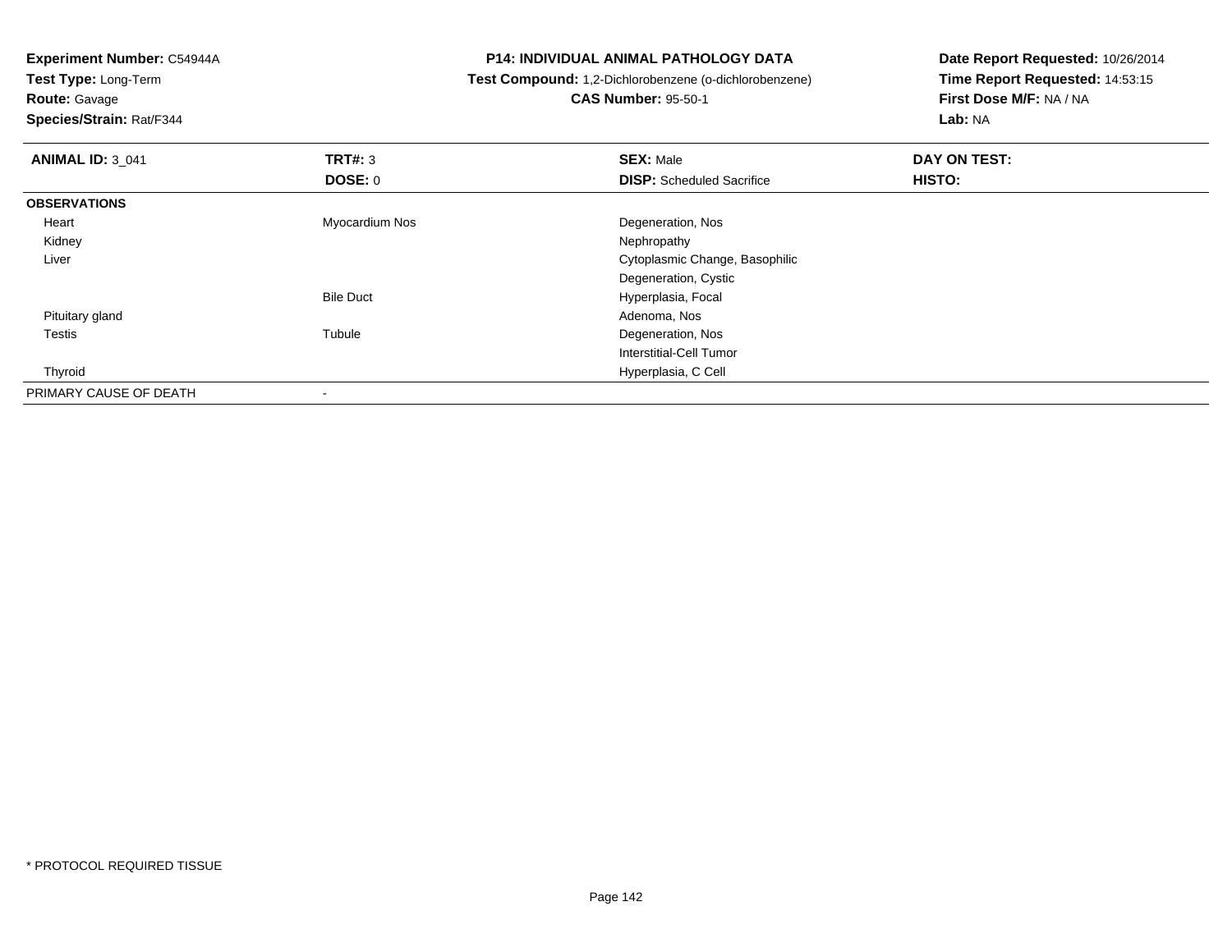**Experiment Number:** C54944A
**Test Type:** Long-Term
**Route:** Gavage
**Species/Strain:** Rat/F344

**P14: INDIVIDUAL ANIMAL PATHOLOGY DATA**
**Test Compound:** 1,2-Dichlorobenzene (o-dichlorobenzene)
**CAS Number:** 95-50-1

**Date Report Requested:** 10/26/2014
**Time Report Requested:** 14:53:15
**First Dose M/F:** NA / NA
**Lab:** NA

| **ANIMAL ID:** 3_041 | **TRT#:** 3 | **SEX:** Male | **DAY ON TEST:** |
|---|---|---|---|
| | **DOSE:** 0 | **DISP:** Scheduled Sacrifice | **HISTO:** |
| **OBSERVATIONS** | | | |
| Heart | Myocardium Nos | Degeneration, Nos | |
| Kidney | | Nephropathy | |
| Liver | | Cytoplasmic Change, Basophilic | |
| | | Degeneration, Cystic | |
| | Bile Duct | Hyperplasia, Focal | |
| Pituitary gland | | Adenoma, Nos | |
| Testis | Tubule | Degeneration, Nos | |
| | | Interstitial-Cell Tumor | |
| Thyroid | | Hyperplasia, C Cell | |
| PRIMARY CAUSE OF DEATH | - | | |

* PROTOCOL REQUIRED TISSUE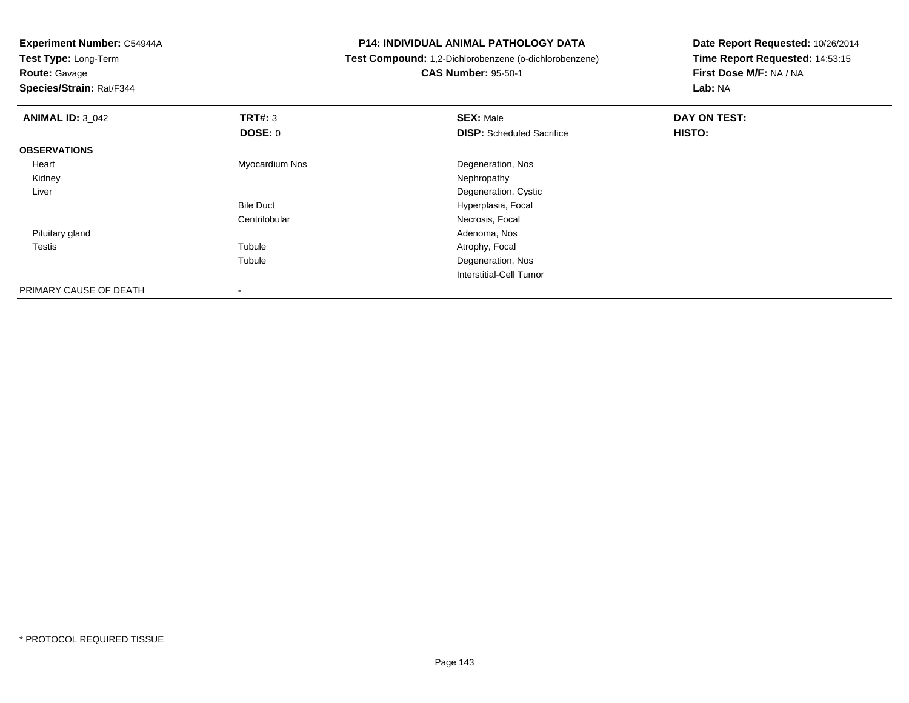**Experiment Number:** C54944A
**Test Type:** Long-Term
**Route:** Gavage
**Species/Strain:** Rat/F344

**P14: INDIVIDUAL ANIMAL PATHOLOGY DATA**
**Test Compound:** 1,2-Dichlorobenzene (o-dichlorobenzene)
**CAS Number:** 95-50-1

**Date Report Requested:** 10/26/2014
**Time Report Requested:** 14:53:15
**First Dose M/F:** NA / NA
**Lab:** NA

| **ANIMAL ID:** 3_042 | **TRT#:** 3 | **SEX:** Male | **DAY ON TEST:** |
|---|---|---|---|
| | **DOSE:** 0 | **DISP:** Scheduled Sacrifice | **HISTO:** |
| **OBSERVATIONS** | | | |
| Heart | Myocardium Nos | Degeneration, Nos | |
| Kidney | | Nephropathy | |
| Liver | | Degeneration, Cystic | |
| | Bile Duct | Hyperplasia, Focal | |
| | Centrilobular | Necrosis, Focal | |
| Pituitary gland | | Adenoma, Nos | |
| Testis | Tubule | Atrophy, Focal | |
| | Tubule | Degeneration, Nos | |
| | | Interstitial-Cell Tumor | |
| PRIMARY CAUSE OF DEATH | - | | |

* PROTOCOL REQUIRED TISSUE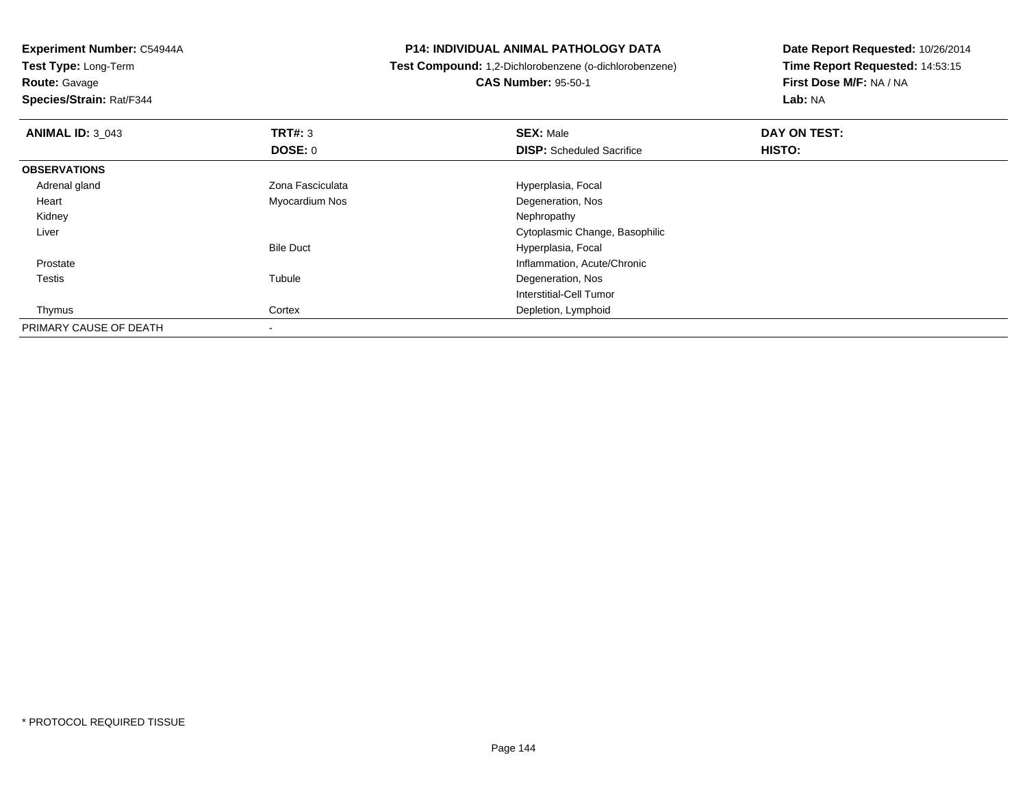**Experiment Number:** C54944A
**Test Type:** Long-Term
**Route:** Gavage
**Species/Strain:** Rat/F344

**P14: INDIVIDUAL ANIMAL PATHOLOGY DATA**
**Test Compound:** 1,2-Dichlorobenzene (o-dichlorobenzene)
**CAS Number:** 95-50-1

**Date Report Requested:** 10/26/2014
**Time Report Requested:** 14:53:15
**First Dose M/F:** NA / NA
**Lab:** NA

| **ANIMAL ID:** 3_043 | **TRT#:** 3 | **SEX:** Male | **DAY ON TEST:** |
|---|---|---|---|
| | **DOSE:** 0 | **DISP:** Scheduled Sacrifice | **HISTO:** |
| **OBSERVATIONS** | | | |
| Adrenal gland | Zona Fasciculata | Hyperplasia, Focal | |
| Heart | Myocardium Nos | Degeneration, Nos | |
| Kidney | | Nephropathy | |
| Liver | | Cytoplasmic Change, Basophilic | |
| | Bile Duct | Hyperplasia, Focal | |
| Prostate | | Inflammation, Acute/Chronic | |
| Testis | Tubule | Degeneration, Nos | |
| | | Interstitial-Cell Tumor | |
| Thymus | Cortex | Depletion, Lymphoid | |
| PRIMARY CAUSE OF DEATH | - | | |

* PROTOCOL REQUIRED TISSUE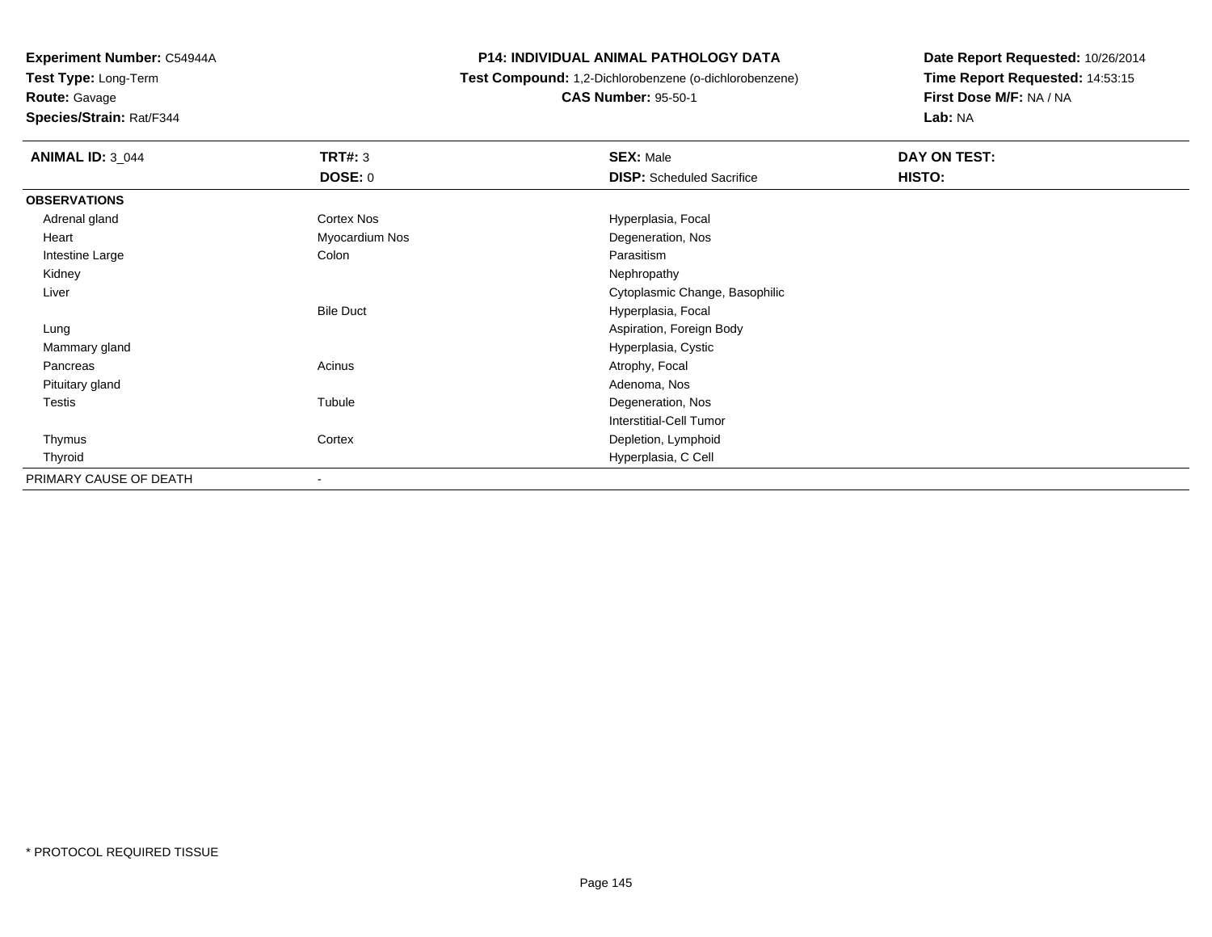**Experiment Number:** C54944A

**Test Type:** Long-Term

**Route:** Gavage

**Species/Strain:** Rat/F344

**P14: INDIVIDUAL ANIMAL PATHOLOGY DATA**

**Test Compound:** 1,2-Dichlorobenzene (o-dichlorobenzene)

**CAS Number:** 95-50-1

**Date Report Requested:** 10/26/2014

**Time Report Requested:** 14:53:15

**First Dose M/F:** NA / NA

**Lab:** NA

| **ANIMAL ID:** 3_044 | **TRT#:** 3 | **SEX:** Male | **DAY ON TEST:** |
|---|---|---|---|
| | **DOSE:** 0 | **DISP:** Scheduled Sacrifice | **HISTO:** |
| **OBSERVATIONS** | | | |
| Adrenal gland | Cortex Nos | Hyperplasia, Focal | |
| Heart | Myocardium Nos | Degeneration, Nos | |
| Intestine Large | Colon | Parasitism | |
| Kidney | | Nephropathy | |
| Liver | | Cytoplasmic Change, Basophilic | |
| | Bile Duct | Hyperplasia, Focal | |
| Lung | | Aspiration, Foreign Body | |
| Mammary gland | | Hyperplasia, Cystic | |
| Pancreas | Acinus | Atrophy, Focal | |
| Pituitary gland | | Adenoma, Nos | |
| Testis | Tubule | Degeneration, Nos | |
| | | Interstitial-Cell Tumor | |
| Thymus | Cortex | Depletion, Lymphoid | |
| Thyroid | | Hyperplasia, C Cell | |
| PRIMARY CAUSE OF DEATH | - | | |

* PROTOCOL REQUIRED TISSUE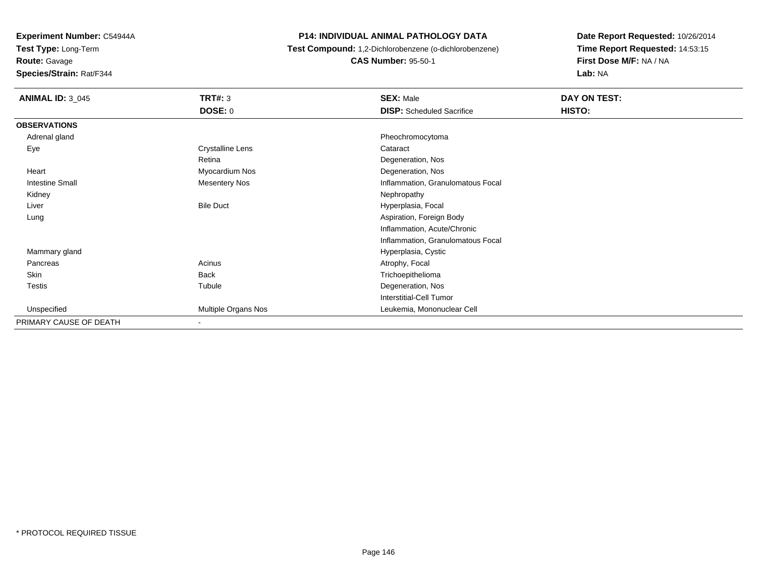**Experiment Number:** C54944A
**Test Type:** Long-Term
**Route:** Gavage
**Species/Strain:** Rat/F344

**P14: INDIVIDUAL ANIMAL PATHOLOGY DATA**
**Test Compound:** 1,2-Dichlorobenzene (o-dichlorobenzene)
**CAS Number:** 95-50-1

**Date Report Requested:** 10/26/2014
**Time Report Requested:** 14:53:15
**First Dose M/F:** NA / NA
**Lab:** NA

| **ANIMAL ID:** 3_045 | **TRT#:** 3 | **SEX:** Male | **DAY ON TEST:** |
|---|---|---|---|
| | **DOSE:** 0 | **DISP:** Scheduled Sacrifice | **HISTO:** |
| **OBSERVATIONS** | | | |
| Adrenal gland | | Pheochromocytoma | |
| Eye | Crystalline Lens | Cataract | |
| | Retina | Degeneration, Nos | |
| Heart | Myocardium Nos | Degeneration, Nos | |
| Intestine Small | Mesentery Nos | Inflammation, Granulomatous Focal | |
| Kidney | | Nephropathy | |
| Liver | Bile Duct | Hyperplasia, Focal | |
| Lung | | Aspiration, Foreign Body | |
| | | Inflammation, Acute/Chronic | |
| | | Inflammation, Granulomatous Focal | |
| Mammary gland | | Hyperplasia, Cystic | |
| Pancreas | Acinus | Atrophy, Focal | |
| Skin | Back | Trichoepithelioma | |
| Testis | Tubule | Degeneration, Nos | |
| | | Interstitial-Cell Tumor | |
| Unspecified | Multiple Organs Nos | Leukemia, Mononuclear Cell | |
| PRIMARY CAUSE OF DEATH | - | | |

* PROTOCOL REQUIRED TISSUE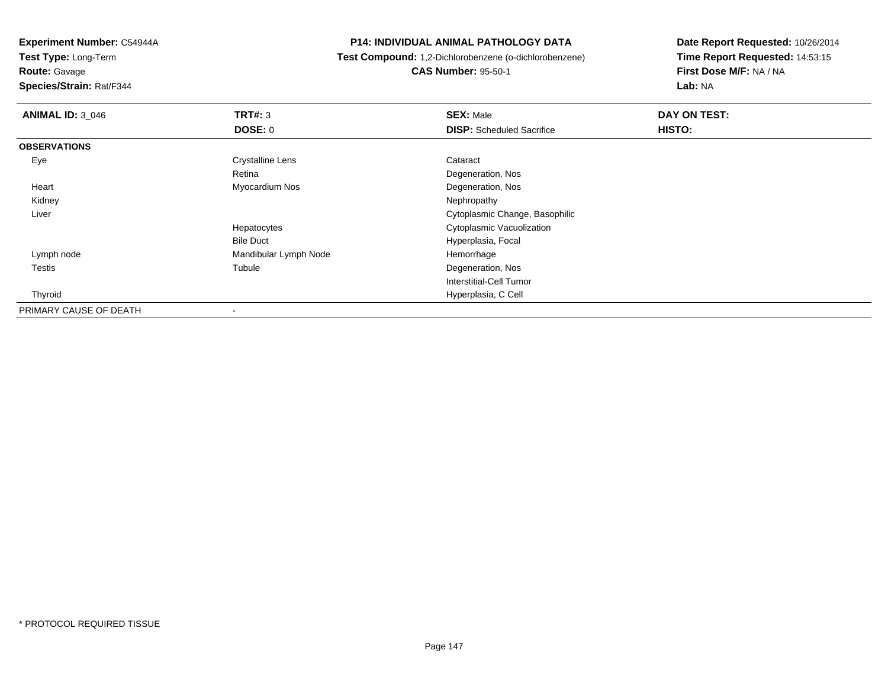**Experiment Number:** C54944A
**Test Type:** Long-Term
**Route:** Gavage
**Species/Strain:** Rat/F344

**P14: INDIVIDUAL ANIMAL PATHOLOGY DATA**
**Test Compound:** 1,2-Dichlorobenzene (o-dichlorobenzene)
**CAS Number:** 95-50-1

**Date Report Requested:** 10/26/2014
**Time Report Requested:** 14:53:15
**First Dose M/F:** NA / NA
**Lab:** NA

| **ANIMAL ID:** 3_046 | **TRT#:** 3 | **SEX:** Male | **DAY ON TEST:** |
|---|---|---|---|
| | **DOSE:** 0 | **DISP:** Scheduled Sacrifice | **HISTO:** |
| **OBSERVATIONS** | | | |
| Eye | Crystalline Lens | Cataract | |
| | Retina | Degeneration, Nos | |
| Heart | Myocardium Nos | Degeneration, Nos | |
| Kidney | | Nephropathy | |
| Liver | | Cytoplasmic Change, Basophilic | |
| | Hepatocytes | Cytoplasmic Vacuolization | |
| | Bile Duct | Hyperplasia, Focal | |
| Lymph node | Mandibular Lymph Node | Hemorrhage | |
| Testis | Tubule | Degeneration, Nos | |
| | | Interstitial-Cell Tumor | |
| Thyroid | | Hyperplasia, C Cell | |
| PRIMARY CAUSE OF DEATH | - | | |

* PROTOCOL REQUIRED TISSUE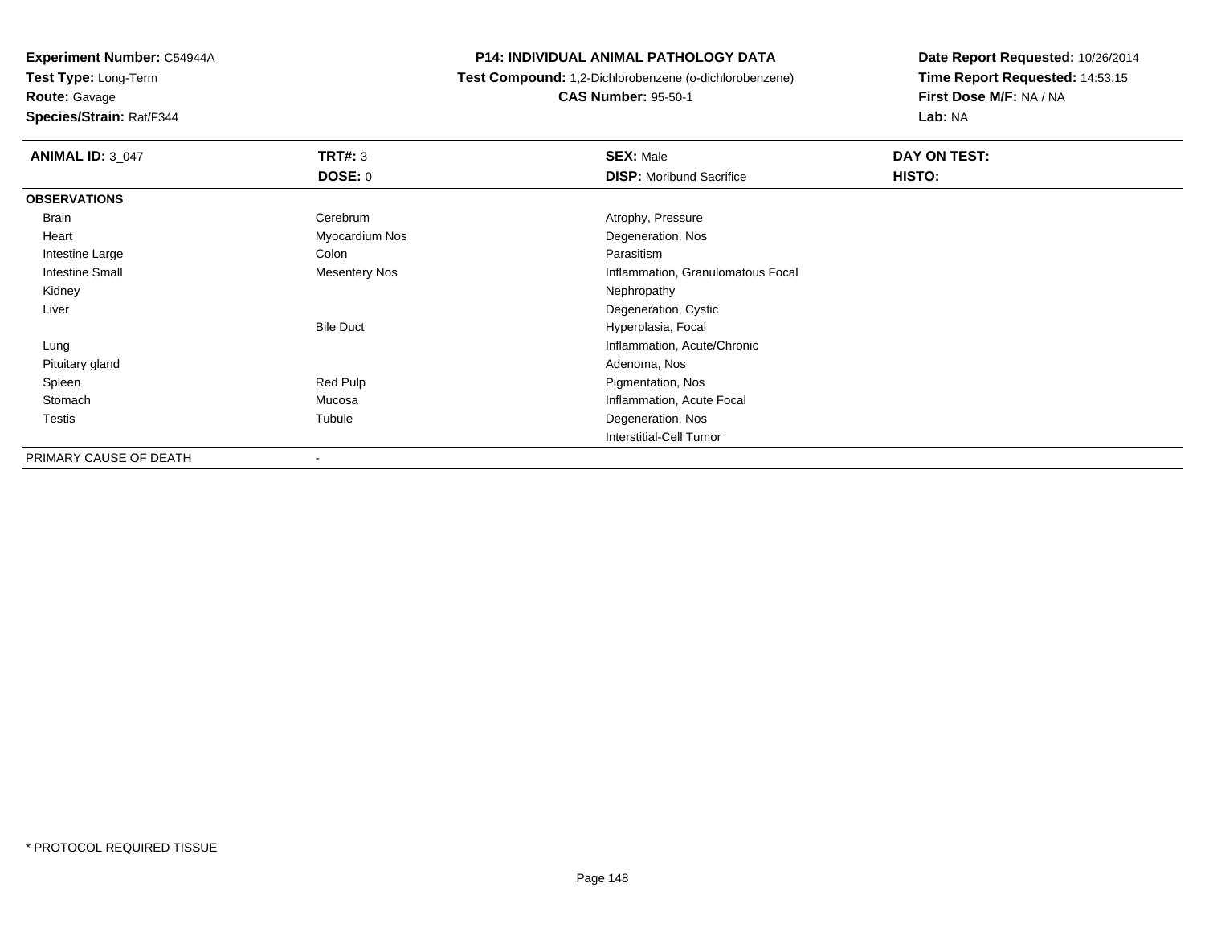**Experiment Number:** C54944A
**Test Type:** Long-Term
**Route:** Gavage
**Species/Strain:** Rat/F344

**P14: INDIVIDUAL ANIMAL PATHOLOGY DATA**
**Test Compound:** 1,2-Dichlorobenzene (o-dichlorobenzene)
**CAS Number:** 95-50-1

**Date Report Requested:** 10/26/2014
**Time Report Requested:** 14:53:15
**First Dose M/F:** NA / NA
**Lab:** NA

| **ANIMAL ID:** 3_047 | **TRT#:** 3 | **SEX:** Male | **DAY ON TEST:** |
|---|---|---|---|
| | **DOSE:** 0 | **DISP:** Moribund Sacrifice | **HISTO:** |
| **OBSERVATIONS** | | | |
| Brain | Cerebrum | Atrophy, Pressure | |
| Heart | Myocardium Nos | Degeneration, Nos | |
| Intestine Large | Colon | Parasitism | |
| Intestine Small | Mesentery Nos | Inflammation, Granulomatous Focal | |
| Kidney | | Nephropathy | |
| Liver | | Degeneration, Cystic | |
| | Bile Duct | Hyperplasia, Focal | |
| Lung | | Inflammation, Acute/Chronic | |
| Pituitary gland | | Adenoma, Nos | |
| Spleen | Red Pulp | Pigmentation, Nos | |
| Stomach | Mucosa | Inflammation, Acute Focal | |
| Testis | Tubule | Degeneration, Nos | |
| | | Interstitial-Cell Tumor | |
| PRIMARY CAUSE OF DEATH | - | | |

* PROTOCOL REQUIRED TISSUE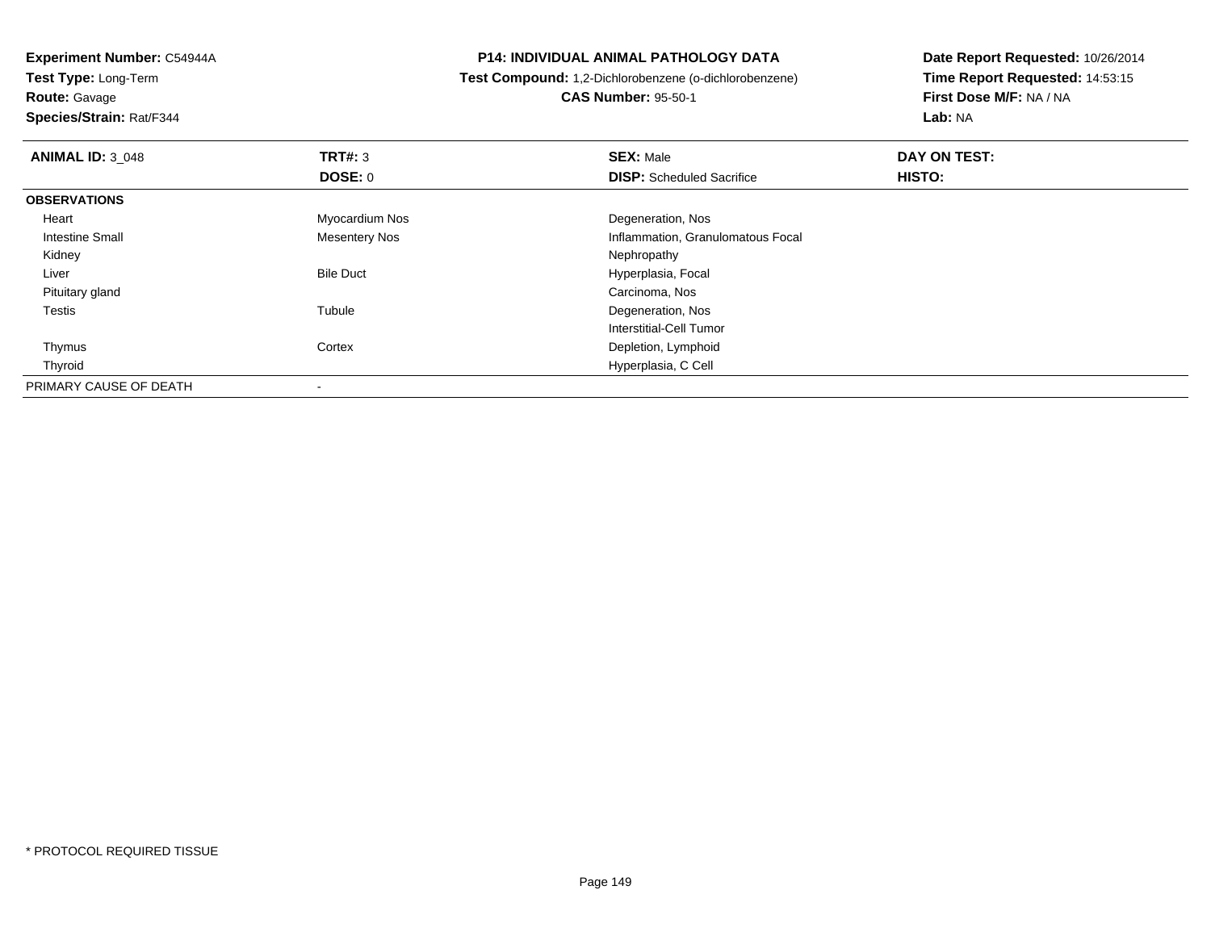**Experiment Number:** C54944A
**Test Type:** Long-Term
**Route:** Gavage
**Species/Strain:** Rat/F344

**P14: INDIVIDUAL ANIMAL PATHOLOGY DATA**
**Test Compound:** 1,2-Dichlorobenzene (o-dichlorobenzene)
**CAS Number:** 95-50-1

**Date Report Requested:** 10/26/2014
**Time Report Requested:** 14:53:15
**First Dose M/F:** NA / NA
**Lab:** NA

| **ANIMAL ID:** 3_048 | **TRT#:** 3 | **SEX:** Male | **DAY ON TEST:** |
|---|---|---|---|
| | **DOSE:** 0 | **DISP:** Scheduled Sacrifice | **HISTO:** |
| **OBSERVATIONS** | | | |
| Heart | Myocardium Nos | Degeneration, Nos | |
| Intestine Small | Mesentery Nos | Inflammation, Granulomatous Focal | |
| Kidney | | Nephropathy | |
| Liver | Bile Duct | Hyperplasia, Focal | |
| Pituitary gland | | Carcinoma, Nos | |
| Testis | Tubule | Degeneration, Nos | |
| | | Interstitial-Cell Tumor | |
| Thymus | Cortex | Depletion, Lymphoid | |
| Thyroid | | Hyperplasia, C Cell | |
| PRIMARY CAUSE OF DEATH | - | | |

* PROTOCOL REQUIRED TISSUE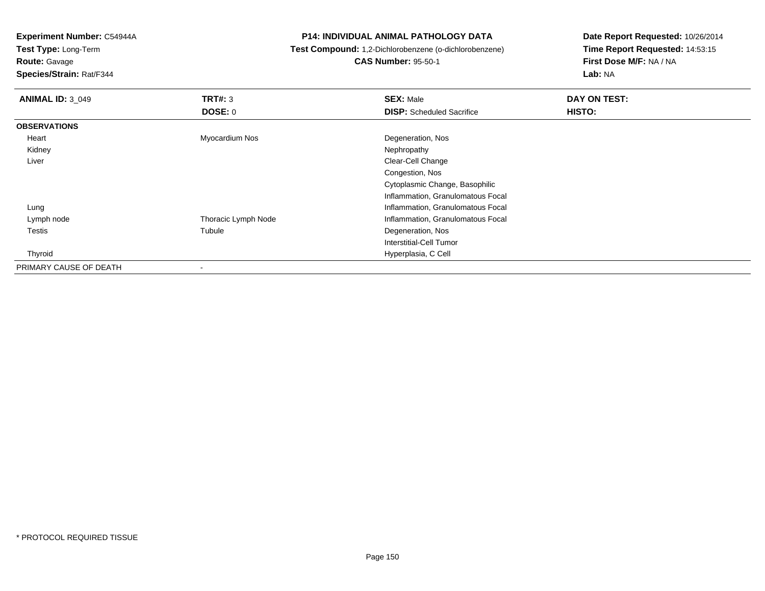**Experiment Number:** C54944A
**Test Type:** Long-Term
**Route:** Gavage
**Species/Strain:** Rat/F344

**P14: INDIVIDUAL ANIMAL PATHOLOGY DATA**
**Test Compound:** 1,2-Dichlorobenzene (o-dichlorobenzene)
**CAS Number:** 95-50-1

**Date Report Requested:** 10/26/2014
**Time Report Requested:** 14:53:15
**First Dose M/F:** NA / NA
**Lab:** NA

| **ANIMAL ID:** 3_049 | **TRT#:** 3 | **SEX:** Male | **DAY ON TEST:** |
|---|---|---|---|
| | **DOSE:** 0 | **DISP:** Scheduled Sacrifice | **HISTO:** |
| **OBSERVATIONS** | | | |
| Heart | Myocardium Nos | Degeneration, Nos | |
| Kidney | | Nephropathy | |
| Liver | | Clear-Cell Change | |
| | | Congestion, Nos | |
| | | Cytoplasmic Change, Basophilic | |
| | | Inflammation, Granulomatous Focal | |
| Lung | | Inflammation, Granulomatous Focal | |
| Lymph node | Thoracic Lymph Node | Inflammation, Granulomatous Focal | |
| Testis | Tubule | Degeneration, Nos | |
| | | Interstitial-Cell Tumor | |
| Thyroid | | Hyperplasia, C Cell | |
| PRIMARY CAUSE OF DEATH | - | | |

* PROTOCOL REQUIRED TISSUE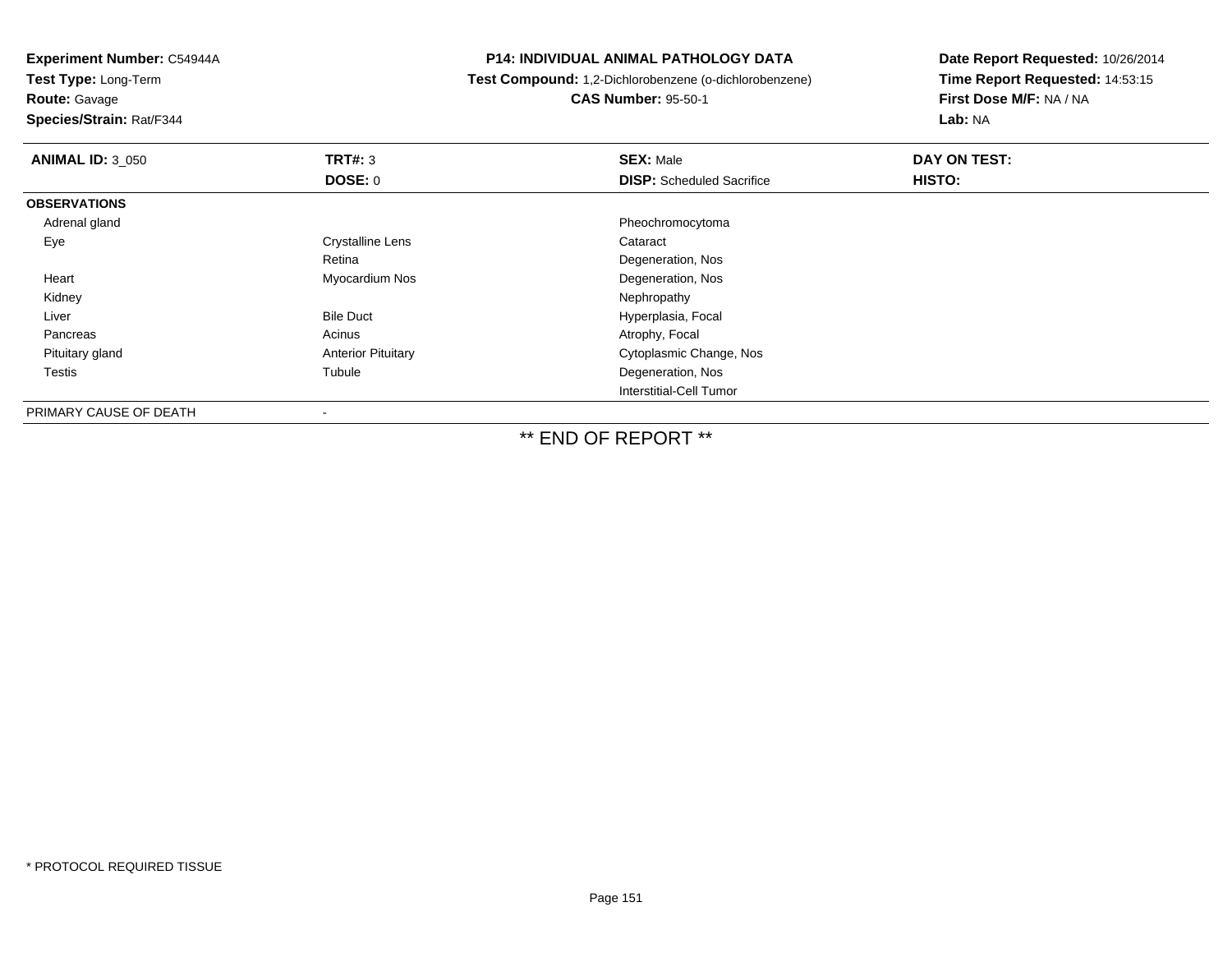**Experiment Number:** C54944A
**Test Type:** Long-Term
**Route:** Gavage
**Species/Strain:** Rat/F344

**P14: INDIVIDUAL ANIMAL PATHOLOGY DATA**
**Test Compound:** 1,2-Dichlorobenzene (o-dichlorobenzene)
**CAS Number:** 95-50-1

**Date Report Requested:** 10/26/2014
**Time Report Requested:** 14:53:15
**First Dose M/F:** NA / NA
**Lab:** NA

| **ANIMAL ID:** 3_050 | **TRT#:** 3 | **SEX:** Male | **DAY ON TEST:** |
|---|---|---|---|
| | **DOSE:** 0 | **DISP:** Scheduled Sacrifice | **HISTO:** |
| **OBSERVATIONS** | | | |
| Adrenal gland | | Pheochromocytoma | |
| Eye | Crystalline Lens | Cataract | |
| | Retina | Degeneration, Nos | |
| Heart | Myocardium Nos | Degeneration, Nos | |
| Kidney | | Nephropathy | |
| Liver | Bile Duct | Hyperplasia, Focal | |
| Pancreas | Acinus | Atrophy, Focal | |
| Pituitary gland | Anterior Pituitary | Cytoplasmic Change, Nos | |
| Testis | Tubule | Degeneration, Nos | |
| | | Interstitial-Cell Tumor | |
| PRIMARY CAUSE OF DEATH | - | | |

** END OF REPORT **

* PROTOCOL REQUIRED TISSUE